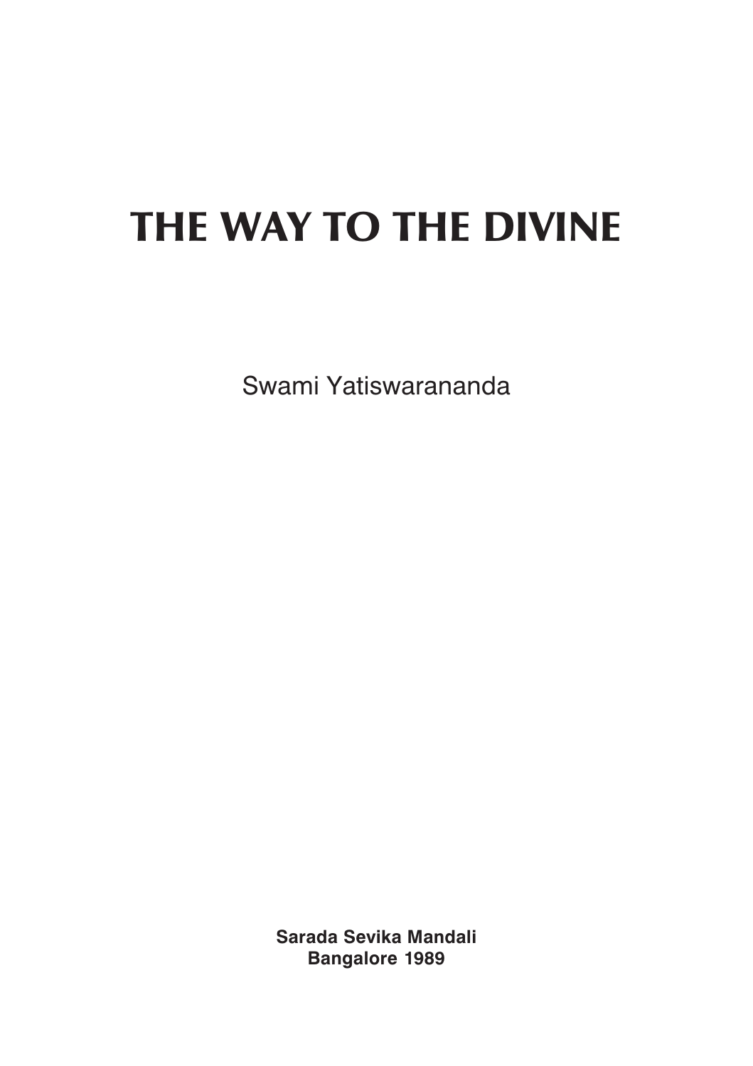# THE WAY TO THE DIVINE

Swami Yatiswarananda

**Sarada Sevika Mandali**
**Bangalore 1989**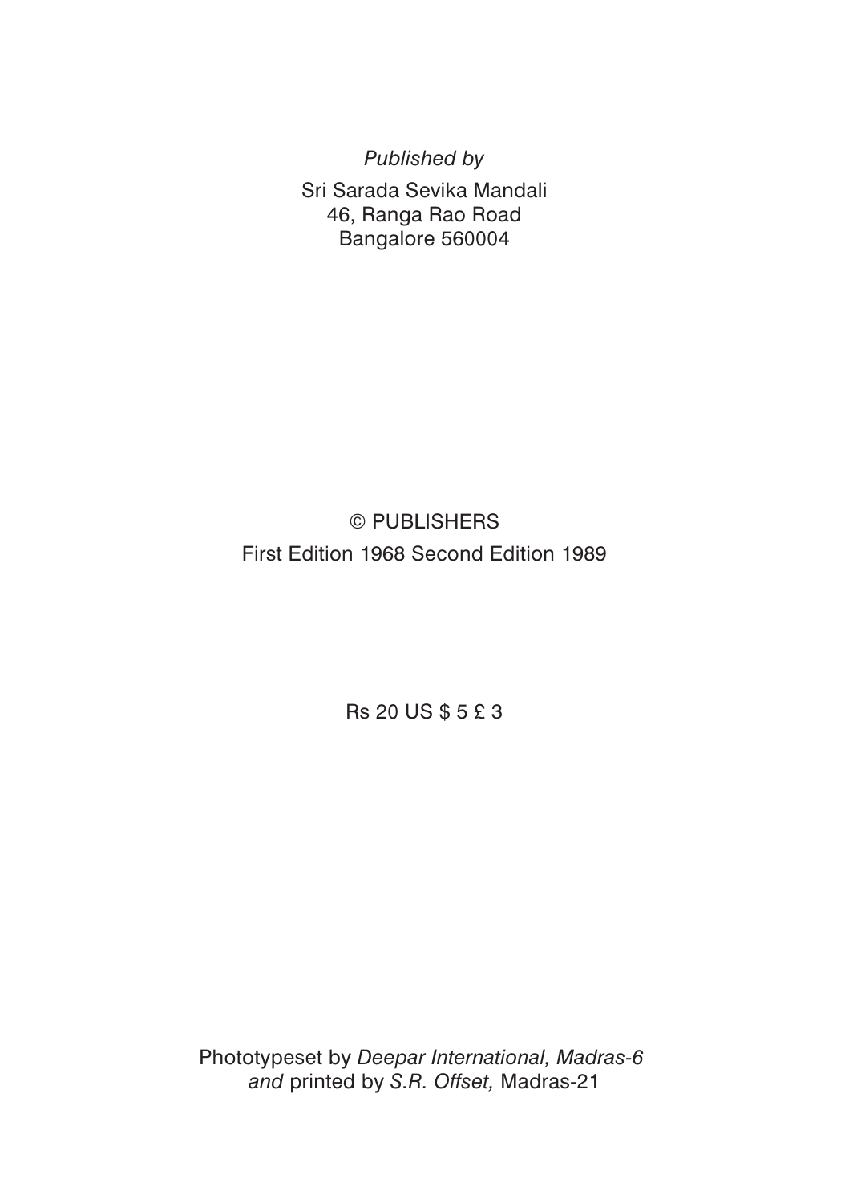*Published by*

Sri Sarada Sevika Mandali
46, Ranga Rao Road
Bangalore 560004

© PUBLISHERS

First Edition 1968 Second Edition 1989

Rs 20 US $ 5 £ 3

Phototypeset by *Deepar International, Madras-6*
*and* printed by *S.R. Offset,* Madras-21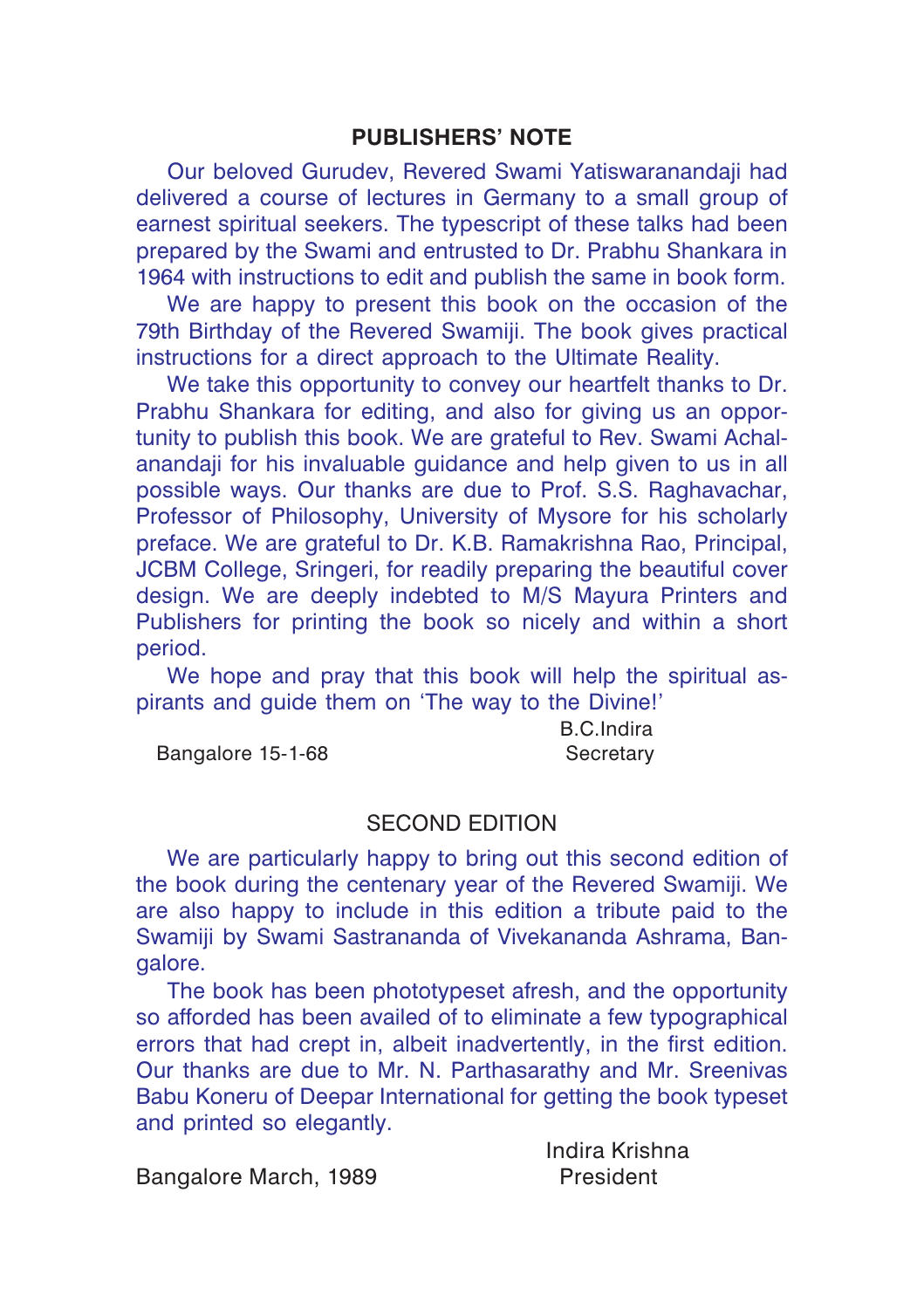## PUBLISHERS' NOTE

Our beloved Gurudev, Revered Swami Yatiswaranandaji had delivered a course of lectures in Germany to a small group of earnest spiritual seekers. The typescript of these talks had been prepared by the Swami and entrusted to Dr. Prabhu Shankara in 1964 with instructions to edit and publish the same in book form.

We are happy to present this book on the occasion of the 79th Birthday of the Revered Swamiji. The book gives practical instructions for a direct approach to the Ultimate Reality.

We take this opportunity to convey our heartfelt thanks to Dr. Prabhu Shankara for editing, and also for giving us an opportunity to publish this book. We are grateful to Rev. Swami Achalanandaji for his invaluable guidance and help given to us in all possible ways. Our thanks are due to Prof. S.S. Raghavachar, Professor of Philosophy, University of Mysore for his scholarly preface. We are grateful to Dr. K.B. Ramakrishna Rao, Principal, JCBM College, Sringeri, for readily preparing the beautiful cover design. We are deeply indebted to M/S Mayura Printers and Publishers for printing the book so nicely and within a short period.

We hope and pray that this book will help the spiritual aspirants and guide them on 'The way to the Divine!'

B.C.Indira
Secretary

Bangalore 15-1-68

## SECOND EDITION

We are particularly happy to bring out this second edition of the book during the centenary year of the Revered Swamiji. We are also happy to include in this edition a tribute paid to the Swamiji by Swami Sastrananda of Vivekananda Ashrama, Bangalore.

The book has been phototypeset afresh, and the opportunity so afforded has been availed of to eliminate a few typographical errors that had crept in, albeit inadvertently, in the first edition. Our thanks are due to Mr. N. Parthasarathy and Mr. Sreenivas Babu Koneru of Deepar International for getting the book typeset and printed so elegantly.

Indira Krishna
President

Bangalore March, 1989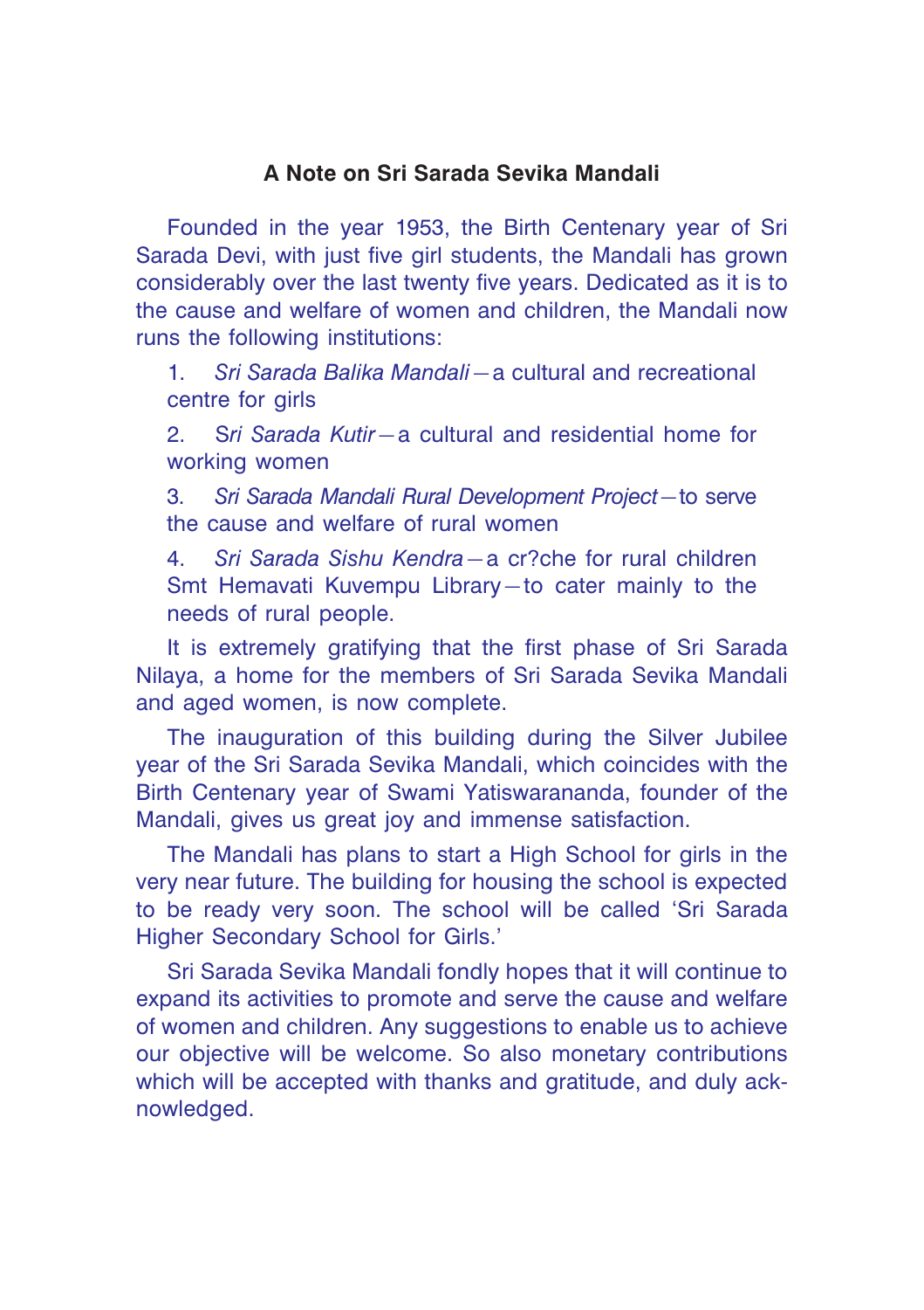## A Note on Sri Sarada Sevika Mandali

Founded in the year 1953, the Birth Centenary year of Sri Sarada Devi, with just five girl students, the Mandali has grown considerably over the last twenty five years. Dedicated as it is to the cause and welfare of women and children, the Mandali now runs the following institutions:

1. *Sri Sarada Balika Mandali*—a cultural and recreational centre for girls
2. *Sri Sarada Kutir*—a cultural and residential home for working women
3. *Sri Sarada Mandali Rural Development Project*—to serve the cause and welfare of rural women
4. *Sri Sarada Sishu Kendra*—a cr?che for rural children Smt Hemavati Kuvempu Library—to cater mainly to the needs of rural people.

It is extremely gratifying that the first phase of Sri Sarada Nilaya, a home for the members of Sri Sarada Sevika Mandali and aged women, is now complete.

The inauguration of this building during the Silver Jubilee year of the Sri Sarada Sevika Mandali, which coincides with the Birth Centenary year of Swami Yatiswarananda, founder of the Mandali, gives us great joy and immense satisfaction.

The Mandali has plans to start a High School for girls in the very near future. The building for housing the school is expected to be ready very soon. The school will be called 'Sri Sarada Higher Secondary School for Girls.'

Sri Sarada Sevika Mandali fondly hopes that it will continue to expand its activities to promote and serve the cause and welfare of women and children. Any suggestions to enable us to achieve our objective will be welcome. So also monetary contributions which will be accepted with thanks and gratitude, and duly acknowledged.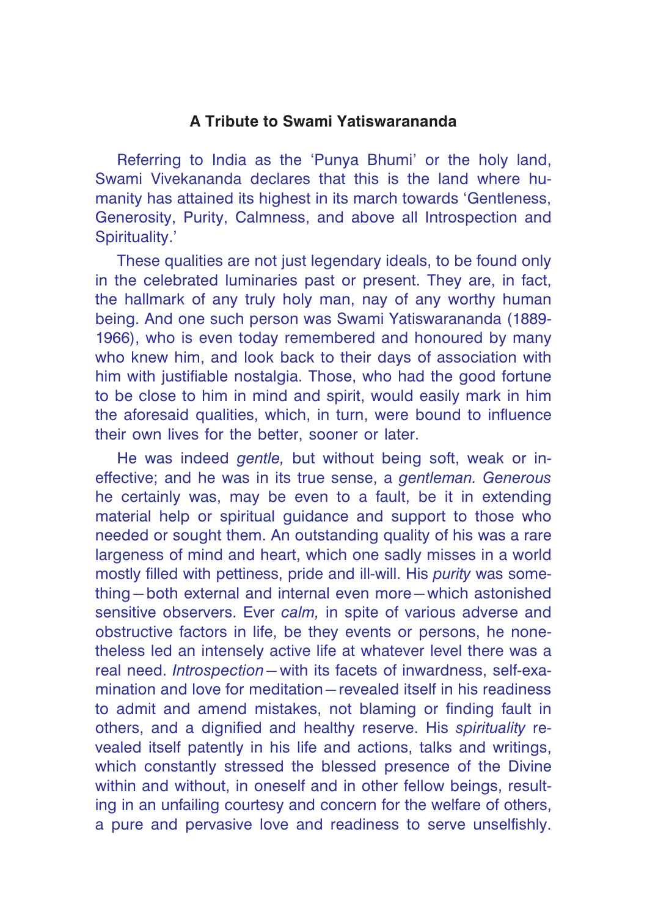## A Tribute to Swami Yatiswarananda

Referring to India as the 'Punya Bhumi' or the holy land, Swami Vivekananda declares that this is the land where humanity has attained its highest in its march towards 'Gentleness, Generosity, Purity, Calmness, and above all Introspection and Spirituality.'

These qualities are not just legendary ideals, to be found only in the celebrated luminaries past or present. They are, in fact, the hallmark of any truly holy man, nay of any worthy human being. And one such person was Swami Yatiswarananda (1889-1966), who is even today remembered and honoured by many who knew him, and look back to their days of association with him with justifiable nostalgia. Those, who had the good fortune to be close to him in mind and spirit, would easily mark in him the aforesaid qualities, which, in turn, were bound to influence their own lives for the better, sooner or later.

He was indeed *gentle,* but without being soft, weak or ineffective; and he was in its true sense, a *gentleman. Generous* he certainly was, may be even to a fault, be it in extending material help or spiritual guidance and support to those who needed or sought them. An outstanding quality of his was a rare largeness of mind and heart, which one sadly misses in a world mostly filled with pettiness, pride and ill-will. His *purity* was something—both external and internal even more—which astonished sensitive observers. Ever *calm,* in spite of various adverse and obstructive factors in life, be they events or persons, he nonetheless led an intensely active life at whatever level there was a real need. *Introspection*—with its facets of inwardness, self-examination and love for meditation—revealed itself in his readiness to admit and amend mistakes, not blaming or finding fault in others, and a dignified and healthy reserve. His *spirituality* revealed itself patently in his life and actions, talks and writings, which constantly stressed the blessed presence of the Divine within and without, in oneself and in other fellow beings, resulting in an unfailing courtesy and concern for the welfare of others, a pure and pervasive love and readiness to serve unselfishly.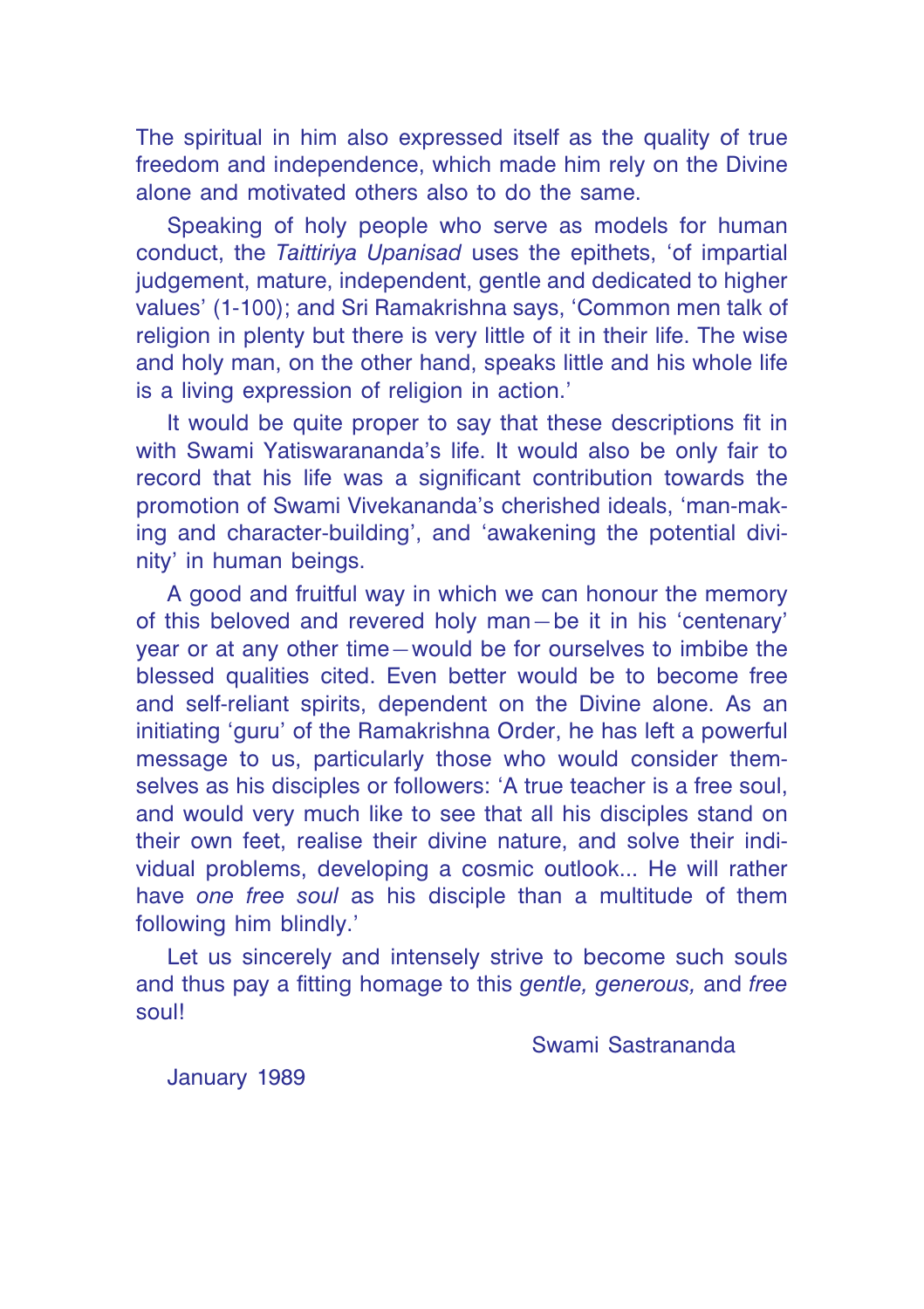The spiritual in him also expressed itself as the quality of true freedom and independence, which made him rely on the Divine alone and motivated others also to do the same.

Speaking of holy people who serve as models for human conduct, the *Taittiriya Upanisad* uses the epithets, 'of impartial judgement, mature, independent, gentle and dedicated to higher values' (1-100); and Sri Ramakrishna says, 'Common men talk of religion in plenty but there is very little of it in their life. The wise and holy man, on the other hand, speaks little and his whole life is a living expression of religion in action.'

It would be quite proper to say that these descriptions fit in with Swami Yatiswarananda's life. It would also be only fair to record that his life was a significant contribution towards the promotion of Swami Vivekananda's cherished ideals, 'man-making and character-building', and 'awakening the potential divinity' in human beings.

A good and fruitful way in which we can honour the memory of this beloved and revered holy man—be it in his 'centenary' year or at any other time—would be for ourselves to imbibe the blessed qualities cited. Even better would be to become free and self-reliant spirits, dependent on the Divine alone. As an initiating 'guru' of the Ramakrishna Order, he has left a powerful message to us, particularly those who would consider themselves as his disciples or followers: 'A true teacher is a free soul, and would very much like to see that all his disciples stand on their own feet, realise their divine nature, and solve their individual problems, developing a cosmic outlook... He will rather have *one free soul* as his disciple than a multitude of them following him blindly.'

Let us sincerely and intensely strive to become such souls and thus pay a fitting homage to this *gentle, generous,* and *free* soul!

Swami Sastrananda

January 1989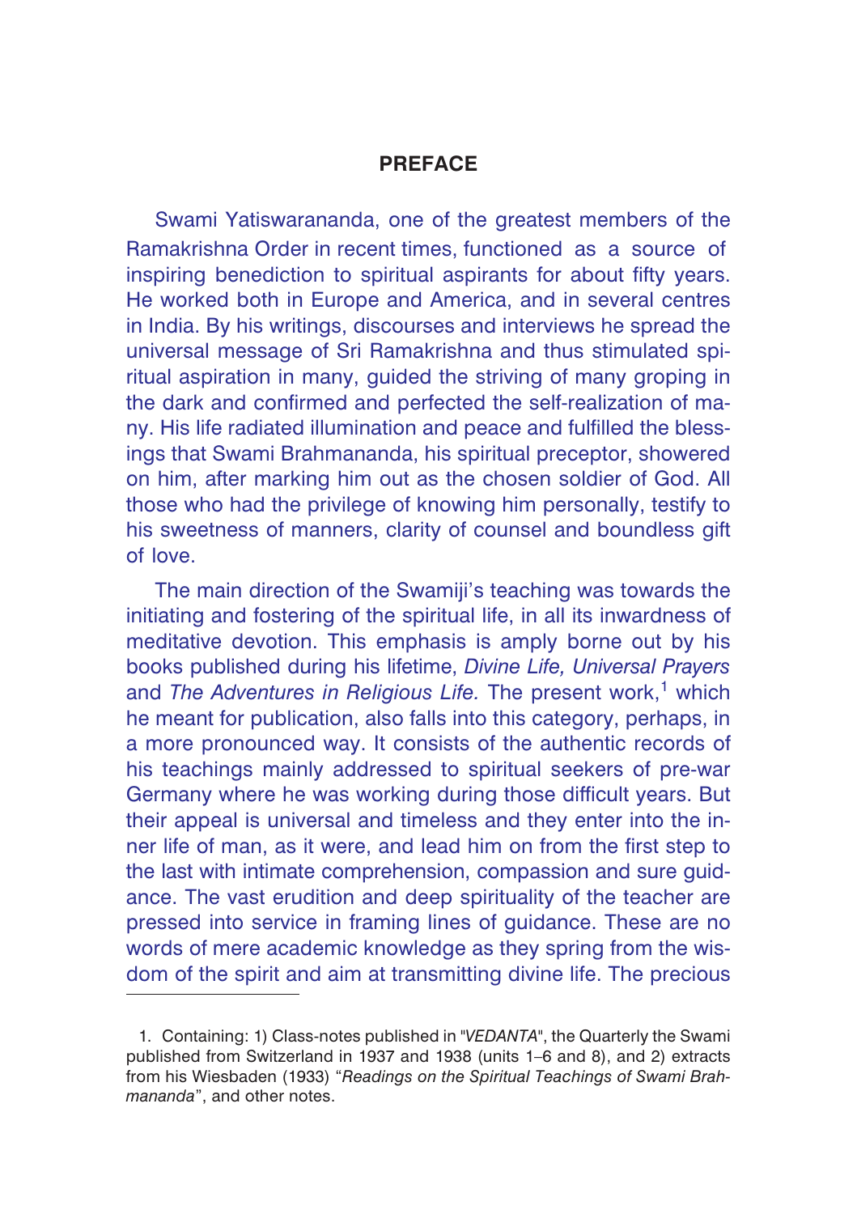# PREFACE

Swami Yatiswarananda, one of the greatest members of the Ramakrishna Order in recent times, functioned as a source of inspiring benediction to spiritual aspirants for about fifty years. He worked both in Europe and America, and in several centres in India. By his writings, discourses and interviews he spread the universal message of Sri Ramakrishna and thus stimulated spiritual aspiration in many, guided the striving of many groping in the dark and confirmed and perfected the self-realization of many. His life radiated illumination and peace and fulfilled the blessings that Swami Brahmananda, his spiritual preceptor, showered on him, after marking him out as the chosen soldier of God. All those who had the privilege of knowing him personally, testify to his sweetness of manners, clarity of counsel and boundless gift of love.

The main direction of the Swamiji's teaching was towards the initiating and fostering of the spiritual life, in all its inwardness of meditative devotion. This emphasis is amply borne out by his books published during his lifetime, *Divine Life, Universal Prayers* and *The Adventures in Religious Life.* The present work,[1] which he meant for publication, also falls into this category, perhaps, in a more pronounced way. It consists of the authentic records of his teachings mainly addressed to spiritual seekers of pre-war Germany where he was working during those difficult years. But their appeal is universal and timeless and they enter into the inner life of man, as it were, and lead him on from the first step to the last with intimate comprehension, compassion and sure guidance. The vast erudition and deep spirituality of the teacher are pressed into service in framing lines of guidance. These are no words of mere academic knowledge as they spring from the wisdom of the spirit and aim at transmitting divine life. The precious

---

1. Containing: 1) Class-notes published in "*VEDANTA*", the Quarterly the Swami published from Switzerland in 1937 and 1938 (units 1–6 and 8), and 2) extracts from his Wiesbaden (1933) "*Readings on the Spiritual Teachings of Swami Brahmananda*", and other notes.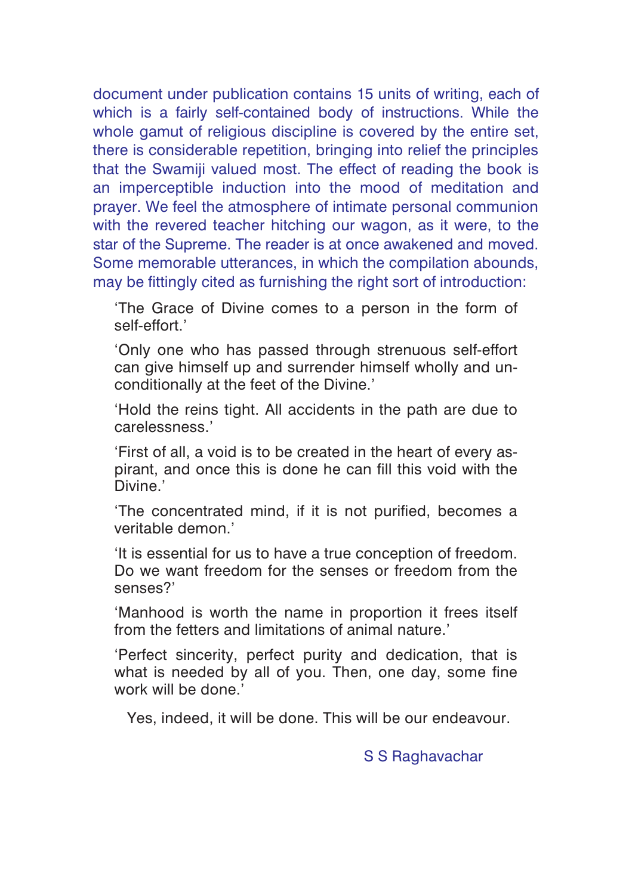document under publication contains 15 units of writing, each of which is a fairly self-contained body of instructions. While the whole gamut of religious discipline is covered by the entire set, there is considerable repetition, bringing into relief the principles that the Swamiji valued most. The effect of reading the book is an imperceptible induction into the mood of meditation and prayer. We feel the atmosphere of intimate personal communion with the revered teacher hitching our wagon, as it were, to the star of the Supreme. The reader is at once awakened and moved. Some memorable utterances, in which the compilation abounds, may be fittingly cited as furnishing the right sort of introduction:

> 'The Grace of Divine comes to a person in the form of self-effort.'
>
> 'Only one who has passed through strenuous self-effort can give himself up and surrender himself wholly and unconditionally at the feet of the Divine.'
>
> 'Hold the reins tight. All accidents in the path are due to carelessness.'
>
> 'First of all, a void is to be created in the heart of every aspirant, and once this is done he can fill this void with the Divine.'
>
> 'The concentrated mind, if it is not purified, becomes a veritable demon.'
>
> 'It is essential for us to have a true conception of freedom. Do we want freedom for the senses or freedom from the senses?'
>
> 'Manhood is worth the name in proportion it frees itself from the fetters and limitations of animal nature.'
>
> 'Perfect sincerity, perfect purity and dedication, that is what is needed by all of you. Then, one day, some fine work will be done.'

Yes, indeed, it will be done. This will be our endeavour.

S S Raghavachar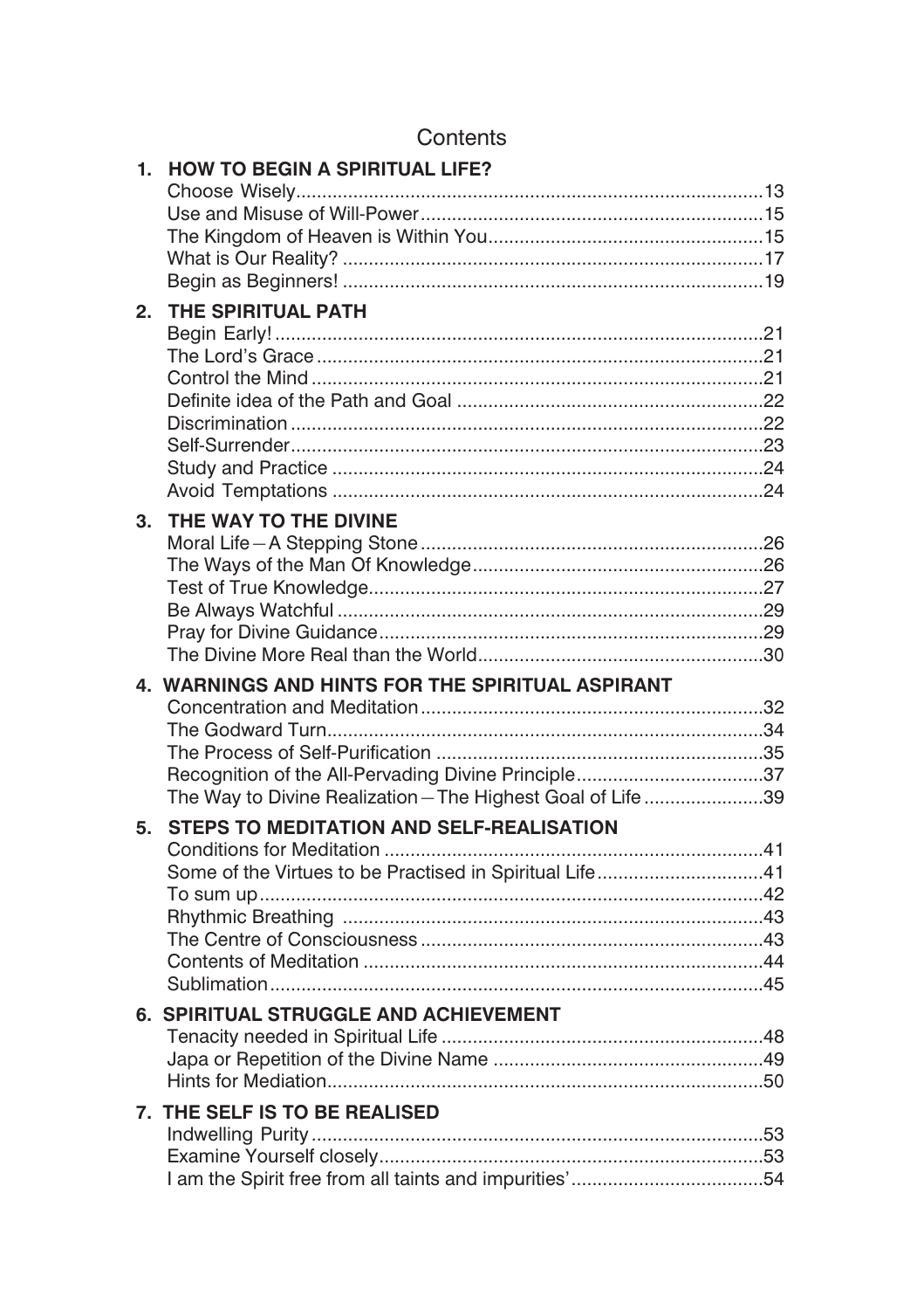# Contents

**1. HOW TO BEGIN A SPIRITUAL LIFE?**

Choose Wisely ........ 13
Use and Misuse of Will-Power ........ 15
The Kingdom of Heaven is Within You ........ 15
What is Our Reality? ........ 17
Begin as Beginners! ........ 19

**2. THE SPIRITUAL PATH**

Begin Early! ........ 21
The Lord's Grace ........ 21
Control the Mind ........ 21
Definite idea of the Path and Goal ........ 22
Discrimination ........ 22
Self-Surrender ........ 23
Study and Practice ........ 24
Avoid Temptations ........ 24

**3. THE WAY TO THE DIVINE**

Moral Life—A Stepping Stone ........ 26
The Ways of the Man Of Knowledge ........ 26
Test of True Knowledge ........ 27
Be Always Watchful ........ 29
Pray for Divine Guidance ........ 29
The Divine More Real than the World ........ 30

**4. WARNINGS AND HINTS FOR THE SPIRITUAL ASPIRANT**

Concentration and Meditation ........ 32
The Godward Turn ........ 34
The Process of Self-Purification ........ 35
Recognition of the All-Pervading Divine Principle ........ 37
The Way to Divine Realization—The Highest Goal of Life ........ 39

**5. STEPS TO MEDITATION AND SELF-REALISATION**

Conditions for Meditation ........ 41
Some of the Virtues to be Practised in Spiritual Life ........ 41
To sum up ........ 42
Rhythmic Breathing ........ 43
The Centre of Consciousness ........ 43
Contents of Meditation ........ 44
Sublimation ........ 45

**6. SPIRITUAL STRUGGLE AND ACHIEVEMENT**

Tenacity needed in Spiritual Life ........ 48
Japa or Repetition of the Divine Name ........ 49
Hints for Mediation ........ 50

**7. THE SELF IS TO BE REALISED**

Indwelling Purity ........ 53
Examine Yourself closely ........ 53
I am the Spirit free from all taints and impurities' ........ 54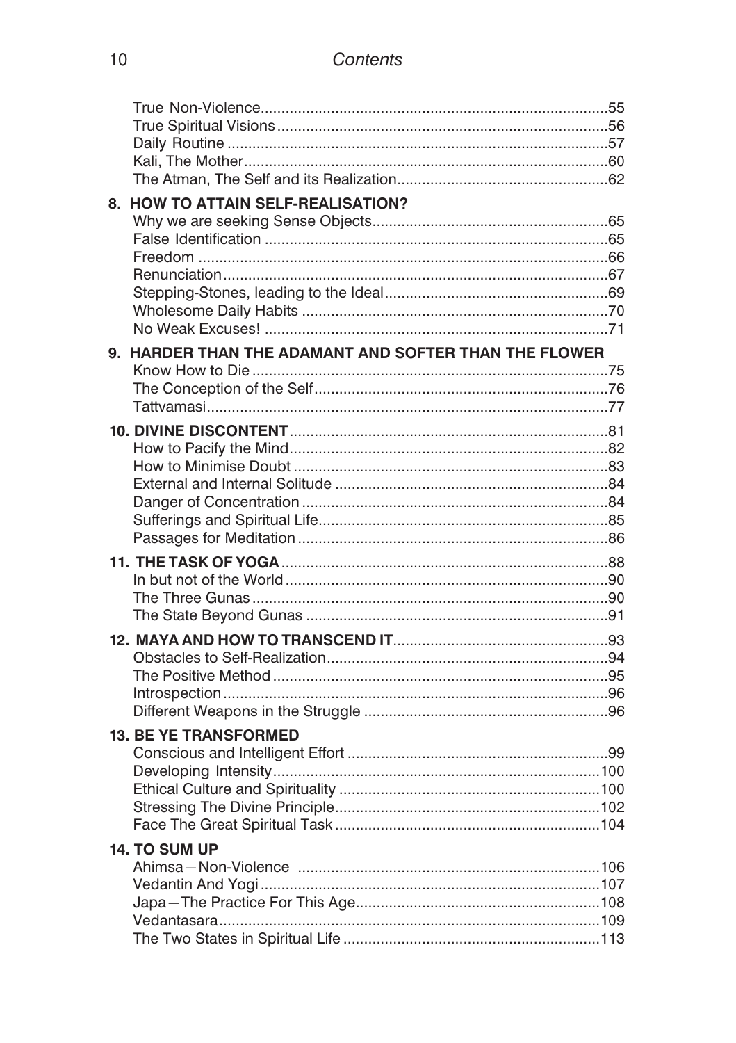True Non-Violence....55
True Spiritual Visions....56
Daily Routine....57
Kali, The Mother....60
The Atman, The Self and its Realization....62

**8. HOW TO ATTAIN SELF-REALISATION?**

Why we are seeking Sense Objects....65
False Identification....65
Freedom....66
Renunciation....67
Stepping-Stones, leading to the Ideal....69
Wholesome Daily Habits....70
No Weak Excuses!....71

**9. HARDER THAN THE ADAMANT AND SOFTER THAN THE FLOWER**

Know How to Die....75
The Conception of the Self....76
Tattvamasi....77

**10. DIVINE DISCONTENT**....81

How to Pacify the Mind....82
How to Minimise Doubt....83
External and Internal Solitude....84
Danger of Concentration....84
Sufferings and Spiritual Life....85
Passages for Meditation....86

**11. THE TASK OF YOGA**....88

In but not of the World....90
The Three Gunas....90
The State Beyond Gunas....91

**12. MAYA AND HOW TO TRANSCEND IT**....93

Obstacles to Self-Realization....94
The Positive Method....95
Introspection....96
Different Weapons in the Struggle....96

**13. BE YE TRANSFORMED**

Conscious and Intelligent Effort....99
Developing Intensity....100
Ethical Culture and Spirituality....100
Stressing The Divine Principle....102
Face The Great Spiritual Task....104

**14. TO SUM UP**

Ahimsa—Non-Violence....106
Vedantin And Yogi....107
Japa—The Practice For This Age....108
Vedantasara....109
The Two States in Spiritual Life....113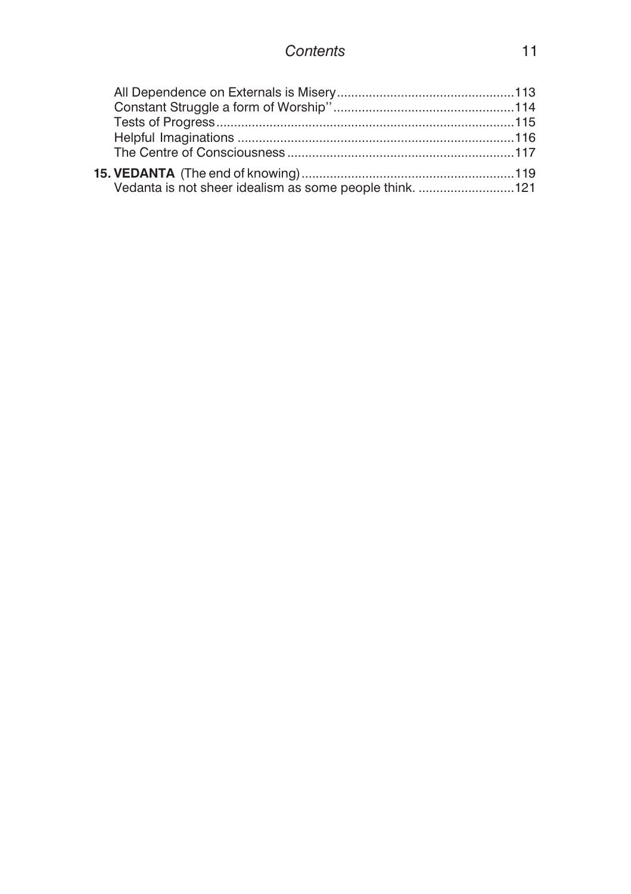All Dependence on Externals is Misery.................................................113
Constant Struggle a form of Worship''..................................................114
Tests of Progress....................................................................................115
Helpful Imaginations .............................................................................116
The Centre of Consciousness ...............................................................117

**15. VEDANTA** (The end of knowing)...........................................................119
Vedanta is not sheer idealism as some people think. ...........................121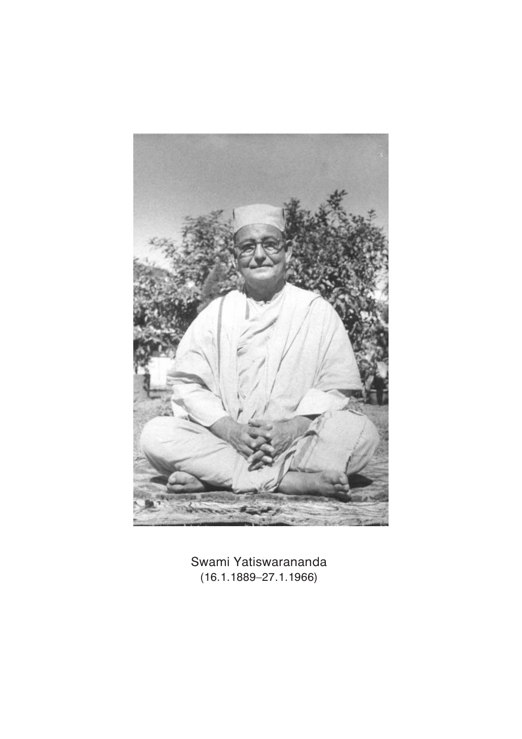Swami Yatiswarananda
(16.1.1889–27.1.1966)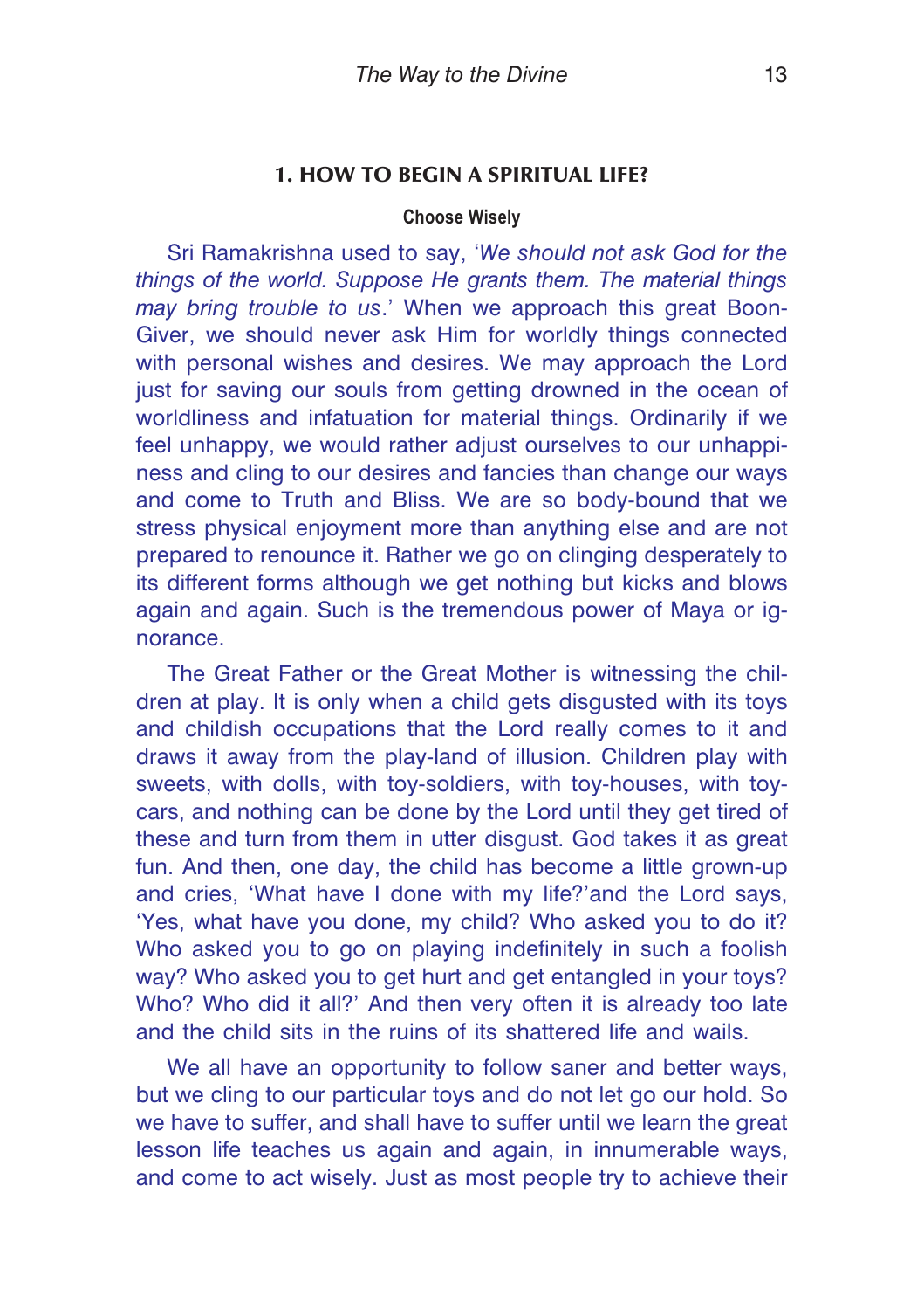## 1. HOW TO BEGIN A SPIRITUAL LIFE?

### Choose Wisely

Sri Ramakrishna used to say, '*We should not ask God for the things of the world. Suppose He grants them. The material things may bring trouble to us*.' When we approach this great Boon-Giver, we should never ask Him for worldly things connected with personal wishes and desires. We may approach the Lord just for saving our souls from getting drowned in the ocean of worldliness and infatuation for material things. Ordinarily if we feel unhappy, we would rather adjust ourselves to our unhappiness and cling to our desires and fancies than change our ways and come to Truth and Bliss. We are so body-bound that we stress physical enjoyment more than anything else and are not prepared to renounce it. Rather we go on clinging desperately to its different forms although we get nothing but kicks and blows again and again. Such is the tremendous power of Maya or ignorance.

The Great Father or the Great Mother is witnessing the children at play. It is only when a child gets disgusted with its toys and childish occupations that the Lord really comes to it and draws it away from the play-land of illusion. Children play with sweets, with dolls, with toy-soldiers, with toy-houses, with toy-cars, and nothing can be done by the Lord until they get tired of these and turn from them in utter disgust. God takes it as great fun. And then, one day, the child has become a little grown-up and cries, 'What have I done with my life?'and the Lord says, 'Yes, what have you done, my child? Who asked you to do it? Who asked you to go on playing indefinitely in such a foolish way? Who asked you to get hurt and get entangled in your toys? Who? Who did it all?' And then very often it is already too late and the child sits in the ruins of its shattered life and wails.

We all have an opportunity to follow saner and better ways, but we cling to our particular toys and do not let go our hold. So we have to suffer, and shall have to suffer until we learn the great lesson life teaches us again and again, in innumerable ways, and come to act wisely. Just as most people try to achieve their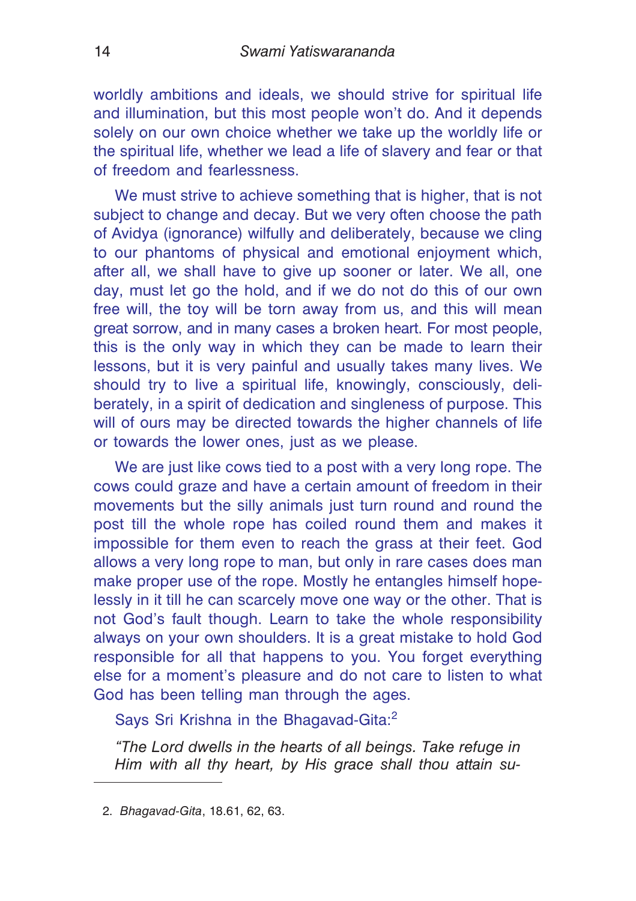worldly ambitions and ideals, we should strive for spiritual life and illumination, but this most people won't do. And it depends solely on our own choice whether we take up the worldly life or the spiritual life, whether we lead a life of slavery and fear or that of freedom and fearlessness.

We must strive to achieve something that is higher, that is not subject to change and decay. But we very often choose the path of Avidya (ignorance) wilfully and deliberately, because we cling to our phantoms of physical and emotional enjoyment which, after all, we shall have to give up sooner or later. We all, one day, must let go the hold, and if we do not do this of our own free will, the toy will be torn away from us, and this will mean great sorrow, and in many cases a broken heart. For most people, this is the only way in which they can be made to learn their lessons, but it is very painful and usually takes many lives. We should try to live a spiritual life, knowingly, consciously, deliberately, in a spirit of dedication and singleness of purpose. This will of ours may be directed towards the higher channels of life or towards the lower ones, just as we please.

We are just like cows tied to a post with a very long rope. The cows could graze and have a certain amount of freedom in their movements but the silly animals just turn round and round the post till the whole rope has coiled round them and makes it impossible for them even to reach the grass at their feet. God allows a very long rope to man, but only in rare cases does man make proper use of the rope. Mostly he entangles himself hopelessly in it till he can scarcely move one way or the other. That is not God's fault though. Learn to take the whole responsibility always on your own shoulders. It is a great mistake to hold God responsible for all that happens to you. You forget everything else for a moment's pleasure and do not care to listen to what God has been telling man through the ages.

Says Sri Krishna in the Bhagavad-Gita:[2]

*"The Lord dwells in the hearts of all beings. Take refuge in Him with all thy heart, by His grace shall thou attain su-*

---

2. *Bhagavad-Gita*, 18.61, 62, 63.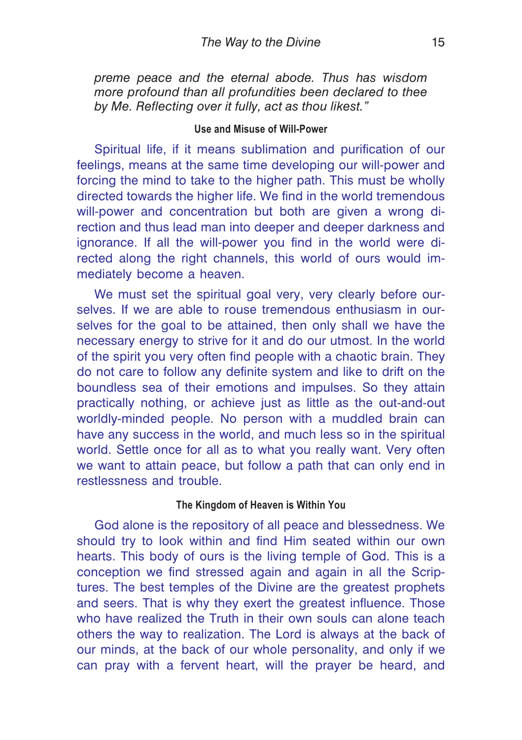*preme peace and the eternal abode. Thus has wisdom more profound than all profundities been declared to thee by Me. Reflecting over it fully, act as thou likest."*

### Use and Misuse of Will-Power

Spiritual life, if it means sublimation and purification of our feelings, means at the same time developing our will-power and forcing the mind to take to the higher path. This must be wholly directed towards the higher life. We find in the world tremendous will-power and concentration but both are given a wrong direction and thus lead man into deeper and deeper darkness and ignorance. If all the will-power you find in the world were directed along the right channels, this world of ours would immediately become a heaven.

We must set the spiritual goal very, very clearly before ourselves. If we are able to rouse tremendous enthusiasm in ourselves for the goal to be attained, then only shall we have the necessary energy to strive for it and do our utmost. In the world of the spirit you very often find people with a chaotic brain. They do not care to follow any definite system and like to drift on the boundless sea of their emotions and impulses. So they attain practically nothing, or achieve just as little as the out-and-out worldly-minded people. No person with a muddled brain can have any success in the world, and much less so in the spiritual world. Settle once for all as to what you really want. Very often we want to attain peace, but follow a path that can only end in restlessness and trouble.

### The Kingdom of Heaven is Within You

God alone is the repository of all peace and blessedness. We should try to look within and find Him seated within our own hearts. This body of ours is the living temple of God. This is a conception we find stressed again and again in all the Scriptures. The best temples of the Divine are the greatest prophets and seers. That is why they exert the greatest influence. Those who have realized the Truth in their own souls can alone teach others the way to realization. The Lord is always at the back of our minds, at the back of our whole personality, and only if we can pray with a fervent heart, will the prayer be heard, and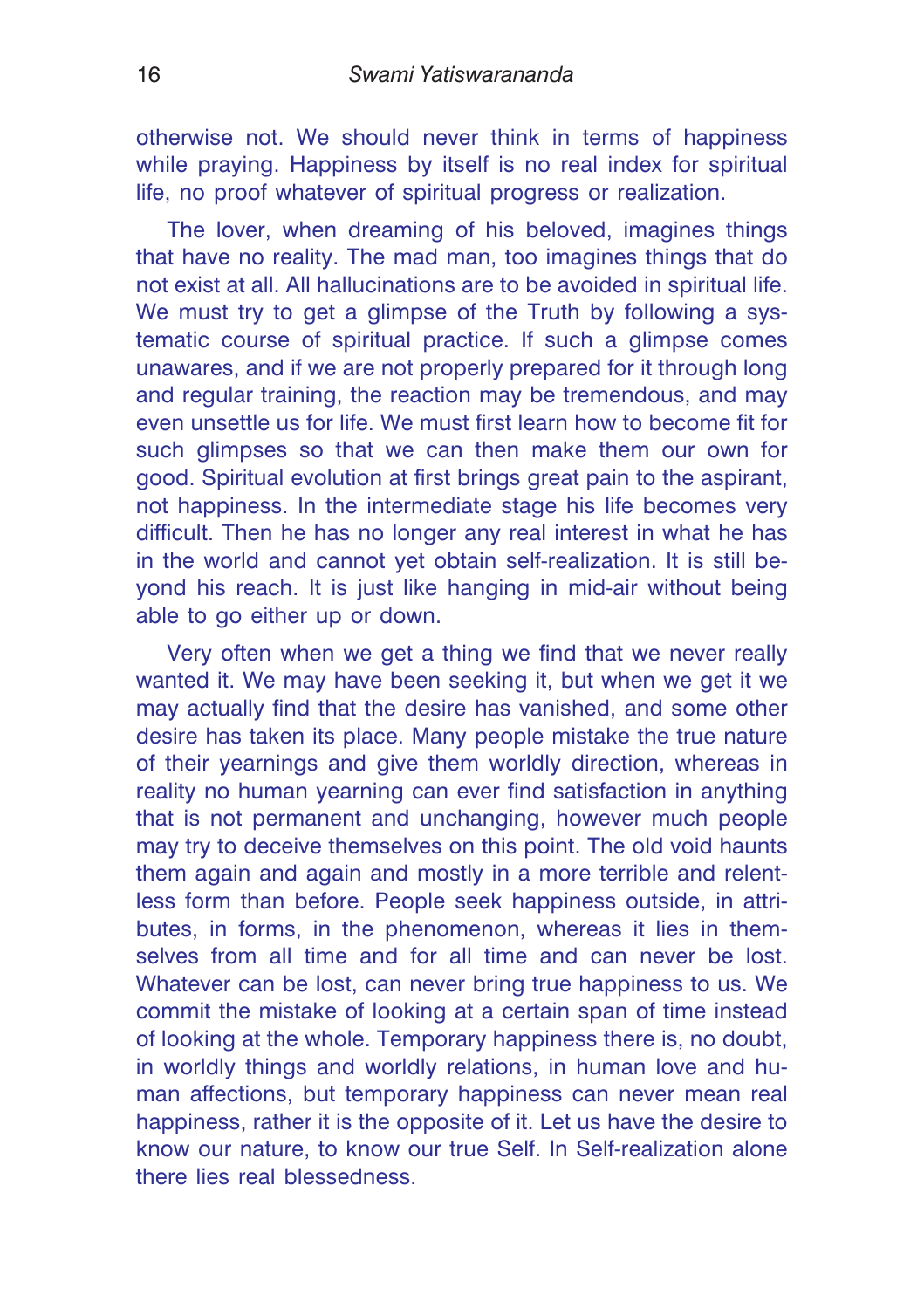otherwise not. We should never think in terms of happiness while praying. Happiness by itself is no real index for spiritual life, no proof whatever of spiritual progress or realization.

The lover, when dreaming of his beloved, imagines things that have no reality. The mad man, too imagines things that do not exist at all. All hallucinations are to be avoided in spiritual life. We must try to get a glimpse of the Truth by following a systematic course of spiritual practice. If such a glimpse comes unawares, and if we are not properly prepared for it through long and regular training, the reaction may be tremendous, and may even unsettle us for life. We must first learn how to become fit for such glimpses so that we can then make them our own for good. Spiritual evolution at first brings great pain to the aspirant, not happiness. In the intermediate stage his life becomes very difficult. Then he has no longer any real interest in what he has in the world and cannot yet obtain self-realization. It is still beyond his reach. It is just like hanging in mid-air without being able to go either up or down.

Very often when we get a thing we find that we never really wanted it. We may have been seeking it, but when we get it we may actually find that the desire has vanished, and some other desire has taken its place. Many people mistake the true nature of their yearnings and give them worldly direction, whereas in reality no human yearning can ever find satisfaction in anything that is not permanent and unchanging, however much people may try to deceive themselves on this point. The old void haunts them again and again and mostly in a more terrible and relentless form than before. People seek happiness outside, in attributes, in forms, in the phenomenon, whereas it lies in themselves from all time and for all time and can never be lost. Whatever can be lost, can never bring true happiness to us. We commit the mistake of looking at a certain span of time instead of looking at the whole. Temporary happiness there is, no doubt, in worldly things and worldly relations, in human love and human affections, but temporary happiness can never mean real happiness, rather it is the opposite of it. Let us have the desire to know our nature, to know our true Self. In Self-realization alone there lies real blessedness.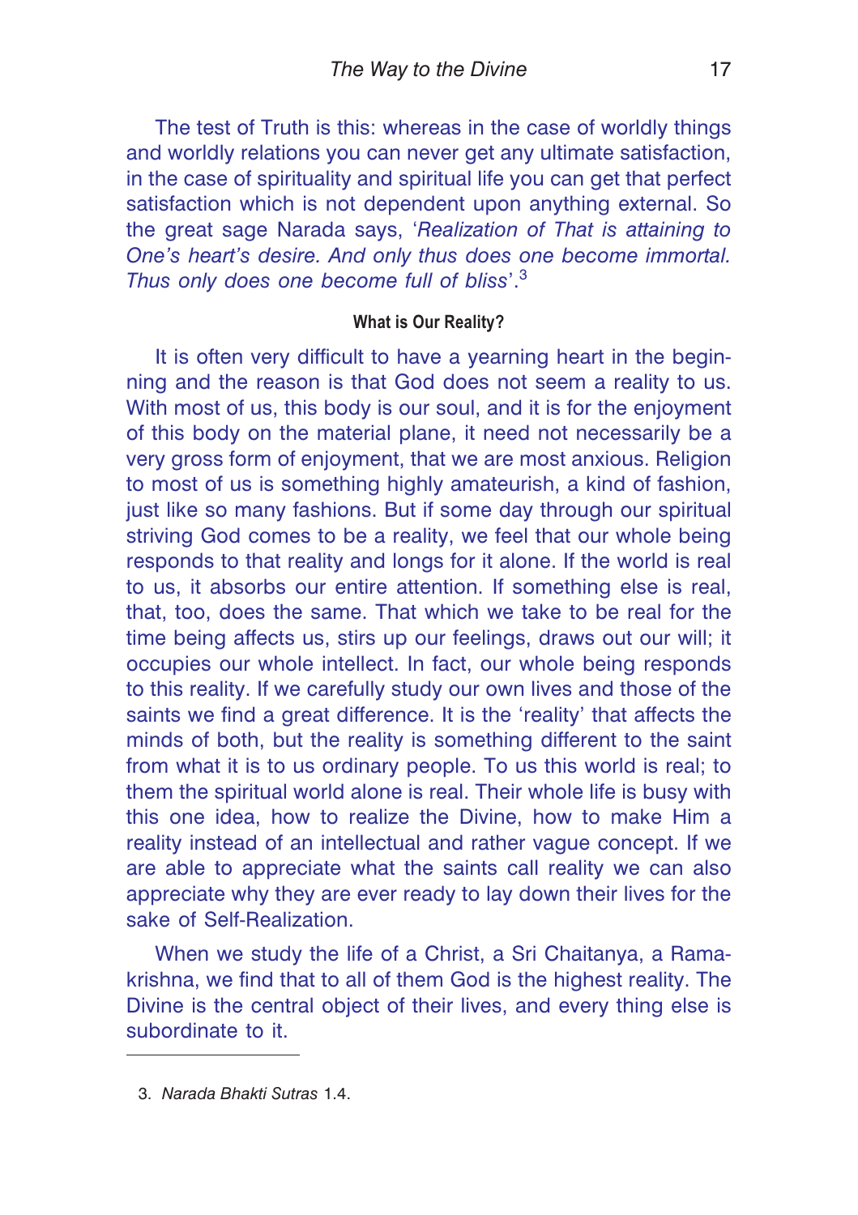The test of Truth is this: whereas in the case of worldly things and worldly relations you can never get any ultimate satisfaction, in the case of spirituality and spiritual life you can get that perfect satisfaction which is not dependent upon anything external. So the great sage Narada says, '*Realization of That is attaining to One's heart's desire. And only thus does one become immortal. Thus only does one become full of bliss*'.[3]

### What is Our Reality?

It is often very difficult to have a yearning heart in the beginning and the reason is that God does not seem a reality to us. With most of us, this body is our soul, and it is for the enjoyment of this body on the material plane, it need not necessarily be a very gross form of enjoyment, that we are most anxious. Religion to most of us is something highly amateurish, a kind of fashion, just like so many fashions. But if some day through our spiritual striving God comes to be a reality, we feel that our whole being responds to that reality and longs for it alone. If the world is real to us, it absorbs our entire attention. If something else is real, that, too, does the same. That which we take to be real for the time being affects us, stirs up our feelings, draws out our will; it occupies our whole intellect. In fact, our whole being responds to this reality. If we carefully study our own lives and those of the saints we find a great difference. It is the 'reality' that affects the minds of both, but the reality is something different to the saint from what it is to us ordinary people. To us this world is real; to them the spiritual world alone is real. Their whole life is busy with this one idea, how to realize the Divine, how to make Him a reality instead of an intellectual and rather vague concept. If we are able to appreciate what the saints call reality we can also appreciate why they are ever ready to lay down their lives for the sake of Self-Realization.

When we study the life of a Christ, a Sri Chaitanya, a Ramakrishna, we find that to all of them God is the highest reality. The Divine is the central object of their lives, and every thing else is subordinate to it.

---

3. *Narada Bhakti Sutras* 1.4.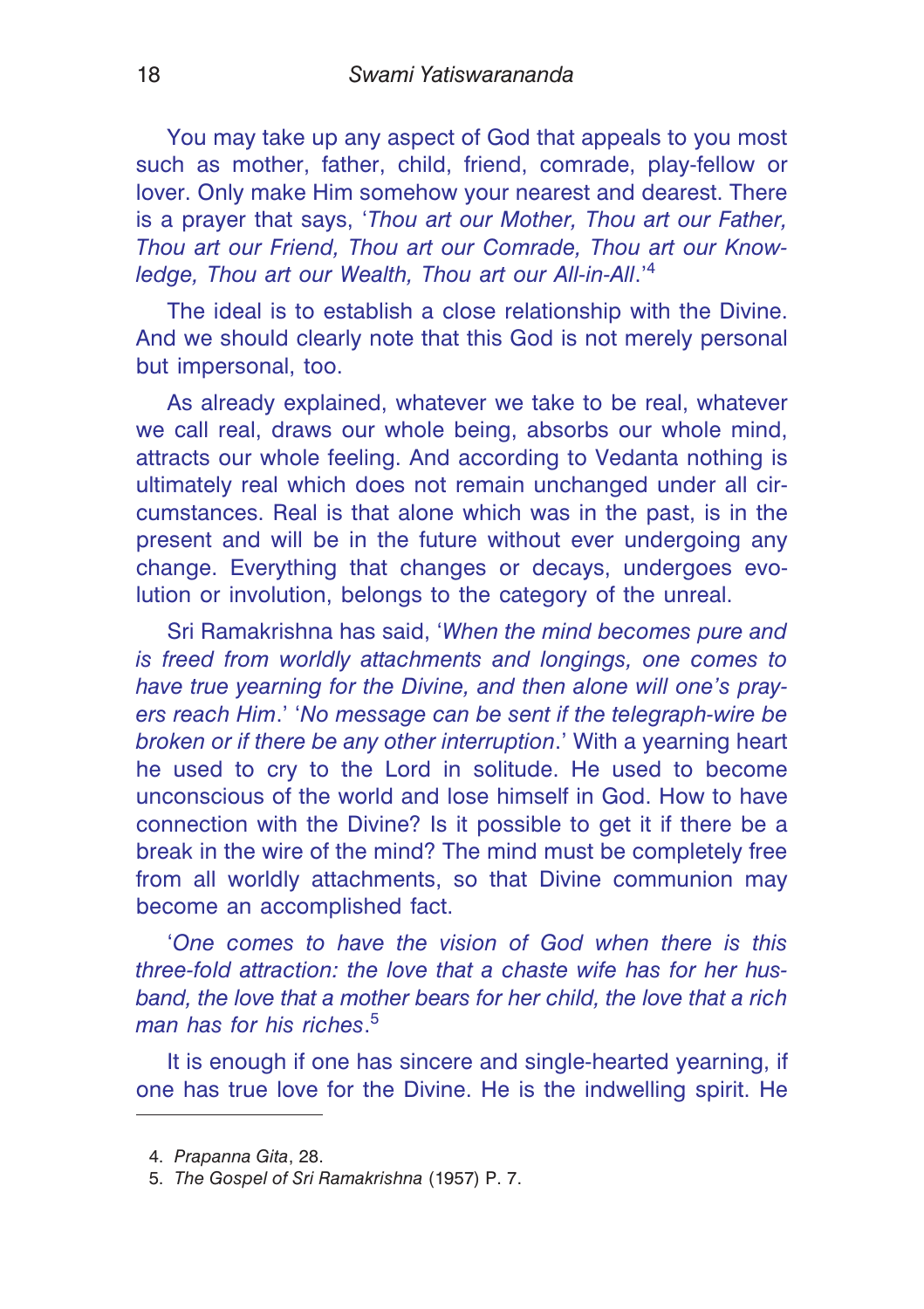You may take up any aspect of God that appeals to you most such as mother, father, child, friend, comrade, play-fellow or lover. Only make Him somehow your nearest and dearest. There is a prayer that says, '*Thou art our Mother, Thou art our Father, Thou art our Friend, Thou art our Comrade, Thou art our Knowledge, Thou art our Wealth, Thou art our All-in-All*.'[4]

The ideal is to establish a close relationship with the Divine. And we should clearly note that this God is not merely personal but impersonal, too.

As already explained, whatever we take to be real, whatever we call real, draws our whole being, absorbs our whole mind, attracts our whole feeling. And according to Vedanta nothing is ultimately real which does not remain unchanged under all circumstances. Real is that alone which was in the past, is in the present and will be in the future without ever undergoing any change. Everything that changes or decays, undergoes evolution or involution, belongs to the category of the unreal.

Sri Ramakrishna has said, '*When the mind becomes pure and is freed from worldly attachments and longings, one comes to have true yearning for the Divine, and then alone will one's prayers reach Him*.' '*No message can be sent if the telegraph-wire be broken or if there be any other interruption*.' With a yearning heart he used to cry to the Lord in solitude. He used to become unconscious of the world and lose himself in God. How to have connection with the Divine? Is it possible to get it if there be a break in the wire of the mind? The mind must be completely free from all worldly attachments, so that Divine communion may become an accomplished fact.

'*One comes to have the vision of God when there is this three-fold attraction: the love that a chaste wife has for her husband, the love that a mother bears for her child, the love that a rich man has for his riches*.[5]

It is enough if one has sincere and single-hearted yearning, if one has true love for the Divine. He is the indwelling spirit. He

---

4. *Prapanna Gita*, 28.
5. *The Gospel of Sri Ramakrishna* (1957) P. 7.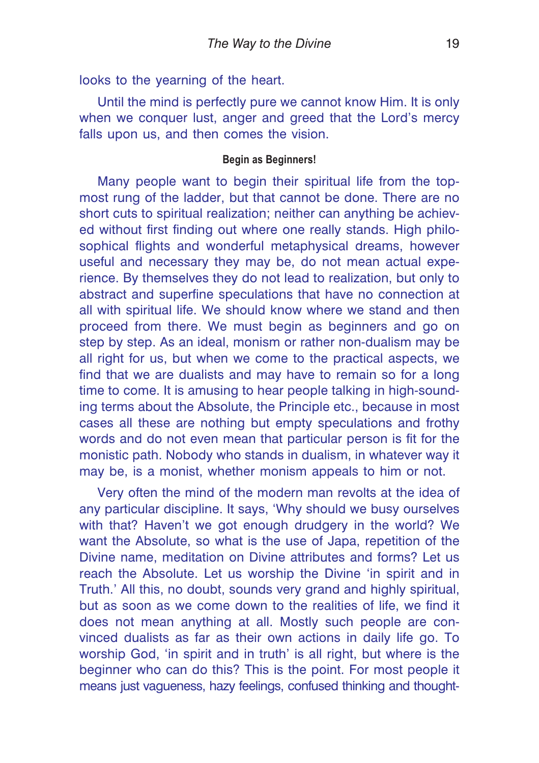looks to the yearning of the heart.

Until the mind is perfectly pure we cannot know Him. It is only when we conquer lust, anger and greed that the Lord's mercy falls upon us, and then comes the vision.

### Begin as Beginners!

Many people want to begin their spiritual life from the topmost rung of the ladder, but that cannot be done. There are no short cuts to spiritual realization; neither can anything be achieved without first finding out where one really stands. High philosophical flights and wonderful metaphysical dreams, however useful and necessary they may be, do not mean actual experience. By themselves they do not lead to realization, but only to abstract and superfine speculations that have no connection at all with spiritual life. We should know where we stand and then proceed from there. We must begin as beginners and go on step by step. As an ideal, monism or rather non-dualism may be all right for us, but when we come to the practical aspects, we find that we are dualists and may have to remain so for a long time to come. It is amusing to hear people talking in high-sounding terms about the Absolute, the Principle etc., because in most cases all these are nothing but empty speculations and frothy words and do not even mean that particular person is fit for the monistic path. Nobody who stands in dualism, in whatever way it may be, is a monist, whether monism appeals to him or not.

Very often the mind of the modern man revolts at the idea of any particular discipline. It says, 'Why should we busy ourselves with that? Haven't we got enough drudgery in the world? We want the Absolute, so what is the use of Japa, repetition of the Divine name, meditation on Divine attributes and forms? Let us reach the Absolute. Let us worship the Divine 'in spirit and in Truth.' All this, no doubt, sounds very grand and highly spiritual, but as soon as we come down to the realities of life, we find it does not mean anything at all. Mostly such people are convinced dualists as far as their own actions in daily life go. To worship God, 'in spirit and in truth' is all right, but where is the beginner who can do this? This is the point. For most people it means just vagueness, hazy feelings, confused thinking and thought-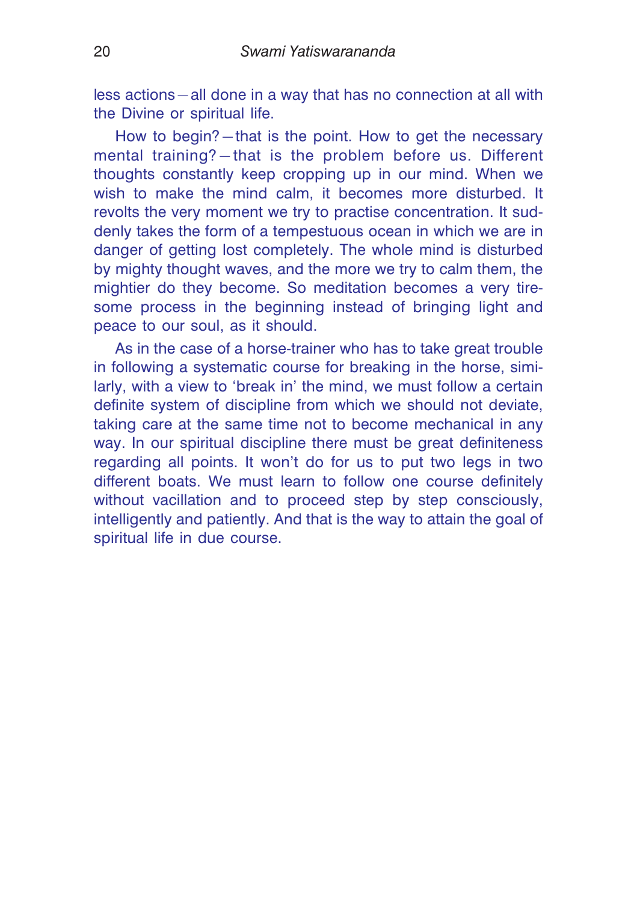less actions—all done in a way that has no connection at all with the Divine or spiritual life.

How to begin?—that is the point. How to get the necessary mental training?—that is the problem before us. Different thoughts constantly keep cropping up in our mind. When we wish to make the mind calm, it becomes more disturbed. It revolts the very moment we try to practise concentration. It suddenly takes the form of a tempestuous ocean in which we are in danger of getting lost completely. The whole mind is disturbed by mighty thought waves, and the more we try to calm them, the mightier do they become. So meditation becomes a very tiresome process in the beginning instead of bringing light and peace to our soul, as it should.

As in the case of a horse-trainer who has to take great trouble in following a systematic course for breaking in the horse, similarly, with a view to 'break in' the mind, we must follow a certain definite system of discipline from which we should not deviate, taking care at the same time not to become mechanical in any way. In our spiritual discipline there must be great definiteness regarding all points. It won't do for us to put two legs in two different boats. We must learn to follow one course definitely without vacillation and to proceed step by step consciously, intelligently and patiently. And that is the way to attain the goal of spiritual life in due course.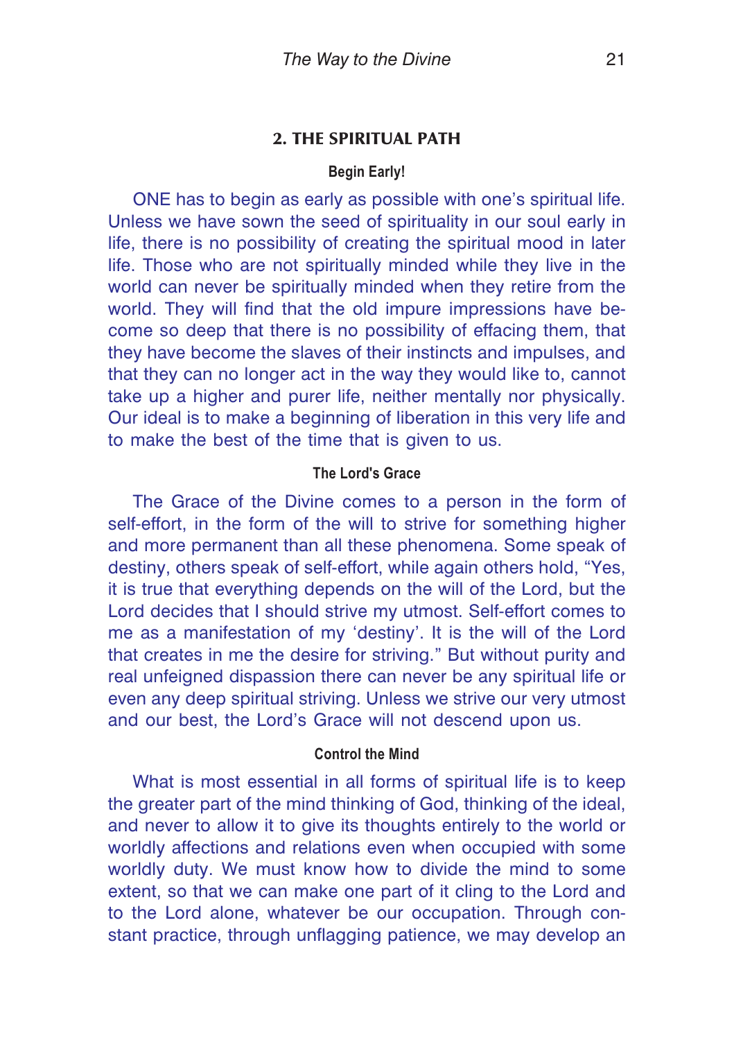## 2. THE SPIRITUAL PATH

### Begin Early!

ONE has to begin as early as possible with one's spiritual life. Unless we have sown the seed of spirituality in our soul early in life, there is no possibility of creating the spiritual mood in later life. Those who are not spiritually minded while they live in the world can never be spiritually minded when they retire from the world. They will find that the old impure impressions have become so deep that there is no possibility of effacing them, that they have become the slaves of their instincts and impulses, and that they can no longer act in the way they would like to, cannot take up a higher and purer life, neither mentally nor physically. Our ideal is to make a beginning of liberation in this very life and to make the best of the time that is given to us.

### The Lord's Grace

The Grace of the Divine comes to a person in the form of self-effort, in the form of the will to strive for something higher and more permanent than all these phenomena. Some speak of destiny, others speak of self-effort, while again others hold, "Yes, it is true that everything depends on the will of the Lord, but the Lord decides that I should strive my utmost. Self-effort comes to me as a manifestation of my 'destiny'. It is the will of the Lord that creates in me the desire for striving." But without purity and real unfeigned dispassion there can never be any spiritual life or even any deep spiritual striving. Unless we strive our very utmost and our best, the Lord's Grace will not descend upon us.

### Control the Mind

What is most essential in all forms of spiritual life is to keep the greater part of the mind thinking of God, thinking of the ideal, and never to allow it to give its thoughts entirely to the world or worldly affections and relations even when occupied with some worldly duty. We must know how to divide the mind to some extent, so that we can make one part of it cling to the Lord and to the Lord alone, whatever be our occupation. Through constant practice, through unflagging patience, we may develop an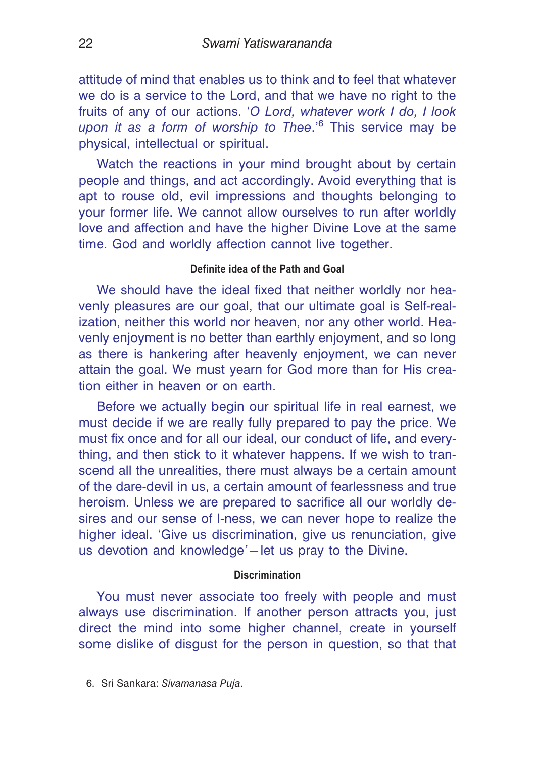attitude of mind that enables us to think and to feel that whatever we do is a service to the Lord, and that we have no right to the fruits of any of our actions. '*O Lord, whatever work I do, I look upon it as a form of worship to Thee*.'[6] This service may be physical, intellectual or spiritual.

Watch the reactions in your mind brought about by certain people and things, and act accordingly. Avoid everything that is apt to rouse old, evil impressions and thoughts belonging to your former life. We cannot allow ourselves to run after worldly love and affection and have the higher Divine Love at the same time. God and worldly affection cannot live together.

#### Definite idea of the Path and Goal

We should have the ideal fixed that neither worldly nor heavenly pleasures are our goal, that our ultimate goal is Self-realization, neither this world nor heaven, nor any other world. Heavenly enjoyment is no better than earthly enjoyment, and so long as there is hankering after heavenly enjoyment, we can never attain the goal. We must yearn for God more than for His creation either in heaven or on earth.

Before we actually begin our spiritual life in real earnest, we must decide if we are really fully prepared to pay the price. We must fix once and for all our ideal, our conduct of life, and everything, and then stick to it whatever happens. If we wish to transcend all the unrealities, there must always be a certain amount of the dare-devil in us, a certain amount of fearlessness and true heroism. Unless we are prepared to sacrifice all our worldly desires and our sense of I-ness, we can never hope to realize the higher ideal. 'Give us discrimination, give us renunciation, give us devotion and knowledge'—let us pray to the Divine.

#### Discrimination

You must never associate too freely with people and must always use discrimination. If another person attracts you, just direct the mind into some higher channel, create in yourself some dislike of disgust for the person in question, so that that

---

6. Sri Sankara: *Sivamanasa Puja*.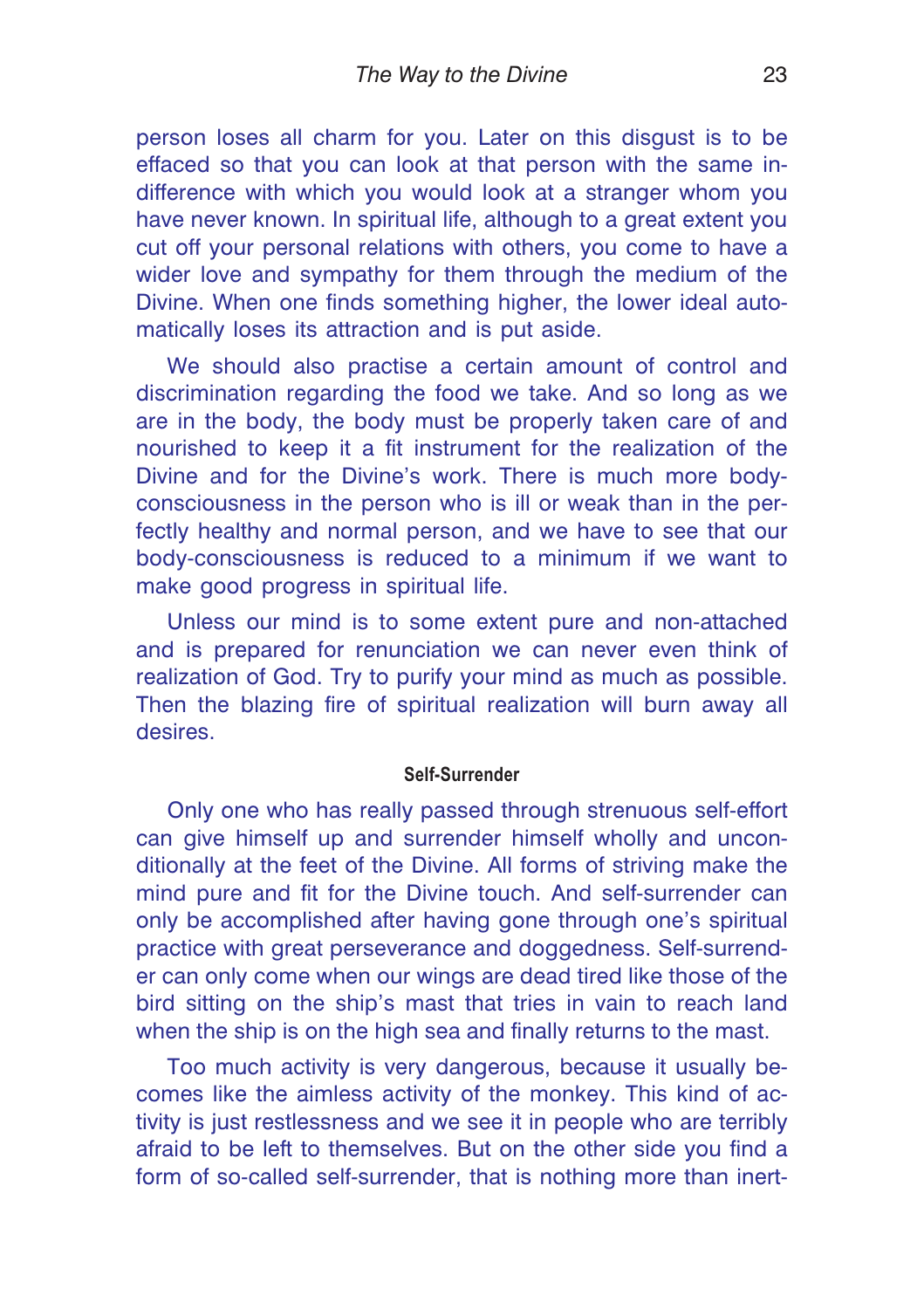person loses all charm for you. Later on this disgust is to be effaced so that you can look at that person with the same indifference with which you would look at a stranger whom you have never known. In spiritual life, although to a great extent you cut off your personal relations with others, you come to have a wider love and sympathy for them through the medium of the Divine. When one finds something higher, the lower ideal automatically loses its attraction and is put aside.

We should also practise a certain amount of control and discrimination regarding the food we take. And so long as we are in the body, the body must be properly taken care of and nourished to keep it a fit instrument for the realization of the Divine and for the Divine's work. There is much more body-consciousness in the person who is ill or weak than in the perfectly healthy and normal person, and we have to see that our body-consciousness is reduced to a minimum if we want to make good progress in spiritual life.

Unless our mind is to some extent pure and non-attached and is prepared for renunciation we can never even think of realization of God. Try to purify your mind as much as possible. Then the blazing fire of spiritual realization will burn away all desires.

#### Self-Surrender

Only one who has really passed through strenuous self-effort can give himself up and surrender himself wholly and unconditionally at the feet of the Divine. All forms of striving make the mind pure and fit for the Divine touch. And self-surrender can only be accomplished after having gone through one's spiritual practice with great perseverance and doggedness. Self-surrender can only come when our wings are dead tired like those of the bird sitting on the ship's mast that tries in vain to reach land when the ship is on the high sea and finally returns to the mast.

Too much activity is very dangerous, because it usually becomes like the aimless activity of the monkey. This kind of activity is just restlessness and we see it in people who are terribly afraid to be left to themselves. But on the other side you find a form of so-called self-surrender, that is nothing more than inert-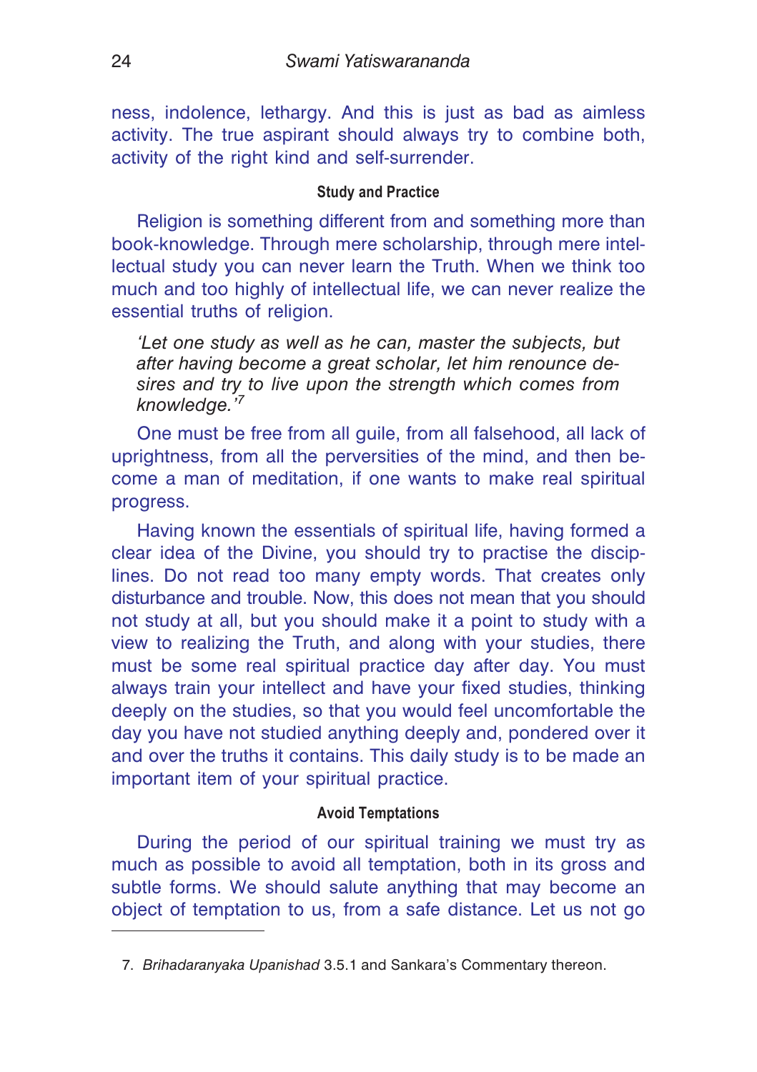ness, indolence, lethargy. And this is just as bad as aimless activity. The true aspirant should always try to combine both, activity of the right kind and self-surrender.

### Study and Practice

Religion is something different from and something more than book-knowledge. Through mere scholarship, through mere intellectual study you can never learn the Truth. When we think too much and too highly of intellectual life, we can never realize the essential truths of religion.

> *'Let one study as well as he can, master the subjects, but after having become a great scholar, let him renounce desires and try to live upon the strength which comes from knowledge.'*[7]

One must be free from all guile, from all falsehood, all lack of uprightness, from all the perversities of the mind, and then become a man of meditation, if one wants to make real spiritual progress.

Having known the essentials of spiritual life, having formed a clear idea of the Divine, you should try to practise the disciplines. Do not read too many empty words. That creates only disturbance and trouble. Now, this does not mean that you should not study at all, but you should make it a point to study with a view to realizing the Truth, and along with your studies, there must be some real spiritual practice day after day. You must always train your intellect and have your fixed studies, thinking deeply on the studies, so that you would feel uncomfortable the day you have not studied anything deeply and, pondered over it and over the truths it contains. This daily study is to be made an important item of your spiritual practice.

### Avoid Temptations

During the period of our spiritual training we must try as much as possible to avoid all temptation, both in its gross and subtle forms. We should salute anything that may become an object of temptation to us, from a safe distance. Let us not go

---

7. *Brihadaranyaka Upanishad* 3.5.1 and Sankara's Commentary thereon.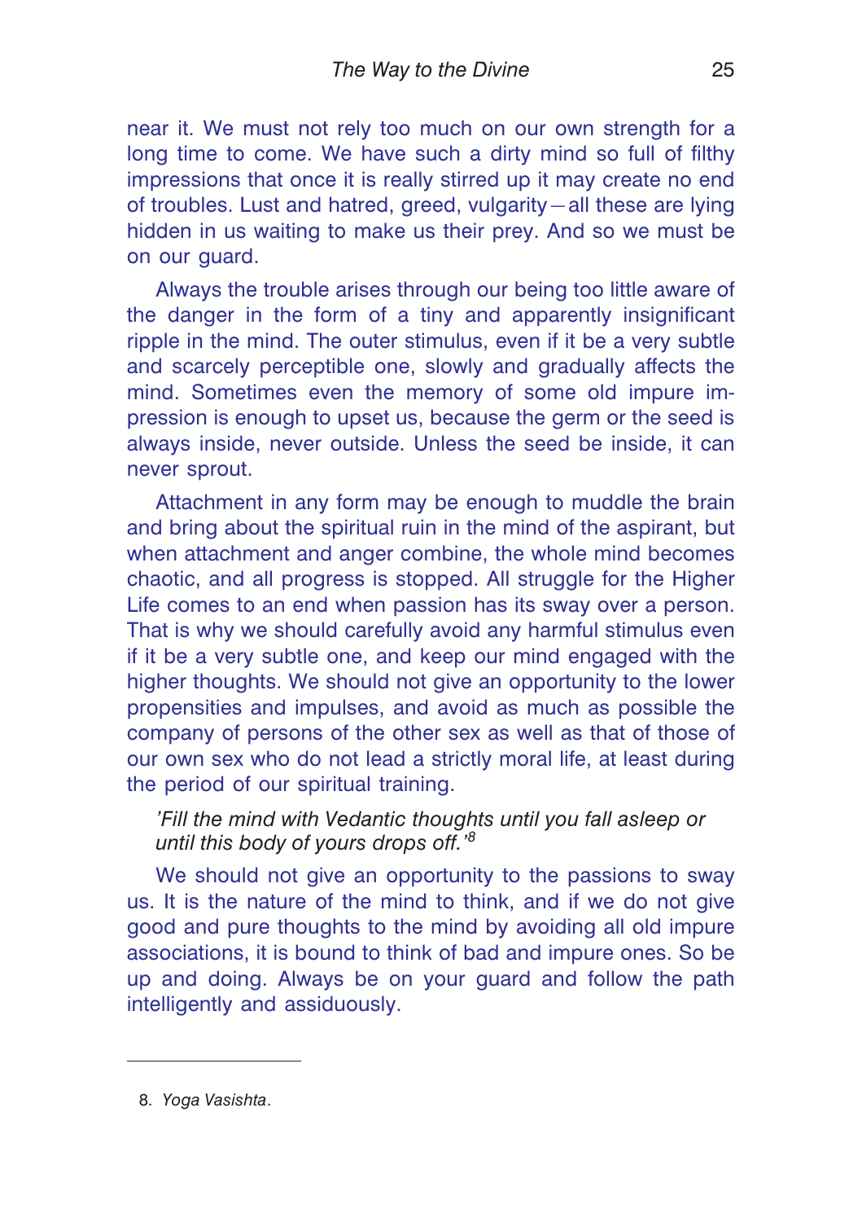near it. We must not rely too much on our own strength for a long time to come. We have such a dirty mind so full of filthy impressions that once it is really stirred up it may create no end of troubles. Lust and hatred, greed, vulgarity—all these are lying hidden in us waiting to make us their prey. And so we must be on our guard.

Always the trouble arises through our being too little aware of the danger in the form of a tiny and apparently insignificant ripple in the mind. The outer stimulus, even if it be a very subtle and scarcely perceptible one, slowly and gradually affects the mind. Sometimes even the memory of some old impure impression is enough to upset us, because the germ or the seed is always inside, never outside. Unless the seed be inside, it can never sprout.

Attachment in any form may be enough to muddle the brain and bring about the spiritual ruin in the mind of the aspirant, but when attachment and anger combine, the whole mind becomes chaotic, and all progress is stopped. All struggle for the Higher Life comes to an end when passion has its sway over a person. That is why we should carefully avoid any harmful stimulus even if it be a very subtle one, and keep our mind engaged with the higher thoughts. We should not give an opportunity to the lower propensities and impulses, and avoid as much as possible the company of persons of the other sex as well as that of those of our own sex who do not lead a strictly moral life, at least during the period of our spiritual training.

> *'Fill the mind with Vedantic thoughts until you fall asleep or until this body of yours drops off.'*[8]

We should not give an opportunity to the passions to sway us. It is the nature of the mind to think, and if we do not give good and pure thoughts to the mind by avoiding all old impure associations, it is bound to think of bad and impure ones. So be up and doing. Always be on your guard and follow the path intelligently and assiduously.

---

8. *Yoga Vasishta*.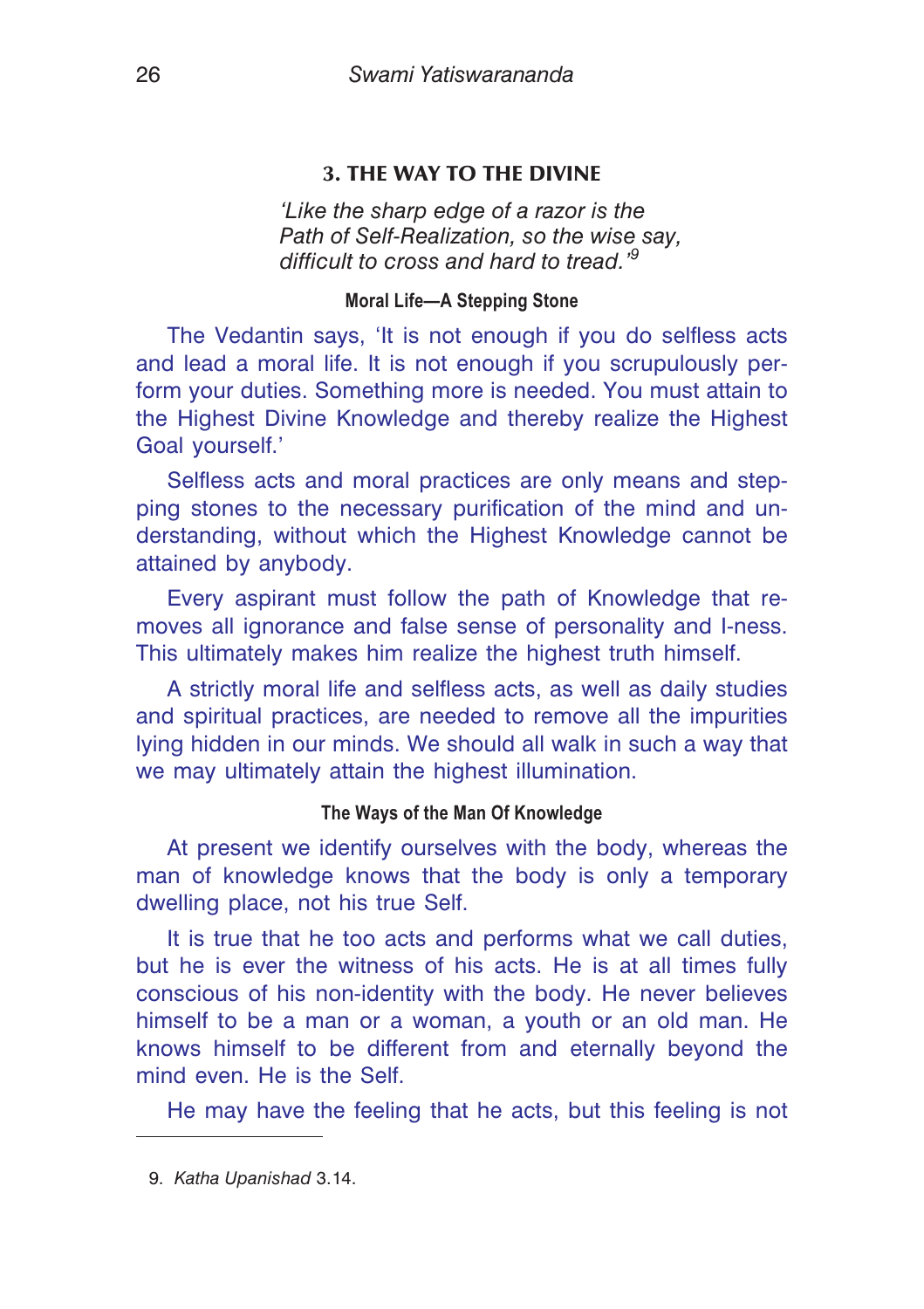## 3. THE WAY TO THE DIVINE

*'Like the sharp edge of a razor is the Path of Self-Realization, so the wise say, difficult to cross and hard to tread.'*[9]

### Moral Life—A Stepping Stone

The Vedantin says, 'It is not enough if you do selfless acts and lead a moral life. It is not enough if you scrupulously perform your duties. Something more is needed. You must attain to the Highest Divine Knowledge and thereby realize the Highest Goal yourself.'

Selfless acts and moral practices are only means and stepping stones to the necessary purification of the mind and understanding, without which the Highest Knowledge cannot be attained by anybody.

Every aspirant must follow the path of Knowledge that removes all ignorance and false sense of personality and I-ness. This ultimately makes him realize the highest truth himself.

A strictly moral life and selfless acts, as well as daily studies and spiritual practices, are needed to remove all the impurities lying hidden in our minds. We should all walk in such a way that we may ultimately attain the highest illumination.

### The Ways of the Man Of Knowledge

At present we identify ourselves with the body, whereas the man of knowledge knows that the body is only a temporary dwelling place, not his true Self.

It is true that he too acts and performs what we call duties, but he is ever the witness of his acts. He is at all times fully conscious of his non-identity with the body. He never believes himself to be a man or a woman, a youth or an old man. He knows himself to be different from and eternally beyond the mind even. He is the Self.

He may have the feeling that he acts, but this feeling is not

---

9. *Katha Upanishad* 3.14.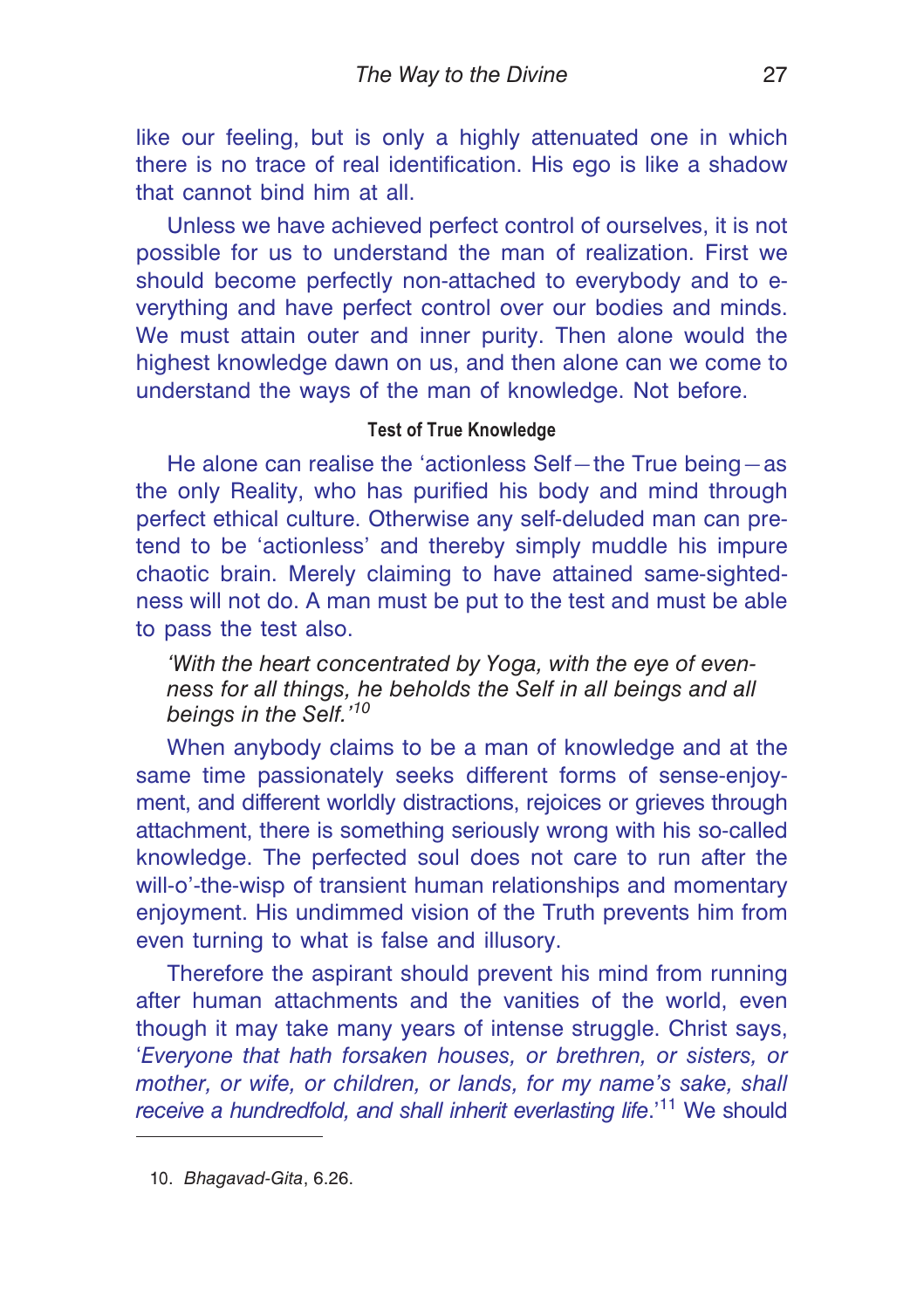like our feeling, but is only a highly attenuated one in which there is no trace of real identification. His ego is like a shadow that cannot bind him at all.

Unless we have achieved perfect control of ourselves, it is not possible for us to understand the man of realization. First we should become perfectly non-attached to everybody and to everything and have perfect control over our bodies and minds. We must attain outer and inner purity. Then alone would the highest knowledge dawn on us, and then alone can we come to understand the ways of the man of knowledge. Not before.

### Test of True Knowledge

He alone can realise the 'actionless Self—the True being—as the only Reality, who has purified his body and mind through perfect ethical culture. Otherwise any self-deluded man can pretend to be 'actionless' and thereby simply muddle his impure chaotic brain. Merely claiming to have attained same-sightedness will not do. A man must be put to the test and must be able to pass the test also.

> *'With the heart concentrated by Yoga, with the eye of evenness for all things, he beholds the Self in all beings and all beings in the Self.'*[10]

When anybody claims to be a man of knowledge and at the same time passionately seeks different forms of sense-enjoyment, and different worldly distractions, rejoices or grieves through attachment, there is something seriously wrong with his so-called knowledge. The perfected soul does not care to run after the will-o'-the-wisp of transient human relationships and momentary enjoyment. His undimmed vision of the Truth prevents him from even turning to what is false and illusory.

Therefore the aspirant should prevent his mind from running after human attachments and the vanities of the world, even though it may take many years of intense struggle. Christ says, '*Everyone that hath forsaken houses, or brethren, or sisters, or mother, or wife, or children, or lands, for my name's sake, shall receive a hundredfold, and shall inherit everlasting life*.'[11] We should

---

10. *Bhagavad-Gita*, 6.26.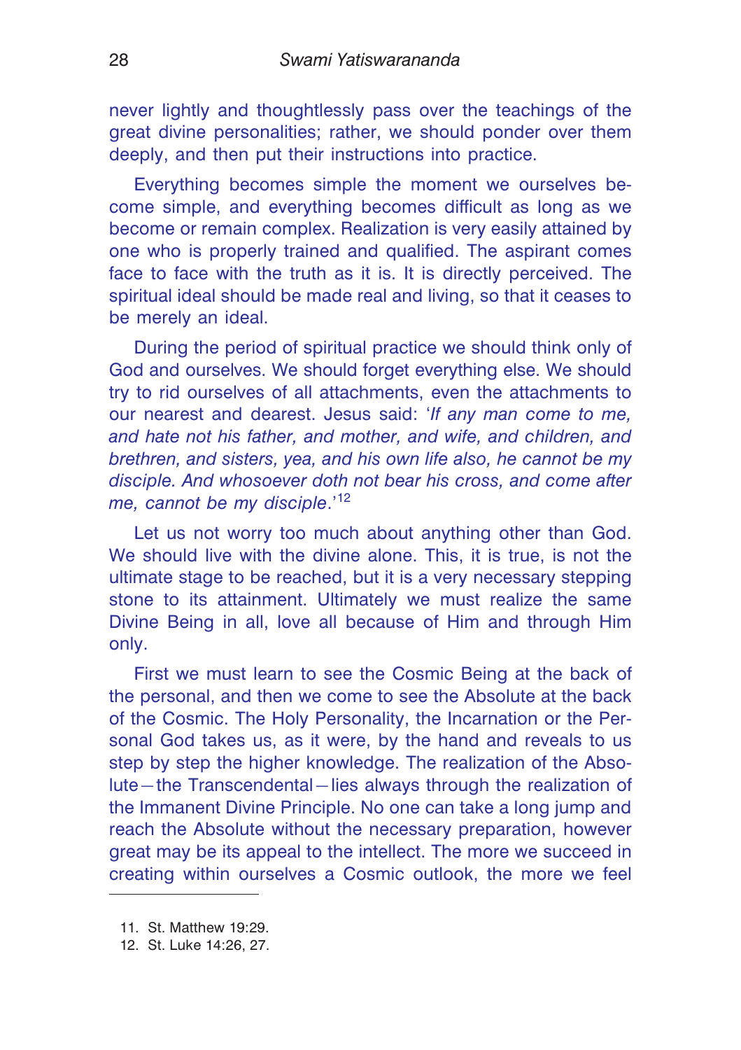never lightly and thoughtlessly pass over the teachings of the great divine personalities; rather, we should ponder over them deeply, and then put their instructions into practice.

Everything becomes simple the moment we ourselves become simple, and everything becomes difficult as long as we become or remain complex. Realization is very easily attained by one who is properly trained and qualified. The aspirant comes face to face with the truth as it is. It is directly perceived. The spiritual ideal should be made real and living, so that it ceases to be merely an ideal.

During the period of spiritual practice we should think only of God and ourselves. We should forget everything else. We should try to rid ourselves of all attachments, even the attachments to our nearest and dearest. Jesus said: '*If any man come to me, and hate not his father, and mother, and wife, and children, and brethren, and sisters, yea, and his own life also, he cannot be my disciple. And whosoever doth not bear his cross, and come after me, cannot be my disciple*.'[12]

Let us not worry too much about anything other than God. We should live with the divine alone. This, it is true, is not the ultimate stage to be reached, but it is a very necessary stepping stone to its attainment. Ultimately we must realize the same Divine Being in all, love all because of Him and through Him only.

First we must learn to see the Cosmic Being at the back of the personal, and then we come to see the Absolute at the back of the Cosmic. The Holy Personality, the Incarnation or the Personal God takes us, as it were, by the hand and reveals to us step by step the higher knowledge. The realization of the Absolute—the Transcendental—lies always through the realization of the Immanent Divine Principle. No one can take a long jump and reach the Absolute without the necessary preparation, however great may be its appeal to the intellect. The more we succeed in creating within ourselves a Cosmic outlook, the more we feel

---

11. St. Matthew 19:29.
12. St. Luke 14:26, 27.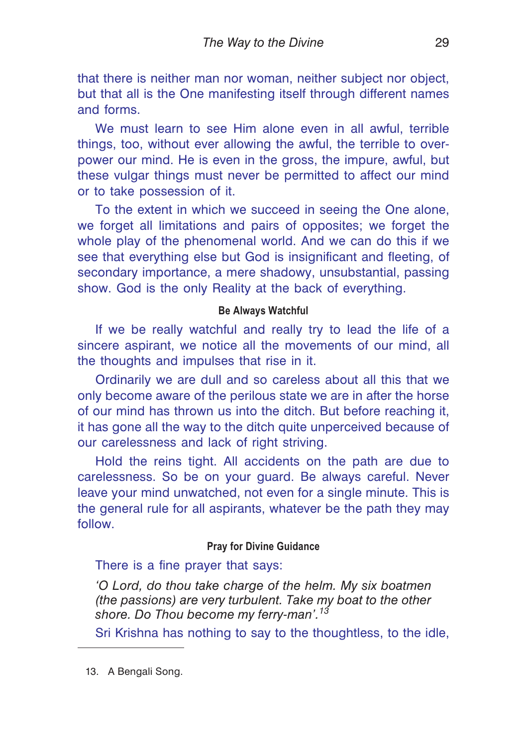that there is neither man nor woman, neither subject nor object, but that all is the One manifesting itself through different names and forms.

We must learn to see Him alone even in all awful, terrible things, too, without ever allowing the awful, the terrible to overpower our mind. He is even in the gross, the impure, awful, but these vulgar things must never be permitted to affect our mind or to take possession of it.

To the extent in which we succeed in seeing the One alone, we forget all limitations and pairs of opposites; we forget the whole play of the phenomenal world. And we can do this if we see that everything else but God is insignificant and fleeting, of secondary importance, a mere shadowy, unsubstantial, passing show. God is the only Reality at the back of everything.

#### Be Always Watchful

If we be really watchful and really try to lead the life of a sincere aspirant, we notice all the movements of our mind, all the thoughts and impulses that rise in it.

Ordinarily we are dull and so careless about all this that we only become aware of the perilous state we are in after the horse of our mind has thrown us into the ditch. But before reaching it, it has gone all the way to the ditch quite unperceived because of our carelessness and lack of right striving.

Hold the reins tight. All accidents on the path are due to carelessness. So be on your guard. Be always careful. Never leave your mind unwatched, not even for a single minute. This is the general rule for all aspirants, whatever be the path they may follow.

#### Pray for Divine Guidance

There is a fine prayer that says:

*'O Lord, do thou take charge of the helm. My six boatmen (the passions) are very turbulent. Take my boat to the other shore. Do Thou become my ferry-man'.*[13]

Sri Krishna has nothing to say to the thoughtless, to the idle,

---

13. A Bengali Song.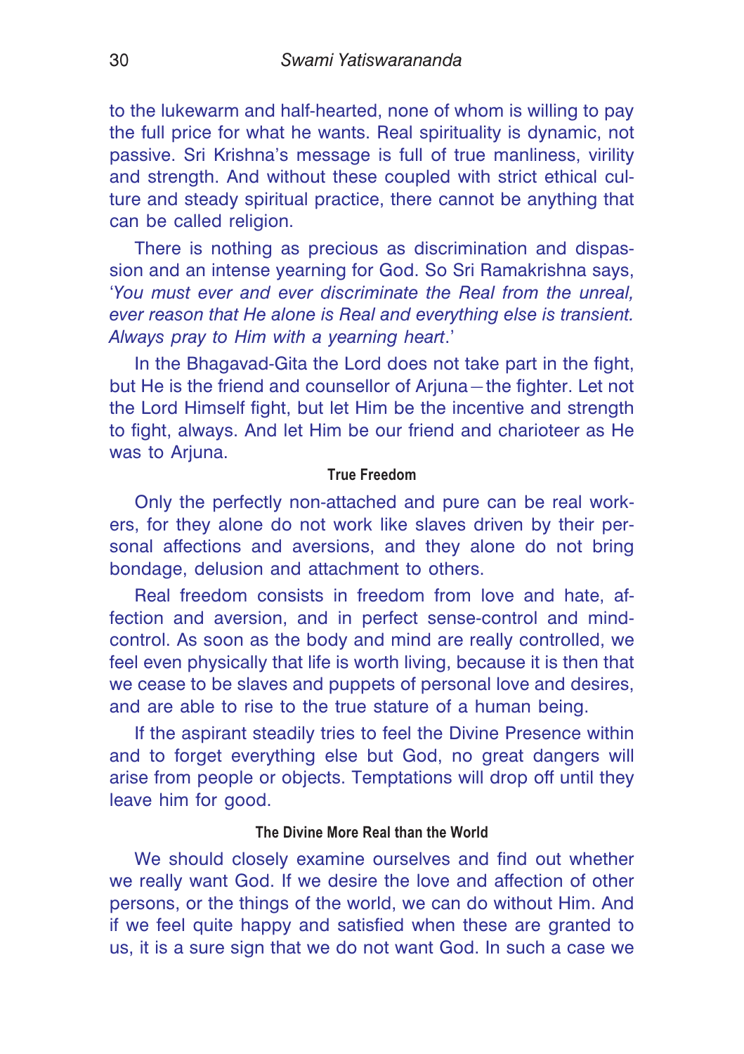to the lukewarm and half-hearted, none of whom is willing to pay the full price for what he wants. Real spirituality is dynamic, not passive. Sri Krishna's message is full of true manliness, virility and strength. And without these coupled with strict ethical culture and steady spiritual practice, there cannot be anything that can be called religion.

There is nothing as precious as discrimination and dispassion and an intense yearning for God. So Sri Ramakrishna says, '*You must ever and ever discriminate the Real from the unreal, ever reason that He alone is Real and everything else is transient. Always pray to Him with a yearning heart*.'

In the Bhagavad-Gita the Lord does not take part in the fight, but He is the friend and counsellor of Arjuna—the fighter. Let not the Lord Himself fight, but let Him be the incentive and strength to fight, always. And let Him be our friend and charioteer as He was to Arjuna.

#### True Freedom

Only the perfectly non-attached and pure can be real workers, for they alone do not work like slaves driven by their personal affections and aversions, and they alone do not bring bondage, delusion and attachment to others.

Real freedom consists in freedom from love and hate, affection and aversion, and in perfect sense-control and mind-control. As soon as the body and mind are really controlled, we feel even physically that life is worth living, because it is then that we cease to be slaves and puppets of personal love and desires, and are able to rise to the true stature of a human being.

If the aspirant steadily tries to feel the Divine Presence within and to forget everything else but God, no great dangers will arise from people or objects. Temptations will drop off until they leave him for good.

#### The Divine More Real than the World

We should closely examine ourselves and find out whether we really want God. If we desire the love and affection of other persons, or the things of the world, we can do without Him. And if we feel quite happy and satisfied when these are granted to us, it is a sure sign that we do not want God. In such a case we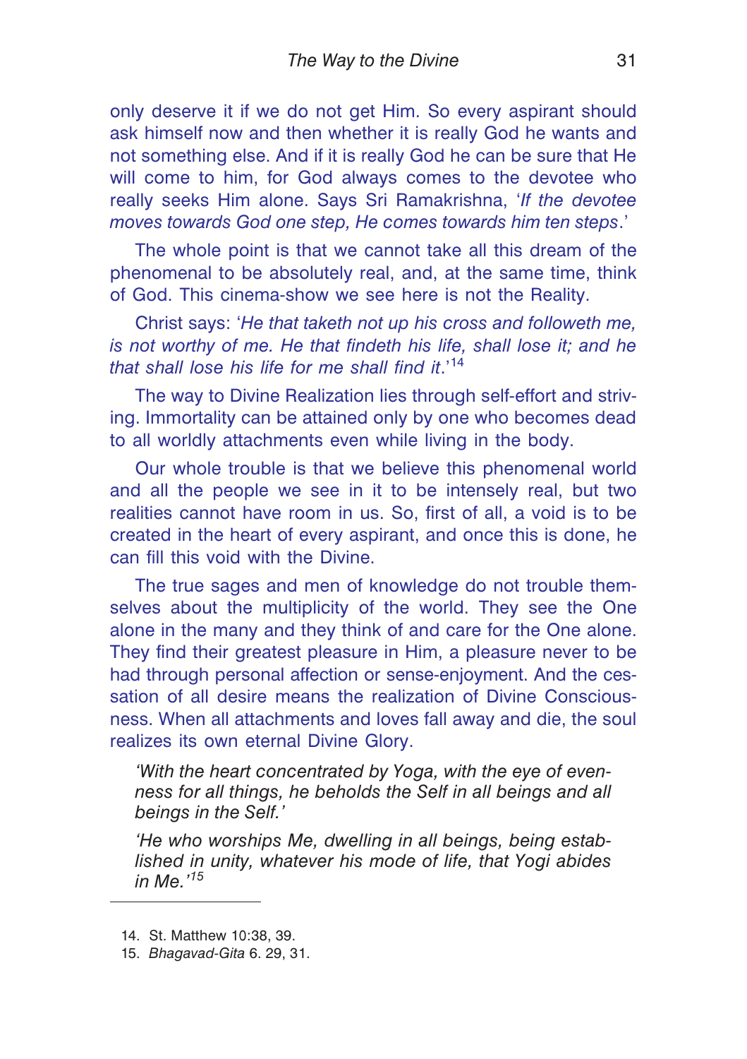only deserve it if we do not get Him. So every aspirant should ask himself now and then whether it is really God he wants and not something else. And if it is really God he can be sure that He will come to him, for God always comes to the devotee who really seeks Him alone. Says Sri Ramakrishna, '*If the devotee moves towards God one step, He comes towards him ten steps*.'

The whole point is that we cannot take all this dream of the phenomenal to be absolutely real, and, at the same time, think of God. This cinema-show we see here is not the Reality.

Christ says: '*He that taketh not up his cross and followeth me, is not worthy of me. He that findeth his life, shall lose it; and he that shall lose his life for me shall find it*.'[14]

The way to Divine Realization lies through self-effort and striving. Immortality can be attained only by one who becomes dead to all worldly attachments even while living in the body.

Our whole trouble is that we believe this phenomenal world and all the people we see in it to be intensely real, but two realities cannot have room in us. So, first of all, a void is to be created in the heart of every aspirant, and once this is done, he can fill this void with the Divine.

The true sages and men of knowledge do not trouble themselves about the multiplicity of the world. They see the One alone in the many and they think of and care for the One alone. They find their greatest pleasure in Him, a pleasure never to be had through personal affection or sense-enjoyment. And the cessation of all desire means the realization of Divine Consciousness. When all attachments and loves fall away and die, the soul realizes its own eternal Divine Glory.

> *'With the heart concentrated by Yoga, with the eye of evenness for all things, he beholds the Self in all beings and all beings in the Self.'*
>
> *'He who worships Me, dwelling in all beings, being established in unity, whatever his mode of life, that Yogi abides in Me.'*[15]

---

14. St. Matthew 10:38, 39.
15. *Bhagavad-Gita* 6. 29, 31.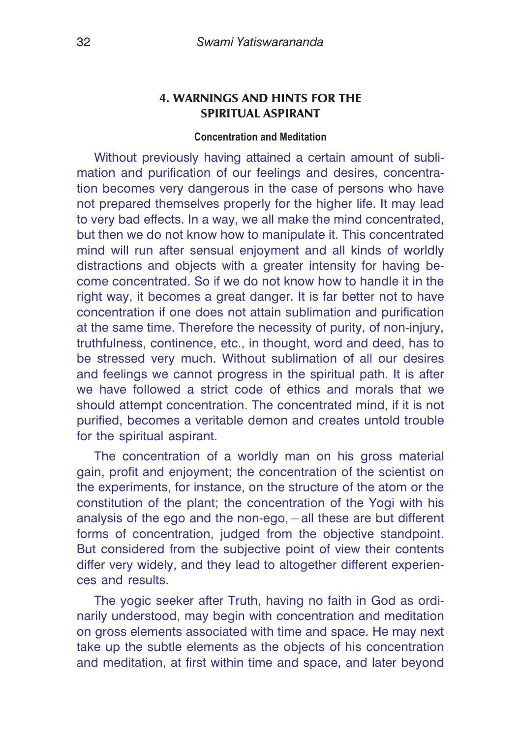## 4. WARNINGS AND HINTS FOR THE SPIRITUAL ASPIRANT

### Concentration and Meditation

Without previously having attained a certain amount of sublimation and purification of our feelings and desires, concentration becomes very dangerous in the case of persons who have not prepared themselves properly for the higher life. It may lead to very bad effects. In a way, we all make the mind concentrated, but then we do not know how to manipulate it. This concentrated mind will run after sensual enjoyment and all kinds of worldly distractions and objects with a greater intensity for having become concentrated. So if we do not know how to handle it in the right way, it becomes a great danger. It is far better not to have concentration if one does not attain sublimation and purification at the same time. Therefore the necessity of purity, of non-injury, truthfulness, continence, etc., in thought, word and deed, has to be stressed very much. Without sublimation of all our desires and feelings we cannot progress in the spiritual path. It is after we have followed a strict code of ethics and morals that we should attempt concentration. The concentrated mind, if it is not purified, becomes a veritable demon and creates untold trouble for the spiritual aspirant.

The concentration of a worldly man on his gross material gain, profit and enjoyment; the concentration of the scientist on the experiments, for instance, on the structure of the atom or the constitution of the plant; the concentration of the Yogi with his analysis of the ego and the non-ego,—all these are but different forms of concentration, judged from the objective standpoint. But considered from the subjective point of view their contents differ very widely, and they lead to altogether different experiences and results.

The yogic seeker after Truth, having no faith in God as ordinarily understood, may begin with concentration and meditation on gross elements associated with time and space. He may next take up the subtle elements as the objects of his concentration and meditation, at first within time and space, and later beyond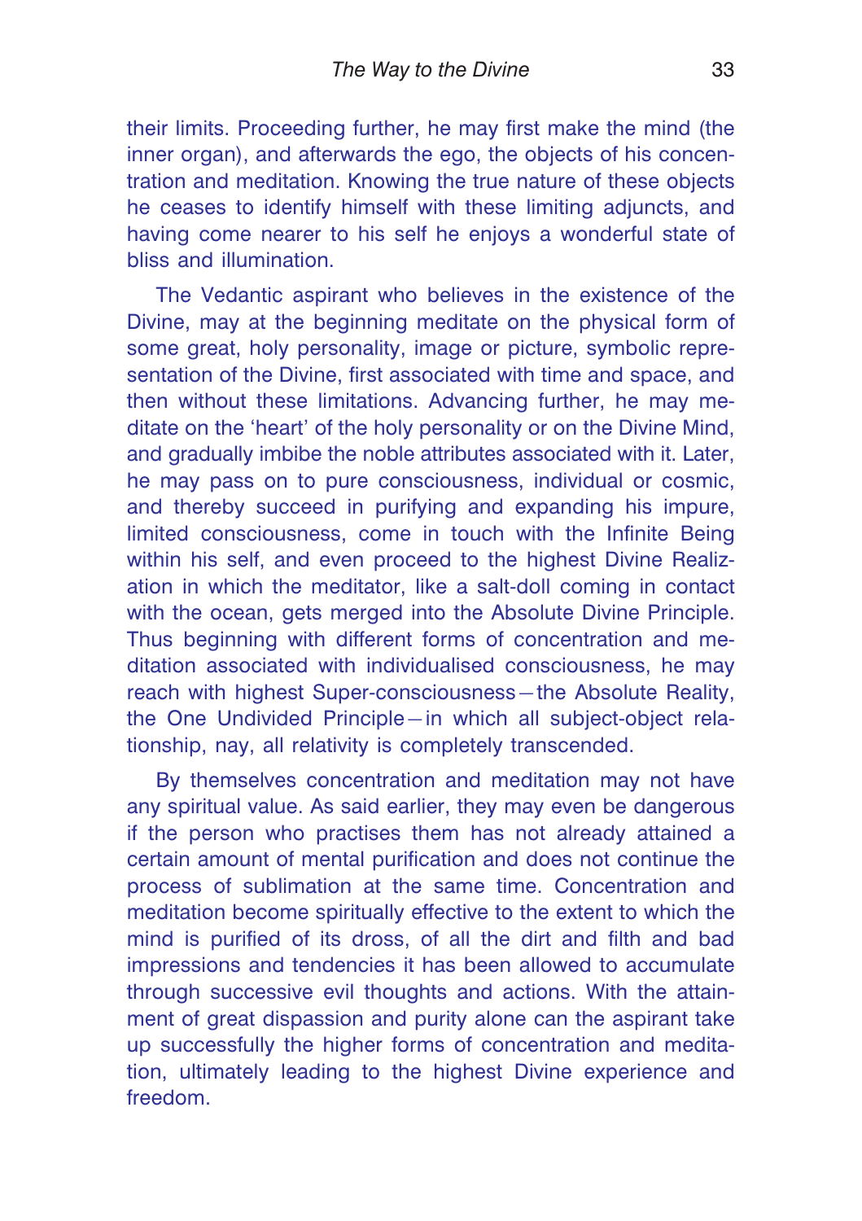their limits. Proceeding further, he may first make the mind (the inner organ), and afterwards the ego, the objects of his concentration and meditation. Knowing the true nature of these objects he ceases to identify himself with these limiting adjuncts, and having come nearer to his self he enjoys a wonderful state of bliss and illumination.

The Vedantic aspirant who believes in the existence of the Divine, may at the beginning meditate on the physical form of some great, holy personality, image or picture, symbolic representation of the Divine, first associated with time and space, and then without these limitations. Advancing further, he may meditate on the 'heart' of the holy personality or on the Divine Mind, and gradually imbibe the noble attributes associated with it. Later, he may pass on to pure consciousness, individual or cosmic, and thereby succeed in purifying and expanding his impure, limited consciousness, come in touch with the Infinite Being within his self, and even proceed to the highest Divine Realization in which the meditator, like a salt-doll coming in contact with the ocean, gets merged into the Absolute Divine Principle. Thus beginning with different forms of concentration and meditation associated with individualised consciousness, he may reach with highest Super-consciousness—the Absolute Reality, the One Undivided Principle—in which all subject-object relationship, nay, all relativity is completely transcended.

By themselves concentration and meditation may not have any spiritual value. As said earlier, they may even be dangerous if the person who practises them has not already attained a certain amount of mental purification and does not continue the process of sublimation at the same time. Concentration and meditation become spiritually effective to the extent to which the mind is purified of its dross, of all the dirt and filth and bad impressions and tendencies it has been allowed to accumulate through successive evil thoughts and actions. With the attainment of great dispassion and purity alone can the aspirant take up successfully the higher forms of concentration and meditation, ultimately leading to the highest Divine experience and freedom.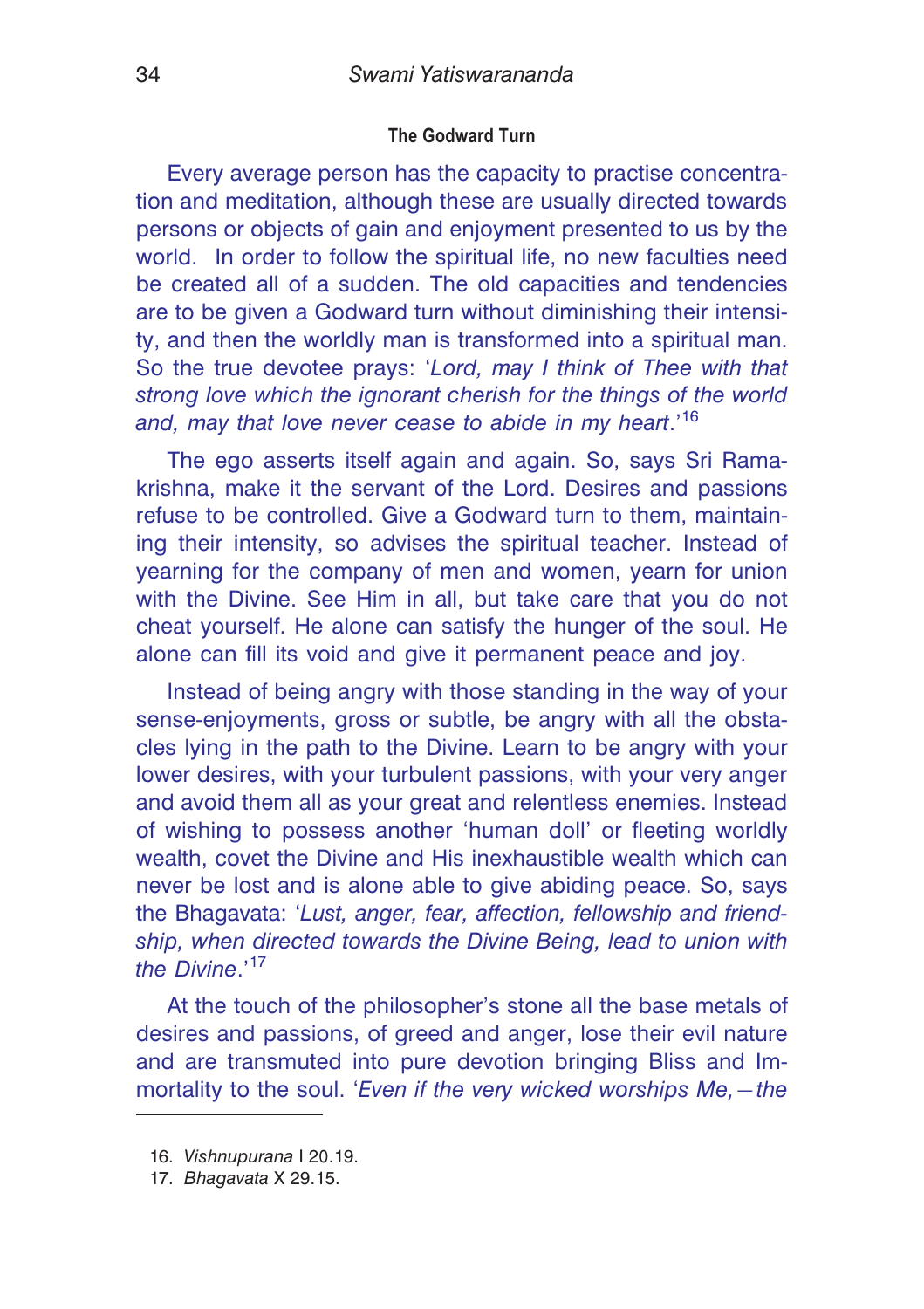### The Godward Turn

Every average person has the capacity to practise concentration and meditation, although these are usually directed towards persons or objects of gain and enjoyment presented to us by the world. In order to follow the spiritual life, no new faculties need be created all of a sudden. The old capacities and tendencies are to be given a Godward turn without diminishing their intensity, and then the worldly man is transformed into a spiritual man. So the true devotee prays: '*Lord, may I think of Thee with that strong love which the ignorant cherish for the things of the world and, may that love never cease to abide in my heart*.'[16]

The ego asserts itself again and again. So, says Sri Ramakrishna, make it the servant of the Lord. Desires and passions refuse to be controlled. Give a Godward turn to them, maintaining their intensity, so advises the spiritual teacher. Instead of yearning for the company of men and women, yearn for union with the Divine. See Him in all, but take care that you do not cheat yourself. He alone can satisfy the hunger of the soul. He alone can fill its void and give it permanent peace and joy.

Instead of being angry with those standing in the way of your sense-enjoyments, gross or subtle, be angry with all the obstacles lying in the path to the Divine. Learn to be angry with your lower desires, with your turbulent passions, with your very anger and avoid them all as your great and relentless enemies. Instead of wishing to possess another 'human doll' or fleeting worldly wealth, covet the Divine and His inexhaustible wealth which can never be lost and is alone able to give abiding peace. So, says the Bhagavata: '*Lust, anger, fear, affection, fellowship and friendship, when directed towards the Divine Being, lead to union with the Divine*.'[17]

At the touch of the philosopher's stone all the base metals of desires and passions, of greed and anger, lose their evil nature and are transmuted into pure devotion bringing Bliss and Immortality to the soul. '*Even if the very wicked worships Me,—the*

---

16. *Vishnupurana* I 20.19.
17. *Bhagavata* X 29.15.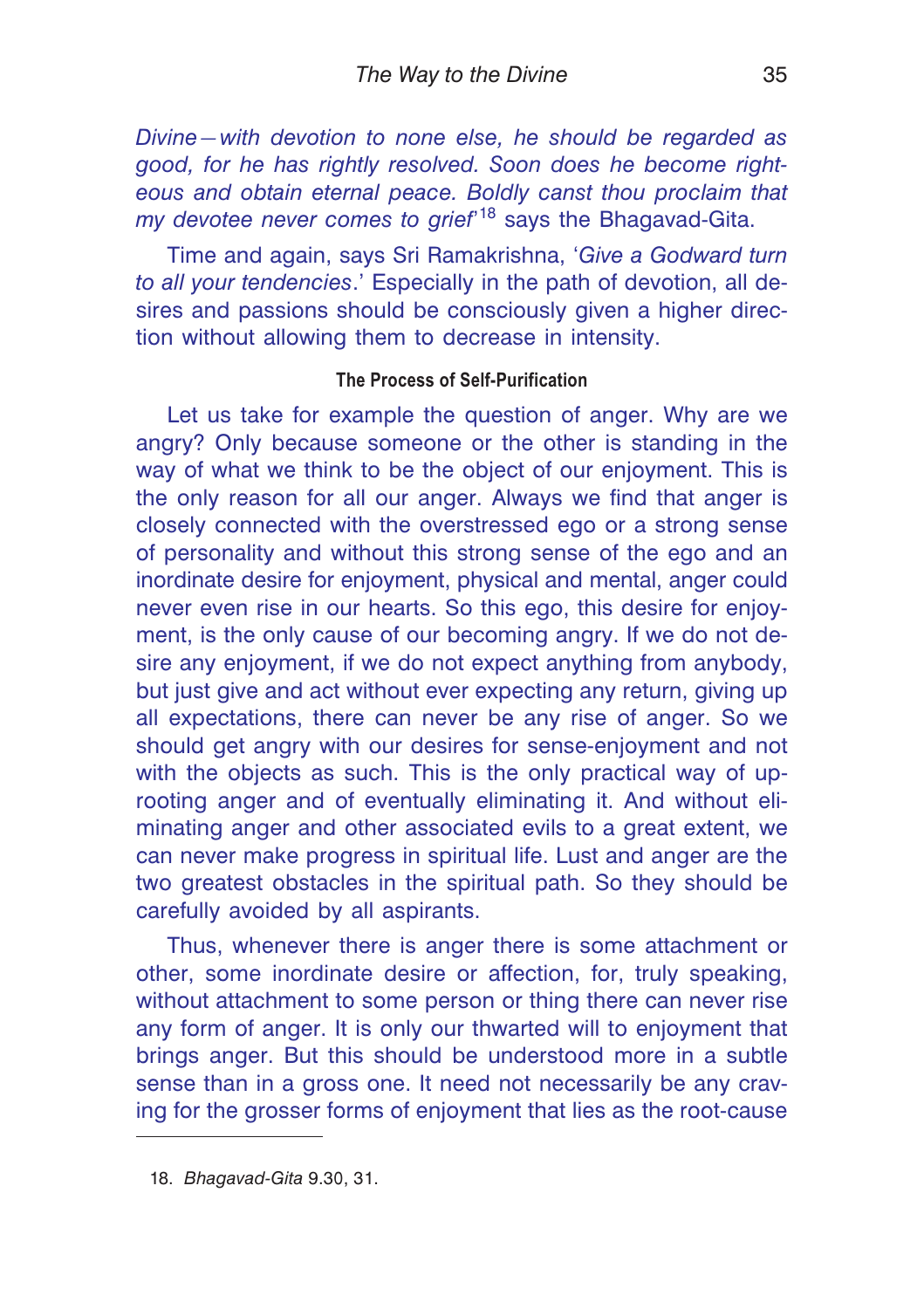*Divine—with devotion to none else, he should be regarded as good, for he has rightly resolved. Soon does he become righteous and obtain eternal peace. Boldly canst thou proclaim that my devotee never comes to grief*'[18] says the Bhagavad-Gita.

Time and again, says Sri Ramakrishna, '*Give a Godward turn to all your tendencies*.' Especially in the path of devotion, all desires and passions should be consciously given a higher direction without allowing them to decrease in intensity.

### The Process of Self-Purification

Let us take for example the question of anger. Why are we angry? Only because someone or the other is standing in the way of what we think to be the object of our enjoyment. This is the only reason for all our anger. Always we find that anger is closely connected with the overstressed ego or a strong sense of personality and without this strong sense of the ego and an inordinate desire for enjoyment, physical and mental, anger could never even rise in our hearts. So this ego, this desire for enjoyment, is the only cause of our becoming angry. If we do not desire any enjoyment, if we do not expect anything from anybody, but just give and act without ever expecting any return, giving up all expectations, there can never be any rise of anger. So we should get angry with our desires for sense-enjoyment and not with the objects as such. This is the only practical way of uprooting anger and of eventually eliminating it. And without eliminating anger and other associated evils to a great extent, we can never make progress in spiritual life. Lust and anger are the two greatest obstacles in the spiritual path. So they should be carefully avoided by all aspirants.

Thus, whenever there is anger there is some attachment or other, some inordinate desire or affection, for, truly speaking, without attachment to some person or thing there can never rise any form of anger. It is only our thwarted will to enjoyment that brings anger. But this should be understood more in a subtle sense than in a gross one. It need not necessarily be any craving for the grosser forms of enjoyment that lies as the root-cause

---

18. *Bhagavad-Gita* 9.30, 31.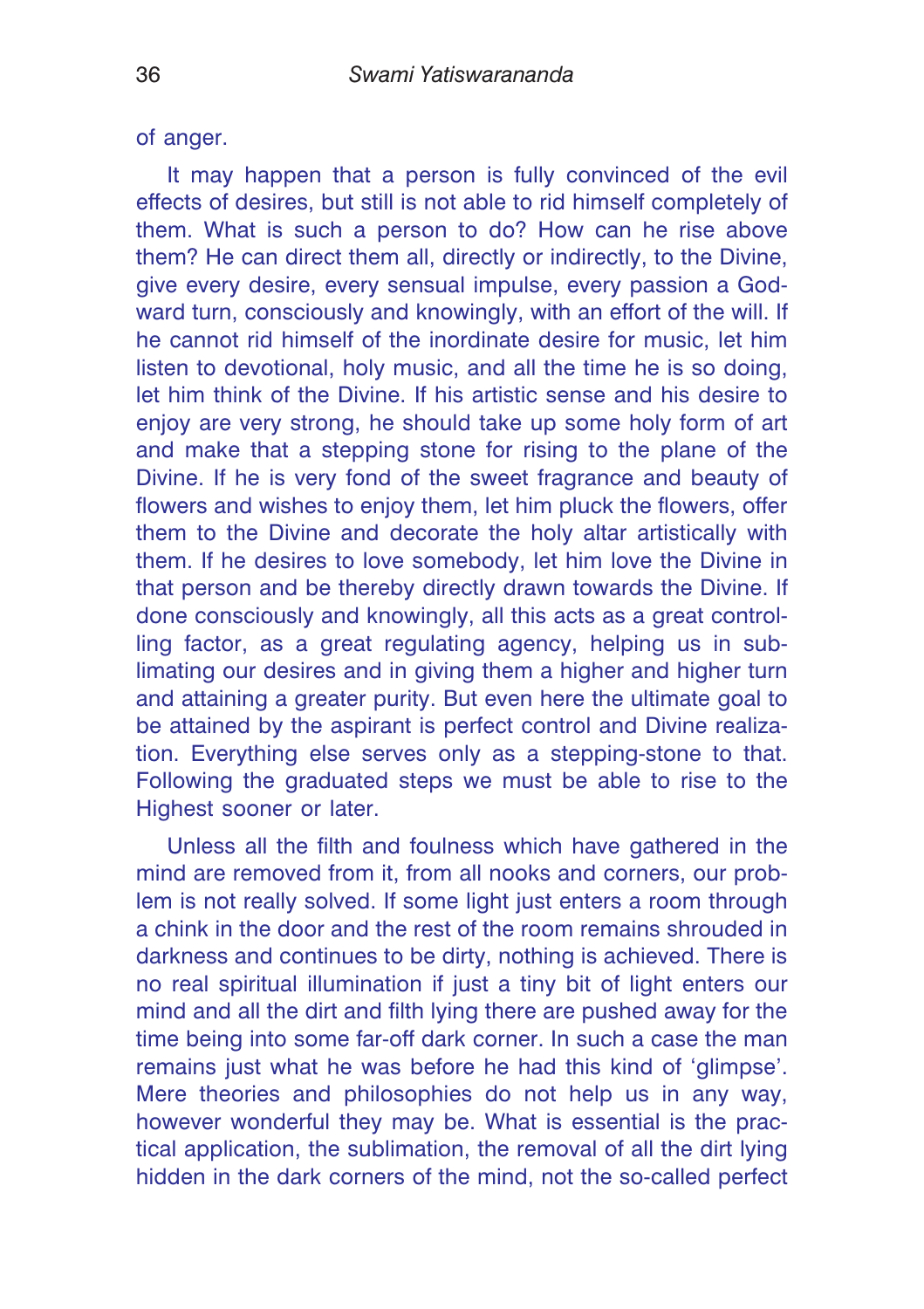of anger.

It may happen that a person is fully convinced of the evil effects of desires, but still is not able to rid himself completely of them. What is such a person to do? How can he rise above them? He can direct them all, directly or indirectly, to the Divine, give every desire, every sensual impulse, every passion a God-ward turn, consciously and knowingly, with an effort of the will. If he cannot rid himself of the inordinate desire for music, let him listen to devotional, holy music, and all the time he is so doing, let him think of the Divine. If his artistic sense and his desire to enjoy are very strong, he should take up some holy form of art and make that a stepping stone for rising to the plane of the Divine. If he is very fond of the sweet fragrance and beauty of flowers and wishes to enjoy them, let him pluck the flowers, offer them to the Divine and decorate the holy altar artistically with them. If he desires to love somebody, let him love the Divine in that person and be thereby directly drawn towards the Divine. If done consciously and knowingly, all this acts as a great controlling factor, as a great regulating agency, helping us in sublimating our desires and in giving them a higher and higher turn and attaining a greater purity. But even here the ultimate goal to be attained by the aspirant is perfect control and Divine realization. Everything else serves only as a stepping-stone to that. Following the graduated steps we must be able to rise to the Highest sooner or later.

Unless all the filth and foulness which have gathered in the mind are removed from it, from all nooks and corners, our problem is not really solved. If some light just enters a room through a chink in the door and the rest of the room remains shrouded in darkness and continues to be dirty, nothing is achieved. There is no real spiritual illumination if just a tiny bit of light enters our mind and all the dirt and filth lying there are pushed away for the time being into some far-off dark corner. In such a case the man remains just what he was before he had this kind of 'glimpse'. Mere theories and philosophies do not help us in any way, however wonderful they may be. What is essential is the practical application, the sublimation, the removal of all the dirt lying hidden in the dark corners of the mind, not the so-called perfect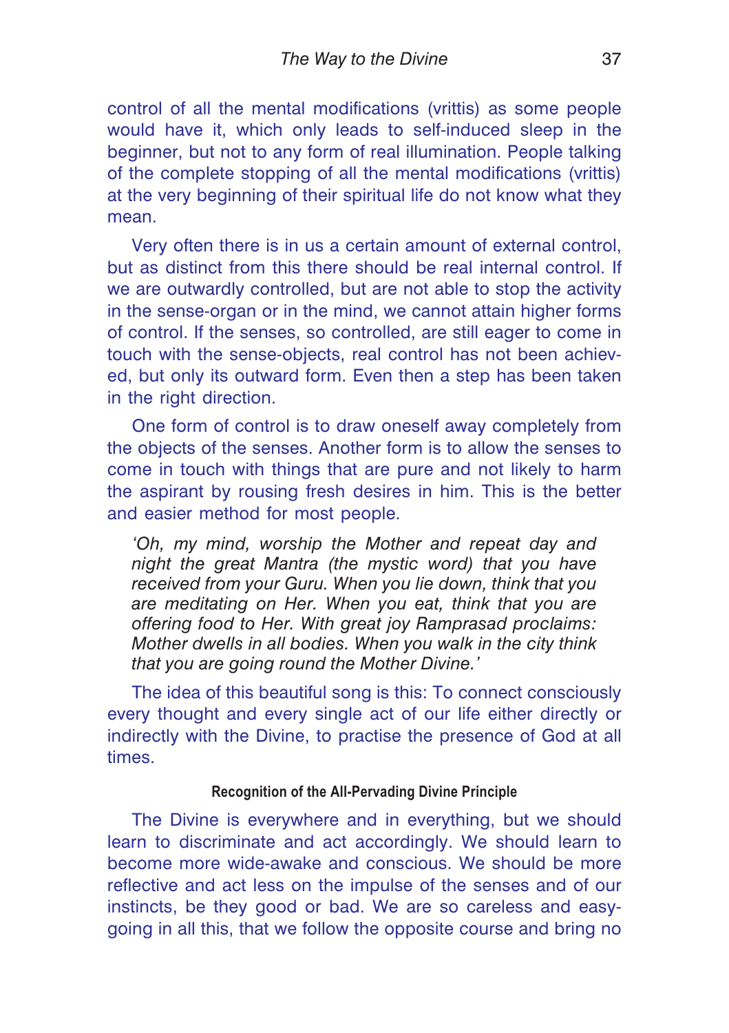control of all the mental modifications (vrittis) as some people would have it, which only leads to self-induced sleep in the beginner, but not to any form of real illumination. People talking of the complete stopping of all the mental modifications (vrittis) at the very beginning of their spiritual life do not know what they mean.

Very often there is in us a certain amount of external control, but as distinct from this there should be real internal control. If we are outwardly controlled, but are not able to stop the activity in the sense-organ or in the mind, we cannot attain higher forms of control. If the senses, so controlled, are still eager to come in touch with the sense-objects, real control has not been achieved, but only its outward form. Even then a step has been taken in the right direction.

One form of control is to draw oneself away completely from the objects of the senses. Another form is to allow the senses to come in touch with things that are pure and not likely to harm the aspirant by rousing fresh desires in him. This is the better and easier method for most people.

> *'Oh, my mind, worship the Mother and repeat day and night the great Mantra (the mystic word) that you have received from your Guru. When you lie down, think that you are meditating on Her. When you eat, think that you are offering food to Her. With great joy Ramprasad proclaims: Mother dwells in all bodies. When you walk in the city think that you are going round the Mother Divine.'*

The idea of this beautiful song is this: To connect consciously every thought and every single act of our life either directly or indirectly with the Divine, to practise the presence of God at all times.

#### Recognition of the All-Pervading Divine Principle

The Divine is everywhere and in everything, but we should learn to discriminate and act accordingly. We should learn to become more wide-awake and conscious. We should be more reflective and act less on the impulse of the senses and of our instincts, be they good or bad. We are so careless and easy-going in all this, that we follow the opposite course and bring no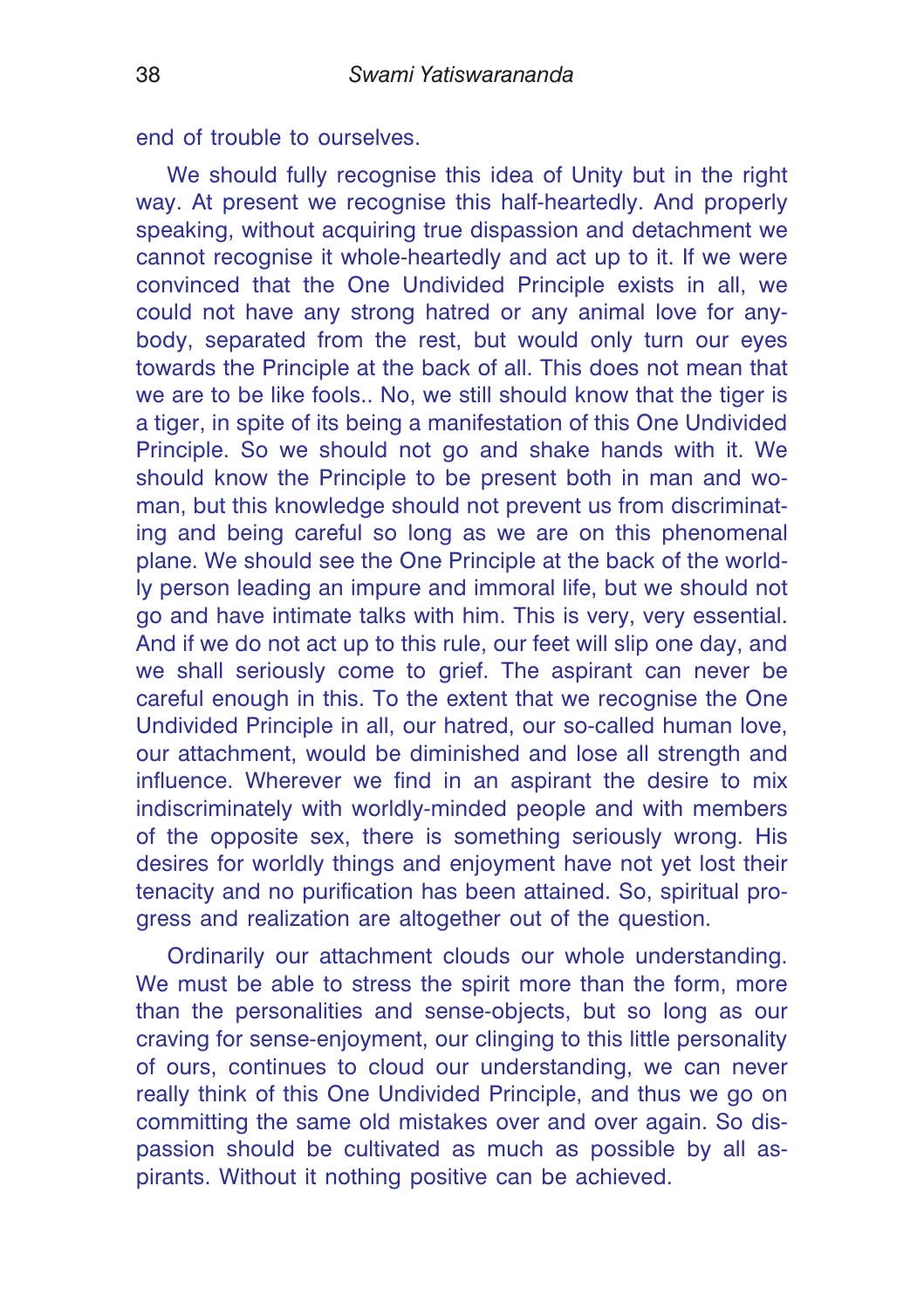end of trouble to ourselves.

We should fully recognise this idea of Unity but in the right way. At present we recognise this half-heartedly. And properly speaking, without acquiring true dispassion and detachment we cannot recognise it whole-heartedly and act up to it. If we were convinced that the One Undivided Principle exists in all, we could not have any strong hatred or any animal love for anybody, separated from the rest, but would only turn our eyes towards the Principle at the back of all. This does not mean that we are to be like fools.. No, we still should know that the tiger is a tiger, in spite of its being a manifestation of this One Undivided Principle. So we should not go and shake hands with it. We should know the Principle to be present both in man and woman, but this knowledge should not prevent us from discriminating and being careful so long as we are on this phenomenal plane. We should see the One Principle at the back of the worldly person leading an impure and immoral life, but we should not go and have intimate talks with him. This is very, very essential. And if we do not act up to this rule, our feet will slip one day, and we shall seriously come to grief. The aspirant can never be careful enough in this. To the extent that we recognise the One Undivided Principle in all, our hatred, our so-called human love, our attachment, would be diminished and lose all strength and influence. Wherever we find in an aspirant the desire to mix indiscriminately with worldly-minded people and with members of the opposite sex, there is something seriously wrong. His desires for worldly things and enjoyment have not yet lost their tenacity and no purification has been attained. So, spiritual progress and realization are altogether out of the question.

Ordinarily our attachment clouds our whole understanding. We must be able to stress the spirit more than the form, more than the personalities and sense-objects, but so long as our craving for sense-enjoyment, our clinging to this little personality of ours, continues to cloud our understanding, we can never really think of this One Undivided Principle, and thus we go on committing the same old mistakes over and over again. So dispassion should be cultivated as much as possible by all aspirants. Without it nothing positive can be achieved.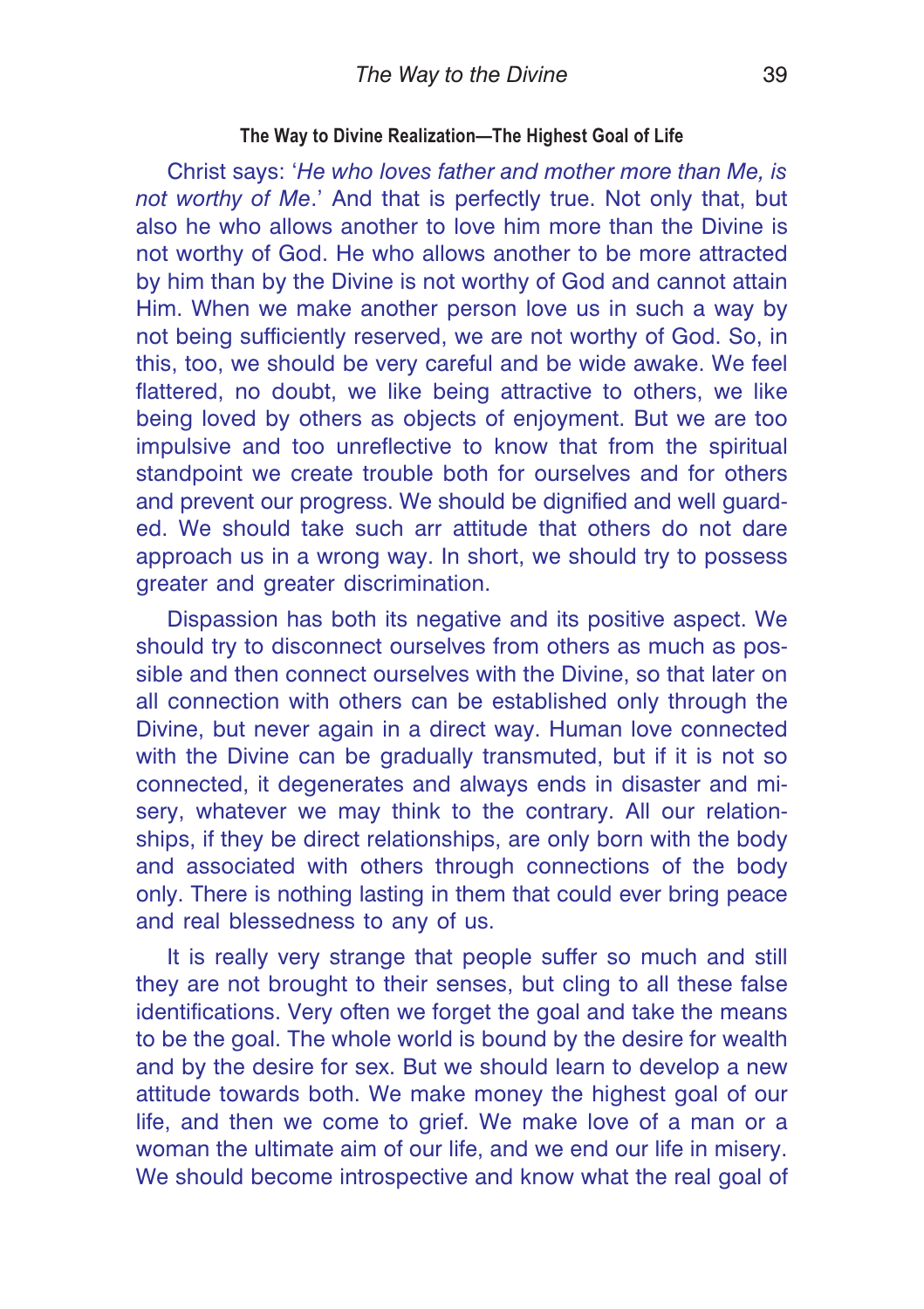### The Way to Divine Realization—The Highest Goal of Life

Christ says: '*He who loves father and mother more than Me, is not worthy of Me*.' And that is perfectly true. Not only that, but also he who allows another to love him more than the Divine is not worthy of God. He who allows another to be more attracted by him than by the Divine is not worthy of God and cannot attain Him. When we make another person love us in such a way by not being sufficiently reserved, we are not worthy of God. So, in this, too, we should be very careful and be wide awake. We feel flattered, no doubt, we like being attractive to others, we like being loved by others as objects of enjoyment. But we are too impulsive and too unreflective to know that from the spiritual standpoint we create trouble both for ourselves and for others and prevent our progress. We should be dignified and well guarded. We should take such arr attitude that others do not dare approach us in a wrong way. In short, we should try to possess greater and greater discrimination.

Dispassion has both its negative and its positive aspect. We should try to disconnect ourselves from others as much as possible and then connect ourselves with the Divine, so that later on all connection with others can be established only through the Divine, but never again in a direct way. Human love connected with the Divine can be gradually transmuted, but if it is not so connected, it degenerates and always ends in disaster and misery, whatever we may think to the contrary. All our relationships, if they be direct relationships, are only born with the body and associated with others through connections of the body only. There is nothing lasting in them that could ever bring peace and real blessedness to any of us.

It is really very strange that people suffer so much and still they are not brought to their senses, but cling to all these false identifications. Very often we forget the goal and take the means to be the goal. The whole world is bound by the desire for wealth and by the desire for sex. But we should learn to develop a new attitude towards both. We make money the highest goal of our life, and then we come to grief. We make love of a man or a woman the ultimate aim of our life, and we end our life in misery. We should become introspective and know what the real goal of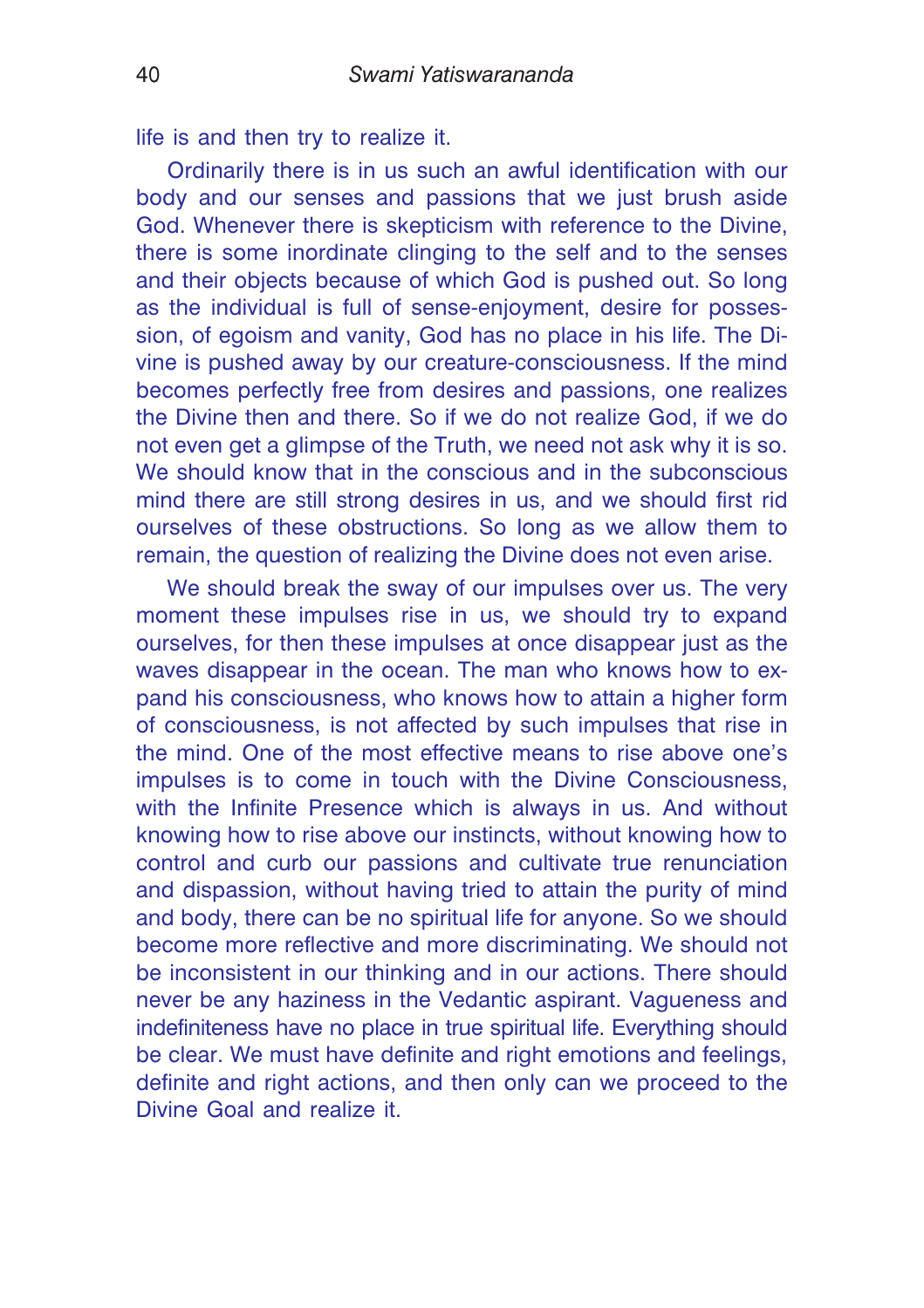life is and then try to realize it.

Ordinarily there is in us such an awful identification with our body and our senses and passions that we just brush aside God. Whenever there is skepticism with reference to the Divine, there is some inordinate clinging to the self and to the senses and their objects because of which God is pushed out. So long as the individual is full of sense-enjoyment, desire for possession, of egoism and vanity, God has no place in his life. The Divine is pushed away by our creature-consciousness. If the mind becomes perfectly free from desires and passions, one realizes the Divine then and there. So if we do not realize God, if we do not even get a glimpse of the Truth, we need not ask why it is so. We should know that in the conscious and in the subconscious mind there are still strong desires in us, and we should first rid ourselves of these obstructions. So long as we allow them to remain, the question of realizing the Divine does not even arise.

We should break the sway of our impulses over us. The very moment these impulses rise in us, we should try to expand ourselves, for then these impulses at once disappear just as the waves disappear in the ocean. The man who knows how to expand his consciousness, who knows how to attain a higher form of consciousness, is not affected by such impulses that rise in the mind. One of the most effective means to rise above one's impulses is to come in touch with the Divine Consciousness, with the Infinite Presence which is always in us. And without knowing how to rise above our instincts, without knowing how to control and curb our passions and cultivate true renunciation and dispassion, without having tried to attain the purity of mind and body, there can be no spiritual life for anyone. So we should become more reflective and more discriminating. We should not be inconsistent in our thinking and in our actions. There should never be any haziness in the Vedantic aspirant. Vagueness and indefiniteness have no place in true spiritual life. Everything should be clear. We must have definite and right emotions and feelings, definite and right actions, and then only can we proceed to the Divine Goal and realize it.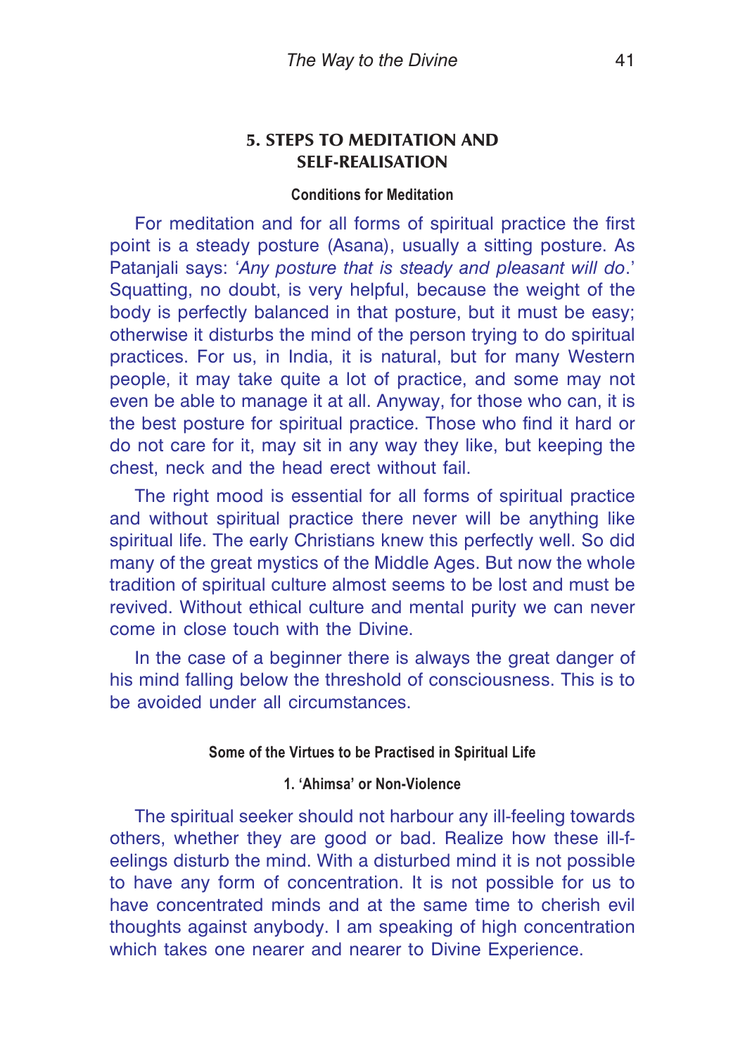## 5. STEPS TO MEDITATION AND SELF-REALISATION

### Conditions for Meditation

For meditation and for all forms of spiritual practice the first point is a steady posture (Asana), usually a sitting posture. As Patanjali says: '*Any posture that is steady and pleasant will do*.' Squatting, no doubt, is very helpful, because the weight of the body is perfectly balanced in that posture, but it must be easy; otherwise it disturbs the mind of the person trying to do spiritual practices. For us, in India, it is natural, but for many Western people, it may take quite a lot of practice, and some may not even be able to manage it at all. Anyway, for those who can, it is the best posture for spiritual practice. Those who find it hard or do not care for it, may sit in any way they like, but keeping the chest, neck and the head erect without fail.

The right mood is essential for all forms of spiritual practice and without spiritual practice there never will be anything like spiritual life. The early Christians knew this perfectly well. So did many of the great mystics of the Middle Ages. But now the whole tradition of spiritual culture almost seems to be lost and must be revived. Without ethical culture and mental purity we can never come in close touch with the Divine.

In the case of a beginner there is always the great danger of his mind falling below the threshold of consciousness. This is to be avoided under all circumstances.

### Some of the Virtues to be Practised in Spiritual Life

#### 1. 'Ahimsa' or Non-Violence

The spiritual seeker should not harbour any ill-feeling towards others, whether they are good or bad. Realize how these ill-feelings disturb the mind. With a disturbed mind it is not possible to have any form of concentration. It is not possible for us to have concentrated minds and at the same time to cherish evil thoughts against anybody. I am speaking of high concentration which takes one nearer and nearer to Divine Experience.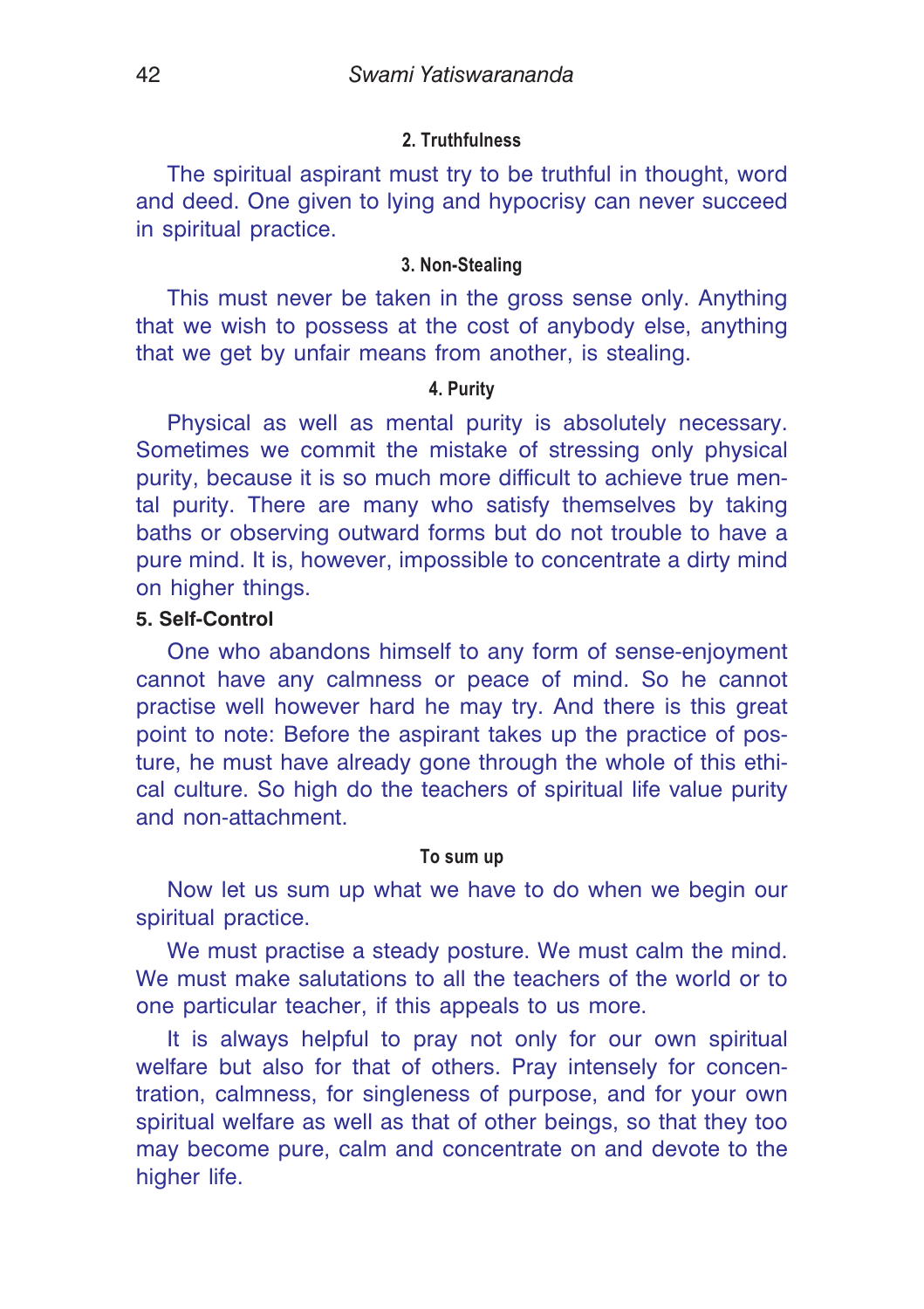#### 2. Truthfulness

The spiritual aspirant must try to be truthful in thought, word and deed. One given to lying and hypocrisy can never succeed in spiritual practice.

#### 3. Non-Stealing

This must never be taken in the gross sense only. Anything that we wish to possess at the cost of anybody else, anything that we get by unfair means from another, is stealing.

#### 4. Purity

Physical as well as mental purity is absolutely necessary. Sometimes we commit the mistake of stressing only physical purity, because it is so much more difficult to achieve true mental purity. There are many who satisfy themselves by taking baths or observing outward forms but do not trouble to have a pure mind. It is, however, impossible to concentrate a dirty mind on higher things.

#### 5. Self-Control

One who abandons himself to any form of sense-enjoyment cannot have any calmness or peace of mind. So he cannot practise well however hard he may try. And there is this great point to note: Before the aspirant takes up the practice of posture, he must have already gone through the whole of this ethical culture. So high do the teachers of spiritual life value purity and non-attachment.

#### To sum up

Now let us sum up what we have to do when we begin our spiritual practice.

We must practise a steady posture. We must calm the mind. We must make salutations to all the teachers of the world or to one particular teacher, if this appeals to us more.

It is always helpful to pray not only for our own spiritual welfare but also for that of others. Pray intensely for concentration, calmness, for singleness of purpose, and for your own spiritual welfare as well as that of other beings, so that they too may become pure, calm and concentrate on and devote to the higher life.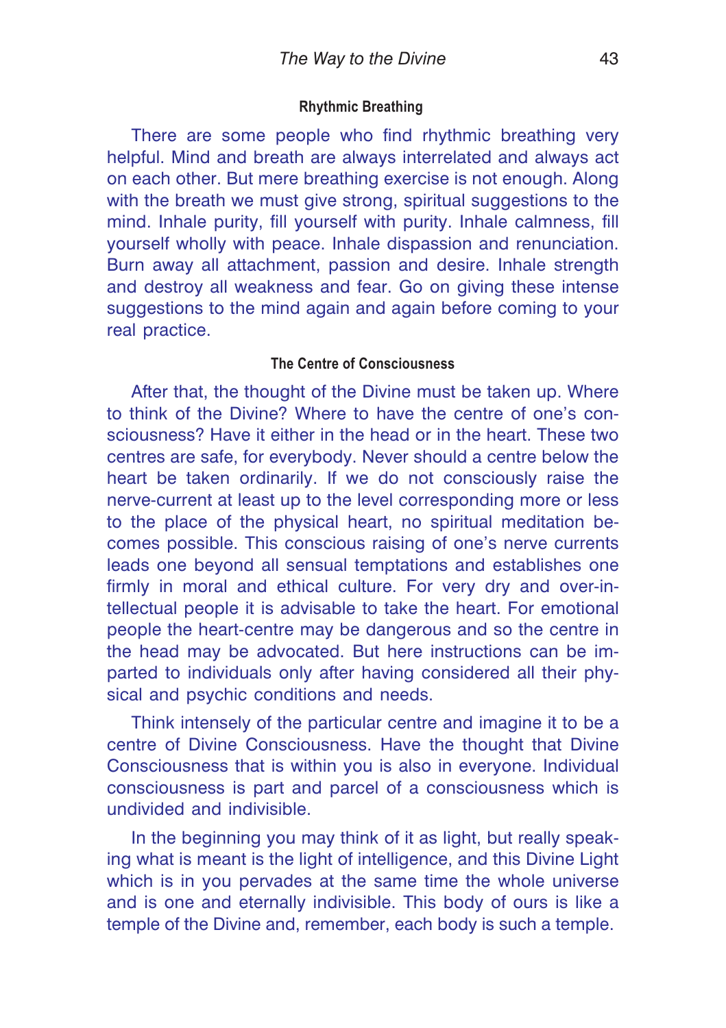### Rhythmic Breathing

There are some people who find rhythmic breathing very helpful. Mind and breath are always interrelated and always act on each other. But mere breathing exercise is not enough. Along with the breath we must give strong, spiritual suggestions to the mind. Inhale purity, fill yourself with purity. Inhale calmness, fill yourself wholly with peace. Inhale dispassion and renunciation. Burn away all attachment, passion and desire. Inhale strength and destroy all weakness and fear. Go on giving these intense suggestions to the mind again and again before coming to your real practice.

### The Centre of Consciousness

After that, the thought of the Divine must be taken up. Where to think of the Divine? Where to have the centre of one's consciousness? Have it either in the head or in the heart. These two centres are safe, for everybody. Never should a centre below the heart be taken ordinarily. If we do not consciously raise the nerve-current at least up to the level corresponding more or less to the place of the physical heart, no spiritual meditation becomes possible. This conscious raising of one's nerve currents leads one beyond all sensual temptations and establishes one firmly in moral and ethical culture. For very dry and over-intellectual people it is advisable to take the heart. For emotional people the heart-centre may be dangerous and so the centre in the head may be advocated. But here instructions can be imparted to individuals only after having considered all their physical and psychic conditions and needs.

Think intensely of the particular centre and imagine it to be a centre of Divine Consciousness. Have the thought that Divine Consciousness that is within you is also in everyone. Individual consciousness is part and parcel of a consciousness which is undivided and indivisible.

In the beginning you may think of it as light, but really speaking what is meant is the light of intelligence, and this Divine Light which is in you pervades at the same time the whole universe and is one and eternally indivisible. This body of ours is like a temple of the Divine and, remember, each body is such a temple.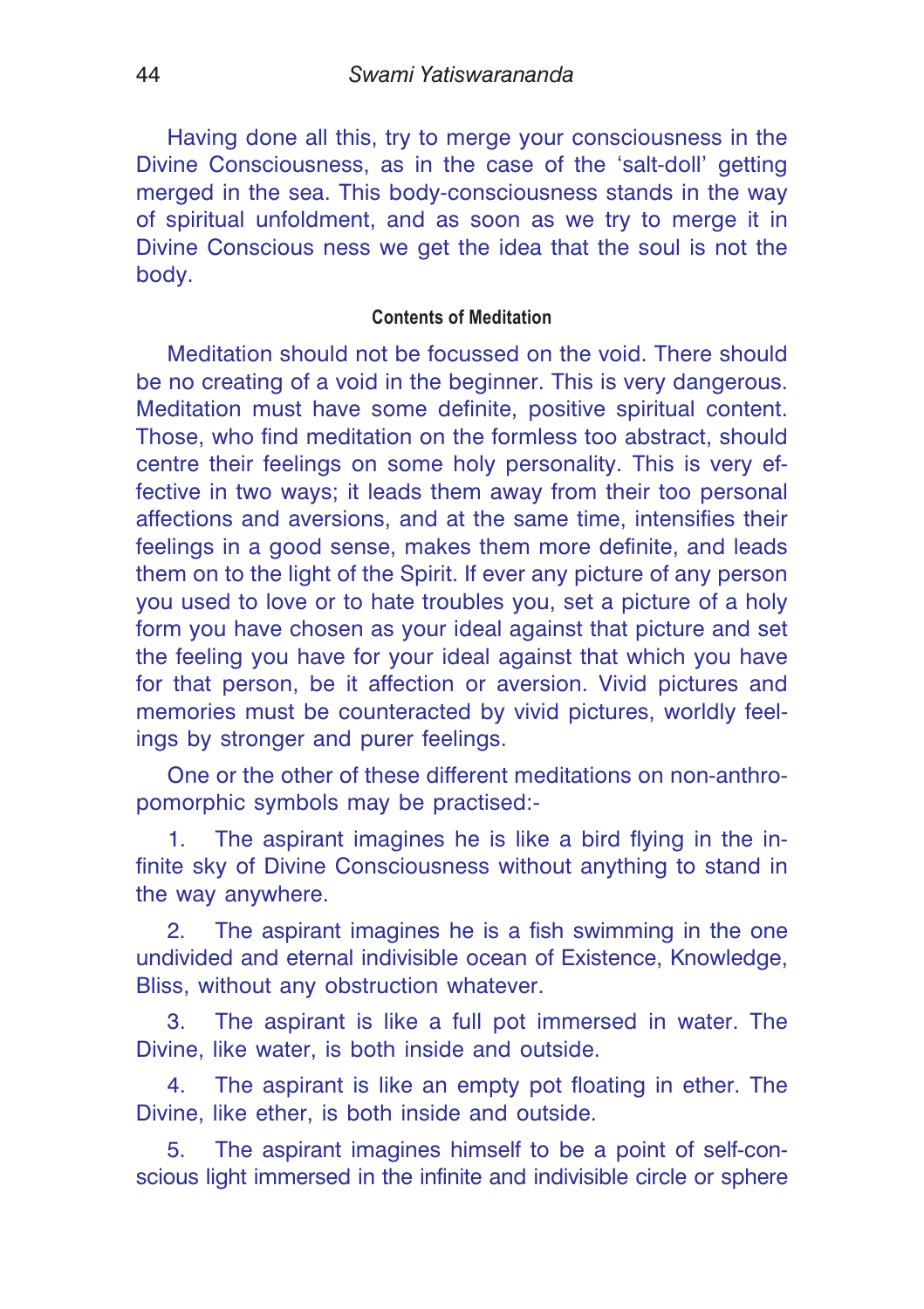Having done all this, try to merge your consciousness in the Divine Consciousness, as in the case of the 'salt-doll' getting merged in the sea. This body-consciousness stands in the way of spiritual unfoldment, and as soon as we try to merge it in Divine Conscious ness we get the idea that the soul is not the body.

#### Contents of Meditation

Meditation should not be focussed on the void. There should be no creating of a void in the beginner. This is very dangerous. Meditation must have some definite, positive spiritual content. Those, who find meditation on the formless too abstract, should centre their feelings on some holy personality. This is very effective in two ways; it leads them away from their too personal affections and aversions, and at the same time, intensifies their feelings in a good sense, makes them more definite, and leads them on to the light of the Spirit. If ever any picture of any person you used to love or to hate troubles you, set a picture of a holy form you have chosen as your ideal against that picture and set the feeling you have for your ideal against that which you have for that person, be it affection or aversion. Vivid pictures and memories must be counteracted by vivid pictures, worldly feelings by stronger and purer feelings.

One or the other of these different meditations on non-anthropomorphic symbols may be practised:-

1. The aspirant imagines he is like a bird flying in the infinite sky of Divine Consciousness without anything to stand in the way anywhere.

2. The aspirant imagines he is a fish swimming in the one undivided and eternal indivisible ocean of Existence, Knowledge, Bliss, without any obstruction whatever.

3. The aspirant is like a full pot immersed in water. The Divine, like water, is both inside and outside.

4. The aspirant is like an empty pot floating in ether. The Divine, like ether, is both inside and outside.

5. The aspirant imagines himself to be a point of self-conscious light immersed in the infinite and indivisible circle or sphere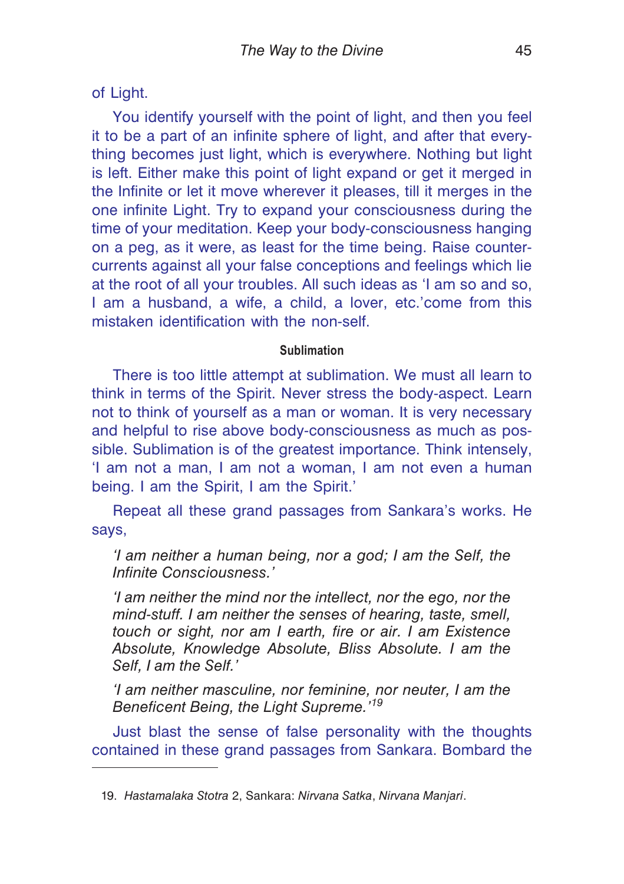of Light.

You identify yourself with the point of light, and then you feel it to be a part of an infinite sphere of light, and after that everything becomes just light, which is everywhere. Nothing but light is left. Either make this point of light expand or get it merged in the Infinite or let it move wherever it pleases, till it merges in the one infinite Light. Try to expand your consciousness during the time of your meditation. Keep your body-consciousness hanging on a peg, as it were, as least for the time being. Raise counter-currents against all your false conceptions and feelings which lie at the root of all your troubles. All such ideas as 'I am so and so, I am a husband, a wife, a child, a lover, etc.'come from this mistaken identification with the non-self.

#### Sublimation

There is too little attempt at sublimation. We must all learn to think in terms of the Spirit. Never stress the body-aspect. Learn not to think of yourself as a man or woman. It is very necessary and helpful to rise above body-consciousness as much as possible. Sublimation is of the greatest importance. Think intensely, 'I am not a man, I am not a woman, I am not even a human being. I am the Spirit, I am the Spirit.'

Repeat all these grand passages from Sankara's works. He says,

*'I am neither a human being, nor a god; I am the Self, the Infinite Consciousness.'*

*'I am neither the mind nor the intellect, nor the ego, nor the mind-stuff. I am neither the senses of hearing, taste, smell, touch or sight, nor am I earth, fire or air. I am Existence Absolute, Knowledge Absolute, Bliss Absolute. I am the Self, I am the Self.'*

*'I am neither masculine, nor feminine, nor neuter, I am the Beneficent Being, the Light Supreme.'*[19]

Just blast the sense of false personality with the thoughts contained in these grand passages from Sankara. Bombard the

---

19. *Hastamalaka Stotra* 2, Sankara: *Nirvana Satka*, *Nirvana Manjari*.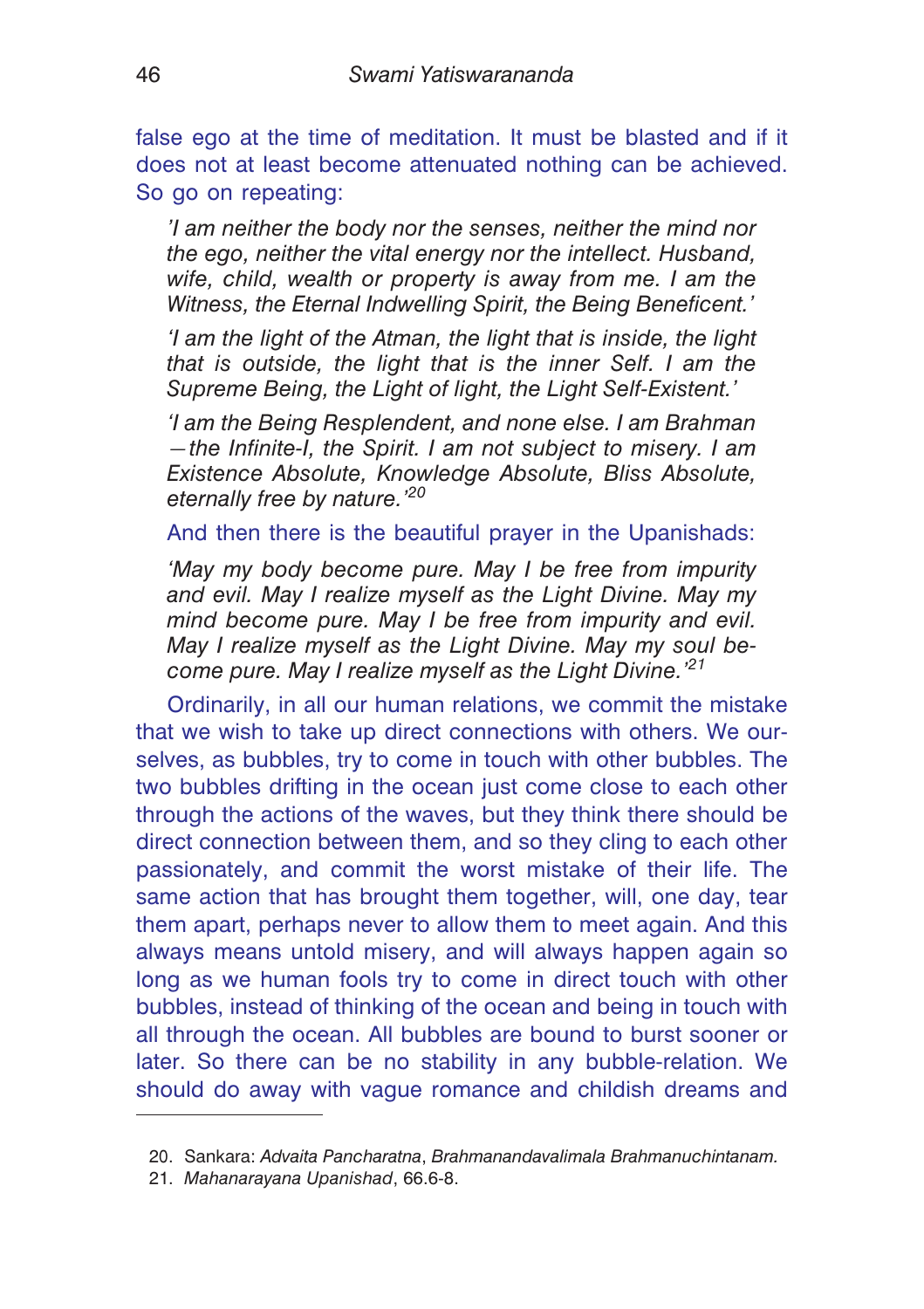false ego at the time of meditation. It must be blasted and if it does not at least become attenuated nothing can be achieved. So go on repeating:

> *'I am neither the body nor the senses, neither the mind nor the ego, neither the vital energy nor the intellect. Husband, wife, child, wealth or property is away from me. I am the Witness, the Eternal Indwelling Spirit, the Being Beneficent.'*
>
> *'I am the light of the Atman, the light that is inside, the light that is outside, the light that is the inner Self. I am the Supreme Being, the Light of light, the Light Self-Existent.'*
>
> *'I am the Being Resplendent, and none else. I am Brahman —the Infinite-I, the Spirit. I am not subject to misery. I am Existence Absolute, Knowledge Absolute, Bliss Absolute, eternally free by nature.'*[20]

And then there is the beautiful prayer in the Upanishads:

> *'May my body become pure. May I be free from impurity and evil. May I realize myself as the Light Divine. May my mind become pure. May I be free from impurity and evil. May I realize myself as the Light Divine. May my soul become pure. May I realize myself as the Light Divine.'*[21]

Ordinarily, in all our human relations, we commit the mistake that we wish to take up direct connections with others. We ourselves, as bubbles, try to come in touch with other bubbles. The two bubbles drifting in the ocean just come close to each other through the actions of the waves, but they think there should be direct connection between them, and so they cling to each other passionately, and commit the worst mistake of their life. The same action that has brought them together, will, one day, tear them apart, perhaps never to allow them to meet again. And this always means untold misery, and will always happen again so long as we human fools try to come in direct touch with other bubbles, instead of thinking of the ocean and being in touch with all through the ocean. All bubbles are bound to burst sooner or later. So there can be no stability in any bubble-relation. We should do away with vague romance and childish dreams and

---

20. Sankara: *Advaita Pancharatna*, *Brahmanandavalimala Brahmanuchintanam.*
21. *Mahanarayana Upanishad*, 66.6-8.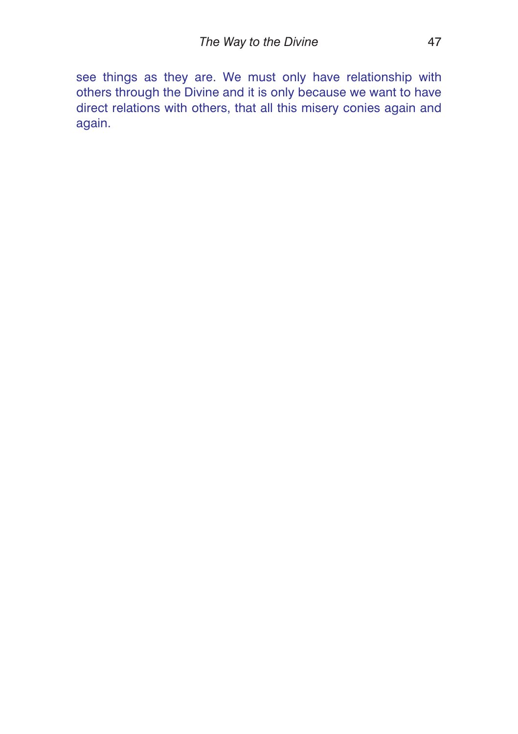see things as they are. We must only have relationship with others through the Divine and it is only because we want to have direct relations with others, that all this misery conies again and again.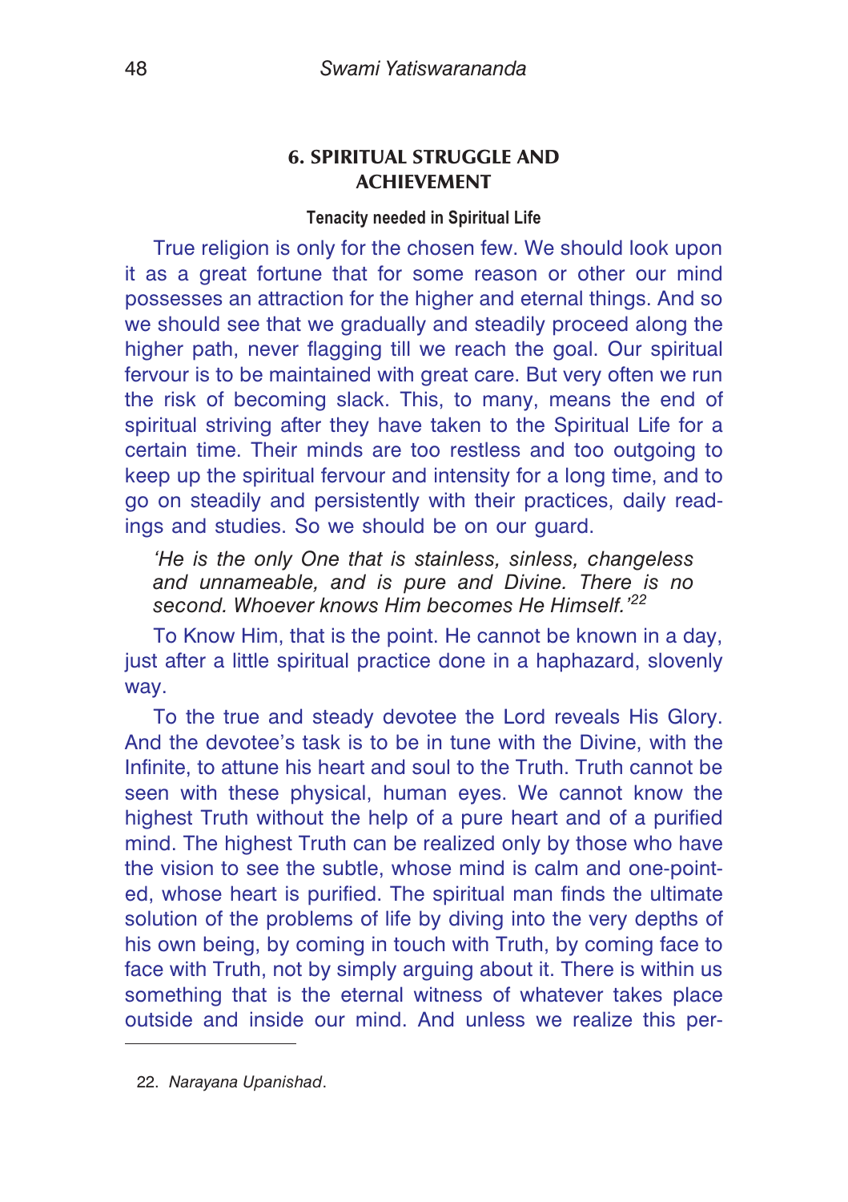## 6. SPIRITUAL STRUGGLE AND ACHIEVEMENT

### Tenacity needed in Spiritual Life

True religion is only for the chosen few. We should look upon it as a great fortune that for some reason or other our mind possesses an attraction for the higher and eternal things. And so we should see that we gradually and steadily proceed along the higher path, never flagging till we reach the goal. Our spiritual fervour is to be maintained with great care. But very often we run the risk of becoming slack. This, to many, means the end of spiritual striving after they have taken to the Spiritual Life for a certain time. Their minds are too restless and too outgoing to keep up the spiritual fervour and intensity for a long time, and to go on steadily and persistently with their practices, daily readings and studies. So we should be on our guard.

> *'He is the only One that is stainless, sinless, changeless and unnameable, and is pure and Divine. There is no second. Whoever knows Him becomes He Himself.'*[22]

To Know Him, that is the point. He cannot be known in a day, just after a little spiritual practice done in a haphazard, slovenly way.

To the true and steady devotee the Lord reveals His Glory. And the devotee's task is to be in tune with the Divine, with the Infinite, to attune his heart and soul to the Truth. Truth cannot be seen with these physical, human eyes. We cannot know the highest Truth without the help of a pure heart and of a purified mind. The highest Truth can be realized only by those who have the vision to see the subtle, whose mind is calm and one-pointed, whose heart is purified. The spiritual man finds the ultimate solution of the problems of life by diving into the very depths of his own being, by coming in touch with Truth, by coming face to face with Truth, not by simply arguing about it. There is within us something that is the eternal witness of whatever takes place outside and inside our mind. And unless we realize this per-

---

22. *Narayana Upanishad*.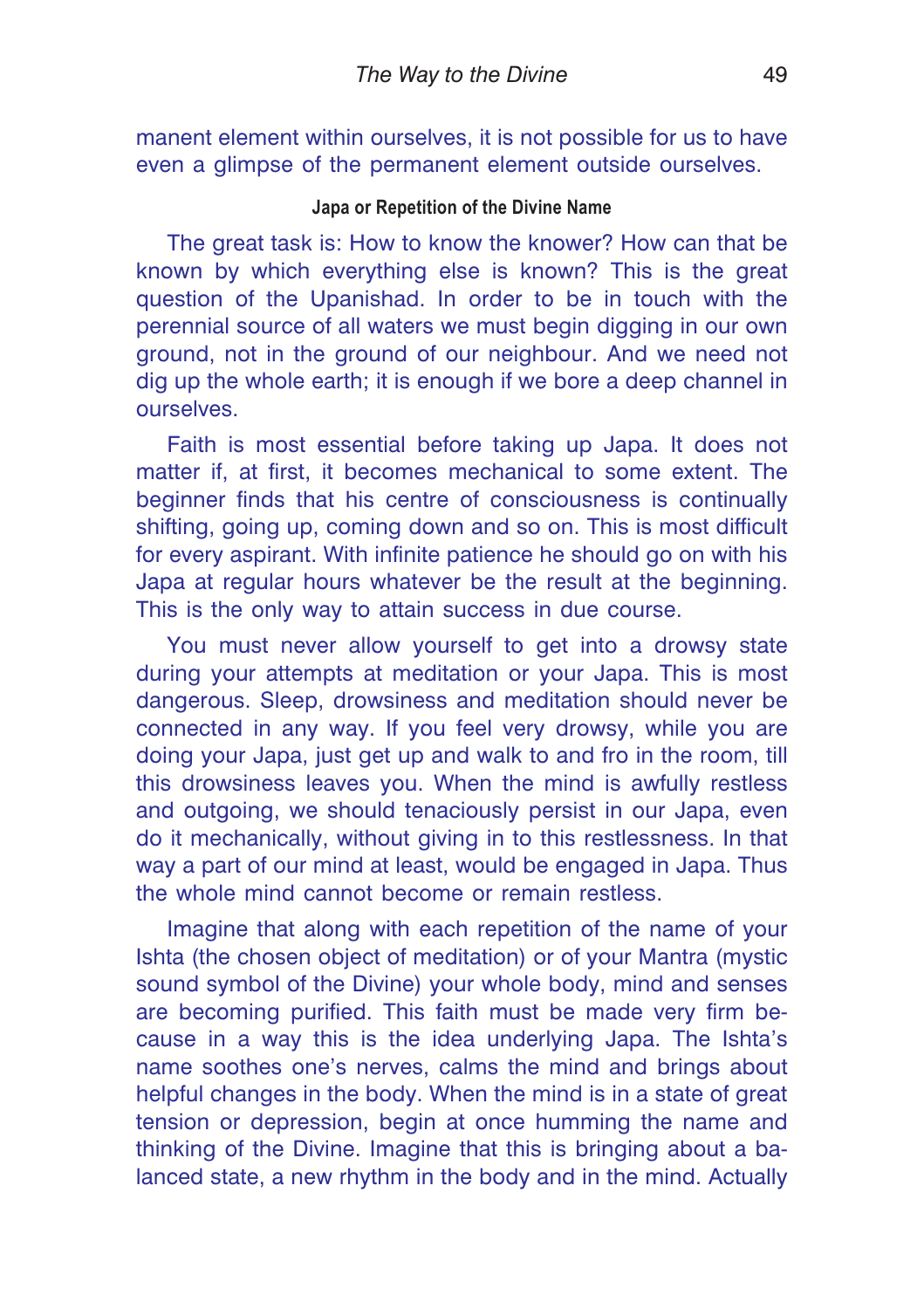manent element within ourselves, it is not possible for us to have even a glimpse of the permanent element outside ourselves.

### Japa or Repetition of the Divine Name

The great task is: How to know the knower? How can that be known by which everything else is known? This is the great question of the Upanishad. In order to be in touch with the perennial source of all waters we must begin digging in our own ground, not in the ground of our neighbour. And we need not dig up the whole earth; it is enough if we bore a deep channel in ourselves.

Faith is most essential before taking up Japa. It does not matter if, at first, it becomes mechanical to some extent. The beginner finds that his centre of consciousness is continually shifting, going up, coming down and so on. This is most difficult for every aspirant. With infinite patience he should go on with his Japa at regular hours whatever be the result at the beginning. This is the only way to attain success in due course.

You must never allow yourself to get into a drowsy state during your attempts at meditation or your Japa. This is most dangerous. Sleep, drowsiness and meditation should never be connected in any way. If you feel very drowsy, while you are doing your Japa, just get up and walk to and fro in the room, till this drowsiness leaves you. When the mind is awfully restless and outgoing, we should tenaciously persist in our Japa, even do it mechanically, without giving in to this restlessness. In that way a part of our mind at least, would be engaged in Japa. Thus the whole mind cannot become or remain restless.

Imagine that along with each repetition of the name of your Ishta (the chosen object of meditation) or of your Mantra (mystic sound symbol of the Divine) your whole body, mind and senses are becoming purified. This faith must be made very firm because in a way this is the idea underlying Japa. The Ishta's name soothes one's nerves, calms the mind and brings about helpful changes in the body. When the mind is in a state of great tension or depression, begin at once humming the name and thinking of the Divine. Imagine that this is bringing about a balanced state, a new rhythm in the body and in the mind. Actually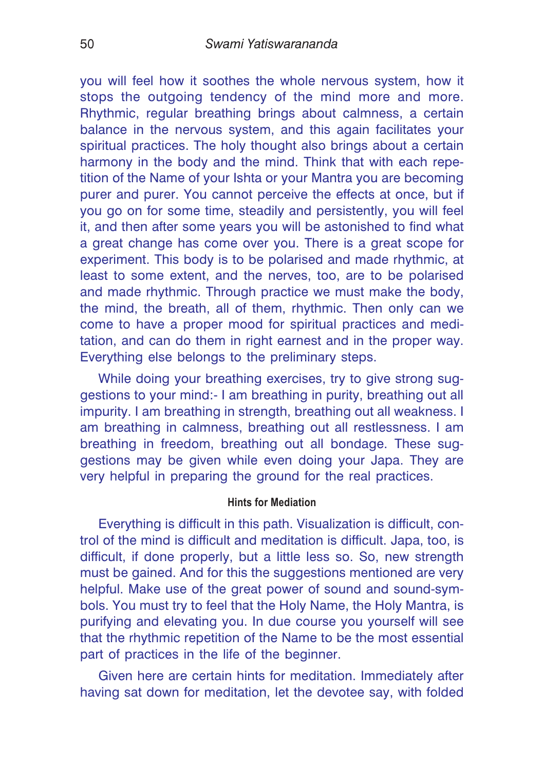you will feel how it soothes the whole nervous system, how it stops the outgoing tendency of the mind more and more. Rhythmic, regular breathing brings about calmness, a certain balance in the nervous system, and this again facilitates your spiritual practices. The holy thought also brings about a certain harmony in the body and the mind. Think that with each repetition of the Name of your Ishta or your Mantra you are becoming purer and purer. You cannot perceive the effects at once, but if you go on for some time, steadily and persistently, you will feel it, and then after some years you will be astonished to find what a great change has come over you. There is a great scope for experiment. This body is to be polarised and made rhythmic, at least to some extent, and the nerves, too, are to be polarised and made rhythmic. Through practice we must make the body, the mind, the breath, all of them, rhythmic. Then only can we come to have a proper mood for spiritual practices and meditation, and can do them in right earnest and in the proper way. Everything else belongs to the preliminary steps.

While doing your breathing exercises, try to give strong suggestions to your mind:- I am breathing in purity, breathing out all impurity. I am breathing in strength, breathing out all weakness. I am breathing in calmness, breathing out all restlessness. I am breathing in freedom, breathing out all bondage. These suggestions may be given while even doing your Japa. They are very helpful in preparing the ground for the real practices.

### Hints for Mediation

Everything is difficult in this path. Visualization is difficult, control of the mind is difficult and meditation is difficult. Japa, too, is difficult, if done properly, but a little less so. So, new strength must be gained. And for this the suggestions mentioned are very helpful. Make use of the great power of sound and sound-symbols. You must try to feel that the Holy Name, the Holy Mantra, is purifying and elevating you. In due course you yourself will see that the rhythmic repetition of the Name to be the most essential part of practices in the life of the beginner.

Given here are certain hints for meditation. Immediately after having sat down for meditation, let the devotee say, with folded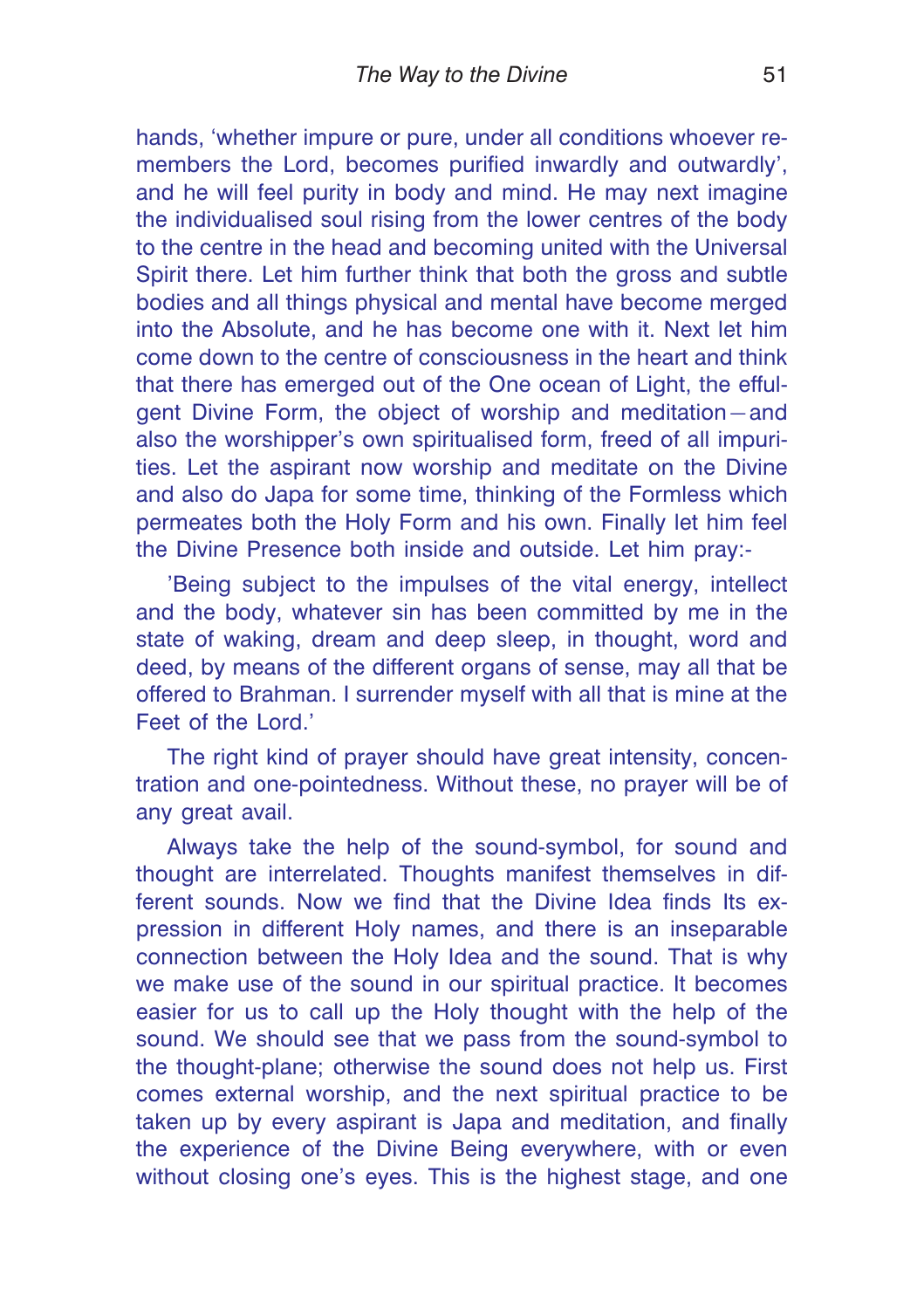hands, 'whether impure or pure, under all conditions whoever remembers the Lord, becomes purified inwardly and outwardly', and he will feel purity in body and mind. He may next imagine the individualised soul rising from the lower centres of the body to the centre in the head and becoming united with the Universal Spirit there. Let him further think that both the gross and subtle bodies and all things physical and mental have become merged into the Absolute, and he has become one with it. Next let him come down to the centre of consciousness in the heart and think that there has emerged out of the One ocean of Light, the effulgent Divine Form, the object of worship and meditation—and also the worshipper's own spiritualised form, freed of all impurities. Let the aspirant now worship and meditate on the Divine and also do Japa for some time, thinking of the Formless which permeates both the Holy Form and his own. Finally let him feel the Divine Presence both inside and outside. Let him pray:-

'Being subject to the impulses of the vital energy, intellect and the body, whatever sin has been committed by me in the state of waking, dream and deep sleep, in thought, word and deed, by means of the different organs of sense, may all that be offered to Brahman. I surrender myself with all that is mine at the Feet of the Lord.'

The right kind of prayer should have great intensity, concentration and one-pointedness. Without these, no prayer will be of any great avail.

Always take the help of the sound-symbol, for sound and thought are interrelated. Thoughts manifest themselves in different sounds. Now we find that the Divine Idea finds Its expression in different Holy names, and there is an inseparable connection between the Holy Idea and the sound. That is why we make use of the sound in our spiritual practice. It becomes easier for us to call up the Holy thought with the help of the sound. We should see that we pass from the sound-symbol to the thought-plane; otherwise the sound does not help us. First comes external worship, and the next spiritual practice to be taken up by every aspirant is Japa and meditation, and finally the experience of the Divine Being everywhere, with or even without closing one's eyes. This is the highest stage, and one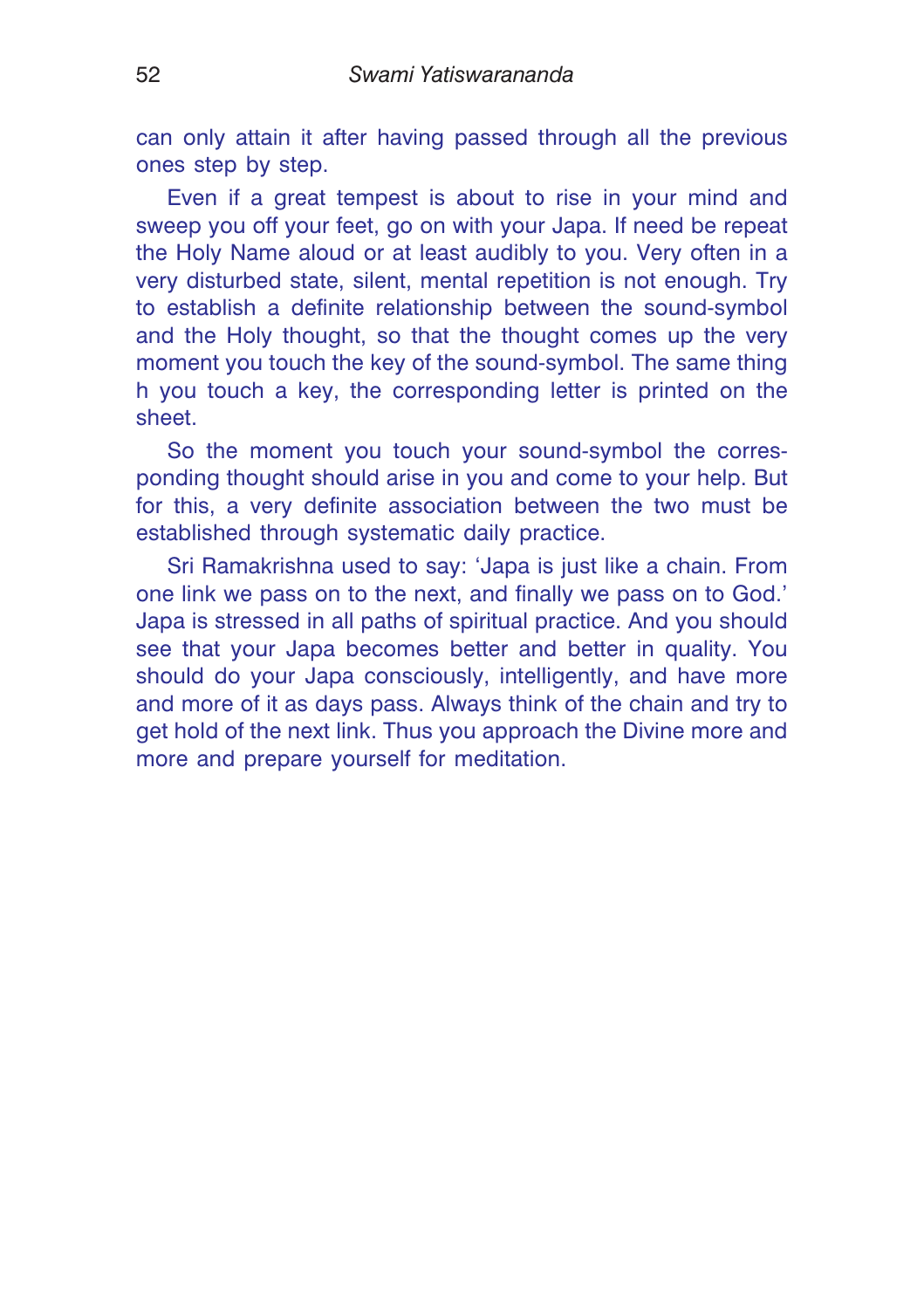can only attain it after having passed through all the previous ones step by step.

Even if a great tempest is about to rise in your mind and sweep you off your feet, go on with your Japa. If need be repeat the Holy Name aloud or at least audibly to you. Very often in a very disturbed state, silent, mental repetition is not enough. Try to establish a definite relationship between the sound-symbol and the Holy thought, so that the thought comes up the very moment you touch the key of the sound-symbol. The same thing h you touch a key, the corresponding letter is printed on the sheet.

So the moment you touch your sound-symbol the corresponding thought should arise in you and come to your help. But for this, a very definite association between the two must be established through systematic daily practice.

Sri Ramakrishna used to say: 'Japa is just like a chain. From one link we pass on to the next, and finally we pass on to God.' Japa is stressed in all paths of spiritual practice. And you should see that your Japa becomes better and better in quality. You should do your Japa consciously, intelligently, and have more and more of it as days pass. Always think of the chain and try to get hold of the next link. Thus you approach the Divine more and more and prepare yourself for meditation.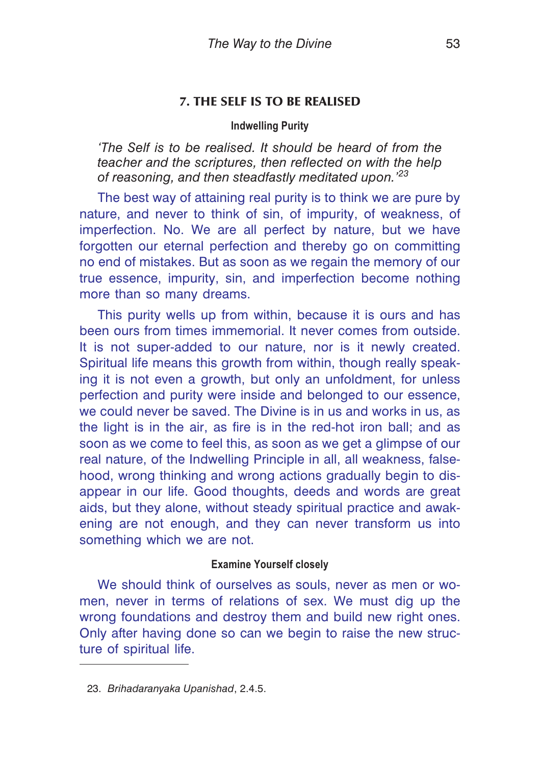## 7. THE SELF IS TO BE REALISED

### Indwelling Purity

*'The Self is to be realised. It should be heard of from the teacher and the scriptures, then reflected on with the help of reasoning, and then steadfastly meditated upon.'*[23]

The best way of attaining real purity is to think we are pure by nature, and never to think of sin, of impurity, of weakness, of imperfection. No. We are all perfect by nature, but we have forgotten our eternal perfection and thereby go on committing no end of mistakes. But as soon as we regain the memory of our true essence, impurity, sin, and imperfection become nothing more than so many dreams.

This purity wells up from within, because it is ours and has been ours from times immemorial. It never comes from outside. It is not super-added to our nature, nor is it newly created. Spiritual life means this growth from within, though really speaking it is not even a growth, but only an unfoldment, for unless perfection and purity were inside and belonged to our essence, we could never be saved. The Divine is in us and works in us, as the light is in the air, as fire is in the red-hot iron ball; and as soon as we come to feel this, as soon as we get a glimpse of our real nature, of the Indwelling Principle in all, all weakness, falsehood, wrong thinking and wrong actions gradually begin to disappear in our life. Good thoughts, deeds and words are great aids, but they alone, without steady spiritual practice and awakening are not enough, and they can never transform us into something which we are not.

### Examine Yourself closely

We should think of ourselves as souls, never as men or women, never in terms of relations of sex. We must dig up the wrong foundations and destroy them and build new right ones. Only after having done so can we begin to raise the new structure of spiritual life.

---

23. *Brihadaranyaka Upanishad*, 2.4.5.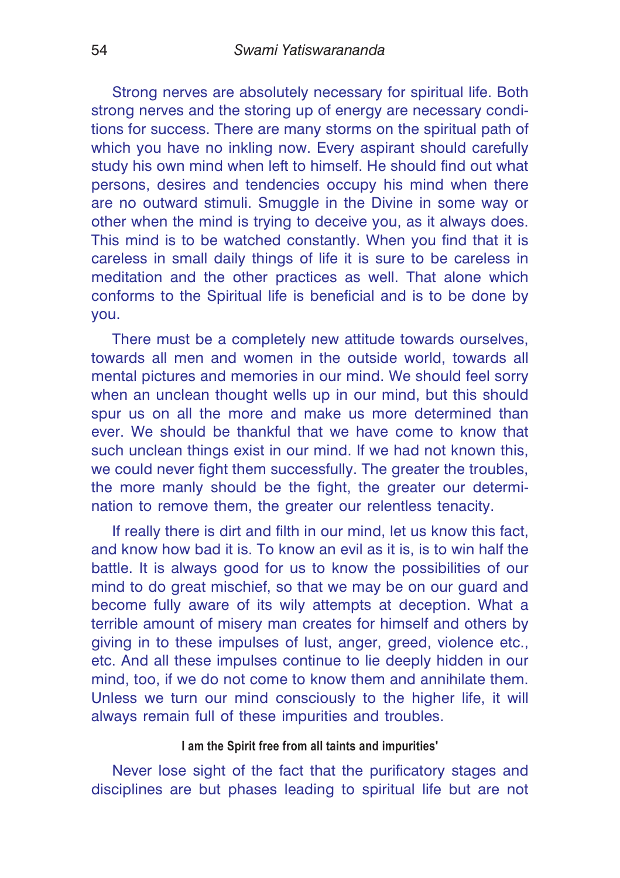Strong nerves are absolutely necessary for spiritual life. Both strong nerves and the storing up of energy are necessary conditions for success. There are many storms on the spiritual path of which you have no inkling now. Every aspirant should carefully study his own mind when left to himself. He should find out what persons, desires and tendencies occupy his mind when there are no outward stimuli. Smuggle in the Divine in some way or other when the mind is trying to deceive you, as it always does. This mind is to be watched constantly. When you find that it is careless in small daily things of life it is sure to be careless in meditation and the other practices as well. That alone which conforms to the Spiritual life is beneficial and is to be done by you.

There must be a completely new attitude towards ourselves, towards all men and women in the outside world, towards all mental pictures and memories in our mind. We should feel sorry when an unclean thought wells up in our mind, but this should spur us on all the more and make us more determined than ever. We should be thankful that we have come to know that such unclean things exist in our mind. If we had not known this, we could never fight them successfully. The greater the troubles, the more manly should be the fight, the greater our determination to remove them, the greater our relentless tenacity.

If really there is dirt and filth in our mind, let us know this fact, and know how bad it is. To know an evil as it is, is to win half the battle. It is always good for us to know the possibilities of our mind to do great mischief, so that we may be on our guard and become fully aware of its wily attempts at deception. What a terrible amount of misery man creates for himself and others by giving in to these impulses of lust, anger, greed, violence etc., etc. And all these impulses continue to lie deeply hidden in our mind, too, if we do not come to know them and annihilate them. Unless we turn our mind consciously to the higher life, it will always remain full of these impurities and troubles.

**I am the Spirit free from all taints and impurities'**

Never lose sight of the fact that the purificatory stages and disciplines are but phases leading to spiritual life but are not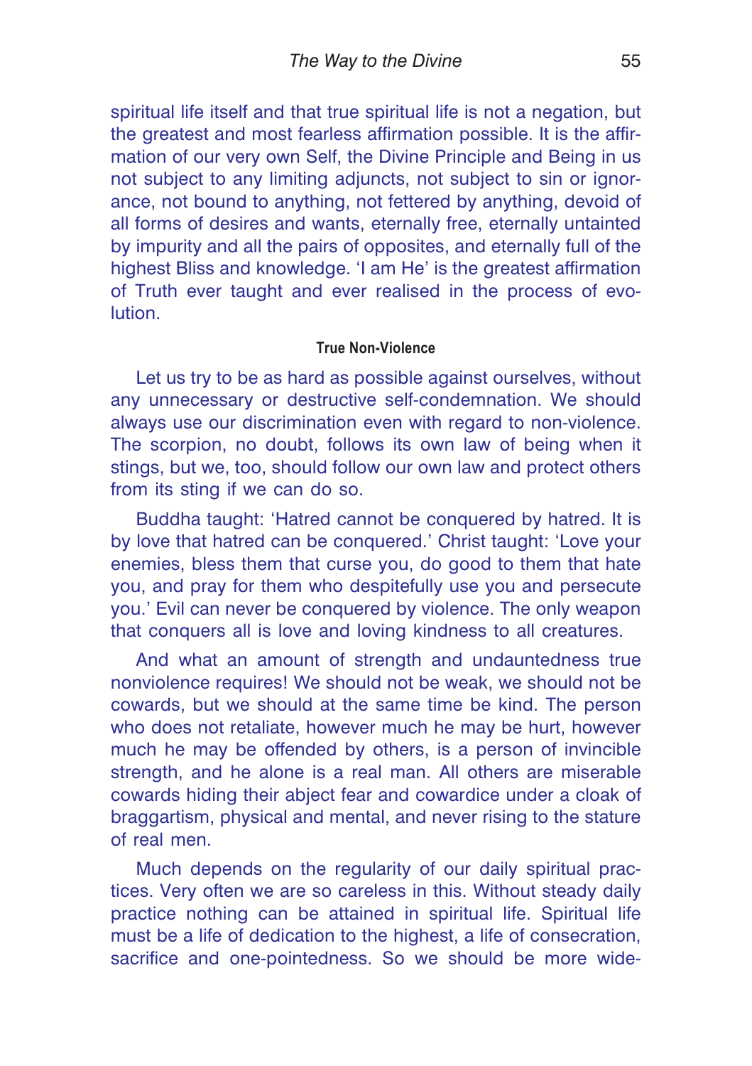spiritual life itself and that true spiritual life is not a negation, but the greatest and most fearless affirmation possible. It is the affirmation of our very own Self, the Divine Principle and Being in us not subject to any limiting adjuncts, not subject to sin or ignorance, not bound to anything, not fettered by anything, devoid of all forms of desires and wants, eternally free, eternally untainted by impurity and all the pairs of opposites, and eternally full of the highest Bliss and knowledge. 'I am He' is the greatest affirmation of Truth ever taught and ever realised in the process of evolution.

#### True Non-Violence

Let us try to be as hard as possible against ourselves, without any unnecessary or destructive self-condemnation. We should always use our discrimination even with regard to non-violence. The scorpion, no doubt, follows its own law of being when it stings, but we, too, should follow our own law and protect others from its sting if we can do so.

Buddha taught: 'Hatred cannot be conquered by hatred. It is by love that hatred can be conquered.' Christ taught: 'Love your enemies, bless them that curse you, do good to them that hate you, and pray for them who despitefully use you and persecute you.' Evil can never be conquered by violence. The only weapon that conquers all is love and loving kindness to all creatures.

And what an amount of strength and undauntedness true nonviolence requires! We should not be weak, we should not be cowards, but we should at the same time be kind. The person who does not retaliate, however much he may be hurt, however much he may be offended by others, is a person of invincible strength, and he alone is a real man. All others are miserable cowards hiding their abject fear and cowardice under a cloak of braggartism, physical and mental, and never rising to the stature of real men.

Much depends on the regularity of our daily spiritual practices. Very often we are so careless in this. Without steady daily practice nothing can be attained in spiritual life. Spiritual life must be a life of dedication to the highest, a life of consecration, sacrifice and one-pointedness. So we should be more wide-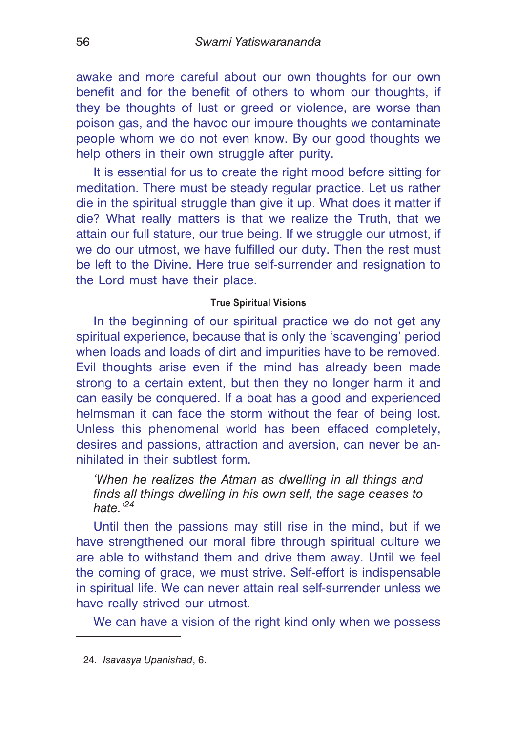awake and more careful about our own thoughts for our own benefit and for the benefit of others to whom our thoughts, if they be thoughts of lust or greed or violence, are worse than poison gas, and the havoc our impure thoughts we contaminate people whom we do not even know. By our good thoughts we help others in their own struggle after purity.

It is essential for us to create the right mood before sitting for meditation. There must be steady regular practice. Let us rather die in the spiritual struggle than give it up. What does it matter if die? What really matters is that we realize the Truth, that we attain our full stature, our true being. If we struggle our utmost, if we do our utmost, we have fulfilled our duty. Then the rest must be left to the Divine. Here true self-surrender and resignation to the Lord must have their place.

#### True Spiritual Visions

In the beginning of our spiritual practice we do not get any spiritual experience, because that is only the 'scavenging' period when loads and loads of dirt and impurities have to be removed. Evil thoughts arise even if the mind has already been made strong to a certain extent, but then they no longer harm it and can easily be conquered. If a boat has a good and experienced helmsman it can face the storm without the fear of being lost. Unless this phenomenal world has been effaced completely, desires and passions, attraction and aversion, can never be annihilated in their subtlest form.

> *'When he realizes the Atman as dwelling in all things and finds all things dwelling in his own self, the sage ceases to hate.'*[24]

Until then the passions may still rise in the mind, but if we have strengthened our moral fibre through spiritual culture we are able to withstand them and drive them away. Until we feel the coming of grace, we must strive. Self-effort is indispensable in spiritual life. We can never attain real self-surrender unless we have really strived our utmost.

We can have a vision of the right kind only when we possess

---

24. *Isavasya Upanishad*, 6.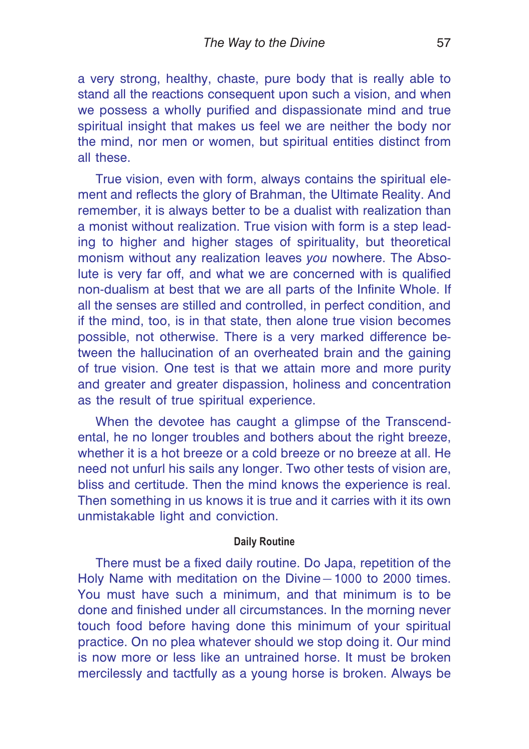a very strong, healthy, chaste, pure body that is really able to stand all the reactions consequent upon such a vision, and when we possess a wholly purified and dispassionate mind and true spiritual insight that makes us feel we are neither the body nor the mind, nor men or women, but spiritual entities distinct from all these.

True vision, even with form, always contains the spiritual element and reflects the glory of Brahman, the Ultimate Reality. And remember, it is always better to be a dualist with realization than a monist without realization. True vision with form is a step leading to higher and higher stages of spirituality, but theoretical monism without any realization leaves *you* nowhere. The Absolute is very far off, and what we are concerned with is qualified non-dualism at best that we are all parts of the Infinite Whole. If all the senses are stilled and controlled, in perfect condition, and if the mind, too, is in that state, then alone true vision becomes possible, not otherwise. There is a very marked difference between the hallucination of an overheated brain and the gaining of true vision. One test is that we attain more and more purity and greater and greater dispassion, holiness and concentration as the result of true spiritual experience.

When the devotee has caught a glimpse of the Transcendental, he no longer troubles and bothers about the right breeze, whether it is a hot breeze or a cold breeze or no breeze at all. He need not unfurl his sails any longer. Two other tests of vision are, bliss and certitude. Then the mind knows the experience is real. Then something in us knows it is true and it carries with it its own unmistakable light and conviction.

#### Daily Routine

There must be a fixed daily routine. Do Japa, repetition of the Holy Name with meditation on the Divine—1000 to 2000 times. You must have such a minimum, and that minimum is to be done and finished under all circumstances. In the morning never touch food before having done this minimum of your spiritual practice. On no plea whatever should we stop doing it. Our mind is now more or less like an untrained horse. It must be broken mercilessly and tactfully as a young horse is broken. Always be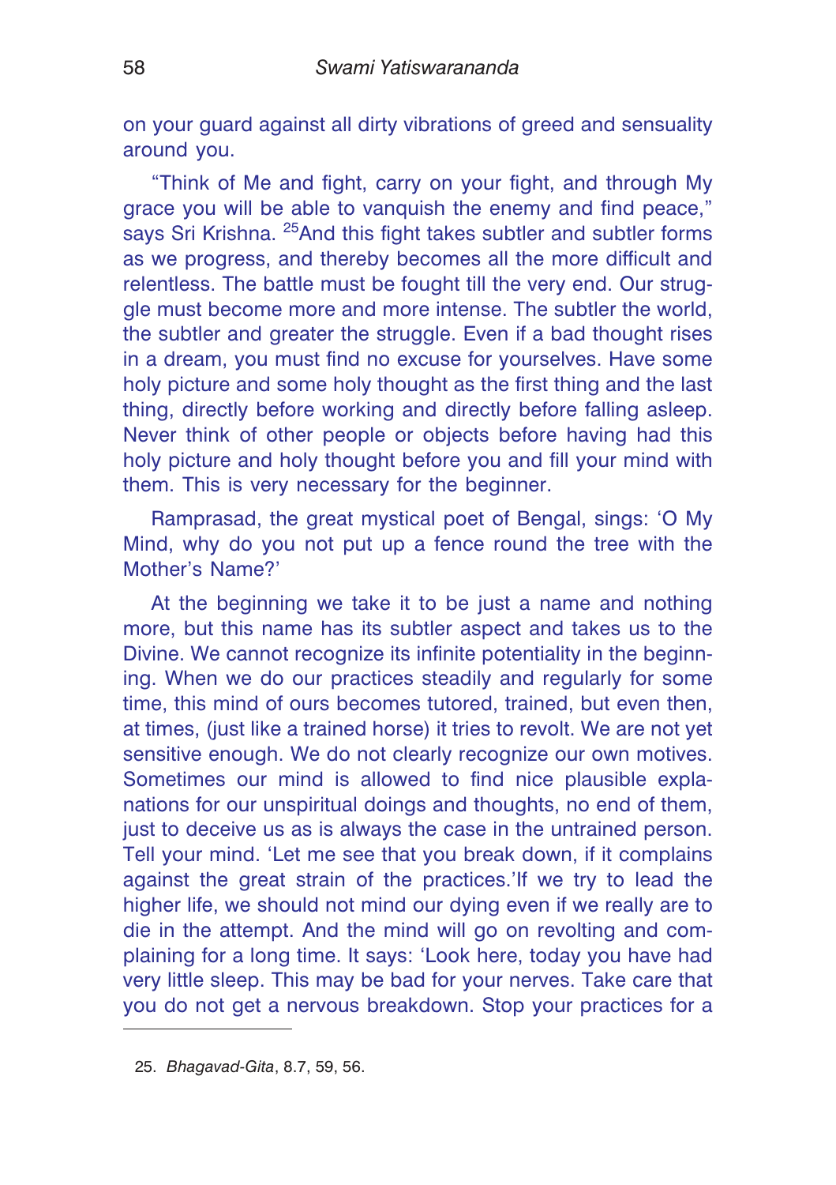on your guard against all dirty vibrations of greed and sensuality around you.

"Think of Me and fight, carry on your fight, and through My grace you will be able to vanquish the enemy and find peace," says Sri Krishna. [25]And this fight takes subtler and subtler forms as we progress, and thereby becomes all the more difficult and relentless. The battle must be fought till the very end. Our struggle must become more and more intense. The subtler the world, the subtler and greater the struggle. Even if a bad thought rises in a dream, you must find no excuse for yourselves. Have some holy picture and some holy thought as the first thing and the last thing, directly before working and directly before falling asleep. Never think of other people or objects before having had this holy picture and holy thought before you and fill your mind with them. This is very necessary for the beginner.

Ramprasad, the great mystical poet of Bengal, sings: 'O My Mind, why do you not put up a fence round the tree with the Mother's Name?'

At the beginning we take it to be just a name and nothing more, but this name has its subtler aspect and takes us to the Divine. We cannot recognize its infinite potentiality in the beginning. When we do our practices steadily and regularly for some time, this mind of ours becomes tutored, trained, but even then, at times, (just like a trained horse) it tries to revolt. We are not yet sensitive enough. We do not clearly recognize our own motives. Sometimes our mind is allowed to find nice plausible explanations for our unspiritual doings and thoughts, no end of them, just to deceive us as is always the case in the untrained person. Tell your mind. 'Let me see that you break down, if it complains against the great strain of the practices.'If we try to lead the higher life, we should not mind our dying even if we really are to die in the attempt. And the mind will go on revolting and complaining for a long time. It says: 'Look here, today you have had very little sleep. This may be bad for your nerves. Take care that you do not get a nervous breakdown. Stop your practices for a

---

25. *Bhagavad-Gita*, 8.7, 59, 56.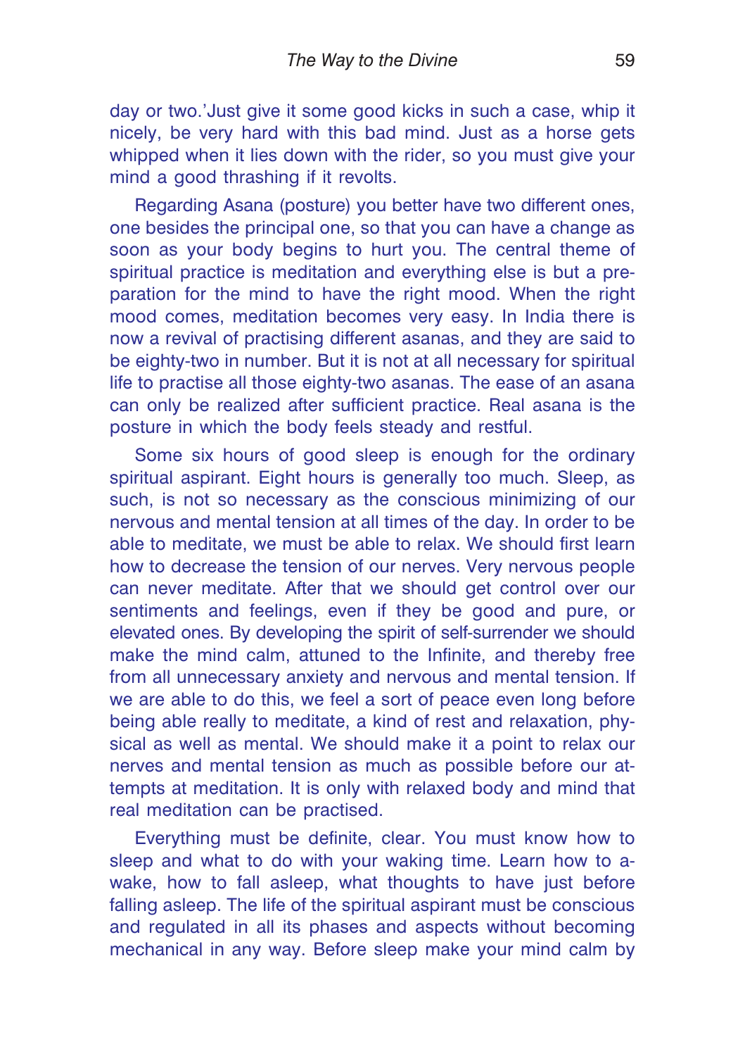day or two.'Just give it some good kicks in such a case, whip it nicely, be very hard with this bad mind. Just as a horse gets whipped when it lies down with the rider, so you must give your mind a good thrashing if it revolts.

Regarding Asana (posture) you better have two different ones, one besides the principal one, so that you can have a change as soon as your body begins to hurt you. The central theme of spiritual practice is meditation and everything else is but a preparation for the mind to have the right mood. When the right mood comes, meditation becomes very easy. In India there is now a revival of practising different asanas, and they are said to be eighty-two in number. But it is not at all necessary for spiritual life to practise all those eighty-two asanas. The ease of an asana can only be realized after sufficient practice. Real asana is the posture in which the body feels steady and restful.

Some six hours of good sleep is enough for the ordinary spiritual aspirant. Eight hours is generally too much. Sleep, as such, is not so necessary as the conscious minimizing of our nervous and mental tension at all times of the day. In order to be able to meditate, we must be able to relax. We should first learn how to decrease the tension of our nerves. Very nervous people can never meditate. After that we should get control over our sentiments and feelings, even if they be good and pure, or elevated ones. By developing the spirit of self-surrender we should make the mind calm, attuned to the Infinite, and thereby free from all unnecessary anxiety and nervous and mental tension. If we are able to do this, we feel a sort of peace even long before being able really to meditate, a kind of rest and relaxation, physical as well as mental. We should make it a point to relax our nerves and mental tension as much as possible before our attempts at meditation. It is only with relaxed body and mind that real meditation can be practised.

Everything must be definite, clear. You must know how to sleep and what to do with your waking time. Learn how to awake, how to fall asleep, what thoughts to have just before falling asleep. The life of the spiritual aspirant must be conscious and regulated in all its phases and aspects without becoming mechanical in any way. Before sleep make your mind calm by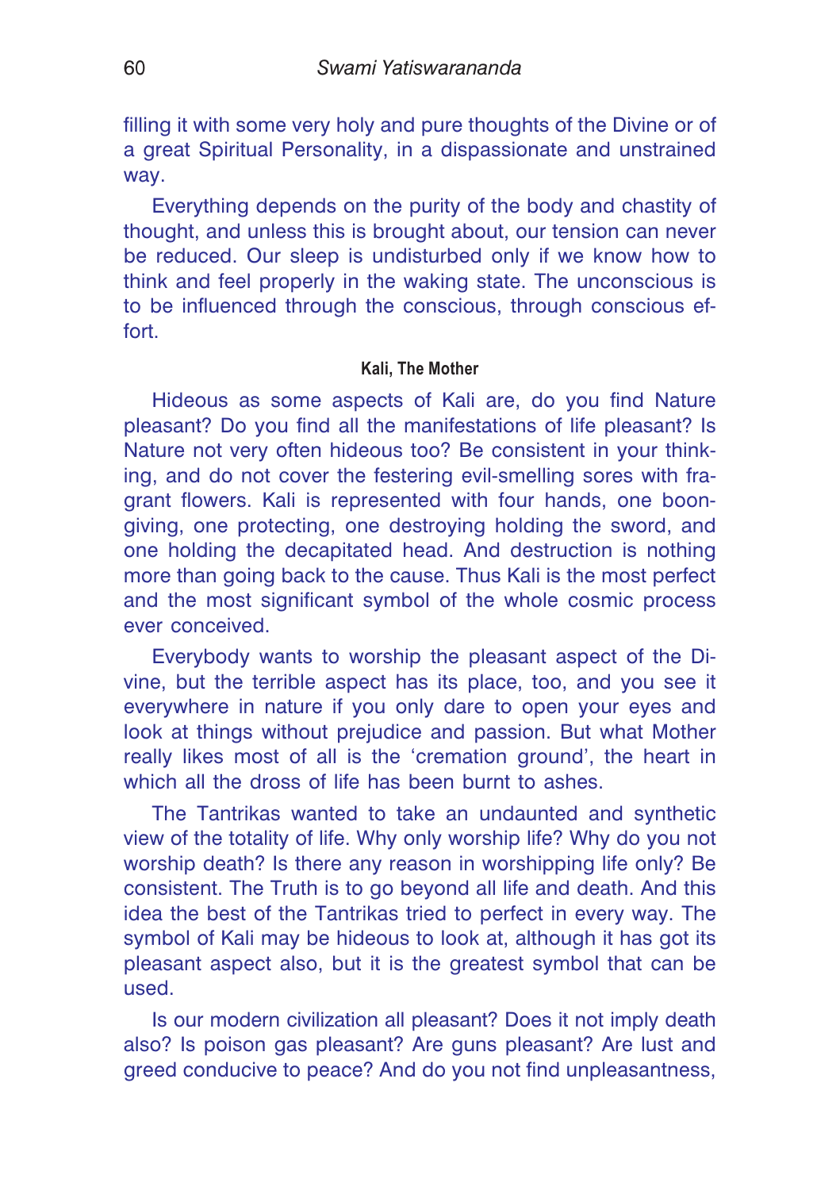filling it with some very holy and pure thoughts of the Divine or of a great Spiritual Personality, in a dispassionate and unstrained way.

Everything depends on the purity of the body and chastity of thought, and unless this is brought about, our tension can never be reduced. Our sleep is undisturbed only if we know how to think and feel properly in the waking state. The unconscious is to be influenced through the conscious, through conscious effort.

### Kali, The Mother

Hideous as some aspects of Kali are, do you find Nature pleasant? Do you find all the manifestations of life pleasant? Is Nature not very often hideous too? Be consistent in your thinking, and do not cover the festering evil-smelling sores with fragrant flowers. Kali is represented with four hands, one boon-giving, one protecting, one destroying holding the sword, and one holding the decapitated head. And destruction is nothing more than going back to the cause. Thus Kali is the most perfect and the most significant symbol of the whole cosmic process ever conceived.

Everybody wants to worship the pleasant aspect of the Divine, but the terrible aspect has its place, too, and you see it everywhere in nature if you only dare to open your eyes and look at things without prejudice and passion. But what Mother really likes most of all is the 'cremation ground', the heart in which all the dross of life has been burnt to ashes.

The Tantrikas wanted to take an undaunted and synthetic view of the totality of life. Why only worship life? Why do you not worship death? Is there any reason in worshipping life only? Be consistent. The Truth is to go beyond all life and death. And this idea the best of the Tantrikas tried to perfect in every way. The symbol of Kali may be hideous to look at, although it has got its pleasant aspect also, but it is the greatest symbol that can be used.

Is our modern civilization all pleasant? Does it not imply death also? Is poison gas pleasant? Are guns pleasant? Are lust and greed conducive to peace? And do you not find unpleasantness,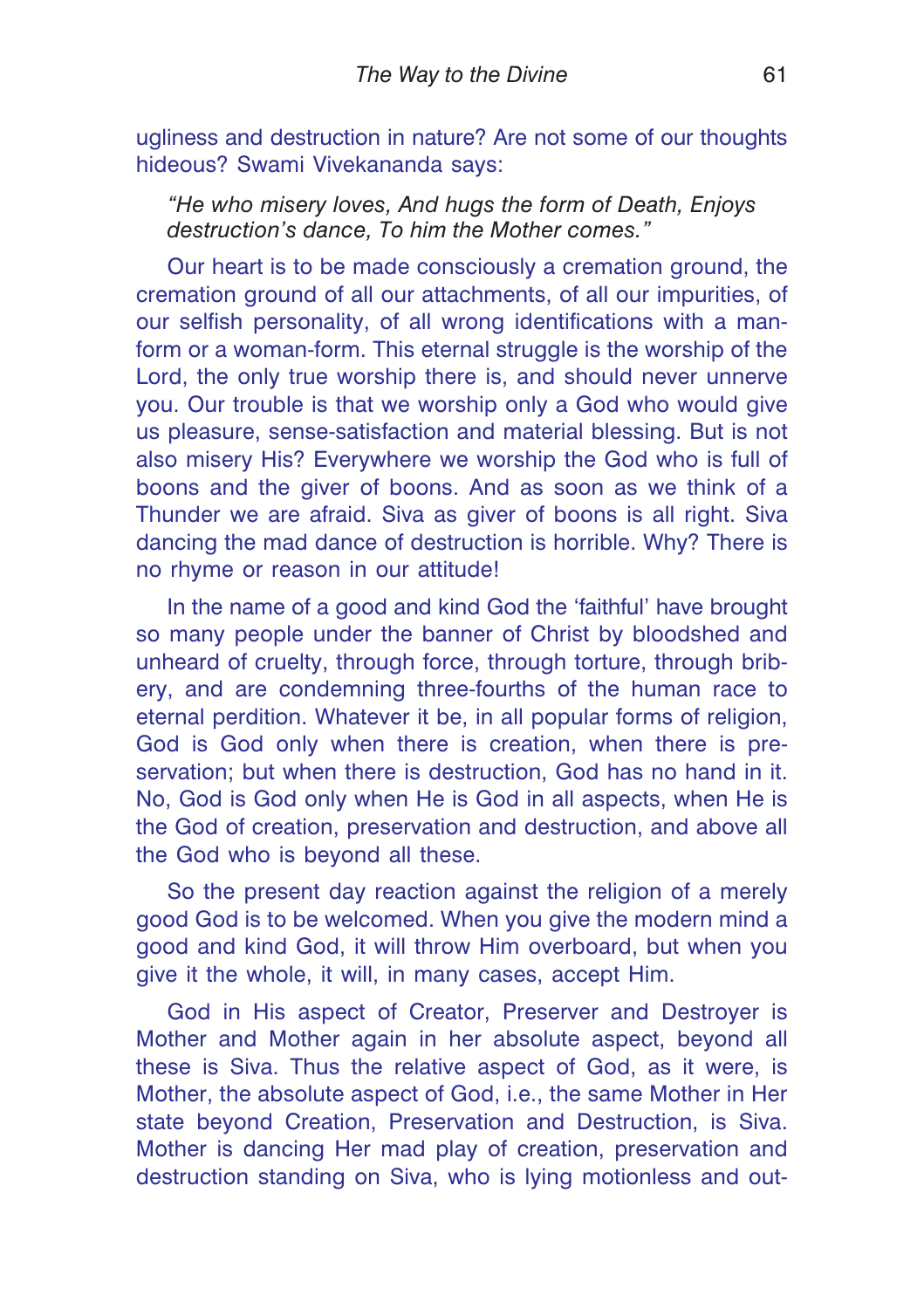ugliness and destruction in nature? Are not some of our thoughts hideous? Swami Vivekananda says:

> *"He who misery loves, And hugs the form of Death, Enjoys destruction's dance, To him the Mother comes."*

Our heart is to be made consciously a cremation ground, the cremation ground of all our attachments, of all our impurities, of our selfish personality, of all wrong identifications with a man-form or a woman-form. This eternal struggle is the worship of the Lord, the only true worship there is, and should never unnerve you. Our trouble is that we worship only a God who would give us pleasure, sense-satisfaction and material blessing. But is not also misery His? Everywhere we worship the God who is full of boons and the giver of boons. And as soon as we think of a Thunder we are afraid. Siva as giver of boons is all right. Siva dancing the mad dance of destruction is horrible. Why? There is no rhyme or reason in our attitude!

In the name of a good and kind God the 'faithful' have brought so many people under the banner of Christ by bloodshed and unheard of cruelty, through force, through torture, through bribery, and are condemning three-fourths of the human race to eternal perdition. Whatever it be, in all popular forms of religion, God is God only when there is creation, when there is preservation; but when there is destruction, God has no hand in it. No, God is God only when He is God in all aspects, when He is the God of creation, preservation and destruction, and above all the God who is beyond all these.

So the present day reaction against the religion of a merely good God is to be welcomed. When you give the modern mind a good and kind God, it will throw Him overboard, but when you give it the whole, it will, in many cases, accept Him.

God in His aspect of Creator, Preserver and Destroyer is Mother and Mother again in her absolute aspect, beyond all these is Siva. Thus the relative aspect of God, as it were, is Mother, the absolute aspect of God, i.e., the same Mother in Her state beyond Creation, Preservation and Destruction, is Siva. Mother is dancing Her mad play of creation, preservation and destruction standing on Siva, who is lying motionless and out-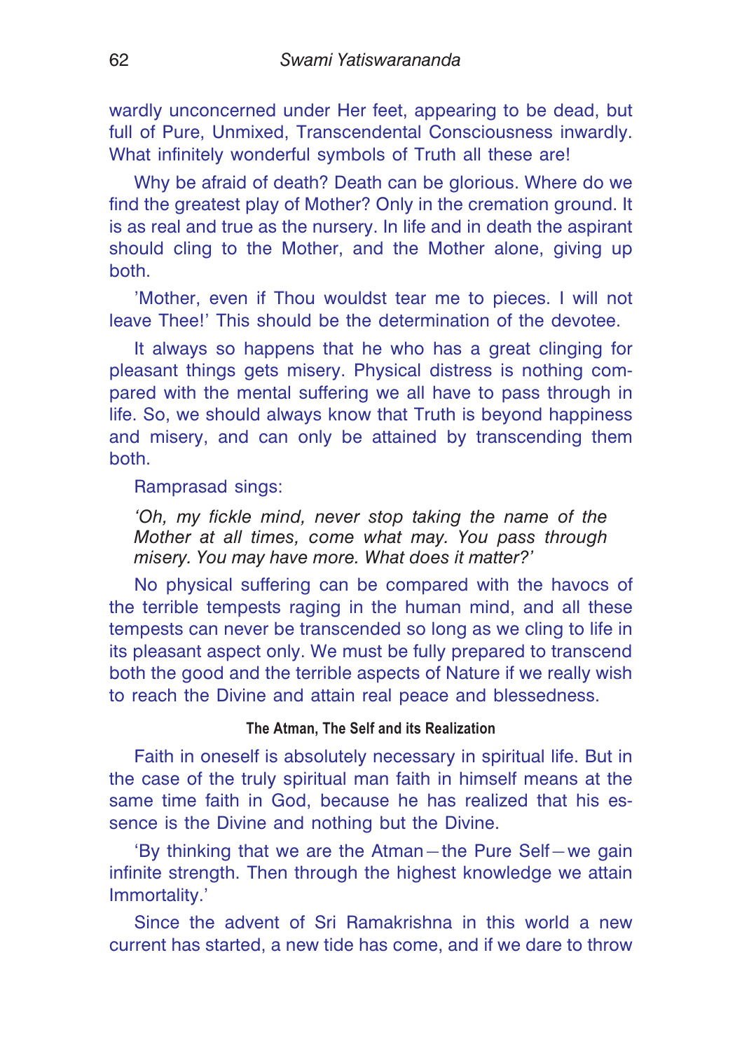wardly unconcerned under Her feet, appearing to be dead, but full of Pure, Unmixed, Transcendental Consciousness inwardly. What infinitely wonderful symbols of Truth all these are!

Why be afraid of death? Death can be glorious. Where do we find the greatest play of Mother? Only in the cremation ground. It is as real and true as the nursery. In life and in death the aspirant should cling to the Mother, and the Mother alone, giving up both.

'Mother, even if Thou wouldst tear me to pieces. I will not leave Thee!' This should be the determination of the devotee.

It always so happens that he who has a great clinging for pleasant things gets misery. Physical distress is nothing compared with the mental suffering we all have to pass through in life. So, we should always know that Truth is beyond happiness and misery, and can only be attained by transcending them both.

Ramprasad sings:

> *'Oh, my fickle mind, never stop taking the name of the Mother at all times, come what may. You pass through misery. You may have more. What does it matter?'*

No physical suffering can be compared with the havocs of the terrible tempests raging in the human mind, and all these tempests can never be transcended so long as we cling to life in its pleasant aspect only. We must be fully prepared to transcend both the good and the terrible aspects of Nature if we really wish to reach the Divine and attain real peace and blessedness.

#### The Atman, The Self and its Realization

Faith in oneself is absolutely necessary in spiritual life. But in the case of the truly spiritual man faith in himself means at the same time faith in God, because he has realized that his essence is the Divine and nothing but the Divine.

'By thinking that we are the Atman—the Pure Self—we gain infinite strength. Then through the highest knowledge we attain Immortality.'

Since the advent of Sri Ramakrishna in this world a new current has started, a new tide has come, and if we dare to throw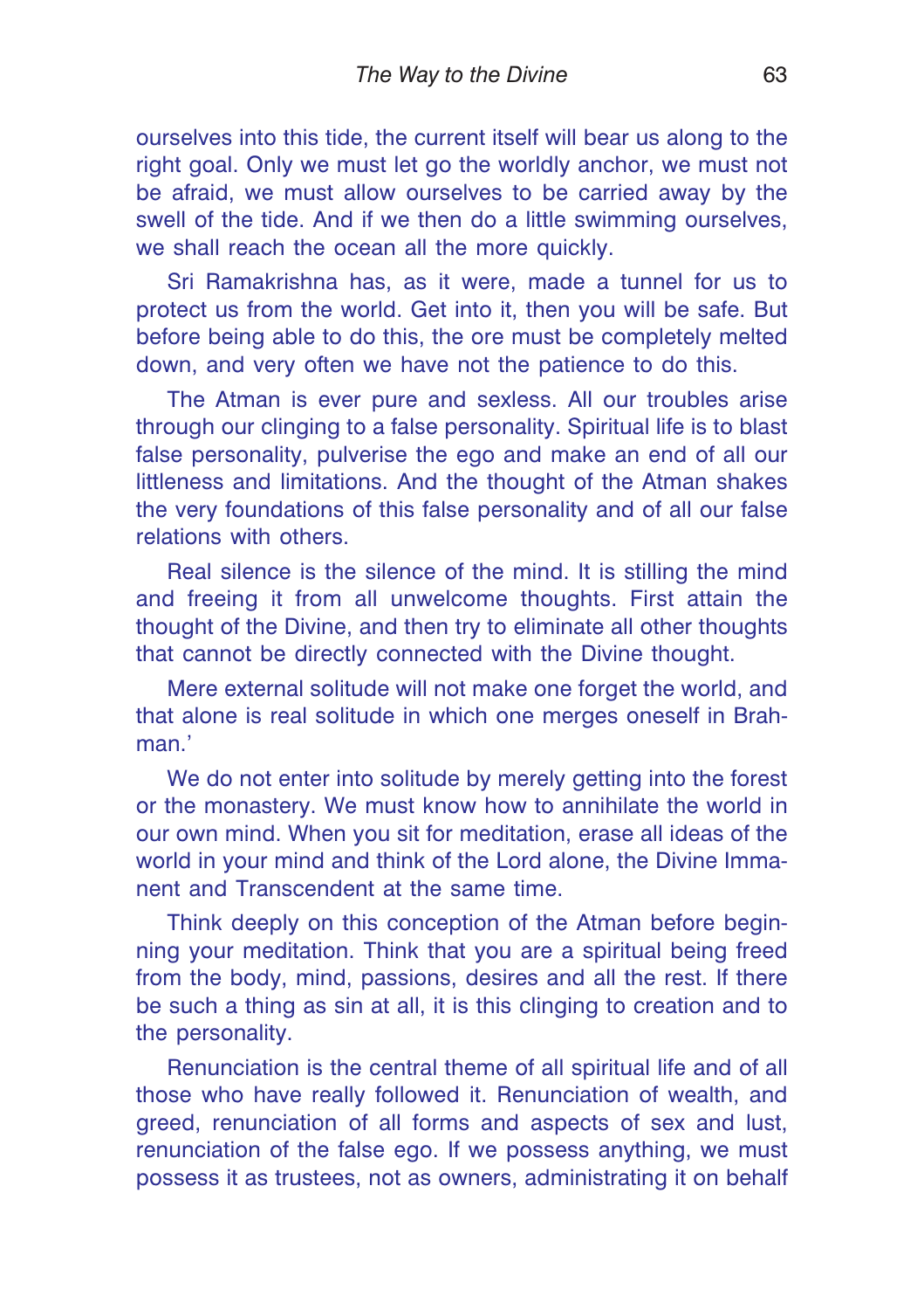ourselves into this tide, the current itself will bear us along to the right goal. Only we must let go the worldly anchor, we must not be afraid, we must allow ourselves to be carried away by the swell of the tide. And if we then do a little swimming ourselves, we shall reach the ocean all the more quickly.

Sri Ramakrishna has, as it were, made a tunnel for us to protect us from the world. Get into it, then you will be safe. But before being able to do this, the ore must be completely melted down, and very often we have not the patience to do this.

The Atman is ever pure and sexless. All our troubles arise through our clinging to a false personality. Spiritual life is to blast false personality, pulverise the ego and make an end of all our littleness and limitations. And the thought of the Atman shakes the very foundations of this false personality and of all our false relations with others.

Real silence is the silence of the mind. It is stilling the mind and freeing it from all unwelcome thoughts. First attain the thought of the Divine, and then try to eliminate all other thoughts that cannot be directly connected with the Divine thought.

Mere external solitude will not make one forget the world, and that alone is real solitude in which one merges oneself in Brahman.'

We do not enter into solitude by merely getting into the forest or the monastery. We must know how to annihilate the world in our own mind. When you sit for meditation, erase all ideas of the world in your mind and think of the Lord alone, the Divine Immanent and Transcendent at the same time.

Think deeply on this conception of the Atman before beginning your meditation. Think that you are a spiritual being freed from the body, mind, passions, desires and all the rest. If there be such a thing as sin at all, it is this clinging to creation and to the personality.

Renunciation is the central theme of all spiritual life and of all those who have really followed it. Renunciation of wealth, and greed, renunciation of all forms and aspects of sex and lust, renunciation of the false ego. If we possess anything, we must possess it as trustees, not as owners, administrating it on behalf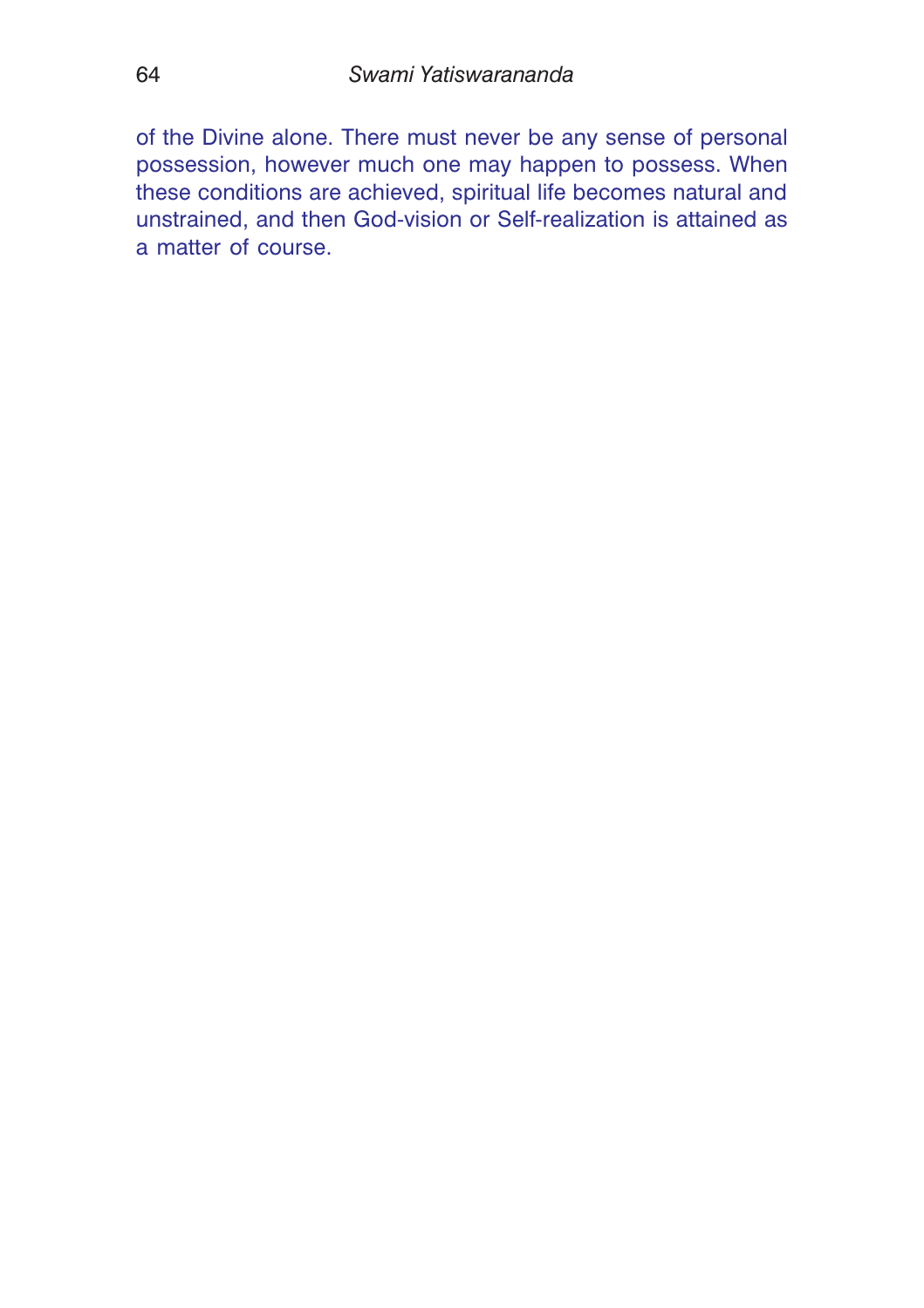of the Divine alone. There must never be any sense of personal possession, however much one may happen to possess. When these conditions are achieved, spiritual life becomes natural and unstrained, and then God-vision or Self-realization is attained as a matter of course.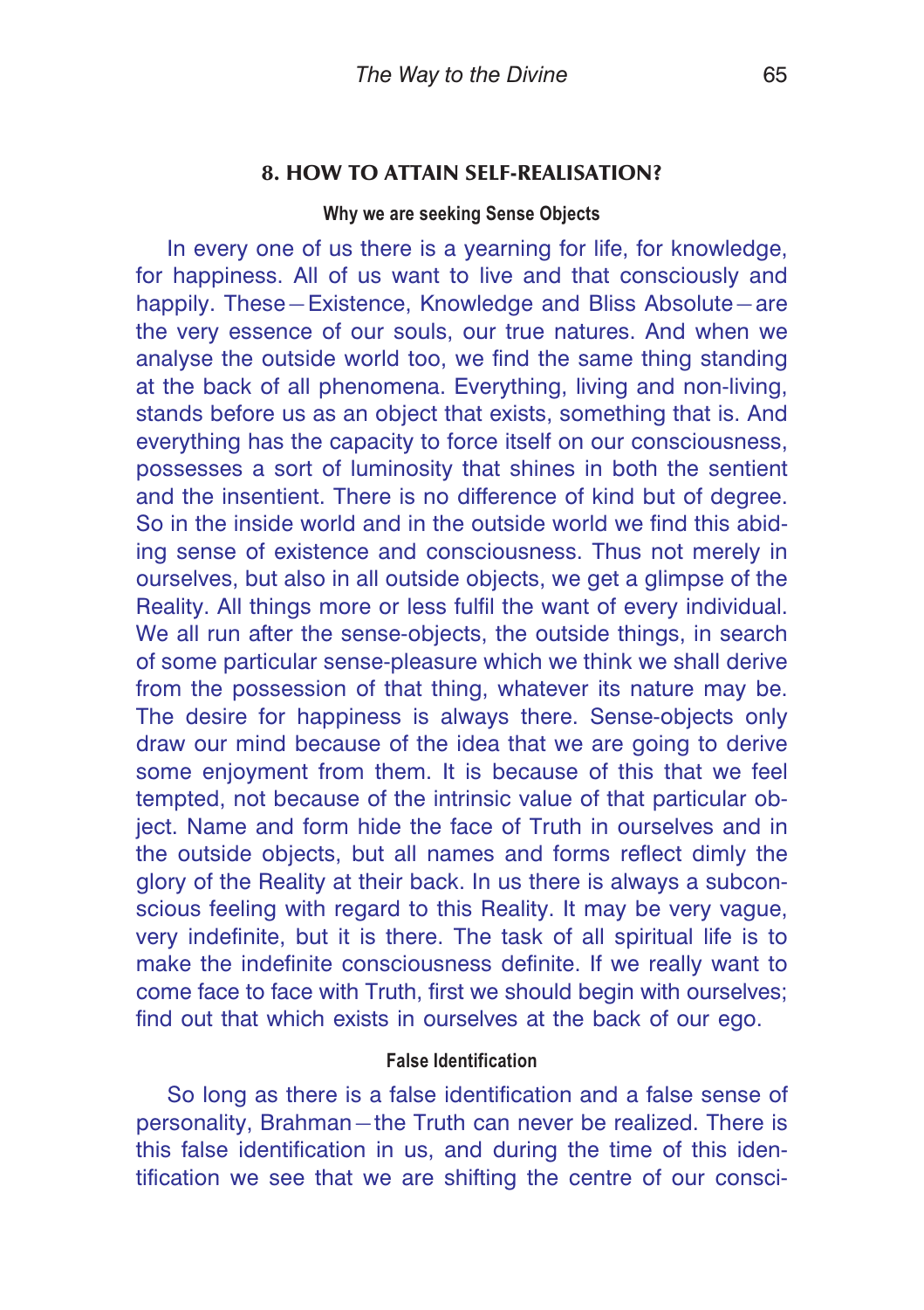## 8. HOW TO ATTAIN SELF-REALISATION?

### Why we are seeking Sense Objects

In every one of us there is a yearning for life, for knowledge, for happiness. All of us want to live and that consciously and happily. These—Existence, Knowledge and Bliss Absolute—are the very essence of our souls, our true natures. And when we analyse the outside world too, we find the same thing standing at the back of all phenomena. Everything, living and non-living, stands before us as an object that exists, something that is. And everything has the capacity to force itself on our consciousness, possesses a sort of luminosity that shines in both the sentient and the insentient. There is no difference of kind but of degree. So in the inside world and in the outside world we find this abiding sense of existence and consciousness. Thus not merely in ourselves, but also in all outside objects, we get a glimpse of the Reality. All things more or less fulfil the want of every individual. We all run after the sense-objects, the outside things, in search of some particular sense-pleasure which we think we shall derive from the possession of that thing, whatever its nature may be. The desire for happiness is always there. Sense-objects only draw our mind because of the idea that we are going to derive some enjoyment from them. It is because of this that we feel tempted, not because of the intrinsic value of that particular object. Name and form hide the face of Truth in ourselves and in the outside objects, but all names and forms reflect dimly the glory of the Reality at their back. In us there is always a subconscious feeling with regard to this Reality. It may be very vague, very indefinite, but it is there. The task of all spiritual life is to make the indefinite consciousness definite. If we really want to come face to face with Truth, first we should begin with ourselves; find out that which exists in ourselves at the back of our ego.

### False Identification

So long as there is a false identification and a false sense of personality, Brahman—the Truth can never be realized. There is this false identification in us, and during the time of this identification we see that we are shifting the centre of our consci-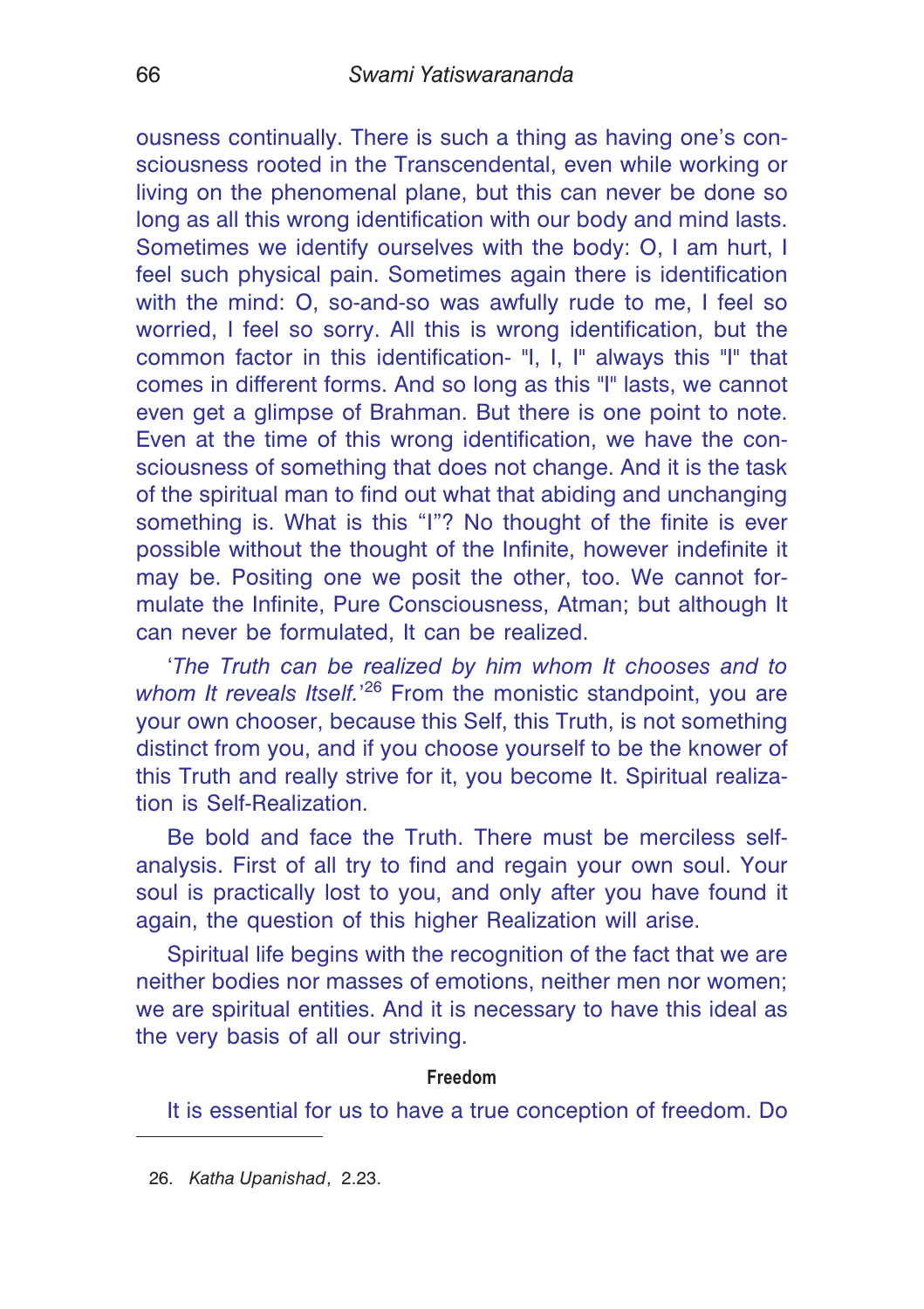ousness continually. There is such a thing as having one's consciousness rooted in the Transcendental, even while working or living on the phenomenal plane, but this can never be done so long as all this wrong identification with our body and mind lasts. Sometimes we identify ourselves with the body: O, I am hurt, I feel such physical pain. Sometimes again there is identification with the mind: O, so-and-so was awfully rude to me, I feel so worried, I feel so sorry. All this is wrong identification, but the common factor in this identification- "I, I, I" always this "I" that comes in different forms. And so long as this "I" lasts, we cannot even get a glimpse of Brahman. But there is one point to note. Even at the time of this wrong identification, we have the consciousness of something that does not change. And it is the task of the spiritual man to find out what that abiding and unchanging something is. What is this "I"? No thought of the finite is ever possible without the thought of the Infinite, however indefinite it may be. Positing one we posit the other, too. We cannot formulate the Infinite, Pure Consciousness, Atman; but although It can never be formulated, It can be realized.

'*The Truth can be realized by him whom It chooses and to whom It reveals Itself.*'[26] From the monistic standpoint, you are your own chooser, because this Self, this Truth, is not something distinct from you, and if you choose yourself to be the knower of this Truth and really strive for it, you become It. Spiritual realization is Self-Realization.

Be bold and face the Truth. There must be merciless self-analysis. First of all try to find and regain your own soul. Your soul is practically lost to you, and only after you have found it again, the question of this higher Realization will arise.

Spiritual life begins with the recognition of the fact that we are neither bodies nor masses of emotions, neither men nor women; we are spiritual entities. And it is necessary to have this ideal as the very basis of all our striving.

### Freedom

It is essential for us to have a true conception of freedom. Do

---

26. *Katha Upanishad*, 2.23.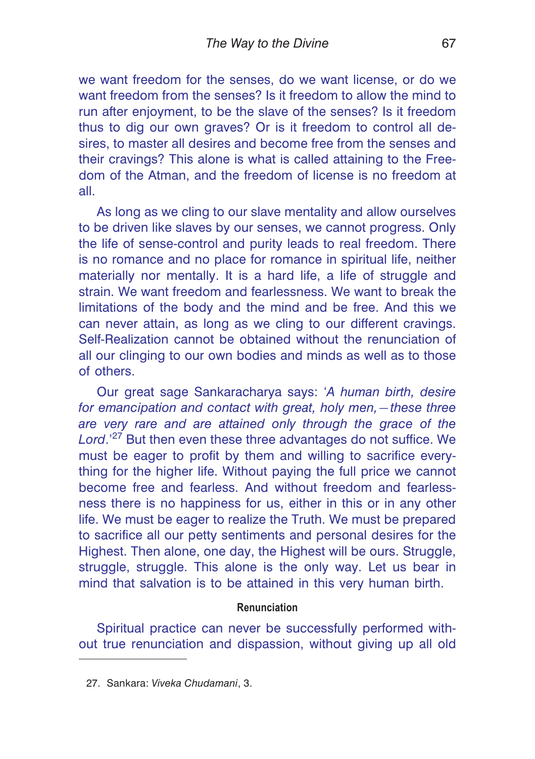we want freedom for the senses, do we want license, or do we want freedom from the senses? Is it freedom to allow the mind to run after enjoyment, to be the slave of the senses? Is it freedom thus to dig our own graves? Or is it freedom to control all desires, to master all desires and become free from the senses and their cravings? This alone is what is called attaining to the Freedom of the Atman, and the freedom of license is no freedom at all.

As long as we cling to our slave mentality and allow ourselves to be driven like slaves by our senses, we cannot progress. Only the life of sense-control and purity leads to real freedom. There is no romance and no place for romance in spiritual life, neither materially nor mentally. It is a hard life, a life of struggle and strain. We want freedom and fearlessness. We want to break the limitations of the body and the mind and be free. And this we can never attain, as long as we cling to our different cravings. Self-Realization cannot be obtained without the renunciation of all our clinging to our own bodies and minds as well as to those of others.

Our great sage Sankaracharya says: '*A human birth, desire for emancipation and contact with great, holy men,—these three are very rare and are attained only through the grace of the Lord*.'[27] But then even these three advantages do not suffice. We must be eager to profit by them and willing to sacrifice everything for the higher life. Without paying the full price we cannot become free and fearless. And without freedom and fearlessness there is no happiness for us, either in this or in any other life. We must be eager to realize the Truth. We must be prepared to sacrifice all our petty sentiments and personal desires for the Highest. Then alone, one day, the Highest will be ours. Struggle, struggle, struggle. This alone is the only way. Let us bear in mind that salvation is to be attained in this very human birth.

### Renunciation

Spiritual practice can never be successfully performed without true renunciation and dispassion, without giving up all old

---

27. Sankara: *Viveka Chudamani*, 3.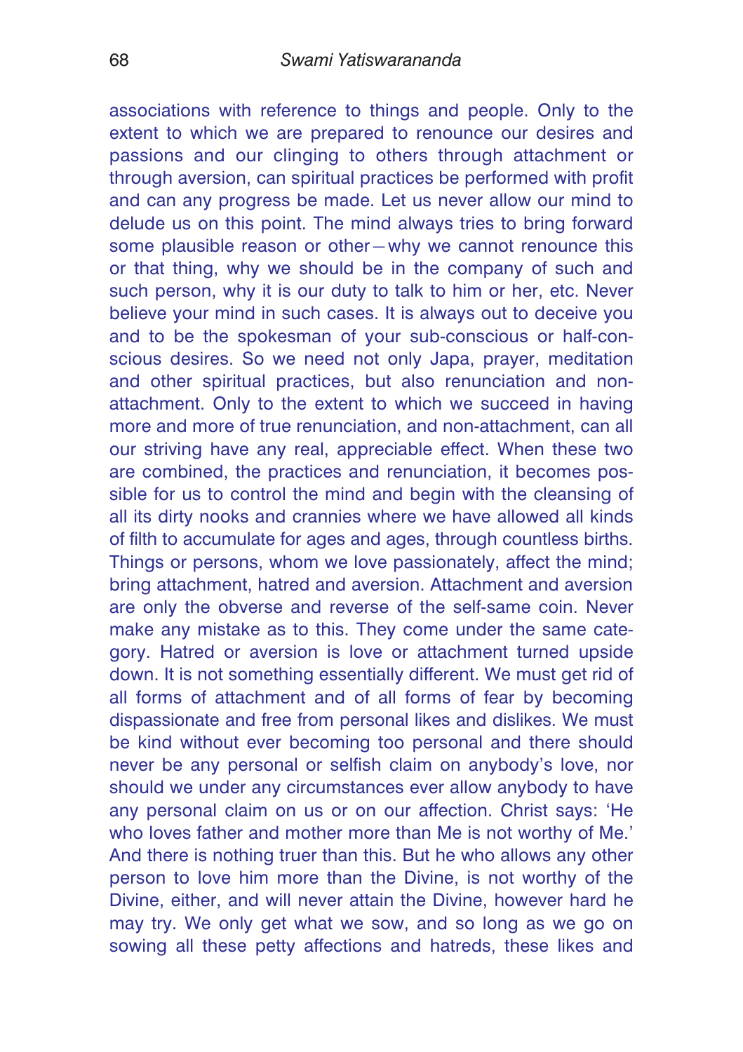associations with reference to things and people. Only to the extent to which we are prepared to renounce our desires and passions and our clinging to others through attachment or through aversion, can spiritual practices be performed with profit and can any progress be made. Let us never allow our mind to delude us on this point. The mind always tries to bring forward some plausible reason or other—why we cannot renounce this or that thing, why we should be in the company of such and such person, why it is our duty to talk to him or her, etc. Never believe your mind in such cases. It is always out to deceive you and to be the spokesman of your sub-conscious or half-conscious desires. So we need not only Japa, prayer, meditation and other spiritual practices, but also renunciation and non-attachment. Only to the extent to which we succeed in having more and more of true renunciation, and non-attachment, can all our striving have any real, appreciable effect. When these two are combined, the practices and renunciation, it becomes possible for us to control the mind and begin with the cleansing of all its dirty nooks and crannies where we have allowed all kinds of filth to accumulate for ages and ages, through countless births. Things or persons, whom we love passionately, affect the mind; bring attachment, hatred and aversion. Attachment and aversion are only the obverse and reverse of the self-same coin. Never make any mistake as to this. They come under the same category. Hatred or aversion is love or attachment turned upside down. It is not something essentially different. We must get rid of all forms of attachment and of all forms of fear by becoming dispassionate and free from personal likes and dislikes. We must be kind without ever becoming too personal and there should never be any personal or selfish claim on anybody's love, nor should we under any circumstances ever allow anybody to have any personal claim on us or on our affection. Christ says: 'He who loves father and mother more than Me is not worthy of Me.' And there is nothing truer than this. But he who allows any other person to love him more than the Divine, is not worthy of the Divine, either, and will never attain the Divine, however hard he may try. We only get what we sow, and so long as we go on sowing all these petty affections and hatreds, these likes and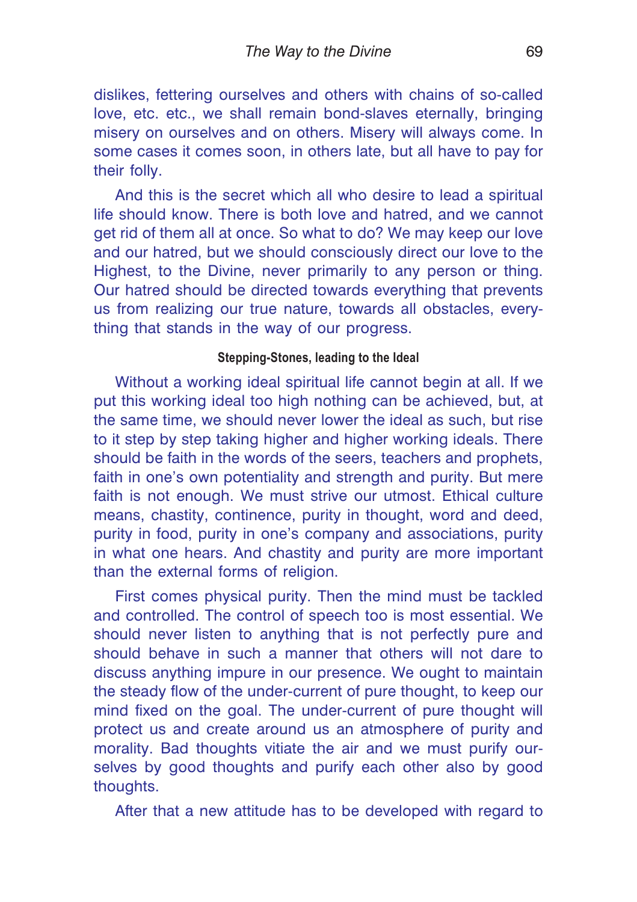dislikes, fettering ourselves and others with chains of so-called love, etc. etc., we shall remain bond-slaves eternally, bringing misery on ourselves and on others. Misery will always come. In some cases it comes soon, in others late, but all have to pay for their folly.

And this is the secret which all who desire to lead a spiritual life should know. There is both love and hatred, and we cannot get rid of them all at once. So what to do? We may keep our love and our hatred, but we should consciously direct our love to the Highest, to the Divine, never primarily to any person or thing. Our hatred should be directed towards everything that prevents us from realizing our true nature, towards all obstacles, everything that stands in the way of our progress.

#### Stepping-Stones, leading to the Ideal

Without a working ideal spiritual life cannot begin at all. If we put this working ideal too high nothing can be achieved, but, at the same time, we should never lower the ideal as such, but rise to it step by step taking higher and higher working ideals. There should be faith in the words of the seers, teachers and prophets, faith in one's own potentiality and strength and purity. But mere faith is not enough. We must strive our utmost. Ethical culture means, chastity, continence, purity in thought, word and deed, purity in food, purity in one's company and associations, purity in what one hears. And chastity and purity are more important than the external forms of religion.

First comes physical purity. Then the mind must be tackled and controlled. The control of speech too is most essential. We should never listen to anything that is not perfectly pure and should behave in such a manner that others will not dare to discuss anything impure in our presence. We ought to maintain the steady flow of the under-current of pure thought, to keep our mind fixed on the goal. The under-current of pure thought will protect us and create around us an atmosphere of purity and morality. Bad thoughts vitiate the air and we must purify ourselves by good thoughts and purify each other also by good thoughts.

After that a new attitude has to be developed with regard to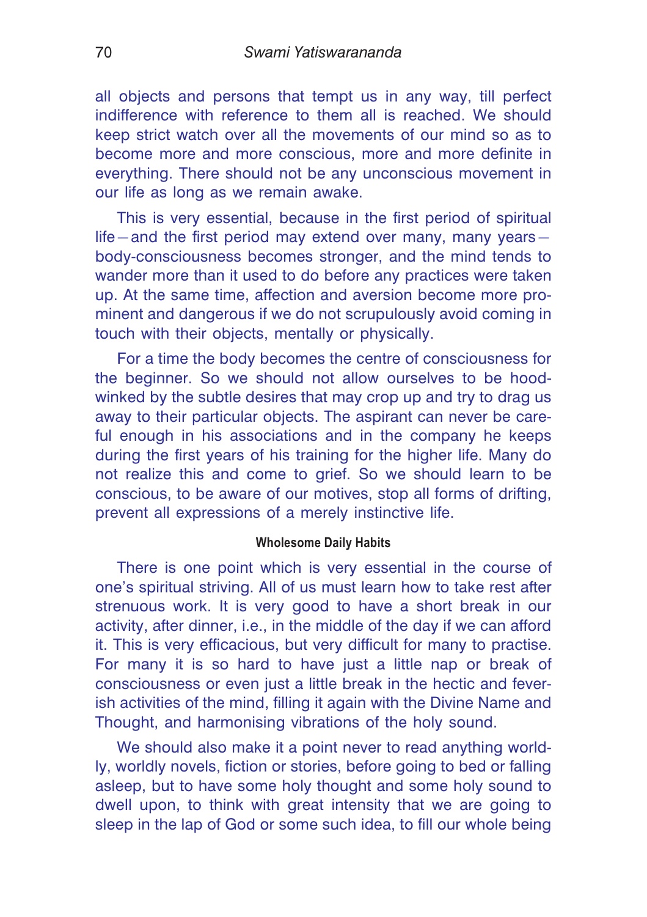all objects and persons that tempt us in any way, till perfect indifference with reference to them all is reached. We should keep strict watch over all the movements of our mind so as to become more and more conscious, more and more definite in everything. There should not be any unconscious movement in our life as long as we remain awake.

This is very essential, because in the first period of spiritual life—and the first period may extend over many, many years—body-consciousness becomes stronger, and the mind tends to wander more than it used to do before any practices were taken up. At the same time, affection and aversion become more prominent and dangerous if we do not scrupulously avoid coming in touch with their objects, mentally or physically.

For a time the body becomes the centre of consciousness for the beginner. So we should not allow ourselves to be hoodwinked by the subtle desires that may crop up and try to drag us away to their particular objects. The aspirant can never be careful enough in his associations and in the company he keeps during the first years of his training for the higher life. Many do not realize this and come to grief. So we should learn to be conscious, to be aware of our motives, stop all forms of drifting, prevent all expressions of a merely instinctive life.

#### Wholesome Daily Habits

There is one point which is very essential in the course of one's spiritual striving. All of us must learn how to take rest after strenuous work. It is very good to have a short break in our activity, after dinner, i.e., in the middle of the day if we can afford it. This is very efficacious, but very difficult for many to practise. For many it is so hard to have just a little nap or break of consciousness or even just a little break in the hectic and feverish activities of the mind, filling it again with the Divine Name and Thought, and harmonising vibrations of the holy sound.

We should also make it a point never to read anything worldly, worldly novels, fiction or stories, before going to bed or falling asleep, but to have some holy thought and some holy sound to dwell upon, to think with great intensity that we are going to sleep in the lap of God or some such idea, to fill our whole being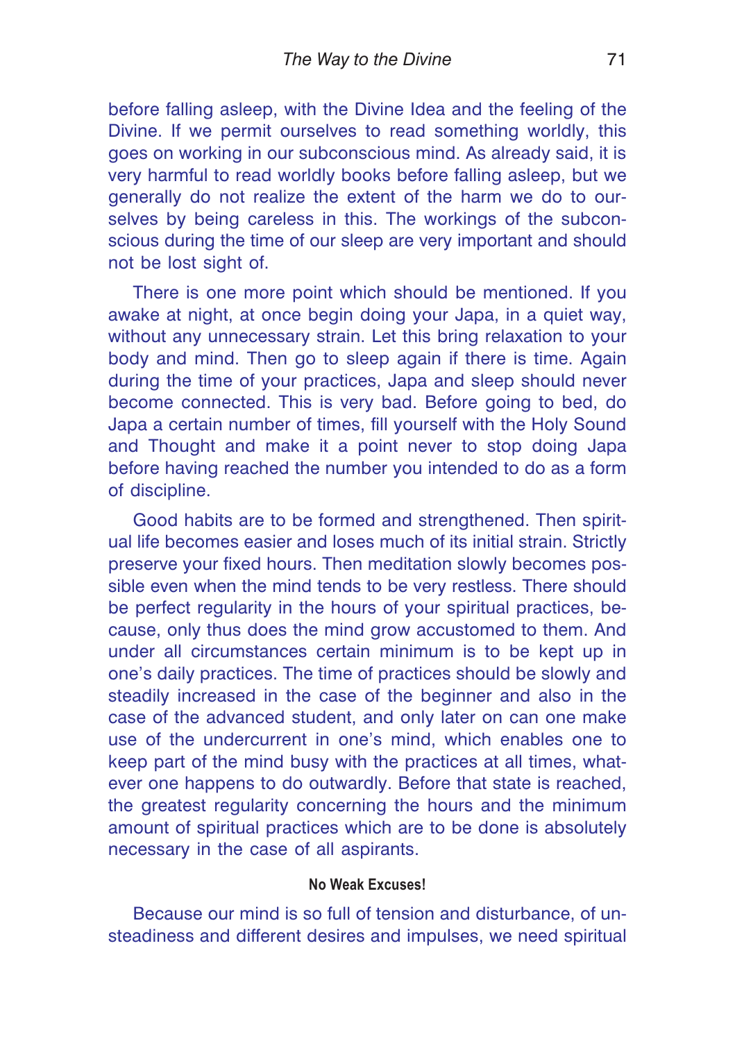before falling asleep, with the Divine Idea and the feeling of the Divine. If we permit ourselves to read something worldly, this goes on working in our subconscious mind. As already said, it is very harmful to read worldly books before falling asleep, but we generally do not realize the extent of the harm we do to ourselves by being careless in this. The workings of the subconscious during the time of our sleep are very important and should not be lost sight of.

There is one more point which should be mentioned. If you awake at night, at once begin doing your Japa, in a quiet way, without any unnecessary strain. Let this bring relaxation to your body and mind. Then go to sleep again if there is time. Again during the time of your practices, Japa and sleep should never become connected. This is very bad. Before going to bed, do Japa a certain number of times, fill yourself with the Holy Sound and Thought and make it a point never to stop doing Japa before having reached the number you intended to do as a form of discipline.

Good habits are to be formed and strengthened. Then spiritual life becomes easier and loses much of its initial strain. Strictly preserve your fixed hours. Then meditation slowly becomes possible even when the mind tends to be very restless. There should be perfect regularity in the hours of your spiritual practices, because, only thus does the mind grow accustomed to them. And under all circumstances certain minimum is to be kept up in one's daily practices. The time of practices should be slowly and steadily increased in the case of the beginner and also in the case of the advanced student, and only later on can one make use of the undercurrent in one's mind, which enables one to keep part of the mind busy with the practices at all times, whatever one happens to do outwardly. Before that state is reached, the greatest regularity concerning the hours and the minimum amount of spiritual practices which are to be done is absolutely necessary in the case of all aspirants.

#### No Weak Excuses!

Because our mind is so full of tension and disturbance, of unsteadiness and different desires and impulses, we need spiritual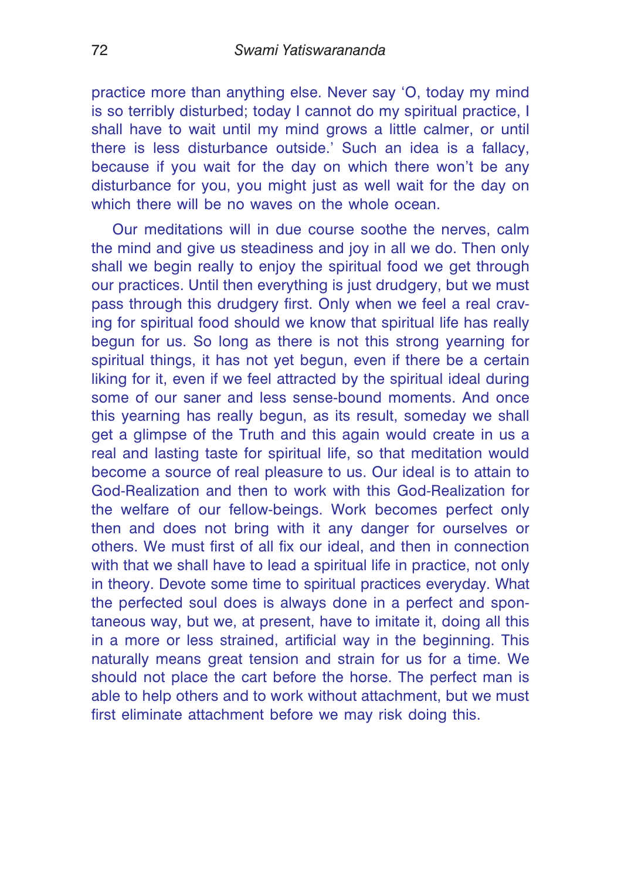practice more than anything else. Never say 'O, today my mind is so terribly disturbed; today I cannot do my spiritual practice, I shall have to wait until my mind grows a little calmer, or until there is less disturbance outside.' Such an idea is a fallacy, because if you wait for the day on which there won't be any disturbance for you, you might just as well wait for the day on which there will be no waves on the whole ocean.

Our meditations will in due course soothe the nerves, calm the mind and give us steadiness and joy in all we do. Then only shall we begin really to enjoy the spiritual food we get through our practices. Until then everything is just drudgery, but we must pass through this drudgery first. Only when we feel a real craving for spiritual food should we know that spiritual life has really begun for us. So long as there is not this strong yearning for spiritual things, it has not yet begun, even if there be a certain liking for it, even if we feel attracted by the spiritual ideal during some of our saner and less sense-bound moments. And once this yearning has really begun, as its result, someday we shall get a glimpse of the Truth and this again would create in us a real and lasting taste for spiritual life, so that meditation would become a source of real pleasure to us. Our ideal is to attain to God-Realization and then to work with this God-Realization for the welfare of our fellow-beings. Work becomes perfect only then and does not bring with it any danger for ourselves or others. We must first of all fix our ideal, and then in connection with that we shall have to lead a spiritual life in practice, not only in theory. Devote some time to spiritual practices everyday. What the perfected soul does is always done in a perfect and spontaneous way, but we, at present, have to imitate it, doing all this in a more or less strained, artificial way in the beginning. This naturally means great tension and strain for us for a time. We should not place the cart before the horse. The perfect man is able to help others and to work without attachment, but we must first eliminate attachment before we may risk doing this.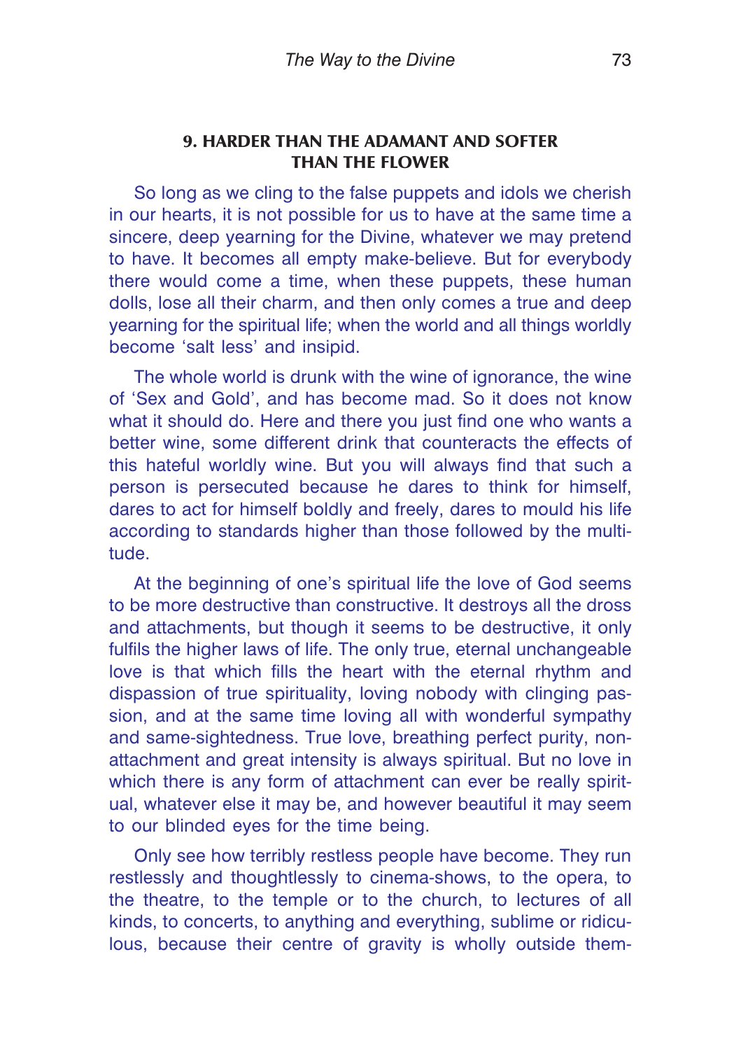## 9. HARDER THAN THE ADAMANT AND SOFTER THAN THE FLOWER

So long as we cling to the false puppets and idols we cherish in our hearts, it is not possible for us to have at the same time a sincere, deep yearning for the Divine, whatever we may pretend to have. It becomes all empty make-believe. But for everybody there would come a time, when these puppets, these human dolls, lose all their charm, and then only comes a true and deep yearning for the spiritual life; when the world and all things worldly become 'salt less' and insipid.

The whole world is drunk with the wine of ignorance, the wine of 'Sex and Gold', and has become mad. So it does not know what it should do. Here and there you just find one who wants a better wine, some different drink that counteracts the effects of this hateful worldly wine. But you will always find that such a person is persecuted because he dares to think for himself, dares to act for himself boldly and freely, dares to mould his life according to standards higher than those followed by the multitude.

At the beginning of one's spiritual life the love of God seems to be more destructive than constructive. It destroys all the dross and attachments, but though it seems to be destructive, it only fulfils the higher laws of life. The only true, eternal unchangeable love is that which fills the heart with the eternal rhythm and dispassion of true spirituality, loving nobody with clinging passion, and at the same time loving all with wonderful sympathy and same-sightedness. True love, breathing perfect purity, non-attachment and great intensity is always spiritual. But no love in which there is any form of attachment can ever be really spiritual, whatever else it may be, and however beautiful it may seem to our blinded eyes for the time being.

Only see how terribly restless people have become. They run restlessly and thoughtlessly to cinema-shows, to the opera, to the theatre, to the temple or to the church, to lectures of all kinds, to concerts, to anything and everything, sublime or ridiculous, because their centre of gravity is wholly outside them-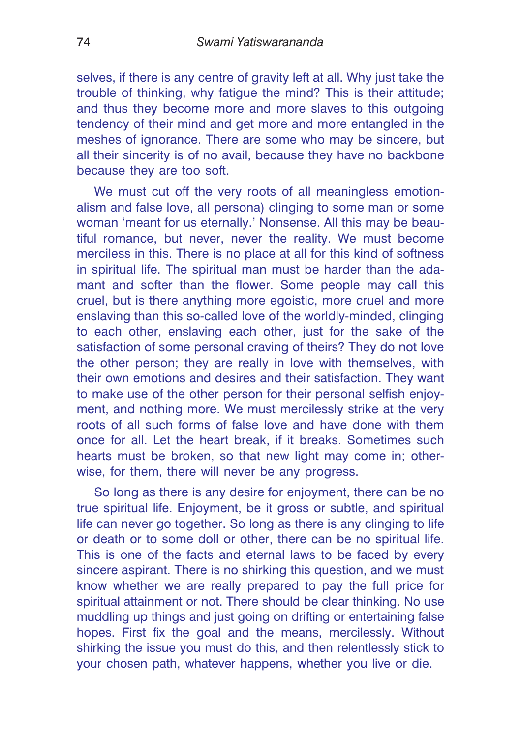selves, if there is any centre of gravity left at all. Why just take the trouble of thinking, why fatigue the mind? This is their attitude; and thus they become more and more slaves to this outgoing tendency of their mind and get more and more entangled in the meshes of ignorance. There are some who may be sincere, but all their sincerity is of no avail, because they have no backbone because they are too soft.

We must cut off the very roots of all meaningless emotionalism and false love, all persona) clinging to some man or some woman 'meant for us eternally.' Nonsense. All this may be beautiful romance, but never, never the reality. We must become merciless in this. There is no place at all for this kind of softness in spiritual life. The spiritual man must be harder than the adamant and softer than the flower. Some people may call this cruel, but is there anything more egoistic, more cruel and more enslaving than this so-called love of the worldly-minded, clinging to each other, enslaving each other, just for the sake of the satisfaction of some personal craving of theirs? They do not love the other person; they are really in love with themselves, with their own emotions and desires and their satisfaction. They want to make use of the other person for their personal selfish enjoyment, and nothing more. We must mercilessly strike at the very roots of all such forms of false love and have done with them once for all. Let the heart break, if it breaks. Sometimes such hearts must be broken, so that new light may come in; otherwise, for them, there will never be any progress.

So long as there is any desire for enjoyment, there can be no true spiritual life. Enjoyment, be it gross or subtle, and spiritual life can never go together. So long as there is any clinging to life or death or to some doll or other, there can be no spiritual life. This is one of the facts and eternal laws to be faced by every sincere aspirant. There is no shirking this question, and we must know whether we are really prepared to pay the full price for spiritual attainment or not. There should be clear thinking. No use muddling up things and just going on drifting or entertaining false hopes. First fix the goal and the means, mercilessly. Without shirking the issue you must do this, and then relentlessly stick to your chosen path, whatever happens, whether you live or die.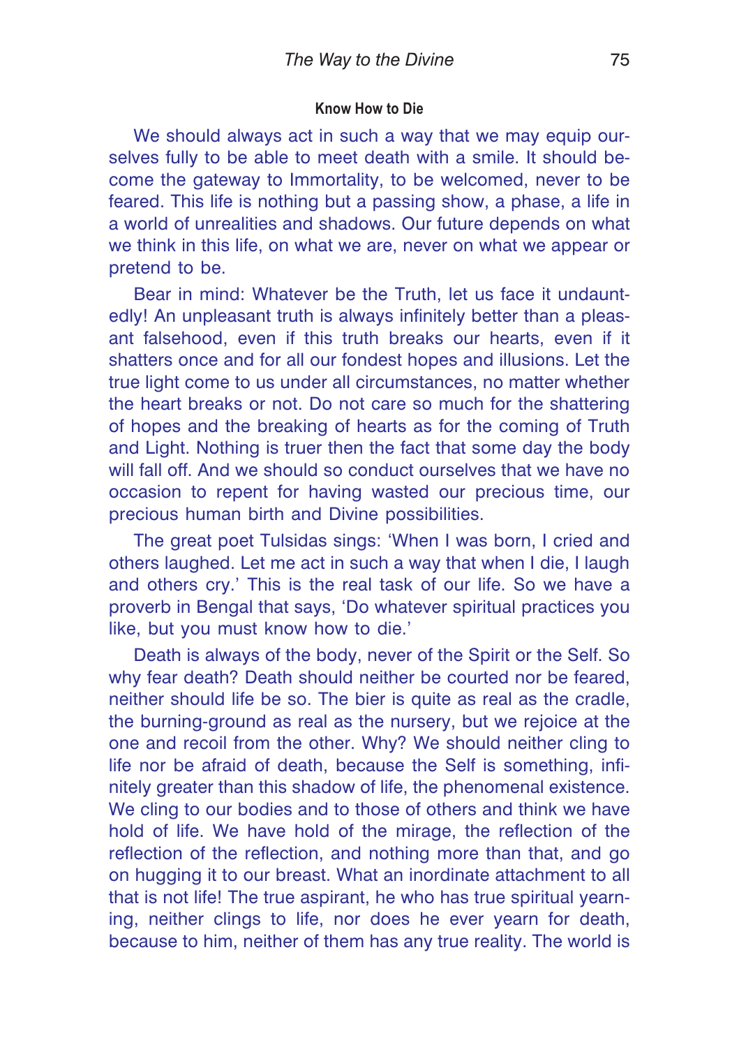### Know How to Die

We should always act in such a way that we may equip ourselves fully to be able to meet death with a smile. It should become the gateway to Immortality, to be welcomed, never to be feared. This life is nothing but a passing show, a phase, a life in a world of unrealities and shadows. Our future depends on what we think in this life, on what we are, never on what we appear or pretend to be.

Bear in mind: Whatever be the Truth, let us face it undauntedly! An unpleasant truth is always infinitely better than a pleasant falsehood, even if this truth breaks our hearts, even if it shatters once and for all our fondest hopes and illusions. Let the true light come to us under all circumstances, no matter whether the heart breaks or not. Do not care so much for the shattering of hopes and the breaking of hearts as for the coming of Truth and Light. Nothing is truer then the fact that some day the body will fall off. And we should so conduct ourselves that we have no occasion to repent for having wasted our precious time, our precious human birth and Divine possibilities.

The great poet Tulsidas sings: 'When I was born, I cried and others laughed. Let me act in such a way that when I die, I laugh and others cry.' This is the real task of our life. So we have a proverb in Bengal that says, 'Do whatever spiritual practices you like, but you must know how to die.'

Death is always of the body, never of the Spirit or the Self. So why fear death? Death should neither be courted nor be feared, neither should life be so. The bier is quite as real as the cradle, the burning-ground as real as the nursery, but we rejoice at the one and recoil from the other. Why? We should neither cling to life nor be afraid of death, because the Self is something, infinitely greater than this shadow of life, the phenomenal existence. We cling to our bodies and to those of others and think we have hold of life. We have hold of the mirage, the reflection of the reflection of the reflection, and nothing more than that, and go on hugging it to our breast. What an inordinate attachment to all that is not life! The true aspirant, he who has true spiritual yearning, neither clings to life, nor does he ever yearn for death, because to him, neither of them has any true reality. The world is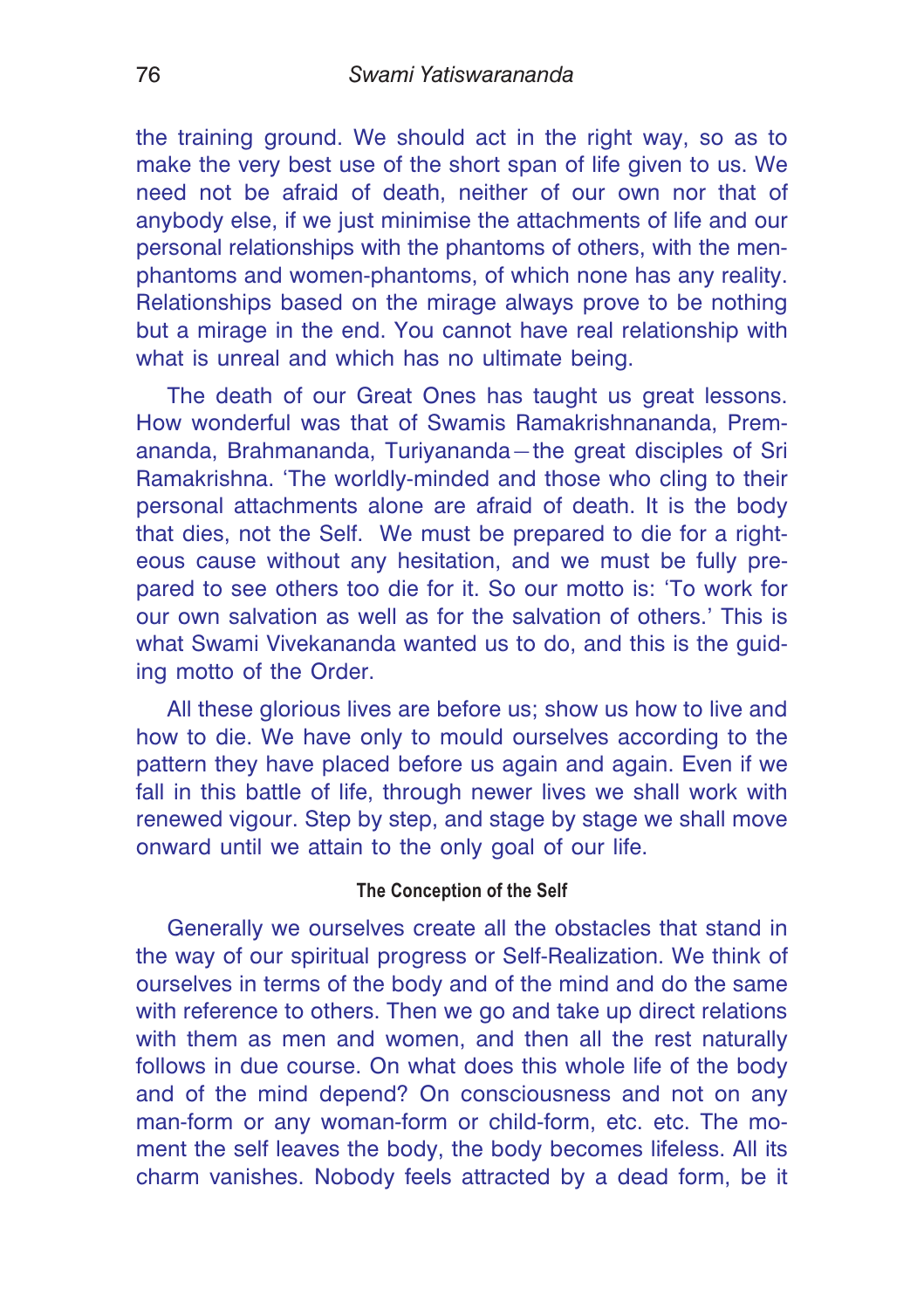the training ground. We should act in the right way, so as to make the very best use of the short span of life given to us. We need not be afraid of death, neither of our own nor that of anybody else, if we just minimise the attachments of life and our personal relationships with the phantoms of others, with the men-phantoms and women-phantoms, of which none has any reality. Relationships based on the mirage always prove to be nothing but a mirage in the end. You cannot have real relationship with what is unreal and which has no ultimate being.

The death of our Great Ones has taught us great lessons. How wonderful was that of Swamis Ramakrishnananda, Premananda, Brahmananda, Turiyananda—the great disciples of Sri Ramakrishna. 'The worldly-minded and those who cling to their personal attachments alone are afraid of death. It is the body that dies, not the Self. We must be prepared to die for a righteous cause without any hesitation, and we must be fully prepared to see others too die for it. So our motto is: 'To work for our own salvation as well as for the salvation of others.' This is what Swami Vivekananda wanted us to do, and this is the guiding motto of the Order.

All these glorious lives are before us; show us how to live and how to die. We have only to mould ourselves according to the pattern they have placed before us again and again. Even if we fall in this battle of life, through newer lives we shall work with renewed vigour. Step by step, and stage by stage we shall move onward until we attain to the only goal of our life.

#### The Conception of the Self

Generally we ourselves create all the obstacles that stand in the way of our spiritual progress or Self-Realization. We think of ourselves in terms of the body and of the mind and do the same with reference to others. Then we go and take up direct relations with them as men and women, and then all the rest naturally follows in due course. On what does this whole life of the body and of the mind depend? On consciousness and not on any man-form or any woman-form or child-form, etc. etc. The moment the self leaves the body, the body becomes lifeless. All its charm vanishes. Nobody feels attracted by a dead form, be it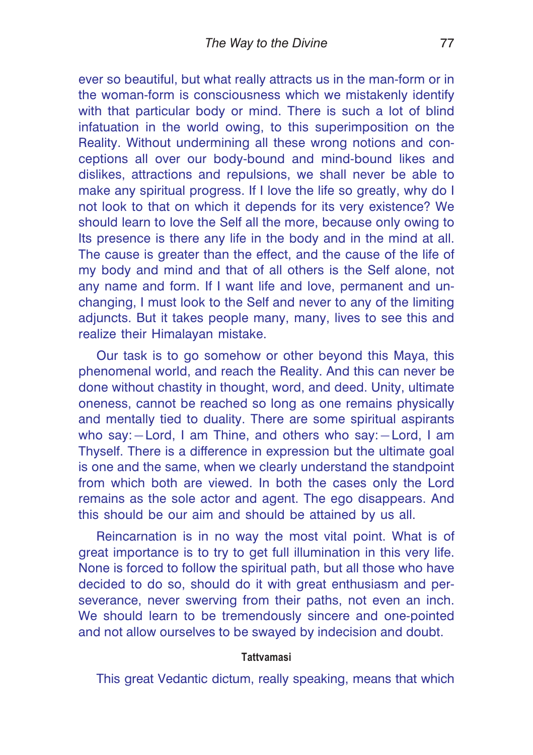ever so beautiful, but what really attracts us in the man-form or in the woman-form is consciousness which we mistakenly identify with that particular body or mind. There is such a lot of blind infatuation in the world owing, to this superimposition on the Reality. Without undermining all these wrong notions and conceptions all over our body-bound and mind-bound likes and dislikes, attractions and repulsions, we shall never be able to make any spiritual progress. If I love the life so greatly, why do I not look to that on which it depends for its very existence? We should learn to love the Self all the more, because only owing to Its presence is there any life in the body and in the mind at all. The cause is greater than the effect, and the cause of the life of my body and mind and that of all others is the Self alone, not any name and form. If I want life and love, permanent and unchanging, I must look to the Self and never to any of the limiting adjuncts. But it takes people many, many, lives to see this and realize their Himalayan mistake.

Our task is to go somehow or other beyond this Maya, this phenomenal world, and reach the Reality. And this can never be done without chastity in thought, word, and deed. Unity, ultimate oneness, cannot be reached so long as one remains physically and mentally tied to duality. There are some spiritual aspirants who say:—Lord, I am Thine, and others who say:—Lord, I am Thyself. There is a difference in expression but the ultimate goal is one and the same, when we clearly understand the standpoint from which both are viewed. In both the cases only the Lord remains as the sole actor and agent. The ego disappears. And this should be our aim and should be attained by us all.

Reincarnation is in no way the most vital point. What is of great importance is to try to get full illumination in this very life. None is forced to follow the spiritual path, but all those who have decided to do so, should do it with great enthusiasm and perseverance, never swerving from their paths, not even an inch. We should learn to be tremendously sincere and one-pointed and not allow ourselves to be swayed by indecision and doubt.

#### Tattvamasi

This great Vedantic dictum, really speaking, means that which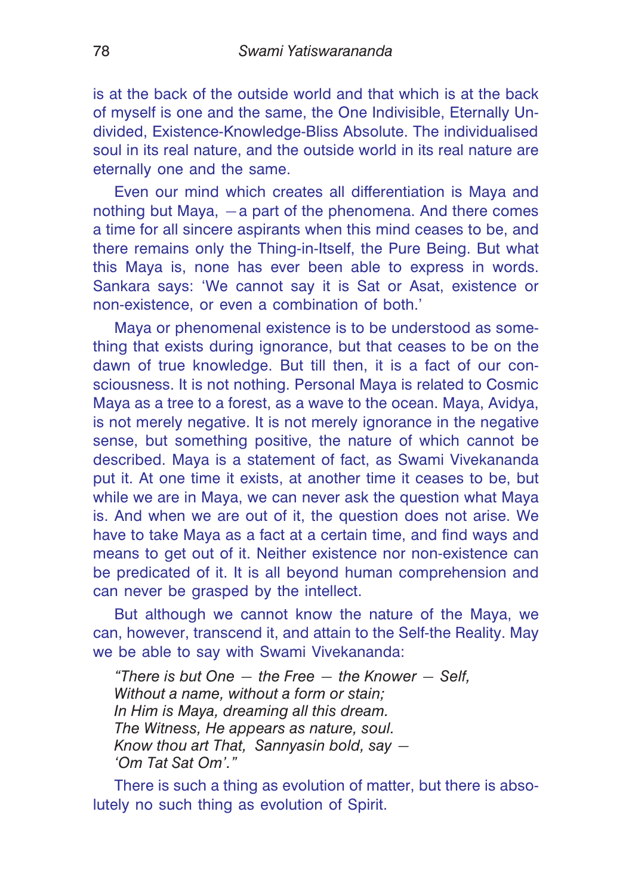is at the back of the outside world and that which is at the back of myself is one and the same, the One Indivisible, Eternally Undivided, Existence-Knowledge-Bliss Absolute. The individualised soul in its real nature, and the outside world in its real nature are eternally one and the same.

Even our mind which creates all differentiation is Maya and nothing but Maya, —a part of the phenomena. And there comes a time for all sincere aspirants when this mind ceases to be, and there remains only the Thing-in-Itself, the Pure Being. But what this Maya is, none has ever been able to express in words. Sankara says: 'We cannot say it is Sat or Asat, existence or non-existence, or even a combination of both.'

Maya or phenomenal existence is to be understood as something that exists during ignorance, but that ceases to be on the dawn of true knowledge. But till then, it is a fact of our consciousness. It is not nothing. Personal Maya is related to Cosmic Maya as a tree to a forest, as a wave to the ocean. Maya, Avidya, is not merely negative. It is not merely ignorance in the negative sense, but something positive, the nature of which cannot be described. Maya is a statement of fact, as Swami Vivekananda put it. At one time it exists, at another time it ceases to be, but while we are in Maya, we can never ask the question what Maya is. And when we are out of it, the question does not arise. We have to take Maya as a fact at a certain time, and find ways and means to get out of it. Neither existence nor non-existence can be predicated of it. It is all beyond human comprehension and can never be grasped by the intellect.

But although we cannot know the nature of the Maya, we can, however, transcend it, and attain to the Self-the Reality. May we be able to say with Swami Vivekananda:

*"There is but One — the Free — the Knower — Self,*
*Without a name, without a form or stain;*
*In Him is Maya, dreaming all this dream.*
*The Witness, He appears as nature, soul.*
*Know thou art That, Sannyasin bold, say —*
*'Om Tat Sat Om'."*

There is such a thing as evolution of matter, but there is absolutely no such thing as evolution of Spirit.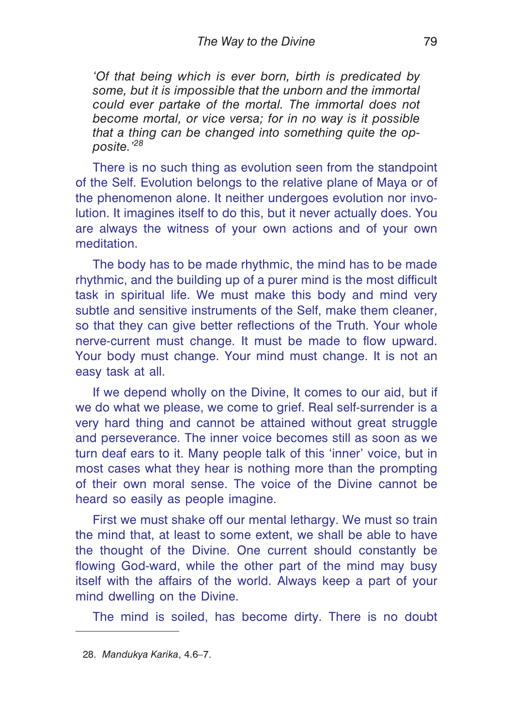*'Of that being which is ever born, birth is predicated by some, but it is impossible that the unborn and the immortal could ever partake of the mortal. The immortal does not become mortal, or vice versa; for in no way is it possible that a thing can be changed into something quite the opposite.'*[28]

There is no such thing as evolution seen from the standpoint of the Self. Evolution belongs to the relative plane of Maya or of the phenomenon alone. It neither undergoes evolution nor involution. It imagines itself to do this, but it never actually does. You are always the witness of your own actions and of your own meditation.

The body has to be made rhythmic, the mind has to be made rhythmic, and the building up of a purer mind is the most difficult task in spiritual life. We must make this body and mind very subtle and sensitive instruments of the Self, make them cleaner, so that they can give better reflections of the Truth. Your whole nerve-current must change. It must be made to flow upward. Your body must change. Your mind must change. It is not an easy task at all.

If we depend wholly on the Divine, It comes to our aid, but if we do what we please, we come to grief. Real self-surrender is a very hard thing and cannot be attained without great struggle and perseverance. The inner voice becomes still as soon as we turn deaf ears to it. Many people talk of this 'inner' voice, but in most cases what they hear is nothing more than the prompting of their own moral sense. The voice of the Divine cannot be heard so easily as people imagine.

First we must shake off our mental lethargy. We must so train the mind that, at least to some extent, we shall be able to have the thought of the Divine. One current should constantly be flowing God-ward, while the other part of the mind may busy itself with the affairs of the world. Always keep a part of your mind dwelling on the Divine.

The mind is soiled, has become dirty. There is no doubt

---

28. *Mandukya Karika*, 4.6–7.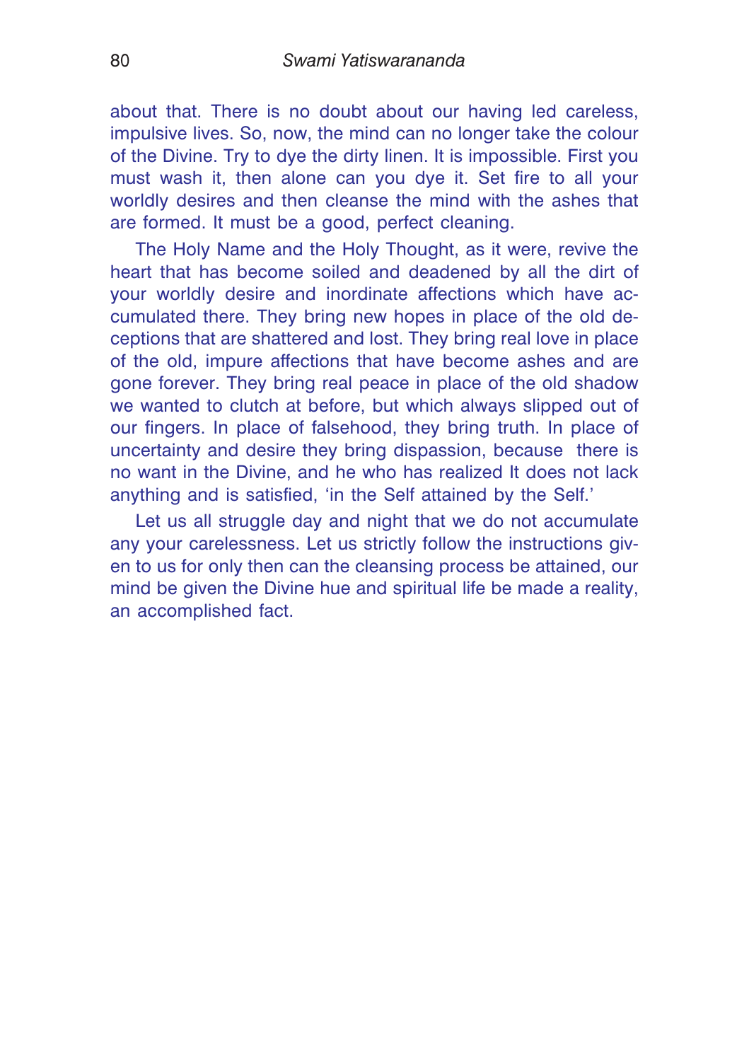about that. There is no doubt about our having led careless, impulsive lives. So, now, the mind can no longer take the colour of the Divine. Try to dye the dirty linen. It is impossible. First you must wash it, then alone can you dye it. Set fire to all your worldly desires and then cleanse the mind with the ashes that are formed. It must be a good, perfect cleaning.

The Holy Name and the Holy Thought, as it were, revive the heart that has become soiled and deadened by all the dirt of your worldly desire and inordinate affections which have accumulated there. They bring new hopes in place of the old deceptions that are shattered and lost. They bring real love in place of the old, impure affections that have become ashes and are gone forever. They bring real peace in place of the old shadow we wanted to clutch at before, but which always slipped out of our fingers. In place of falsehood, they bring truth. In place of uncertainty and desire they bring dispassion, because there is no want in the Divine, and he who has realized It does not lack anything and is satisfied, 'in the Self attained by the Self.'

Let us all struggle day and night that we do not accumulate any your carelessness. Let us strictly follow the instructions given to us for only then can the cleansing process be attained, our mind be given the Divine hue and spiritual life be made a reality, an accomplished fact.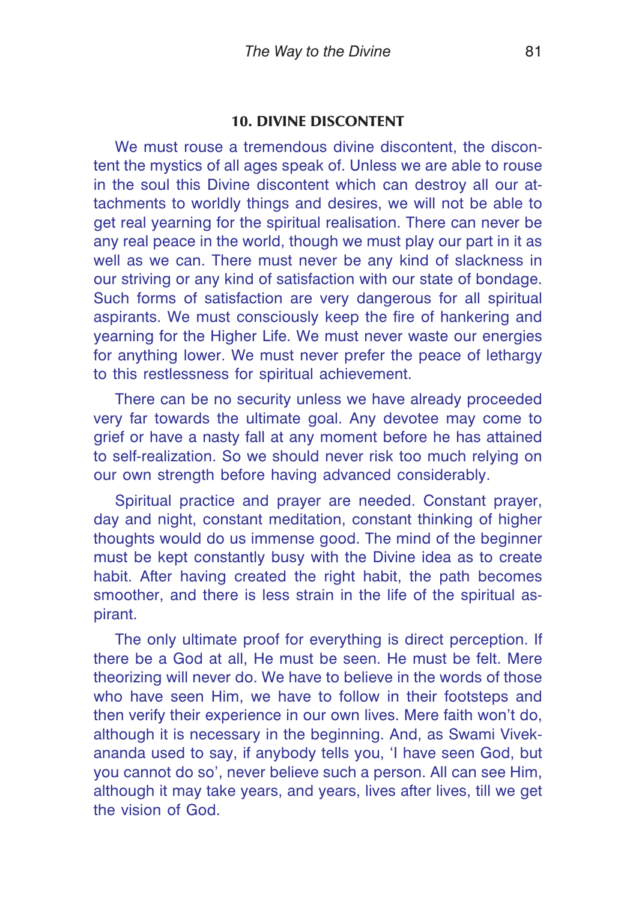## 10. DIVINE DISCONTENT

We must rouse a tremendous divine discontent, the discontent the mystics of all ages speak of. Unless we are able to rouse in the soul this Divine discontent which can destroy all our attachments to worldly things and desires, we will not be able to get real yearning for the spiritual realisation. There can never be any real peace in the world, though we must play our part in it as well as we can. There must never be any kind of slackness in our striving or any kind of satisfaction with our state of bondage. Such forms of satisfaction are very dangerous for all spiritual aspirants. We must consciously keep the fire of hankering and yearning for the Higher Life. We must never waste our energies for anything lower. We must never prefer the peace of lethargy to this restlessness for spiritual achievement.

There can be no security unless we have already proceeded very far towards the ultimate goal. Any devotee may come to grief or have a nasty fall at any moment before he has attained to self-realization. So we should never risk too much relying on our own strength before having advanced considerably.

Spiritual practice and prayer are needed. Constant prayer, day and night, constant meditation, constant thinking of higher thoughts would do us immense good. The mind of the beginner must be kept constantly busy with the Divine idea as to create habit. After having created the right habit, the path becomes smoother, and there is less strain in the life of the spiritual aspirant.

The only ultimate proof for everything is direct perception. If there be a God at all, He must be seen. He must be felt. Mere theorizing will never do. We have to believe in the words of those who have seen Him, we have to follow in their footsteps and then verify their experience in our own lives. Mere faith won't do, although it is necessary in the beginning. And, as Swami Vivekananda used to say, if anybody tells you, 'I have seen God, but you cannot do so', never believe such a person. All can see Him, although it may take years, and years, lives after lives, till we get the vision of God.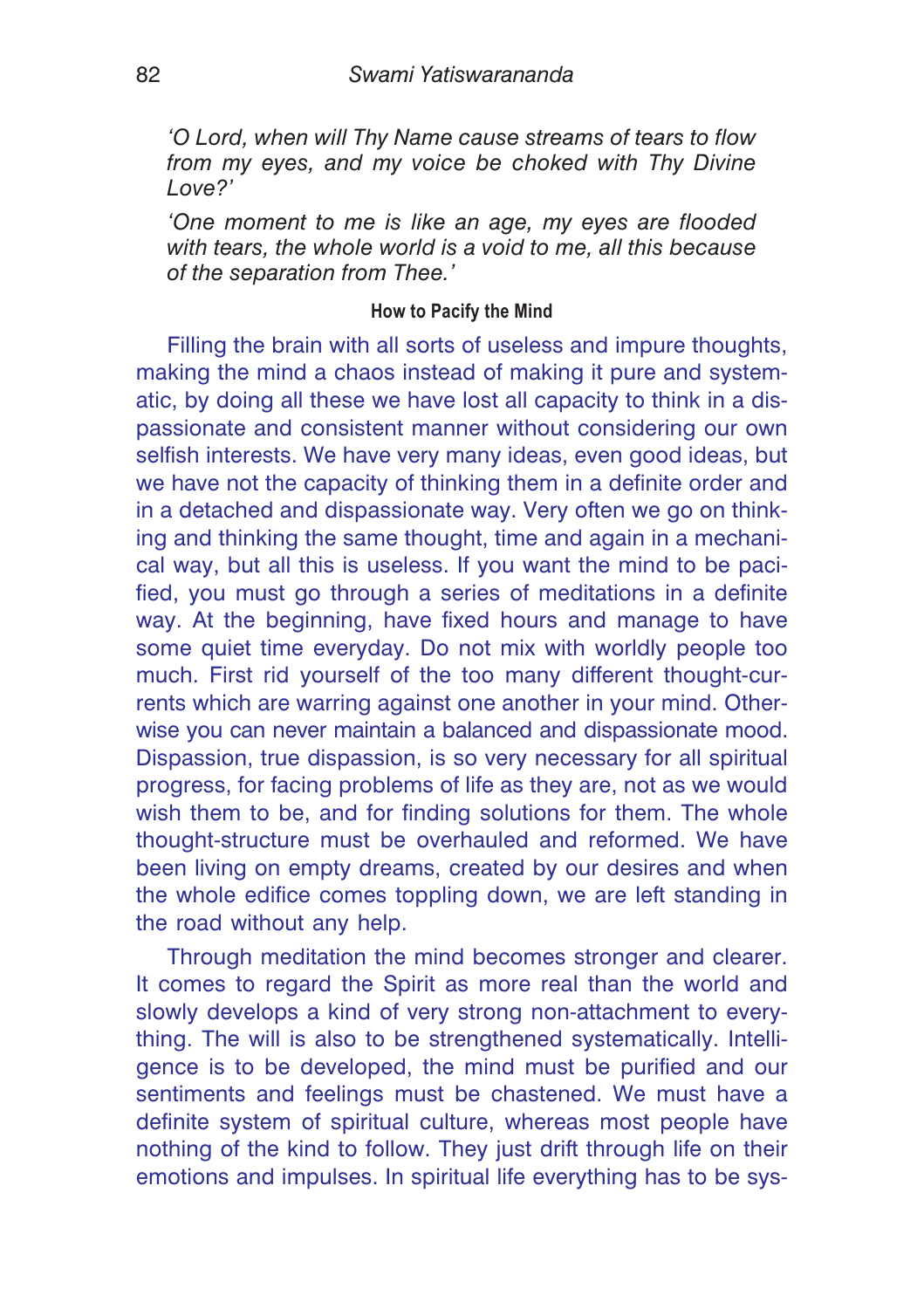*'O Lord, when will Thy Name cause streams of tears to flow from my eyes, and my voice be choked with Thy Divine Love?'*

*'One moment to me is like an age, my eyes are flooded with tears, the whole world is a void to me, all this because of the separation from Thee.'*

### How to Pacify the Mind

Filling the brain with all sorts of useless and impure thoughts, making the mind a chaos instead of making it pure and systematic, by doing all these we have lost all capacity to think in a dispassionate and consistent manner without considering our own selfish interests. We have very many ideas, even good ideas, but we have not the capacity of thinking them in a definite order and in a detached and dispassionate way. Very often we go on thinking and thinking the same thought, time and again in a mechanical way, but all this is useless. If you want the mind to be pacified, you must go through a series of meditations in a definite way. At the beginning, have fixed hours and manage to have some quiet time everyday. Do not mix with worldly people too much. First rid yourself of the too many different thought-currents which are warring against one another in your mind. Otherwise you can never maintain a balanced and dispassionate mood. Dispassion, true dispassion, is so very necessary for all spiritual progress, for facing problems of life as they are, not as we would wish them to be, and for finding solutions for them. The whole thought-structure must be overhauled and reformed. We have been living on empty dreams, created by our desires and when the whole edifice comes toppling down, we are left standing in the road without any help.

Through meditation the mind becomes stronger and clearer. It comes to regard the Spirit as more real than the world and slowly develops a kind of very strong non-attachment to everything. The will is also to be strengthened systematically. Intelligence is to be developed, the mind must be purified and our sentiments and feelings must be chastened. We must have a definite system of spiritual culture, whereas most people have nothing of the kind to follow. They just drift through life on their emotions and impulses. In spiritual life everything has to be sys-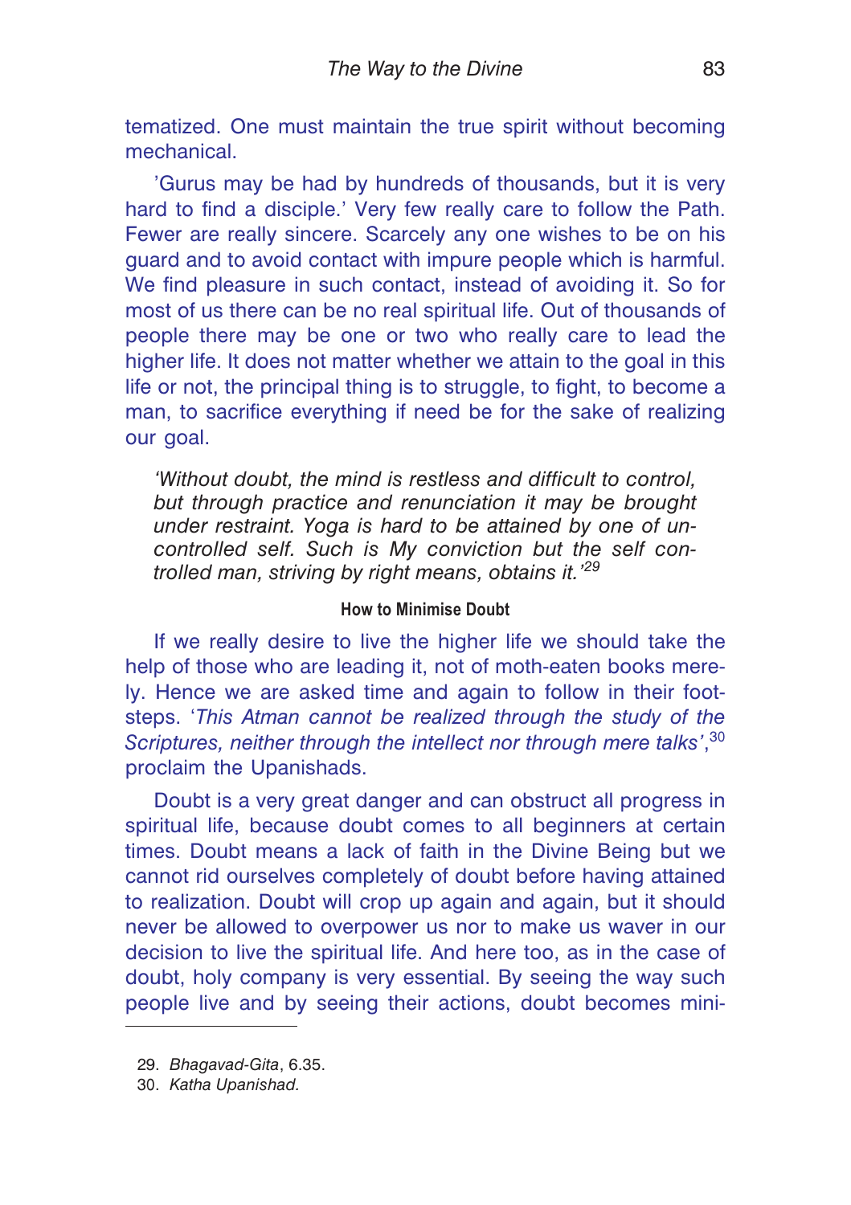tematized. One must maintain the true spirit without becoming mechanical.

'Gurus may be had by hundreds of thousands, but it is very hard to find a disciple.' Very few really care to follow the Path. Fewer are really sincere. Scarcely any one wishes to be on his guard and to avoid contact with impure people which is harmful. We find pleasure in such contact, instead of avoiding it. So for most of us there can be no real spiritual life. Out of thousands of people there may be one or two who really care to lead the higher life. It does not matter whether we attain to the goal in this life or not, the principal thing is to struggle, to fight, to become a man, to sacrifice everything if need be for the sake of realizing our goal.

> *'Without doubt, the mind is restless and difficult to control, but through practice and renunciation it may be brought under restraint. Yoga is hard to be attained by one of uncontrolled self. Such is My conviction but the self controlled man, striving by right means, obtains it.'*[29]

#### How to Minimise Doubt

If we really desire to live the higher life we should take the help of those who are leading it, not of moth-eaten books merely. Hence we are asked time and again to follow in their footsteps. '*This Atman cannot be realized through the study of the Scriptures, neither through the intellect nor through mere talks*',[30] proclaim the Upanishads.

Doubt is a very great danger and can obstruct all progress in spiritual life, because doubt comes to all beginners at certain times. Doubt means a lack of faith in the Divine Being but we cannot rid ourselves completely of doubt before having attained to realization. Doubt will crop up again and again, but it should never be allowed to overpower us nor to make us waver in our decision to live the spiritual life. And here too, as in the case of doubt, holy company is very essential. By seeing the way such people live and by seeing their actions, doubt becomes mini-

---

29. *Bhagavad-Gita*, 6.35.
30. *Katha Upanishad.*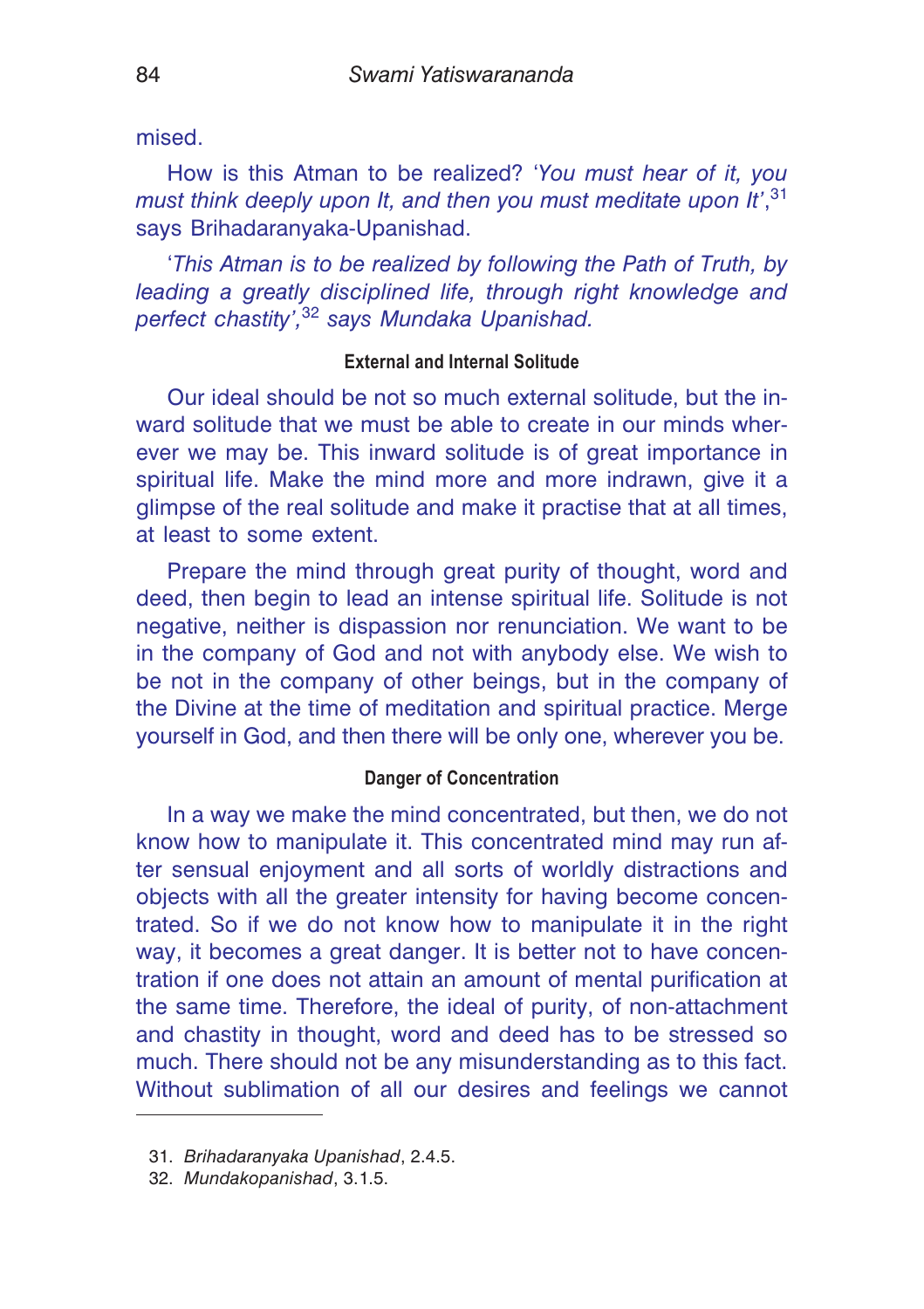mised.

How is this Atman to be realized? '*You must hear of it, you must think deeply upon It, and then you must meditate upon It*',[31] says Brihadaranyaka-Upanishad.

'*This Atman is to be realized by following the Path of Truth, by leading a greatly disciplined life, through right knowledge and perfect chastity',[32] says Mundaka Upanishad.*

### External and Internal Solitude

Our ideal should be not so much external solitude, but the inward solitude that we must be able to create in our minds wherever we may be. This inward solitude is of great importance in spiritual life. Make the mind more and more indrawn, give it a glimpse of the real solitude and make it practise that at all times, at least to some extent.

Prepare the mind through great purity of thought, word and deed, then begin to lead an intense spiritual life. Solitude is not negative, neither is dispassion nor renunciation. We want to be in the company of God and not with anybody else. We wish to be not in the company of other beings, but in the company of the Divine at the time of meditation and spiritual practice. Merge yourself in God, and then there will be only one, wherever you be.

### Danger of Concentration

In a way we make the mind concentrated, but then, we do not know how to manipulate it. This concentrated mind may run after sensual enjoyment and all sorts of worldly distractions and objects with all the greater intensity for having become concentrated. So if we do not know how to manipulate it in the right way, it becomes a great danger. It is better not to have concentration if one does not attain an amount of mental purification at the same time. Therefore, the ideal of purity, of non-attachment and chastity in thought, word and deed has to be stressed so much. There should not be any misunderstanding as to this fact. Without sublimation of all our desires and feelings we cannot

---

31. *Brihadaranyaka Upanishad*, 2.4.5.
32. *Mundakopanishad*, 3.1.5.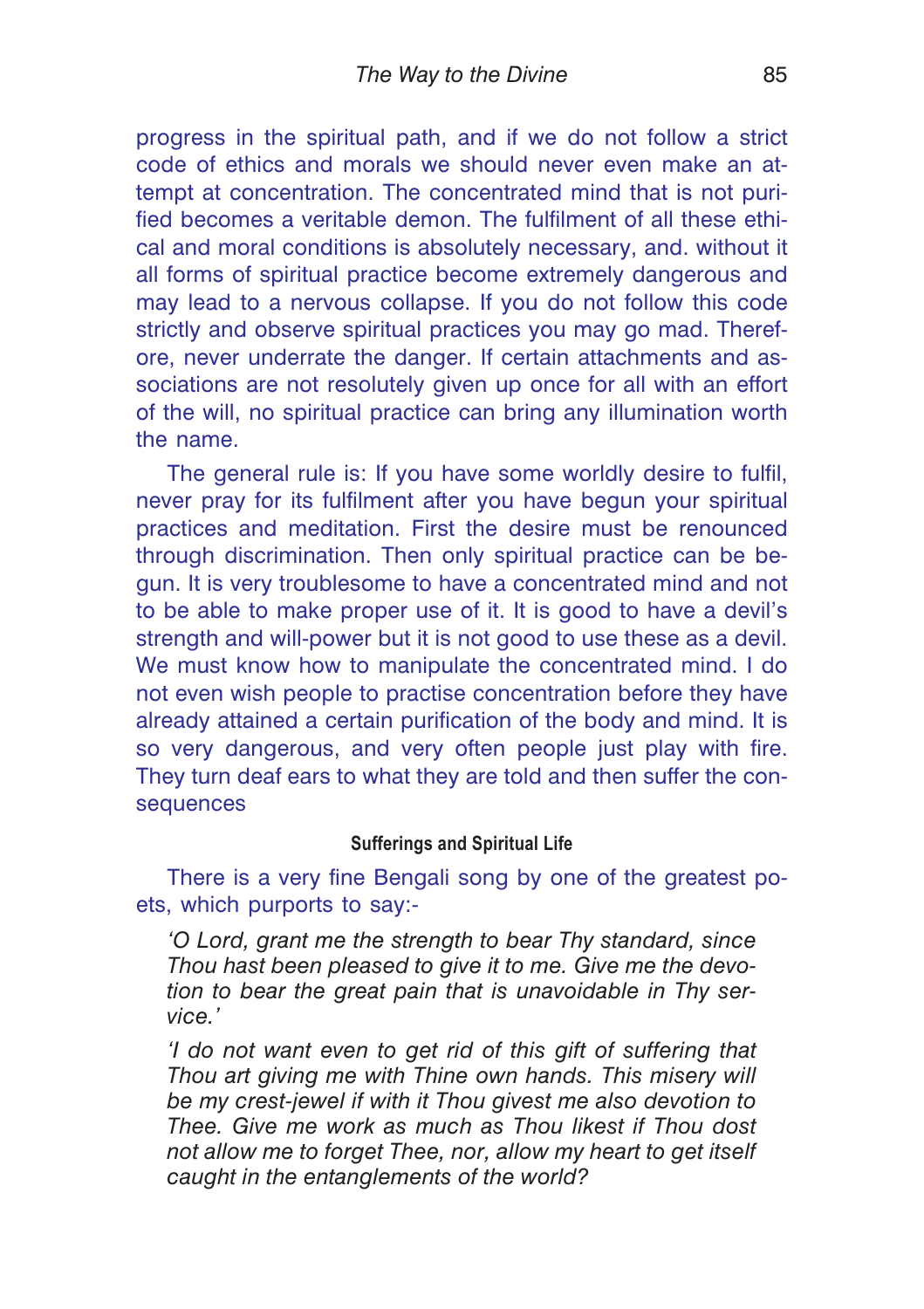progress in the spiritual path, and if we do not follow a strict code of ethics and morals we should never even make an attempt at concentration. The concentrated mind that is not purified becomes a veritable demon. The fulfilment of all these ethical and moral conditions is absolutely necessary, and. without it all forms of spiritual practice become extremely dangerous and may lead to a nervous collapse. If you do not follow this code strictly and observe spiritual practices you may go mad. Therefore, never underrate the danger. If certain attachments and associations are not resolutely given up once for all with an effort of the will, no spiritual practice can bring any illumination worth the name.

The general rule is: If you have some worldly desire to fulfil, never pray for its fulfilment after you have begun your spiritual practices and meditation. First the desire must be renounced through discrimination. Then only spiritual practice can be begun. It is very troublesome to have a concentrated mind and not to be able to make proper use of it. It is good to have a devil's strength and will-power but it is not good to use these as a devil. We must know how to manipulate the concentrated mind. I do not even wish people to practise concentration before they have already attained a certain purification of the body and mind. It is so very dangerous, and very often people just play with fire. They turn deaf ears to what they are told and then suffer the consequences

#### Sufferings and Spiritual Life

There is a very fine Bengali song by one of the greatest poets, which purports to say:-

*'O Lord, grant me the strength to bear Thy standard, since Thou hast been pleased to give it to me. Give me the devotion to bear the great pain that is unavoidable in Thy service.'*

*'I do not want even to get rid of this gift of suffering that Thou art giving me with Thine own hands. This misery will be my crest-jewel if with it Thou givest me also devotion to Thee. Give me work as much as Thou likest if Thou dost not allow me to forget Thee, nor, allow my heart to get itself caught in the entanglements of the world?*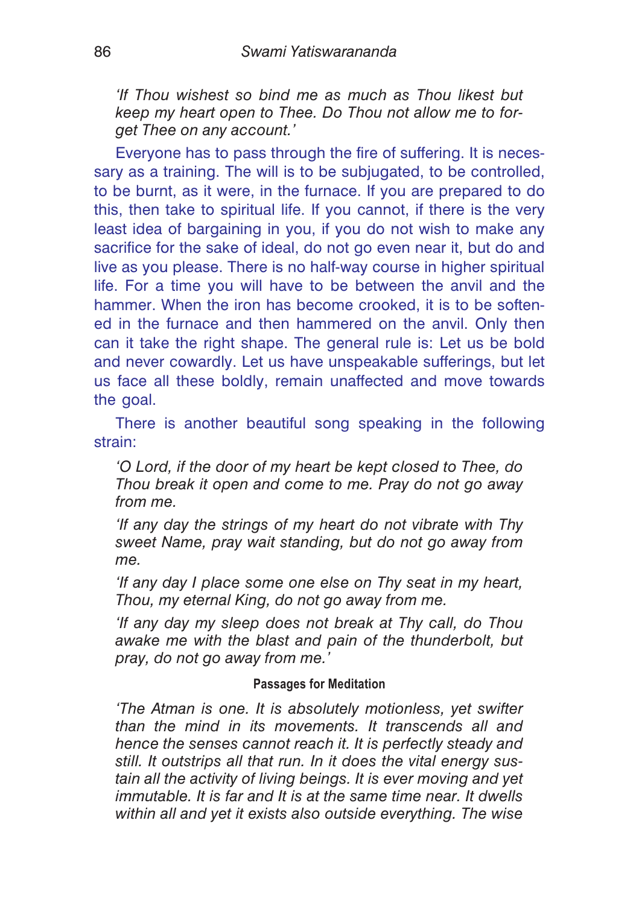*'If Thou wishest so bind me as much as Thou likest but keep my heart open to Thee. Do Thou not allow me to forget Thee on any account.'*

Everyone has to pass through the fire of suffering. It is necessary as a training. The will is to be subjugated, to be controlled, to be burnt, as it were, in the furnace. If you are prepared to do this, then take to spiritual life. If you cannot, if there is the very least idea of bargaining in you, if you do not wish to make any sacrifice for the sake of ideal, do not go even near it, but do and live as you please. There is no half-way course in higher spiritual life. For a time you will have to be between the anvil and the hammer. When the iron has become crooked, it is to be softened in the furnace and then hammered on the anvil. Only then can it take the right shape. The general rule is: Let us be bold and never cowardly. Let us have unspeakable sufferings, but let us face all these boldly, remain unaffected and move towards the goal.

There is another beautiful song speaking in the following strain:

*'O Lord, if the door of my heart be kept closed to Thee, do Thou break it open and come to me. Pray do not go away from me.*

*'If any day the strings of my heart do not vibrate with Thy sweet Name, pray wait standing, but do not go away from me.*

*'If any day I place some one else on Thy seat in my heart, Thou, my eternal King, do not go away from me.*

*'If any day my sleep does not break at Thy call, do Thou awake me with the blast and pain of the thunderbolt, but pray, do not go away from me.'*

#### Passages for Meditation

*'The Atman is one. It is absolutely motionless, yet swifter than the mind in its movements. It transcends all and hence the senses cannot reach it. It is perfectly steady and still. It outstrips all that run. In it does the vital energy sustain all the activity of living beings. It is ever moving and yet immutable. It is far and It is at the same time near. It dwells within all and yet it exists also outside everything. The wise*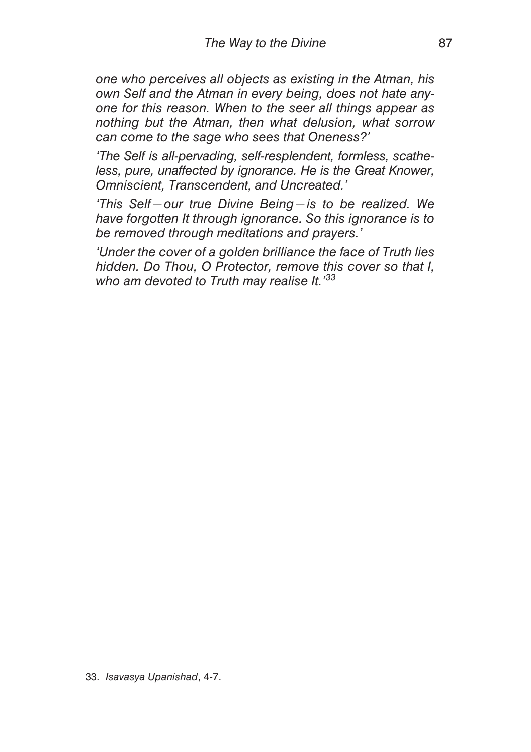*one who perceives all objects as existing in the Atman, his own Self and the Atman in every being, does not hate anyone for this reason. When to the seer all things appear as nothing but the Atman, then what delusion, what sorrow can come to the sage who sees that Oneness?'*

*'The Self is all-pervading, self-resplendent, formless, scatheless, pure, unaffected by ignorance. He is the Great Knower, Omniscient, Transcendent, and Uncreated.'*

*'This Self—our true Divine Being—is to be realized. We have forgotten It through ignorance. So this ignorance is to be removed through meditations and prayers.'*

*'Under the cover of a golden brilliance the face of Truth lies hidden. Do Thou, O Protector, remove this cover so that I, who am devoted to Truth may realise It.'*[33]

---

33. *Isavasya Upanishad*, 4-7.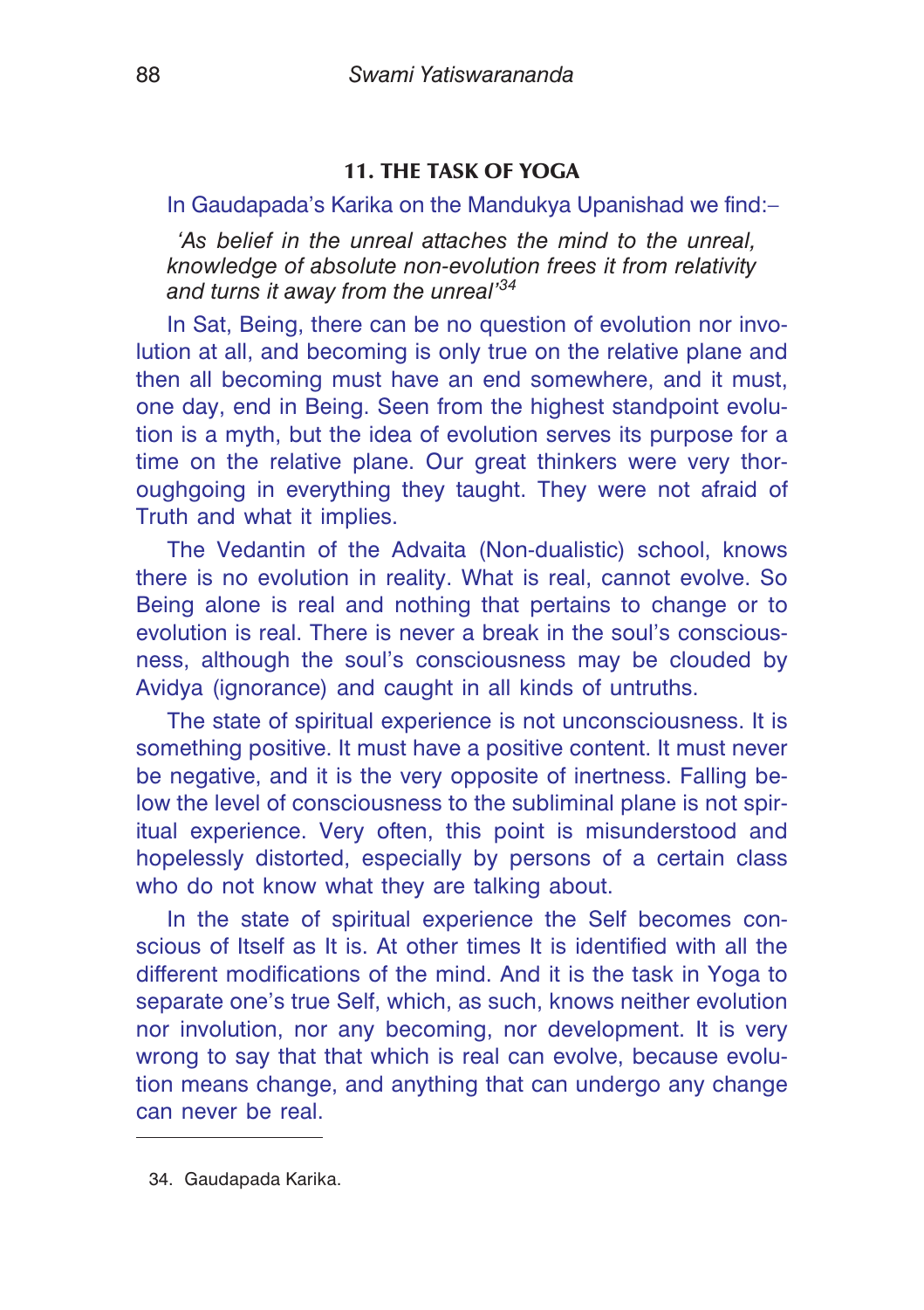## 11. THE TASK OF YOGA

In Gaudapada's Karika on the Mandukya Upanishad we find:–

*'As belief in the unreal attaches the mind to the unreal, knowledge of absolute non-evolution frees it from relativity and turns it away from the unreal'*[34]

In Sat, Being, there can be no question of evolution nor involution at all, and becoming is only true on the relative plane and then all becoming must have an end somewhere, and it must, one day, end in Being. Seen from the highest standpoint evolution is a myth, but the idea of evolution serves its purpose for a time on the relative plane. Our great thinkers were very thoroughgoing in everything they taught. They were not afraid of Truth and what it implies.

The Vedantin of the Advaita (Non-dualistic) school, knows there is no evolution in reality. What is real, cannot evolve. So Being alone is real and nothing that pertains to change or to evolution is real. There is never a break in the soul's consciousness, although the soul's consciousness may be clouded by Avidya (ignorance) and caught in all kinds of untruths.

The state of spiritual experience is not unconsciousness. It is something positive. It must have a positive content. It must never be negative, and it is the very opposite of inertness. Falling below the level of consciousness to the subliminal plane is not spiritual experience. Very often, this point is misunderstood and hopelessly distorted, especially by persons of a certain class who do not know what they are talking about.

In the state of spiritual experience the Self becomes conscious of Itself as It is. At other times It is identified with all the different modifications of the mind. And it is the task in Yoga to separate one's true Self, which, as such, knows neither evolution nor involution, nor any becoming, nor development. It is very wrong to say that that which is real can evolve, because evolution means change, and anything that can undergo any change can never be real.

---

34. Gaudapada Karika.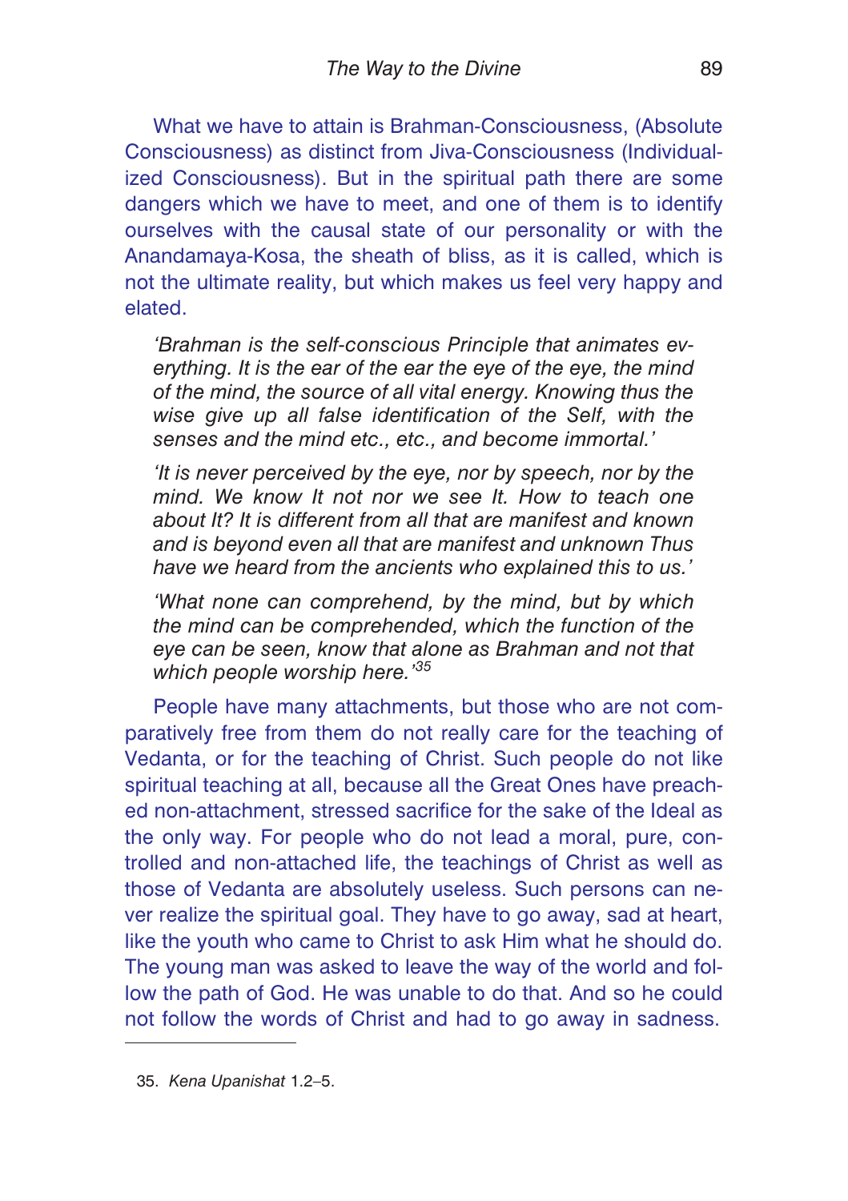What we have to attain is Brahman-Consciousness, (Absolute Consciousness) as distinct from Jiva-Consciousness (Individualized Consciousness). But in the spiritual path there are some dangers which we have to meet, and one of them is to identify ourselves with the causal state of our personality or with the Anandamaya-Kosa, the sheath of bliss, as it is called, which is not the ultimate reality, but which makes us feel very happy and elated.

> *'Brahman is the self-conscious Principle that animates everything. It is the ear of the ear the eye of the eye, the mind of the mind, the source of all vital energy. Knowing thus the wise give up all false identification of the Self, with the senses and the mind etc., etc., and become immortal.'*
>
> *'It is never perceived by the eye, nor by speech, nor by the mind. We know It not nor we see It. How to teach one about It? It is different from all that are manifest and known and is beyond even all that are manifest and unknown Thus have we heard from the ancients who explained this to us.'*
>
> *'What none can comprehend, by the mind, but by which the mind can be comprehended, which the function of the eye can be seen, know that alone as Brahman and not that which people worship here.'*[35]

People have many attachments, but those who are not comparatively free from them do not really care for the teaching of Vedanta, or for the teaching of Christ. Such people do not like spiritual teaching at all, because all the Great Ones have preached non-attachment, stressed sacrifice for the sake of the Ideal as the only way. For people who do not lead a moral, pure, controlled and non-attached life, the teachings of Christ as well as those of Vedanta are absolutely useless. Such persons can never realize the spiritual goal. They have to go away, sad at heart, like the youth who came to Christ to ask Him what he should do. The young man was asked to leave the way of the world and follow the path of God. He was unable to do that. And so he could not follow the words of Christ and had to go away in sadness.

---

35. *Kena Upanishat* 1.2–5.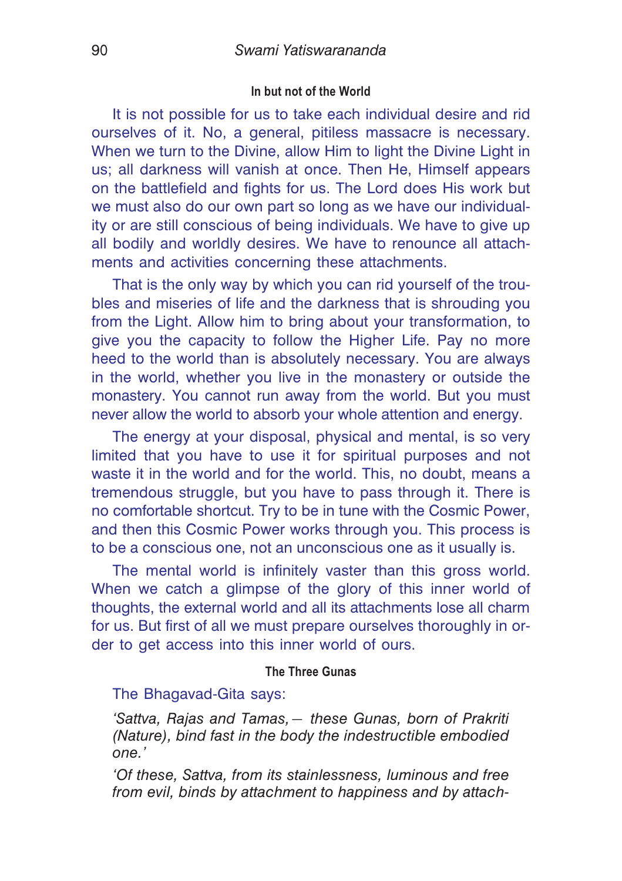### In but not of the World

It is not possible for us to take each individual desire and rid ourselves of it. No, a general, pitiless massacre is necessary. When we turn to the Divine, allow Him to light the Divine Light in us; all darkness will vanish at once. Then He, Himself appears on the battlefield and fights for us. The Lord does His work but we must also do our own part so long as we have our individuality or are still conscious of being individuals. We have to give up all bodily and worldly desires. We have to renounce all attachments and activities concerning these attachments.

That is the only way by which you can rid yourself of the troubles and miseries of life and the darkness that is shrouding you from the Light. Allow him to bring about your transformation, to give you the capacity to follow the Higher Life. Pay no more heed to the world than is absolutely necessary. You are always in the world, whether you live in the monastery or outside the monastery. You cannot run away from the world. But you must never allow the world to absorb your whole attention and energy.

The energy at your disposal, physical and mental, is so very limited that you have to use it for spiritual purposes and not waste it in the world and for the world. This, no doubt, means a tremendous struggle, but you have to pass through it. There is no comfortable shortcut. Try to be in tune with the Cosmic Power, and then this Cosmic Power works through you. This process is to be a conscious one, not an unconscious one as it usually is.

The mental world is infinitely vaster than this gross world. When we catch a glimpse of the glory of this inner world of thoughts, the external world and all its attachments lose all charm for us. But first of all we must prepare ourselves thoroughly in order to get access into this inner world of ours.

### The Three Gunas

The Bhagavad-Gita says:

*'Sattva, Rajas and Tamas,— these Gunas, born of Prakriti (Nature), bind fast in the body the indestructible embodied one.'*

*'Of these, Sattva, from its stainlessness, luminous and free from evil, binds by attachment to happiness and by attach-*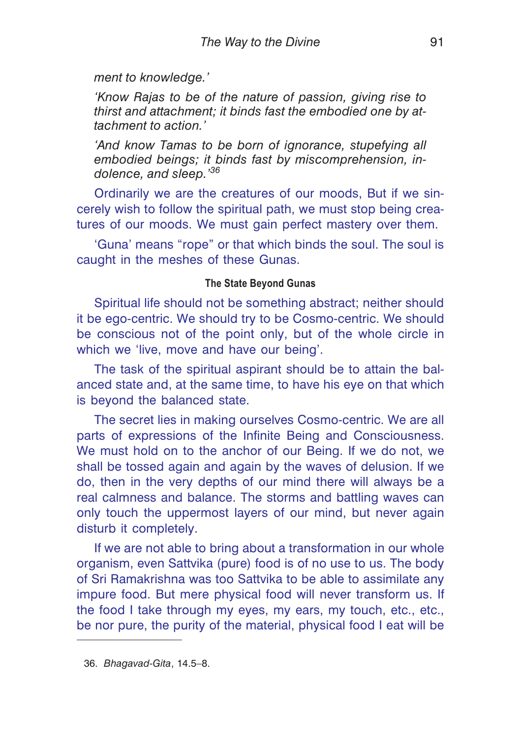*ment to knowledge.'*

*'Know Rajas to be of the nature of passion, giving rise to thirst and attachment; it binds fast the embodied one by attachment to action.'*

*'And know Tamas to be born of ignorance, stupefying all embodied beings; it binds fast by miscomprehension, indolence, and sleep.'*[36]

Ordinarily we are the creatures of our moods, But if we sincerely wish to follow the spiritual path, we must stop being creatures of our moods. We must gain perfect mastery over them.

'Guna' means "rope" or that which binds the soul. The soul is caught in the meshes of these Gunas.

#### The State Beyond Gunas

Spiritual life should not be something abstract; neither should it be ego-centric. We should try to be Cosmo-centric. We should be conscious not of the point only, but of the whole circle in which we 'live, move and have our being'.

The task of the spiritual aspirant should be to attain the balanced state and, at the same time, to have his eye on that which is beyond the balanced state.

The secret lies in making ourselves Cosmo-centric. We are all parts of expressions of the Infinite Being and Consciousness. We must hold on to the anchor of our Being. If we do not, we shall be tossed again and again by the waves of delusion. If we do, then in the very depths of our mind there will always be a real calmness and balance. The storms and battling waves can only touch the uppermost layers of our mind, but never again disturb it completely.

If we are not able to bring about a transformation in our whole organism, even Sattvika (pure) food is of no use to us. The body of Sri Ramakrishna was too Sattvika to be able to assimilate any impure food. But mere physical food will never transform us. If the food I take through my eyes, my ears, my touch, etc., etc., be nor pure, the purity of the material, physical food I eat will be

36. *Bhagavad-Gita*, 14.5–8.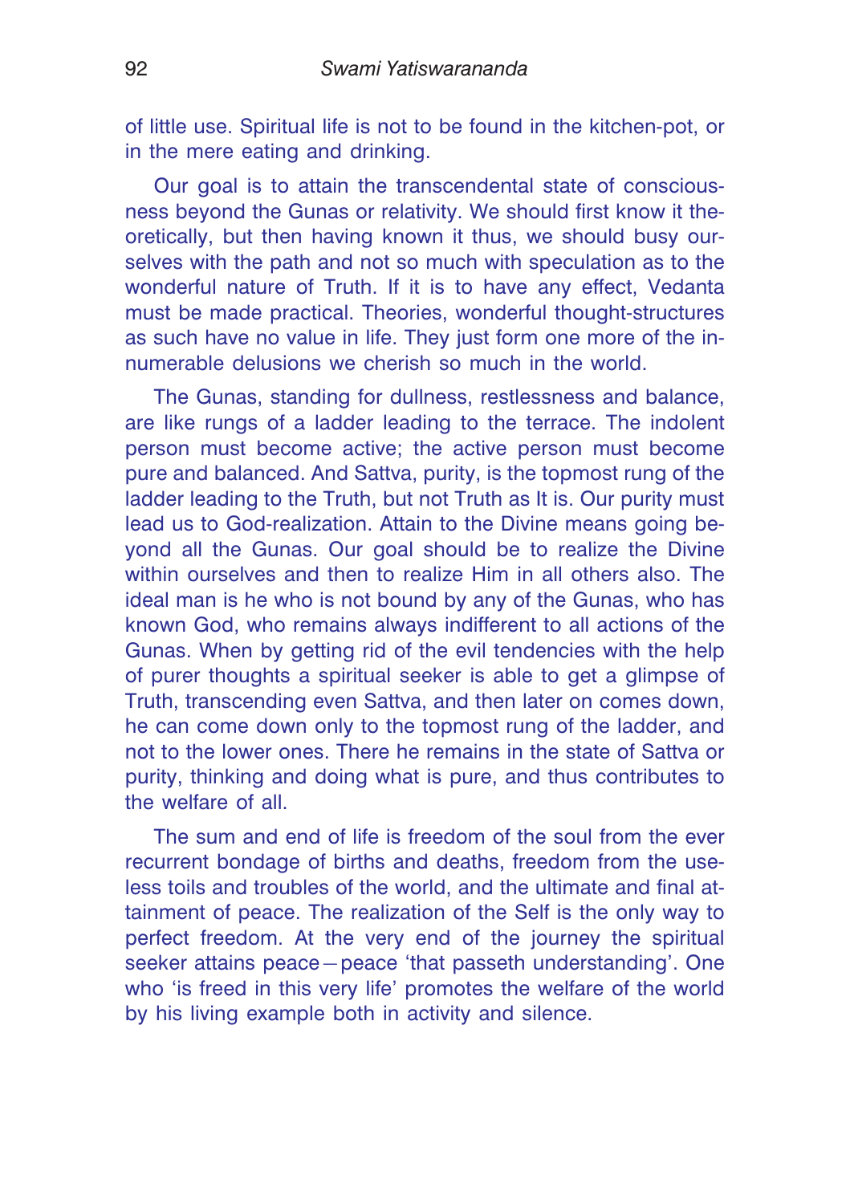of little use. Spiritual life is not to be found in the kitchen-pot, or in the mere eating and drinking.

Our goal is to attain the transcendental state of consciousness beyond the Gunas or relativity. We should first know it theoretically, but then having known it thus, we should busy ourselves with the path and not so much with speculation as to the wonderful nature of Truth. If it is to have any effect, Vedanta must be made practical. Theories, wonderful thought-structures as such have no value in life. They just form one more of the innumerable delusions we cherish so much in the world.

The Gunas, standing for dullness, restlessness and balance, are like rungs of a ladder leading to the terrace. The indolent person must become active; the active person must become pure and balanced. And Sattva, purity, is the topmost rung of the ladder leading to the Truth, but not Truth as It is. Our purity must lead us to God-realization. Attain to the Divine means going beyond all the Gunas. Our goal should be to realize the Divine within ourselves and then to realize Him in all others also. The ideal man is he who is not bound by any of the Gunas, who has known God, who remains always indifferent to all actions of the Gunas. When by getting rid of the evil tendencies with the help of purer thoughts a spiritual seeker is able to get a glimpse of Truth, transcending even Sattva, and then later on comes down, he can come down only to the topmost rung of the ladder, and not to the lower ones. There he remains in the state of Sattva or purity, thinking and doing what is pure, and thus contributes to the welfare of all.

The sum and end of life is freedom of the soul from the ever recurrent bondage of births and deaths, freedom from the useless toils and troubles of the world, and the ultimate and final attainment of peace. The realization of the Self is the only way to perfect freedom. At the very end of the journey the spiritual seeker attains peace—peace 'that passeth understanding'. One who 'is freed in this very life' promotes the welfare of the world by his living example both in activity and silence.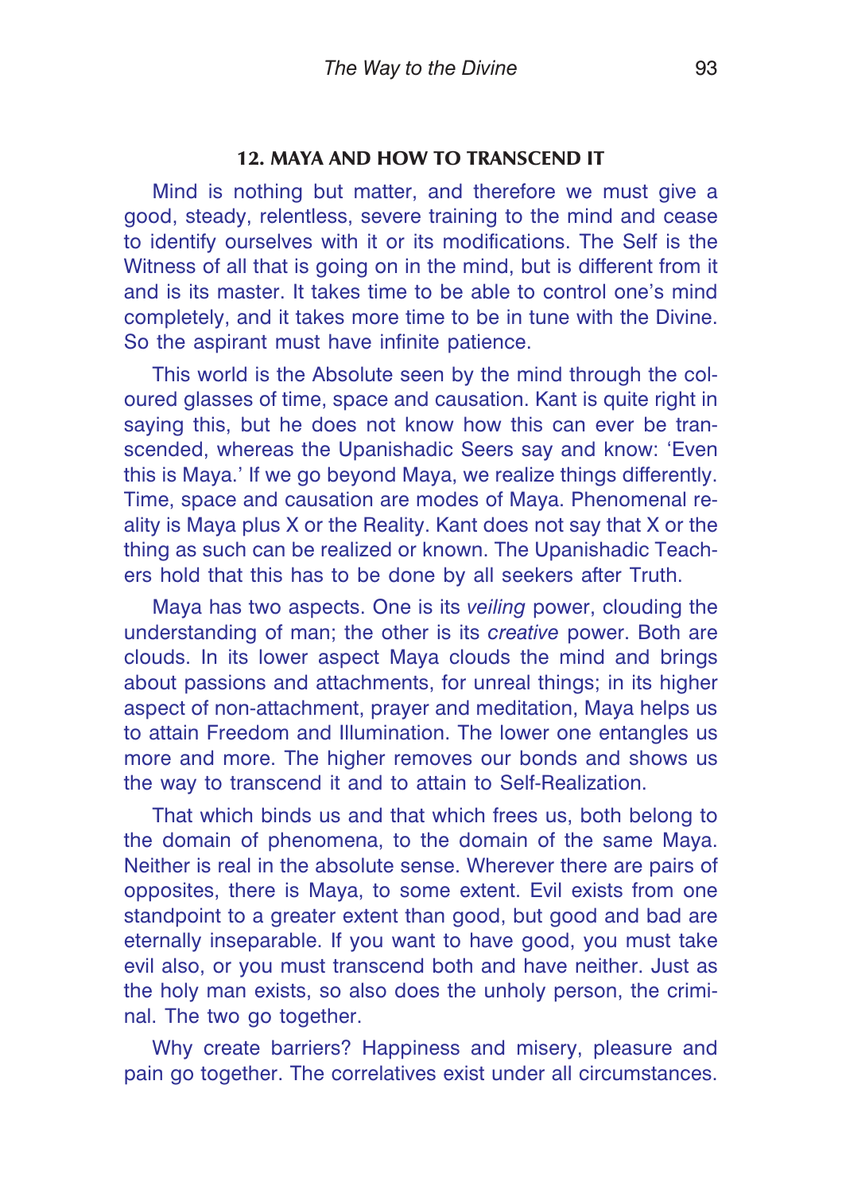## 12. MAYA AND HOW TO TRANSCEND IT

Mind is nothing but matter, and therefore we must give a good, steady, relentless, severe training to the mind and cease to identify ourselves with it or its modifications. The Self is the Witness of all that is going on in the mind, but is different from it and is its master. It takes time to be able to control one's mind completely, and it takes more time to be in tune with the Divine. So the aspirant must have infinite patience.

This world is the Absolute seen by the mind through the coloured glasses of time, space and causation. Kant is quite right in saying this, but he does not know how this can ever be transcended, whereas the Upanishadic Seers say and know: 'Even this is Maya.' If we go beyond Maya, we realize things differently. Time, space and causation are modes of Maya. Phenomenal reality is Maya plus X or the Reality. Kant does not say that X or the thing as such can be realized or known. The Upanishadic Teachers hold that this has to be done by all seekers after Truth.

Maya has two aspects. One is its *veiling* power, clouding the understanding of man; the other is its *creative* power. Both are clouds. In its lower aspect Maya clouds the mind and brings about passions and attachments, for unreal things; in its higher aspect of non-attachment, prayer and meditation, Maya helps us to attain Freedom and Illumination. The lower one entangles us more and more. The higher removes our bonds and shows us the way to transcend it and to attain to Self-Realization.

That which binds us and that which frees us, both belong to the domain of phenomena, to the domain of the same Maya. Neither is real in the absolute sense. Wherever there are pairs of opposites, there is Maya, to some extent. Evil exists from one standpoint to a greater extent than good, but good and bad are eternally inseparable. If you want to have good, you must take evil also, or you must transcend both and have neither. Just as the holy man exists, so also does the unholy person, the criminal. The two go together.

Why create barriers? Happiness and misery, pleasure and pain go together. The correlatives exist under all circumstances.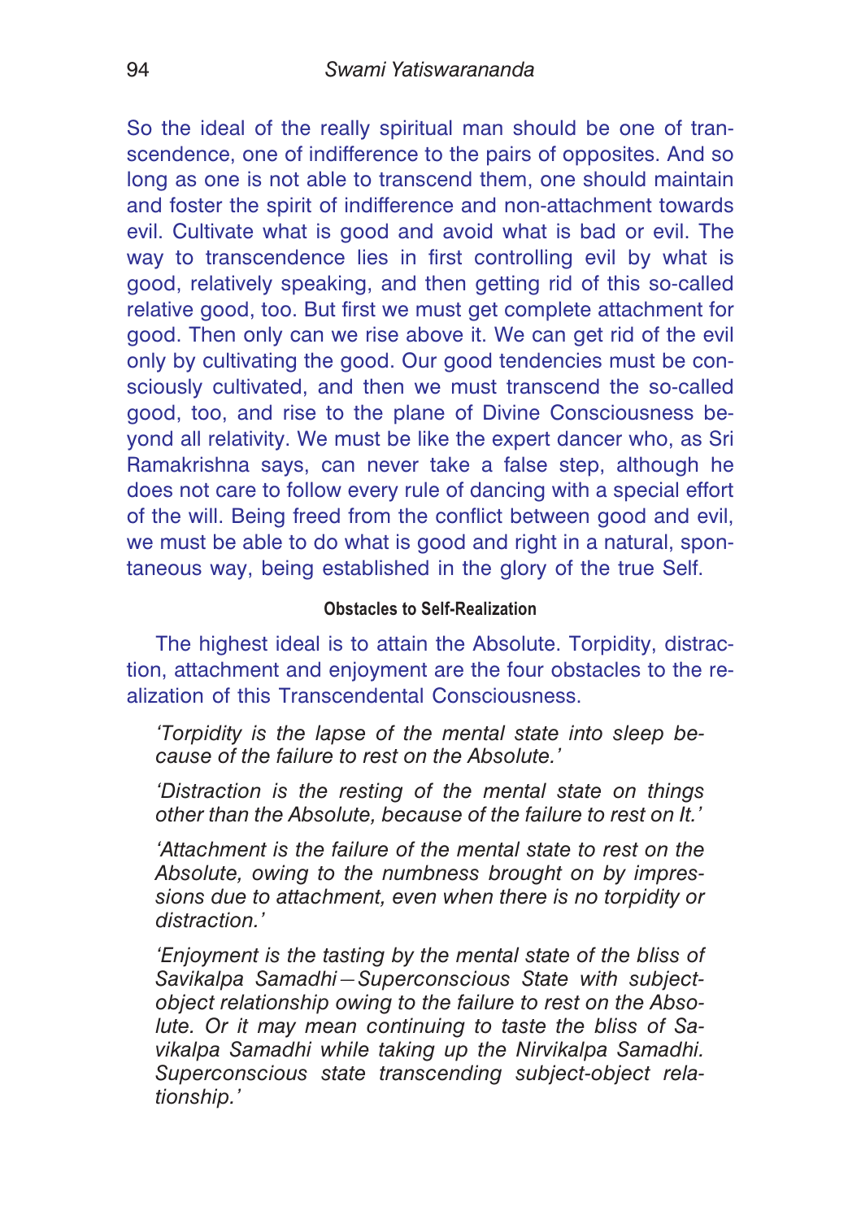So the ideal of the really spiritual man should be one of transcendence, one of indifference to the pairs of opposites. And so long as one is not able to transcend them, one should maintain and foster the spirit of indifference and non-attachment towards evil. Cultivate what is good and avoid what is bad or evil. The way to transcendence lies in first controlling evil by what is good, relatively speaking, and then getting rid of this so-called relative good, too. But first we must get complete attachment for good. Then only can we rise above it. We can get rid of the evil only by cultivating the good. Our good tendencies must be consciously cultivated, and then we must transcend the so-called good, too, and rise to the plane of Divine Consciousness beyond all relativity. We must be like the expert dancer who, as Sri Ramakrishna says, can never take a false step, although he does not care to follow every rule of dancing with a special effort of the will. Being freed from the conflict between good and evil, we must be able to do what is good and right in a natural, spontaneous way, being established in the glory of the true Self.

### Obstacles to Self-Realization

The highest ideal is to attain the Absolute. Torpidity, distraction, attachment and enjoyment are the four obstacles to the realization of this Transcendental Consciousness.

> *'Torpidity is the lapse of the mental state into sleep because of the failure to rest on the Absolute.'*
>
> *'Distraction is the resting of the mental state on things other than the Absolute, because of the failure to rest on It.'*
>
> *'Attachment is the failure of the mental state to rest on the Absolute, owing to the numbness brought on by impressions due to attachment, even when there is no torpidity or distraction.'*
>
> *'Enjoyment is the tasting by the mental state of the bliss of Savikalpa Samadhi—Superconscious State with subject-object relationship owing to the failure to rest on the Absolute. Or it may mean continuing to taste the bliss of Savikalpa Samadhi while taking up the Nirvikalpa Samadhi. Superconscious state transcending subject-object relationship.'*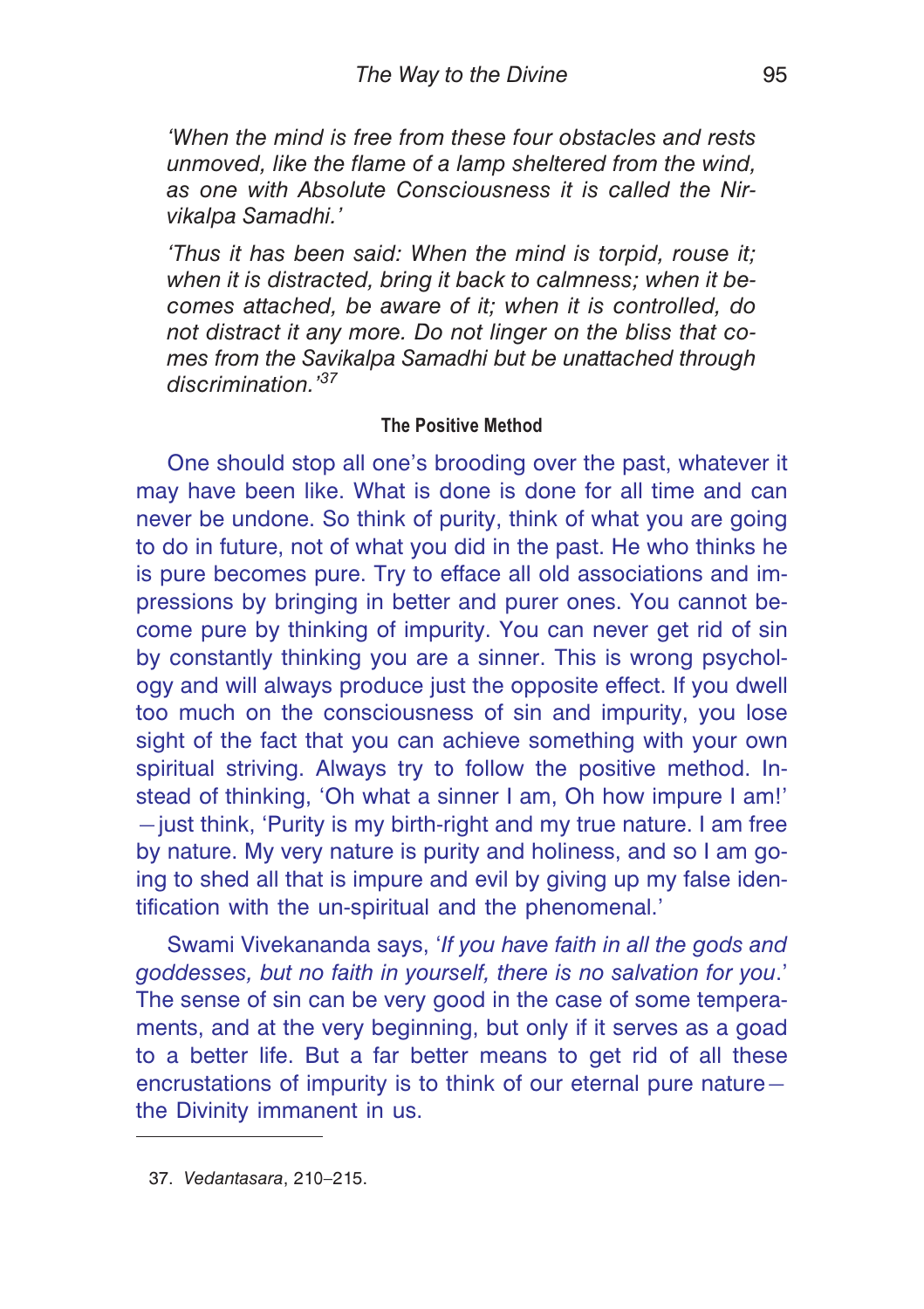*'When the mind is free from these four obstacles and rests unmoved, like the flame of a lamp sheltered from the wind, as one with Absolute Consciousness it is called the Nirvikalpa Samadhi.'*

*'Thus it has been said: When the mind is torpid, rouse it; when it is distracted, bring it back to calmness; when it becomes attached, be aware of it; when it is controlled, do not distract it any more. Do not linger on the bliss that comes from the Savikalpa Samadhi but be unattached through discrimination.'*[37]

#### The Positive Method

One should stop all one's brooding over the past, whatever it may have been like. What is done is done for all time and can never be undone. So think of purity, think of what you are going to do in future, not of what you did in the past. He who thinks he is pure becomes pure. Try to efface all old associations and impressions by bringing in better and purer ones. You cannot become pure by thinking of impurity. You can never get rid of sin by constantly thinking you are a sinner. This is wrong psychology and will always produce just the opposite effect. If you dwell too much on the consciousness of sin and impurity, you lose sight of the fact that you can achieve something with your own spiritual striving. Always try to follow the positive method. Instead of thinking, 'Oh what a sinner I am, Oh how impure I am!' —just think, 'Purity is my birth-right and my true nature. I am free by nature. My very nature is purity and holiness, and so I am going to shed all that is impure and evil by giving up my false identification with the un-spiritual and the phenomenal.'

Swami Vivekananda says, '*If you have faith in all the gods and goddesses, but no faith in yourself, there is no salvation for you*.' The sense of sin can be very good in the case of some temperaments, and at the very beginning, but only if it serves as a goad to a better life. But a far better means to get rid of all these encrustations of impurity is to think of our eternal pure nature—the Divinity immanent in us.

---

37. *Vedantasara*, 210–215.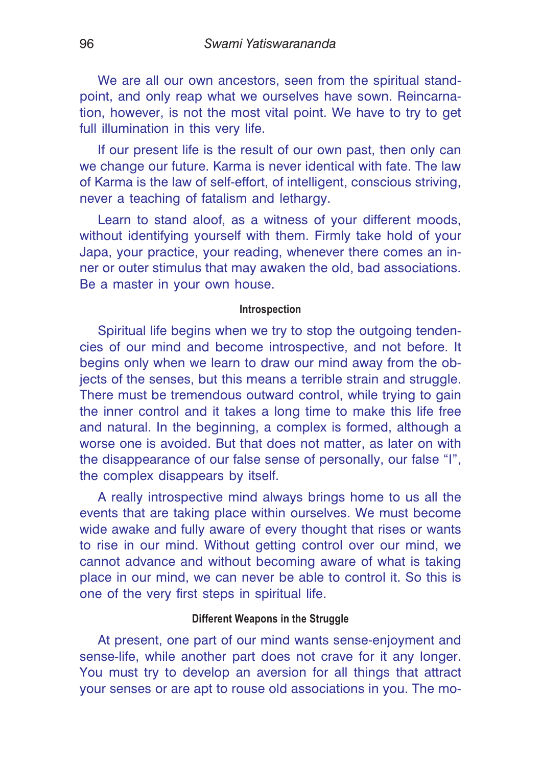We are all our own ancestors, seen from the spiritual standpoint, and only reap what we ourselves have sown. Reincarnation, however, is not the most vital point. We have to try to get full illumination in this very life.

If our present life is the result of our own past, then only can we change our future. Karma is never identical with fate. The law of Karma is the law of self-effort, of intelligent, conscious striving, never a teaching of fatalism and lethargy.

Learn to stand aloof, as a witness of your different moods, without identifying yourself with them. Firmly take hold of your Japa, your practice, your reading, whenever there comes an inner or outer stimulus that may awaken the old, bad associations. Be a master in your own house.

### Introspection

Spiritual life begins when we try to stop the outgoing tendencies of our mind and become introspective, and not before. It begins only when we learn to draw our mind away from the objects of the senses, but this means a terrible strain and struggle. There must be tremendous outward control, while trying to gain the inner control and it takes a long time to make this life free and natural. In the beginning, a complex is formed, although a worse one is avoided. But that does not matter, as later on with the disappearance of our false sense of personally, our false "I", the complex disappears by itself.

A really introspective mind always brings home to us all the events that are taking place within ourselves. We must become wide awake and fully aware of every thought that rises or wants to rise in our mind. Without getting control over our mind, we cannot advance and without becoming aware of what is taking place in our mind, we can never be able to control it. So this is one of the very first steps in spiritual life.

### Different Weapons in the Struggle

At present, one part of our mind wants sense-enjoyment and sense-life, while another part does not crave for it any longer. You must try to develop an aversion for all things that attract your senses or are apt to rouse old associations in you. The mo-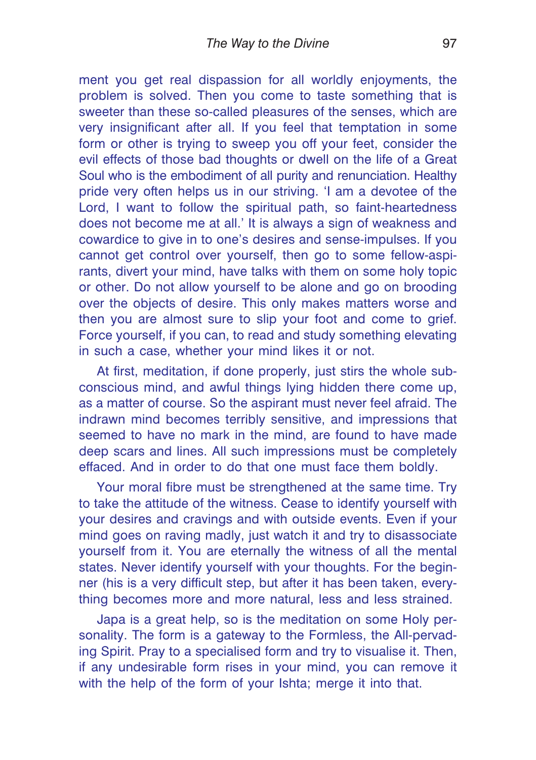ment you get real dispassion for all worldly enjoyments, the problem is solved. Then you come to taste something that is sweeter than these so-called pleasures of the senses, which are very insignificant after all. If you feel that temptation in some form or other is trying to sweep you off your feet, consider the evil effects of those bad thoughts or dwell on the life of a Great Soul who is the embodiment of all purity and renunciation. Healthy pride very often helps us in our striving. 'I am a devotee of the Lord, I want to follow the spiritual path, so faint-heartedness does not become me at all.' It is always a sign of weakness and cowardice to give in to one's desires and sense-impulses. If you cannot get control over yourself, then go to some fellow-aspirants, divert your mind, have talks with them on some holy topic or other. Do not allow yourself to be alone and go on brooding over the objects of desire. This only makes matters worse and then you are almost sure to slip your foot and come to grief. Force yourself, if you can, to read and study something elevating in such a case, whether your mind likes it or not.

At first, meditation, if done properly, just stirs the whole subconscious mind, and awful things lying hidden there come up, as a matter of course. So the aspirant must never feel afraid. The indrawn mind becomes terribly sensitive, and impressions that seemed to have no mark in the mind, are found to have made deep scars and lines. All such impressions must be completely effaced. And in order to do that one must face them boldly.

Your moral fibre must be strengthened at the same time. Try to take the attitude of the witness. Cease to identify yourself with your desires and cravings and with outside events. Even if your mind goes on raving madly, just watch it and try to disassociate yourself from it. You are eternally the witness of all the mental states. Never identify yourself with your thoughts. For the beginner (his is a very difficult step, but after it has been taken, everything becomes more and more natural, less and less strained.

Japa is a great help, so is the meditation on some Holy personality. The form is a gateway to the Formless, the All-pervading Spirit. Pray to a specialised form and try to visualise it. Then, if any undesirable form rises in your mind, you can remove it with the help of the form of your Ishta; merge it into that.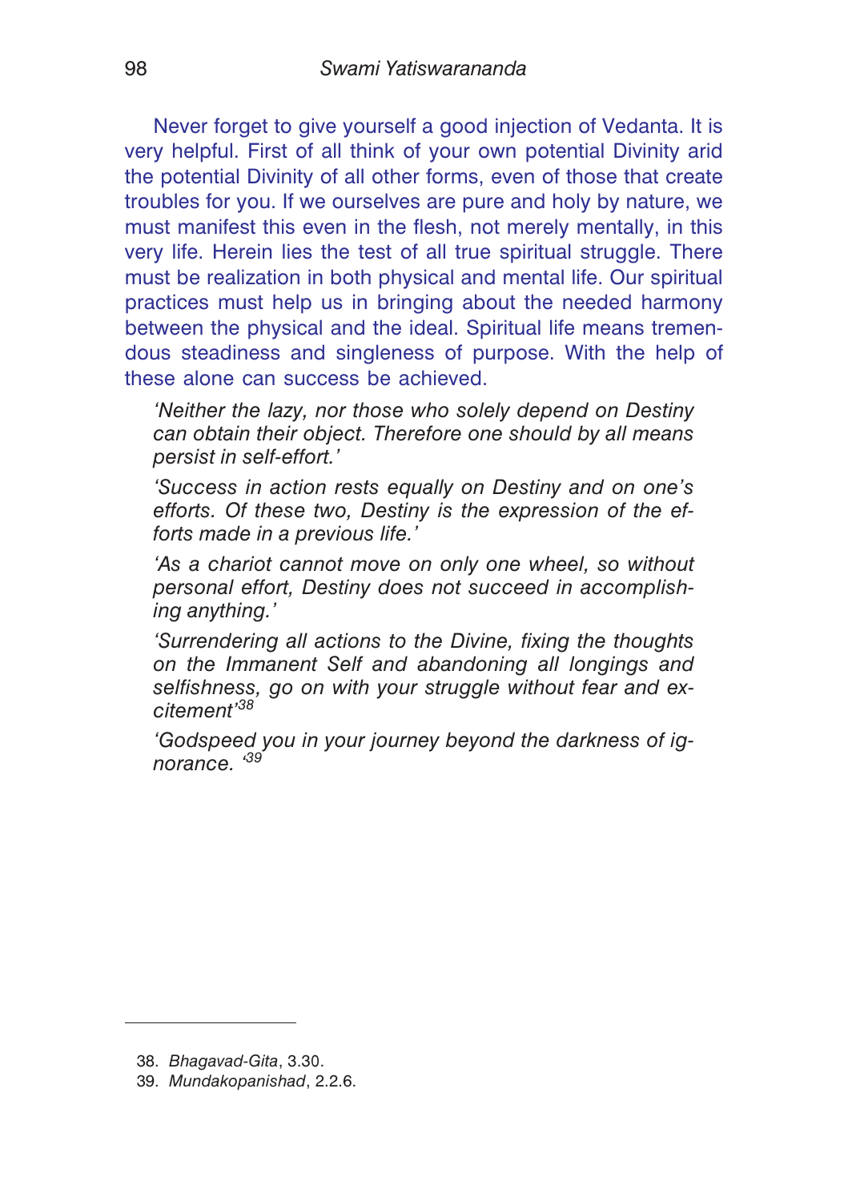Never forget to give yourself a good injection of Vedanta. It is very helpful. First of all think of your own potential Divinity arid the potential Divinity of all other forms, even of those that create troubles for you. If we ourselves are pure and holy by nature, we must manifest this even in the flesh, not merely mentally, in this very life. Herein lies the test of all true spiritual struggle. There must be realization in both physical and mental life. Our spiritual practices must help us in bringing about the needed harmony between the physical and the ideal. Spiritual life means tremendous steadiness and singleness of purpose. With the help of these alone can success be achieved.

> *'Neither the lazy, nor those who solely depend on Destiny can obtain their object. Therefore one should by all means persist in self-effort.'*
>
> *'Success in action rests equally on Destiny and on one's efforts. Of these two, Destiny is the expression of the efforts made in a previous life.'*
>
> *'As a chariot cannot move on only one wheel, so without personal effort, Destiny does not succeed in accomplishing anything.'*
>
> *'Surrendering all actions to the Divine, fixing the thoughts on the Immanent Self and abandoning all longings and selfishness, go on with your struggle without fear and excitement'*[38]
>
> *'Godspeed you in your journey beyond the darkness of ignorance. '*[39]

---

38. *Bhagavad-Gita*, 3.30.
39. *Mundakopanishad*, 2.2.6.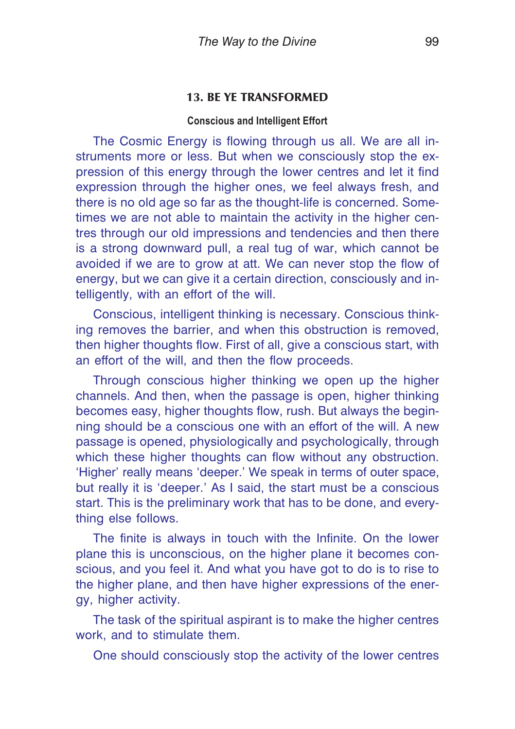## 13. BE YE TRANSFORMED

### Conscious and Intelligent Effort

The Cosmic Energy is flowing through us all. We are all instruments more or less. But when we consciously stop the expression of this energy through the lower centres and let it find expression through the higher ones, we feel always fresh, and there is no old age so far as the thought-life is concerned. Sometimes we are not able to maintain the activity in the higher centres through our old impressions and tendencies and then there is a strong downward pull, a real tug of war, which cannot be avoided if we are to grow at att. We can never stop the flow of energy, but we can give it a certain direction, consciously and intelligently, with an effort of the will.

Conscious, intelligent thinking is necessary. Conscious thinking removes the barrier, and when this obstruction is removed, then higher thoughts flow. First of all, give a conscious start, with an effort of the will, and then the flow proceeds.

Through conscious higher thinking we open up the higher channels. And then, when the passage is open, higher thinking becomes easy, higher thoughts flow, rush. But always the beginning should be a conscious one with an effort of the will. A new passage is opened, physiologically and psychologically, through which these higher thoughts can flow without any obstruction. 'Higher' really means 'deeper.' We speak in terms of outer space, but really it is 'deeper.' As I said, the start must be a conscious start. This is the preliminary work that has to be done, and everything else follows.

The finite is always in touch with the Infinite. On the lower plane this is unconscious, on the higher plane it becomes conscious, and you feel it. And what you have got to do is to rise to the higher plane, and then have higher expressions of the energy, higher activity.

The task of the spiritual aspirant is to make the higher centres work, and to stimulate them.

One should consciously stop the activity of the lower centres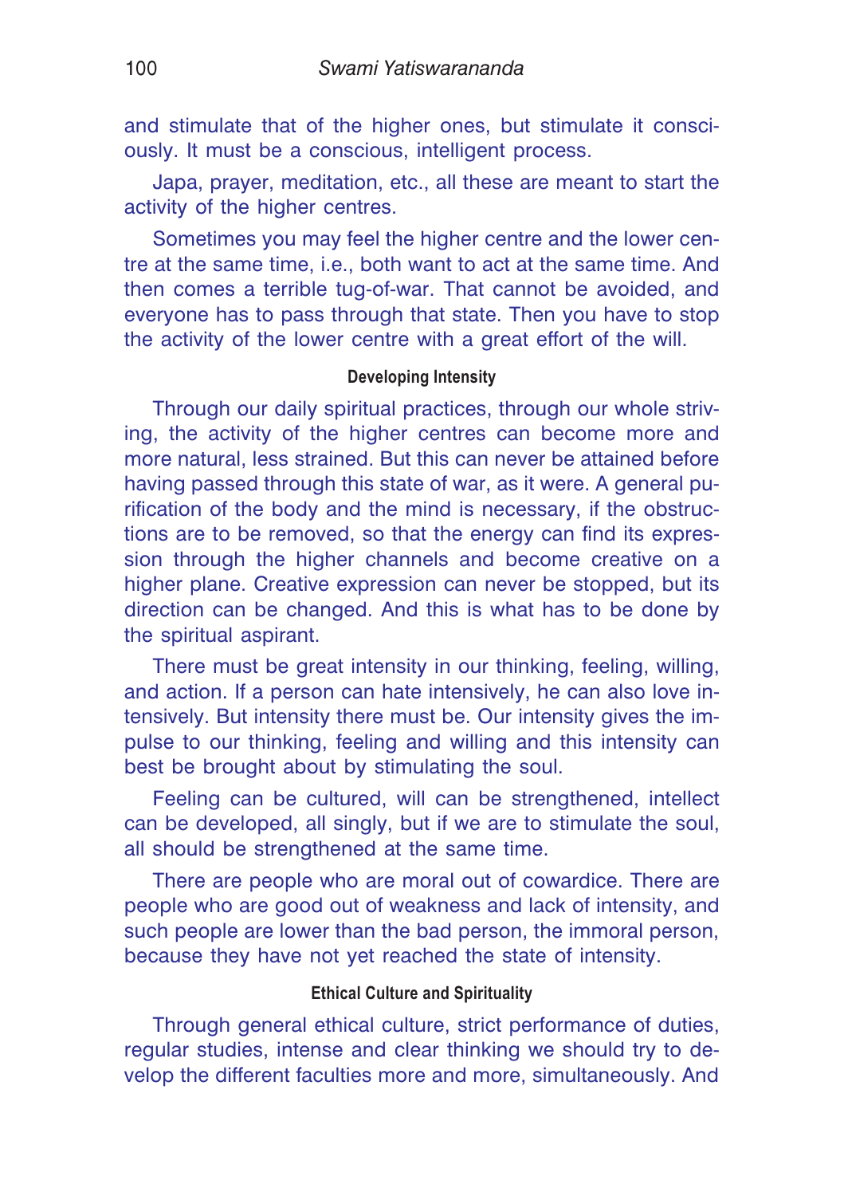and stimulate that of the higher ones, but stimulate it consciously. It must be a conscious, intelligent process.

Japa, prayer, meditation, etc., all these are meant to start the activity of the higher centres.

Sometimes you may feel the higher centre and the lower centre at the same time, i.e., both want to act at the same time. And then comes a terrible tug-of-war. That cannot be avoided, and everyone has to pass through that state. Then you have to stop the activity of the lower centre with a great effort of the will.

#### Developing Intensity

Through our daily spiritual practices, through our whole striving, the activity of the higher centres can become more and more natural, less strained. But this can never be attained before having passed through this state of war, as it were. A general purification of the body and the mind is necessary, if the obstructions are to be removed, so that the energy can find its expression through the higher channels and become creative on a higher plane. Creative expression can never be stopped, but its direction can be changed. And this is what has to be done by the spiritual aspirant.

There must be great intensity in our thinking, feeling, willing, and action. If a person can hate intensively, he can also love intensively. But intensity there must be. Our intensity gives the impulse to our thinking, feeling and willing and this intensity can best be brought about by stimulating the soul.

Feeling can be cultured, will can be strengthened, intellect can be developed, all singly, but if we are to stimulate the soul, all should be strengthened at the same time.

There are people who are moral out of cowardice. There are people who are good out of weakness and lack of intensity, and such people are lower than the bad person, the immoral person, because they have not yet reached the state of intensity.

#### Ethical Culture and Spirituality

Through general ethical culture, strict performance of duties, regular studies, intense and clear thinking we should try to develop the different faculties more and more, simultaneously. And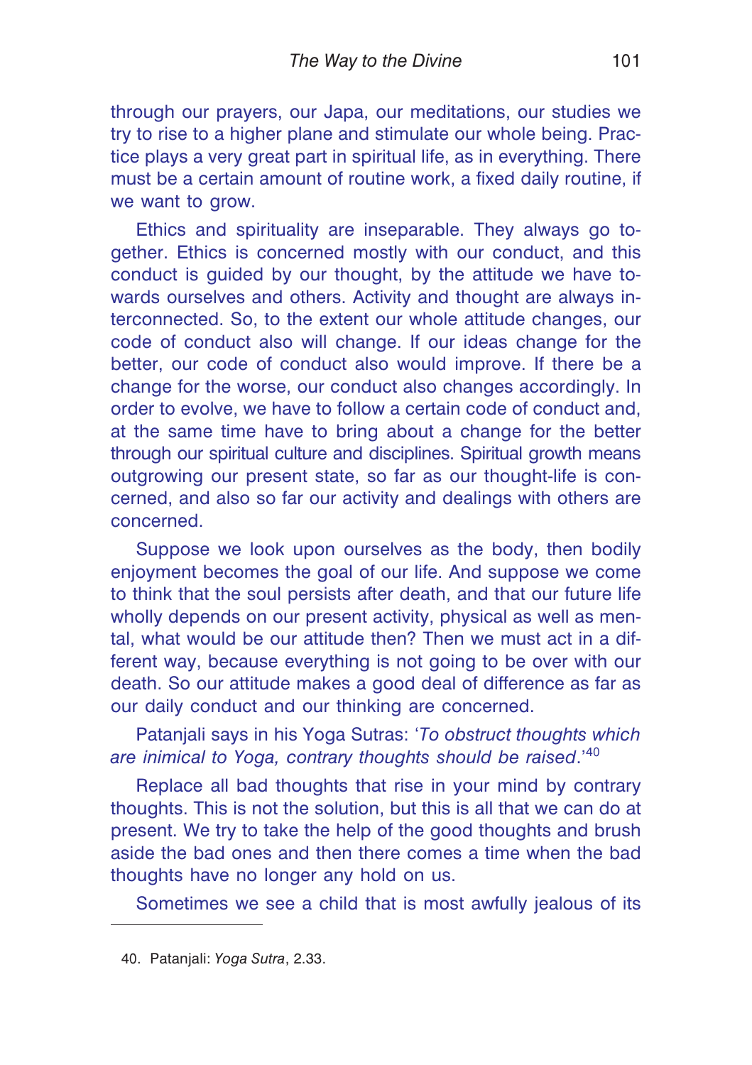through our prayers, our Japa, our meditations, our studies we try to rise to a higher plane and stimulate our whole being. Practice plays a very great part in spiritual life, as in everything. There must be a certain amount of routine work, a fixed daily routine, if we want to grow.

Ethics and spirituality are inseparable. They always go together. Ethics is concerned mostly with our conduct, and this conduct is guided by our thought, by the attitude we have towards ourselves and others. Activity and thought are always interconnected. So, to the extent our whole attitude changes, our code of conduct also will change. If our ideas change for the better, our code of conduct also would improve. If there be a change for the worse, our conduct also changes accordingly. In order to evolve, we have to follow a certain code of conduct and, at the same time have to bring about a change for the better through our spiritual culture and disciplines. Spiritual growth means outgrowing our present state, so far as our thought-life is concerned, and also so far our activity and dealings with others are concerned.

Suppose we look upon ourselves as the body, then bodily enjoyment becomes the goal of our life. And suppose we come to think that the soul persists after death, and that our future life wholly depends on our present activity, physical as well as mental, what would be our attitude then? Then we must act in a different way, because everything is not going to be over with our death. So our attitude makes a good deal of difference as far as our daily conduct and our thinking are concerned.

Patanjali says in his Yoga Sutras: '*To obstruct thoughts which are inimical to Yoga, contrary thoughts should be raised*.'[40]

Replace all bad thoughts that rise in your mind by contrary thoughts. This is not the solution, but this is all that we can do at present. We try to take the help of the good thoughts and brush aside the bad ones and then there comes a time when the bad thoughts have no longer any hold on us.

Sometimes we see a child that is most awfully jealous of its

---

40. Patanjali: *Yoga Sutra*, 2.33.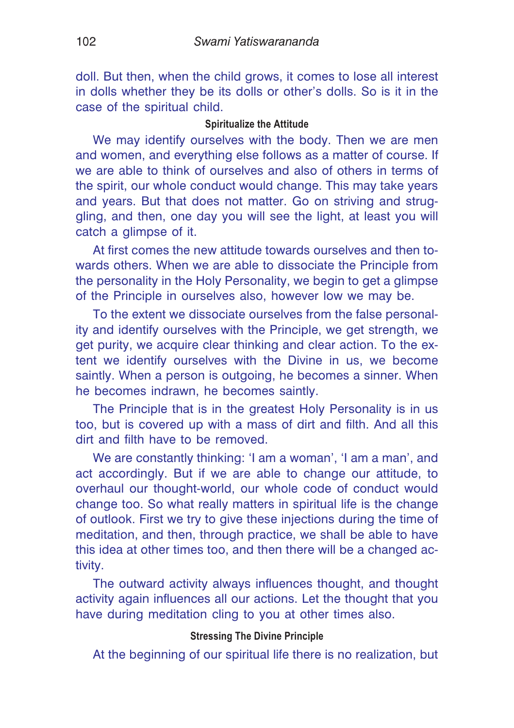doll. But then, when the child grows, it comes to lose all interest in dolls whether they be its dolls or other's dolls. So is it in the case of the spiritual child.

### Spiritualize the Attitude

We may identify ourselves with the body. Then we are men and women, and everything else follows as a matter of course. If we are able to think of ourselves and also of others in terms of the spirit, our whole conduct would change. This may take years and years. But that does not matter. Go on striving and struggling, and then, one day you will see the light, at least you will catch a glimpse of it.

At first comes the new attitude towards ourselves and then towards others. When we are able to dissociate the Principle from the personality in the Holy Personality, we begin to get a glimpse of the Principle in ourselves also, however low we may be.

To the extent we dissociate ourselves from the false personality and identify ourselves with the Principle, we get strength, we get purity, we acquire clear thinking and clear action. To the extent we identify ourselves with the Divine in us, we become saintly. When a person is outgoing, he becomes a sinner. When he becomes indrawn, he becomes saintly.

The Principle that is in the greatest Holy Personality is in us too, but is covered up with a mass of dirt and filth. And all this dirt and filth have to be removed.

We are constantly thinking: 'I am a woman', 'I am a man', and act accordingly. But if we are able to change our attitude, to overhaul our thought-world, our whole code of conduct would change too. So what really matters in spiritual life is the change of outlook. First we try to give these injections during the time of meditation, and then, through practice, we shall be able to have this idea at other times too, and then there will be a changed activity.

The outward activity always influences thought, and thought activity again influences all our actions. Let the thought that you have during meditation cling to you at other times also.

### Stressing The Divine Principle

At the beginning of our spiritual life there is no realization, but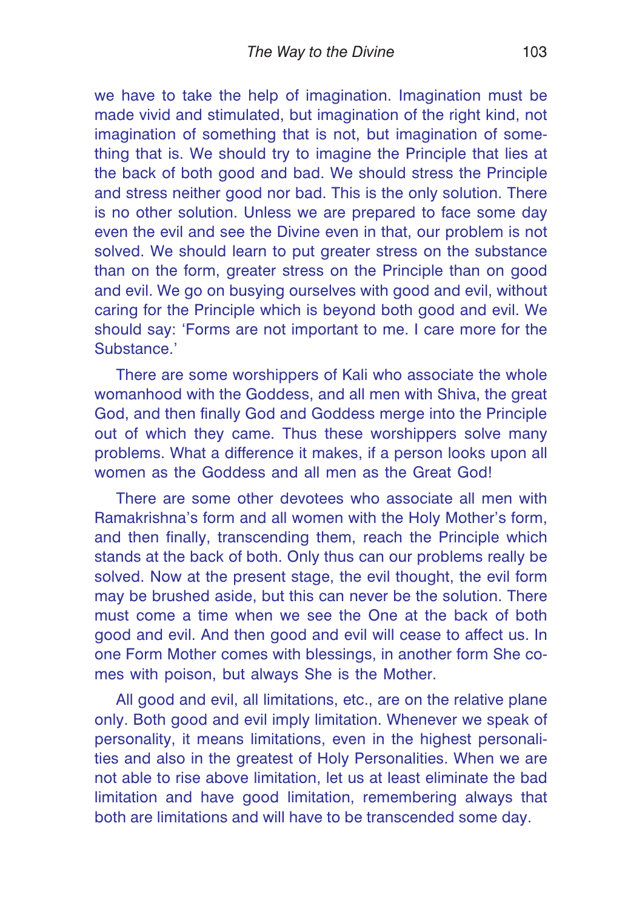we have to take the help of imagination. Imagination must be made vivid and stimulated, but imagination of the right kind, not imagination of something that is not, but imagination of something that is. We should try to imagine the Principle that lies at the back of both good and bad. We should stress the Principle and stress neither good nor bad. This is the only solution. There is no other solution. Unless we are prepared to face some day even the evil and see the Divine even in that, our problem is not solved. We should learn to put greater stress on the substance than on the form, greater stress on the Principle than on good and evil. We go on busying ourselves with good and evil, without caring for the Principle which is beyond both good and evil. We should say: 'Forms are not important to me. I care more for the Substance.'

There are some worshippers of Kali who associate the whole womanhood with the Goddess, and all men with Shiva, the great God, and then finally God and Goddess merge into the Principle out of which they came. Thus these worshippers solve many problems. What a difference it makes, if a person looks upon all women as the Goddess and all men as the Great God!

There are some other devotees who associate all men with Ramakrishna's form and all women with the Holy Mother's form, and then finally, transcending them, reach the Principle which stands at the back of both. Only thus can our problems really be solved. Now at the present stage, the evil thought, the evil form may be brushed aside, but this can never be the solution. There must come a time when we see the One at the back of both good and evil. And then good and evil will cease to affect us. In one Form Mother comes with blessings, in another form She comes with poison, but always She is the Mother.

All good and evil, all limitations, etc., are on the relative plane only. Both good and evil imply limitation. Whenever we speak of personality, it means limitations, even in the highest personalities and also in the greatest of Holy Personalities. When we are not able to rise above limitation, let us at least eliminate the bad limitation and have good limitation, remembering always that both are limitations and will have to be transcended some day.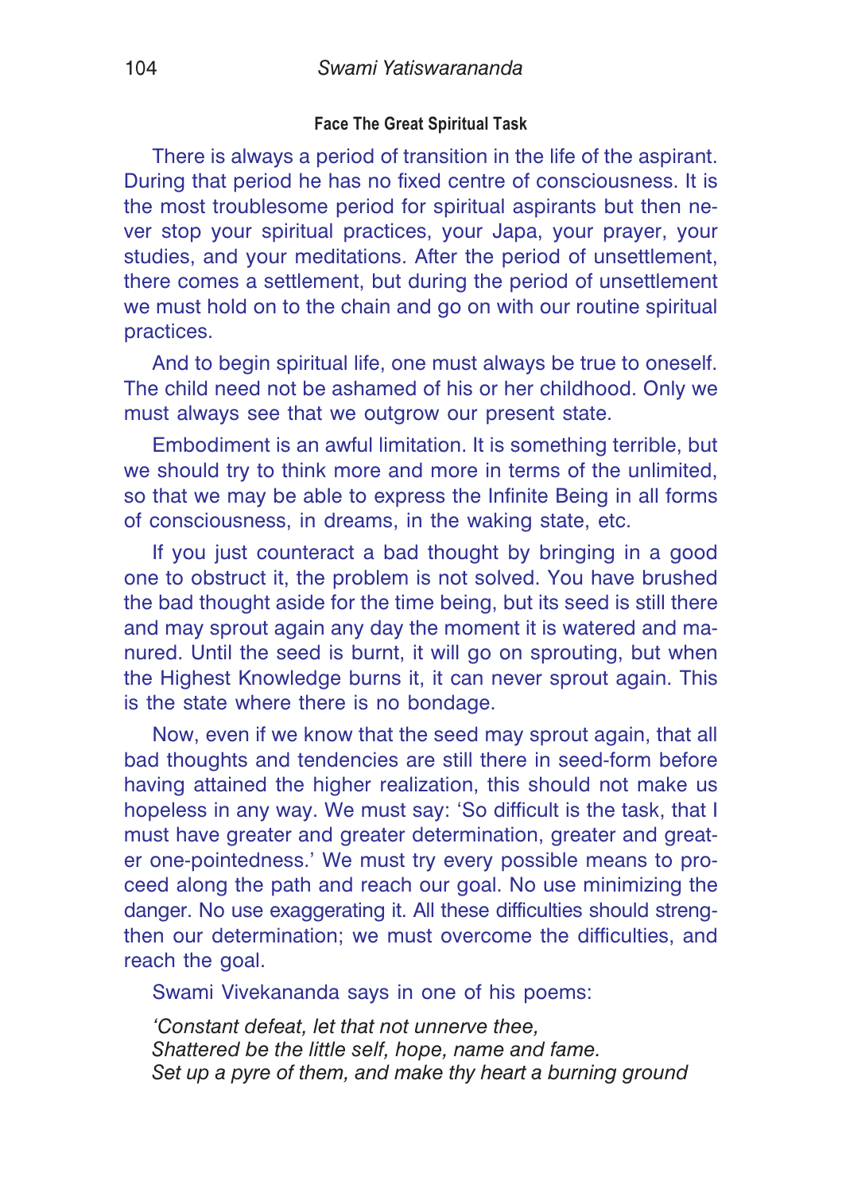### Face The Great Spiritual Task

There is always a period of transition in the life of the aspirant. During that period he has no fixed centre of consciousness. It is the most troublesome period for spiritual aspirants but then never stop your spiritual practices, your Japa, your prayer, your studies, and your meditations. After the period of unsettlement, there comes a settlement, but during the period of unsettlement we must hold on to the chain and go on with our routine spiritual practices.

And to begin spiritual life, one must always be true to oneself. The child need not be ashamed of his or her childhood. Only we must always see that we outgrow our present state.

Embodiment is an awful limitation. It is something terrible, but we should try to think more and more in terms of the unlimited, so that we may be able to express the Infinite Being in all forms of consciousness, in dreams, in the waking state, etc.

If you just counteract a bad thought by bringing in a good one to obstruct it, the problem is not solved. You have brushed the bad thought aside for the time being, but its seed is still there and may sprout again any day the moment it is watered and manured. Until the seed is burnt, it will go on sprouting, but when the Highest Knowledge burns it, it can never sprout again. This is the state where there is no bondage.

Now, even if we know that the seed may sprout again, that all bad thoughts and tendencies are still there in seed-form before having attained the higher realization, this should not make us hopeless in any way. We must say: 'So difficult is the task, that I must have greater and greater determination, greater and greater one-pointedness.' We must try every possible means to proceed along the path and reach our goal. No use minimizing the danger. No use exaggerating it. All these difficulties should strengthen our determination; we must overcome the difficulties, and reach the goal.

Swami Vivekananda says in one of his poems:

*'Constant defeat, let that not unnerve thee,*
*Shattered be the little self, hope, name and fame.*
*Set up a pyre of them, and make thy heart a burning ground*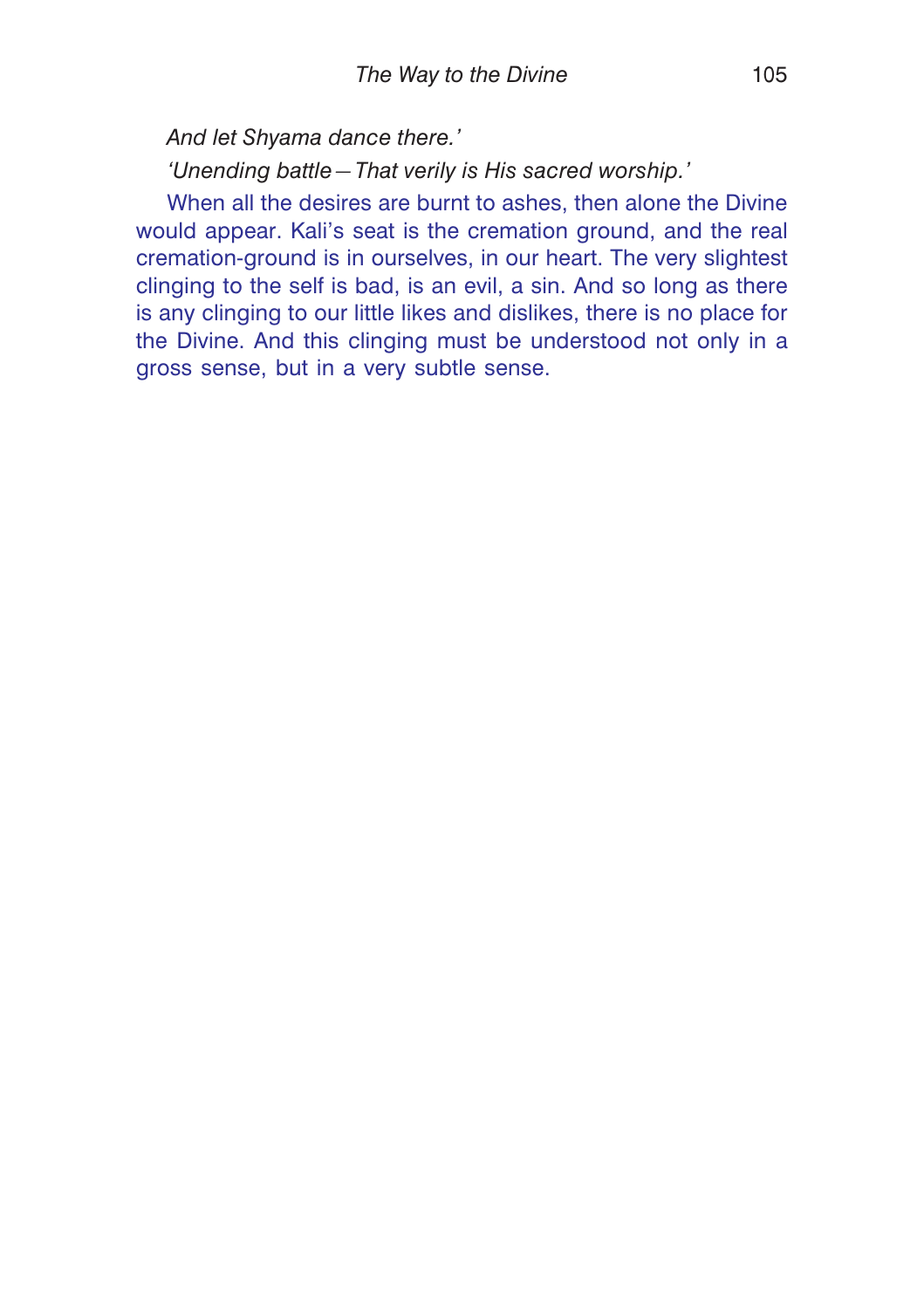*And let Shyama dance there.'*

*'Unending battle—That verily is His sacred worship.'*

When all the desires are burnt to ashes, then alone the Divine would appear. Kali's seat is the cremation ground, and the real cremation-ground is in ourselves, in our heart. The very slightest clinging to the self is bad, is an evil, a sin. And so long as there is any clinging to our little likes and dislikes, there is no place for the Divine. And this clinging must be understood not only in a gross sense, but in a very subtle sense.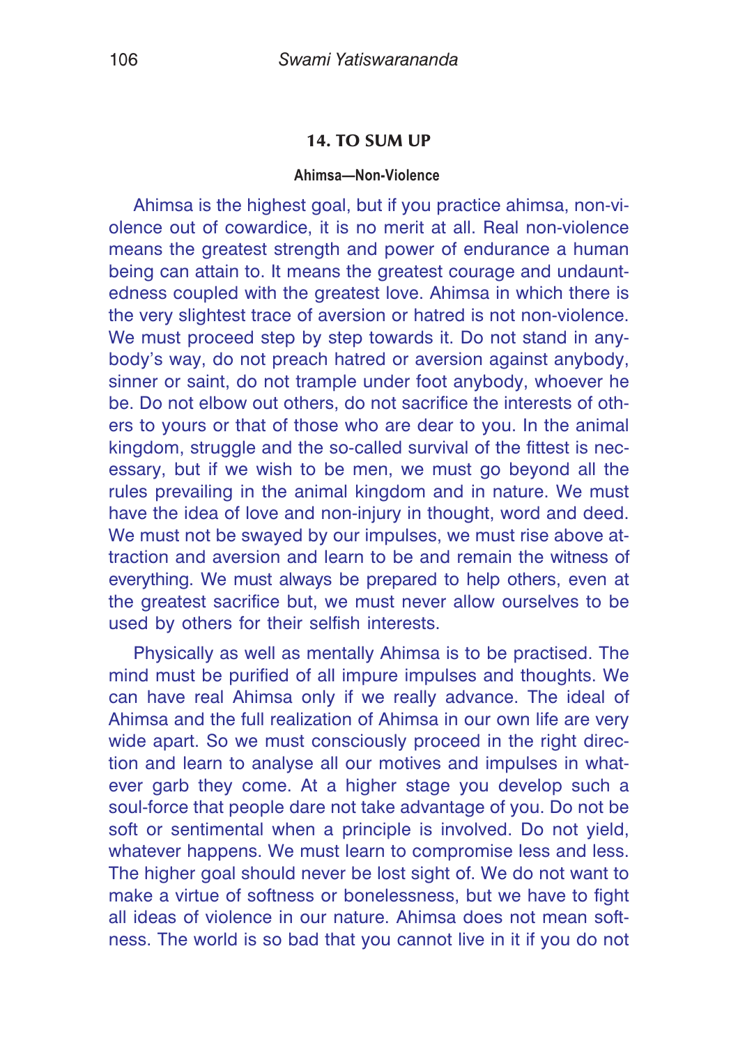## 14. TO SUM UP

### Ahimsa—Non-Violence

Ahimsa is the highest goal, but if you practice ahimsa, non-violence out of cowardice, it is no merit at all. Real non-violence means the greatest strength and power of endurance a human being can attain to. It means the greatest courage and undauntedness coupled with the greatest love. Ahimsa in which there is the very slightest trace of aversion or hatred is not non-violence. We must proceed step by step towards it. Do not stand in anybody's way, do not preach hatred or aversion against anybody, sinner or saint, do not trample under foot anybody, whoever he be. Do not elbow out others, do not sacrifice the interests of others to yours or that of those who are dear to you. In the animal kingdom, struggle and the so-called survival of the fittest is necessary, but if we wish to be men, we must go beyond all the rules prevailing in the animal kingdom and in nature. We must have the idea of love and non-injury in thought, word and deed. We must not be swayed by our impulses, we must rise above attraction and aversion and learn to be and remain the witness of everything. We must always be prepared to help others, even at the greatest sacrifice but, we must never allow ourselves to be used by others for their selfish interests.

Physically as well as mentally Ahimsa is to be practised. The mind must be purified of all impure impulses and thoughts. We can have real Ahimsa only if we really advance. The ideal of Ahimsa and the full realization of Ahimsa in our own life are very wide apart. So we must consciously proceed in the right direction and learn to analyse all our motives and impulses in whatever garb they come. At a higher stage you develop such a soul-force that people dare not take advantage of you. Do not be soft or sentimental when a principle is involved. Do not yield, whatever happens. We must learn to compromise less and less. The higher goal should never be lost sight of. We do not want to make a virtue of softness or bonelessness, but we have to fight all ideas of violence in our nature. Ahimsa does not mean softness. The world is so bad that you cannot live in it if you do not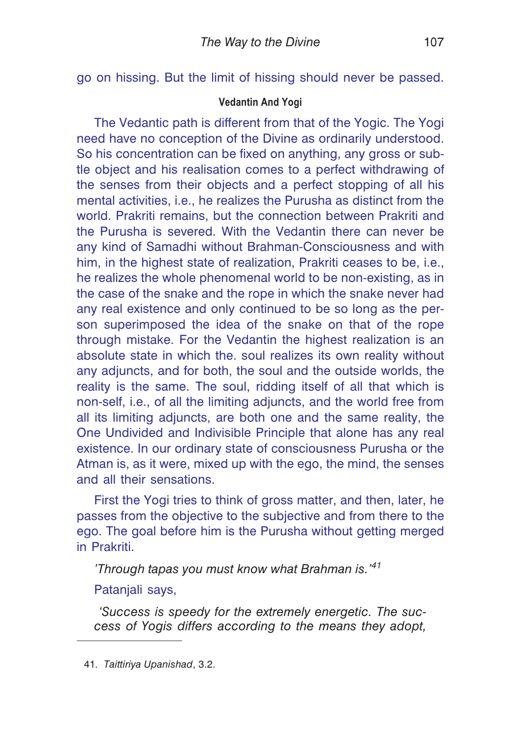go on hissing. But the limit of hissing should never be passed.

### Vedantin And Yogi

The Vedantic path is different from that of the Yogic. The Yogi need have no conception of the Divine as ordinarily understood. So his concentration can be fixed on anything, any gross or subtle object and his realisation comes to a perfect withdrawing of the senses from their objects and a perfect stopping of all his mental activities, i.e., he realizes the Purusha as distinct from the world. Prakriti remains, but the connection between Prakriti and the Purusha is severed. With the Vedantin there can never be any kind of Samadhi without Brahman-Consciousness and with him, in the highest state of realization, Prakriti ceases to be, i.e., he realizes the whole phenomenal world to be non-existing, as in the case of the snake and the rope in which the snake never had any real existence and only continued to be so long as the person superimposed the idea of the snake on that of the rope through mistake. For the Vedantin the highest realization is an absolute state in which the. soul realizes its own reality without any adjuncts, and for both, the soul and the outside worlds, the reality is the same. The soul, ridding itself of all that which is non-self, i.e., of all the limiting adjuncts, and the world free from all its limiting adjuncts, are both one and the same reality, the One Undivided and Indivisible Principle that alone has any real existence. In our ordinary state of consciousness Purusha or the Atman is, as it were, mixed up with the ego, the mind, the senses and all their sensations.

First the Yogi tries to think of gross matter, and then, later, he passes from the objective to the subjective and from there to the ego. The goal before him is the Purusha without getting merged in Prakriti.

*'Through tapas you must know what Brahman is.'*[41]

Patanjali says,

> *'Success is speedy for the extremely energetic. The success of Yogis differs according to the means they adopt,*

41. *Taittiriya Upanishad*, 3.2.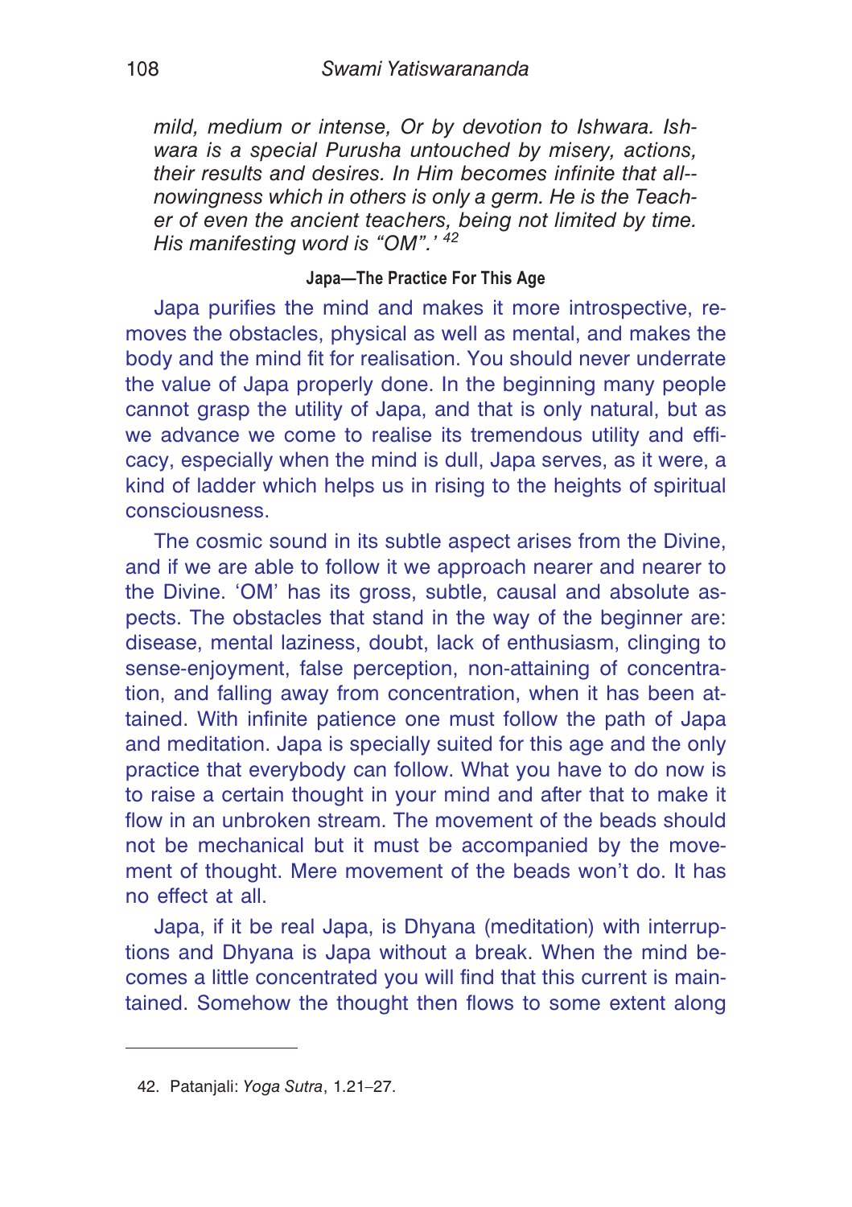*mild, medium or intense, Or by devotion to Ishwara. Ishwara is a special Purusha untouched by misery, actions, their results and desires. In Him becomes infinite that all--nowingness which in others is only a germ. He is the Teacher of even the ancient teachers, being not limited by time. His manifesting word is "OM".'* [42]

### Japa—The Practice For This Age

Japa purifies the mind and makes it more introspective, removes the obstacles, physical as well as mental, and makes the body and the mind fit for realisation. You should never underrate the value of Japa properly done. In the beginning many people cannot grasp the utility of Japa, and that is only natural, but as we advance we come to realise its tremendous utility and efficacy, especially when the mind is dull, Japa serves, as it were, a kind of ladder which helps us in rising to the heights of spiritual consciousness.

The cosmic sound in its subtle aspect arises from the Divine, and if we are able to follow it we approach nearer and nearer to the Divine. 'OM' has its gross, subtle, causal and absolute aspects. The obstacles that stand in the way of the beginner are: disease, mental laziness, doubt, lack of enthusiasm, clinging to sense-enjoyment, false perception, non-attaining of concentration, and falling away from concentration, when it has been attained. With infinite patience one must follow the path of Japa and meditation. Japa is specially suited for this age and the only practice that everybody can follow. What you have to do now is to raise a certain thought in your mind and after that to make it flow in an unbroken stream. The movement of the beads should not be mechanical but it must be accompanied by the movement of thought. Mere movement of the beads won't do. It has no effect at all.

Japa, if it be real Japa, is Dhyana (meditation) with interruptions and Dhyana is Japa without a break. When the mind becomes a little concentrated you will find that this current is maintained. Somehow the thought then flows to some extent along

---

42. Patanjali: *Yoga Sutra*, 1.21–27.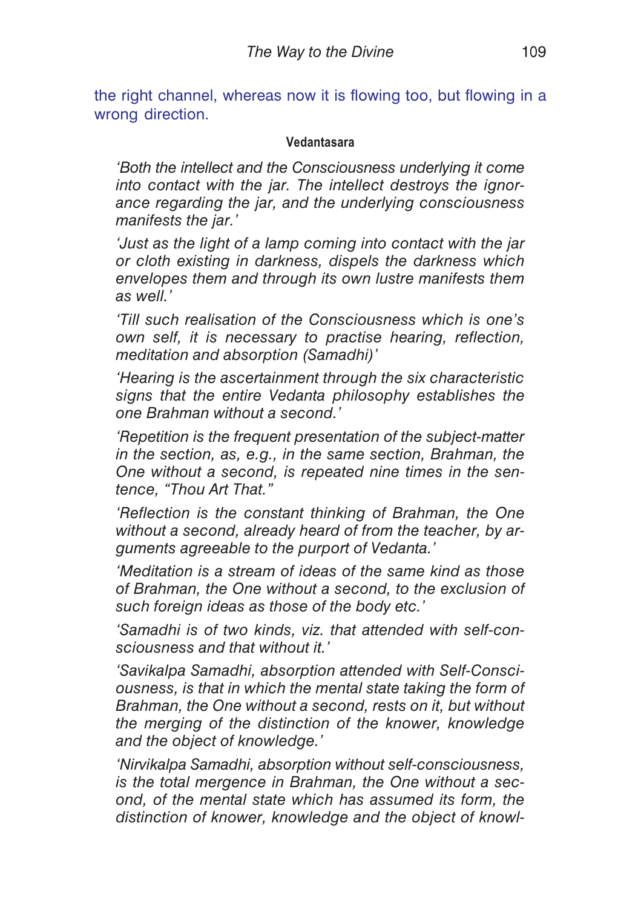the right channel, whereas now it is flowing too, but flowing in a wrong direction.

**Vedantasara**

*'Both the intellect and the Consciousness underlying it come into contact with the jar. The intellect destroys the ignorance regarding the jar, and the underlying consciousness manifests the jar.'*

*'Just as the light of a lamp coming into contact with the jar or cloth existing in darkness, dispels the darkness which envelopes them and through its own lustre manifests them as well.'*

*'Till such realisation of the Consciousness which is one's own self, it is necessary to practise hearing, reflection, meditation and absorption (Samadhi)'*

*'Hearing is the ascertainment through the six characteristic signs that the entire Vedanta philosophy establishes the one Brahman without a second.'*

*'Repetition is the frequent presentation of the subject-matter in the section, as, e.g., in the same section, Brahman, the One without a second, is repeated nine times in the sentence, "Thou Art That."*

*'Reflection is the constant thinking of Brahman, the One without a second, already heard of from the teacher, by arguments agreeable to the purport of Vedanta.'*

*'Meditation is a stream of ideas of the same kind as those of Brahman, the One without a second, to the exclusion of such foreign ideas as those of the body etc.'*

*'Samadhi is of two kinds, viz. that attended with self-consciousness and that without it.'*

*'Savikalpa Samadhi, absorption attended with Self-Consciousness, is that in which the mental state taking the form of Brahman, the One without a second, rests on it, but without the merging of the distinction of the knower, knowledge and the object of knowledge.'*

*'Nirvikalpa Samadhi, absorption without self-consciousness, is the total mergence in Brahman, the One without a second, of the mental state which has assumed its form, the distinction of knower, knowledge and the object of knowl-*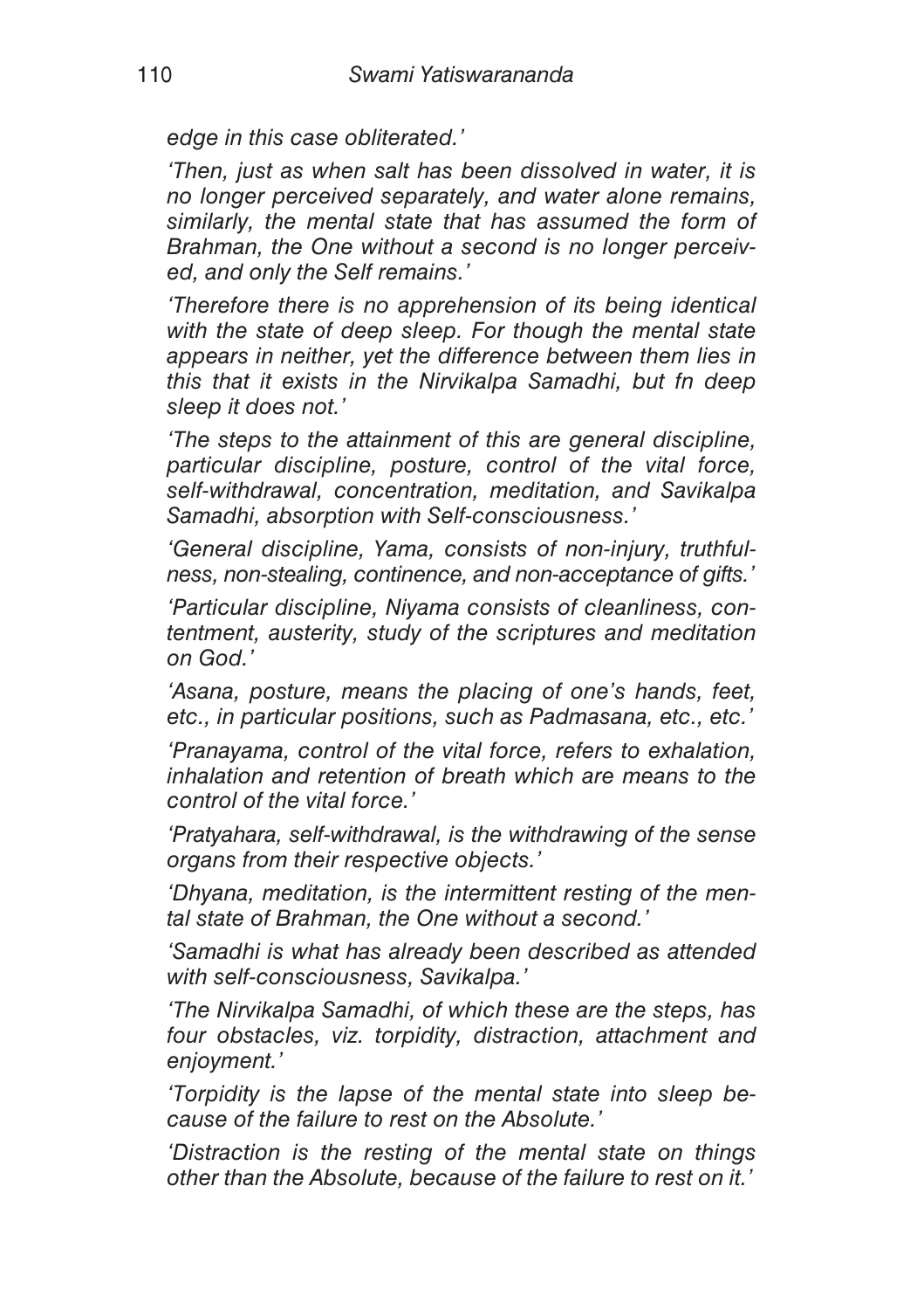*edge in this case obliterated.'*

*'Then, just as when salt has been dissolved in water, it is no longer perceived separately, and water alone remains, similarly, the mental state that has assumed the form of Brahman, the One without a second is no longer perceived, and only the Self remains.'*

*'Therefore there is no apprehension of its being identical with the state of deep sleep. For though the mental state appears in neither, yet the difference between them lies in this that it exists in the Nirvikalpa Samadhi, but fn deep sleep it does not.'*

*'The steps to the attainment of this are general discipline, particular discipline, posture, control of the vital force, self-withdrawal, concentration, meditation, and Savikalpa Samadhi, absorption with Self-consciousness.'*

*'General discipline, Yama, consists of non-injury, truthfulness, non-stealing, continence, and non-acceptance of gifts.'*

*'Particular discipline, Niyama consists of cleanliness, contentment, austerity, study of the scriptures and meditation on God.'*

*'Asana, posture, means the placing of one's hands, feet, etc., in particular positions, such as Padmasana, etc., etc.'*

*'Pranayama, control of the vital force, refers to exhalation, inhalation and retention of breath which are means to the control of the vital force.'*

*'Pratyahara, self-withdrawal, is the withdrawing of the sense organs from their respective objects.'*

*'Dhyana, meditation, is the intermittent resting of the mental state of Brahman, the One without a second.'*

*'Samadhi is what has already been described as attended with self-consciousness, Savikalpa.'*

*'The Nirvikalpa Samadhi, of which these are the steps, has four obstacles, viz. torpidity, distraction, attachment and enjoyment.'*

*'Torpidity is the lapse of the mental state into sleep because of the failure to rest on the Absolute.'*

*'Distraction is the resting of the mental state on things other than the Absolute, because of the failure to rest on it.'*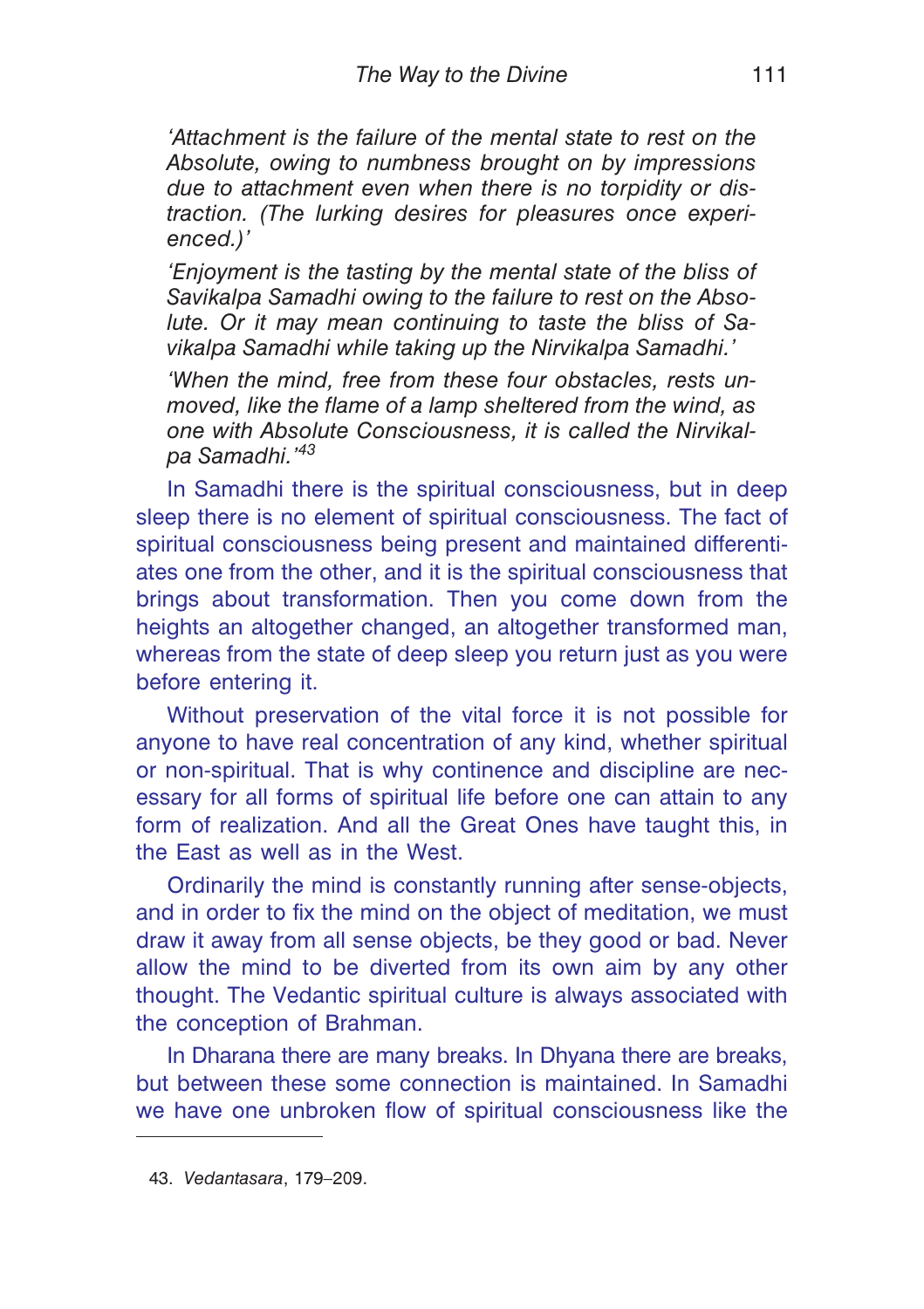*'Attachment is the failure of the mental state to rest on the Absolute, owing to numbness brought on by impressions due to attachment even when there is no torpidity or distraction. (The lurking desires for pleasures once experienced.)'*

*'Enjoyment is the tasting by the mental state of the bliss of Savikalpa Samadhi owing to the failure to rest on the Absolute. Or it may mean continuing to taste the bliss of Savikalpa Samadhi while taking up the Nirvikalpa Samadhi.'*

*'When the mind, free from these four obstacles, rests unmoved, like the flame of a lamp sheltered from the wind, as one with Absolute Consciousness, it is called the Nirvikalpa Samadhi.'*[43]

In Samadhi there is the spiritual consciousness, but in deep sleep there is no element of spiritual consciousness. The fact of spiritual consciousness being present and maintained differentiates one from the other, and it is the spiritual consciousness that brings about transformation. Then you come down from the heights an altogether changed, an altogether transformed man, whereas from the state of deep sleep you return just as you were before entering it.

Without preservation of the vital force it is not possible for anyone to have real concentration of any kind, whether spiritual or non-spiritual. That is why continence and discipline are necessary for all forms of spiritual life before one can attain to any form of realization. And all the Great Ones have taught this, in the East as well as in the West.

Ordinarily the mind is constantly running after sense-objects, and in order to fix the mind on the object of meditation, we must draw it away from all sense objects, be they good or bad. Never allow the mind to be diverted from its own aim by any other thought. The Vedantic spiritual culture is always associated with the conception of Brahman.

In Dharana there are many breaks. In Dhyana there are breaks, but between these some connection is maintained. In Samadhi we have one unbroken flow of spiritual consciousness like the

43. *Vedantasara*, 179–209.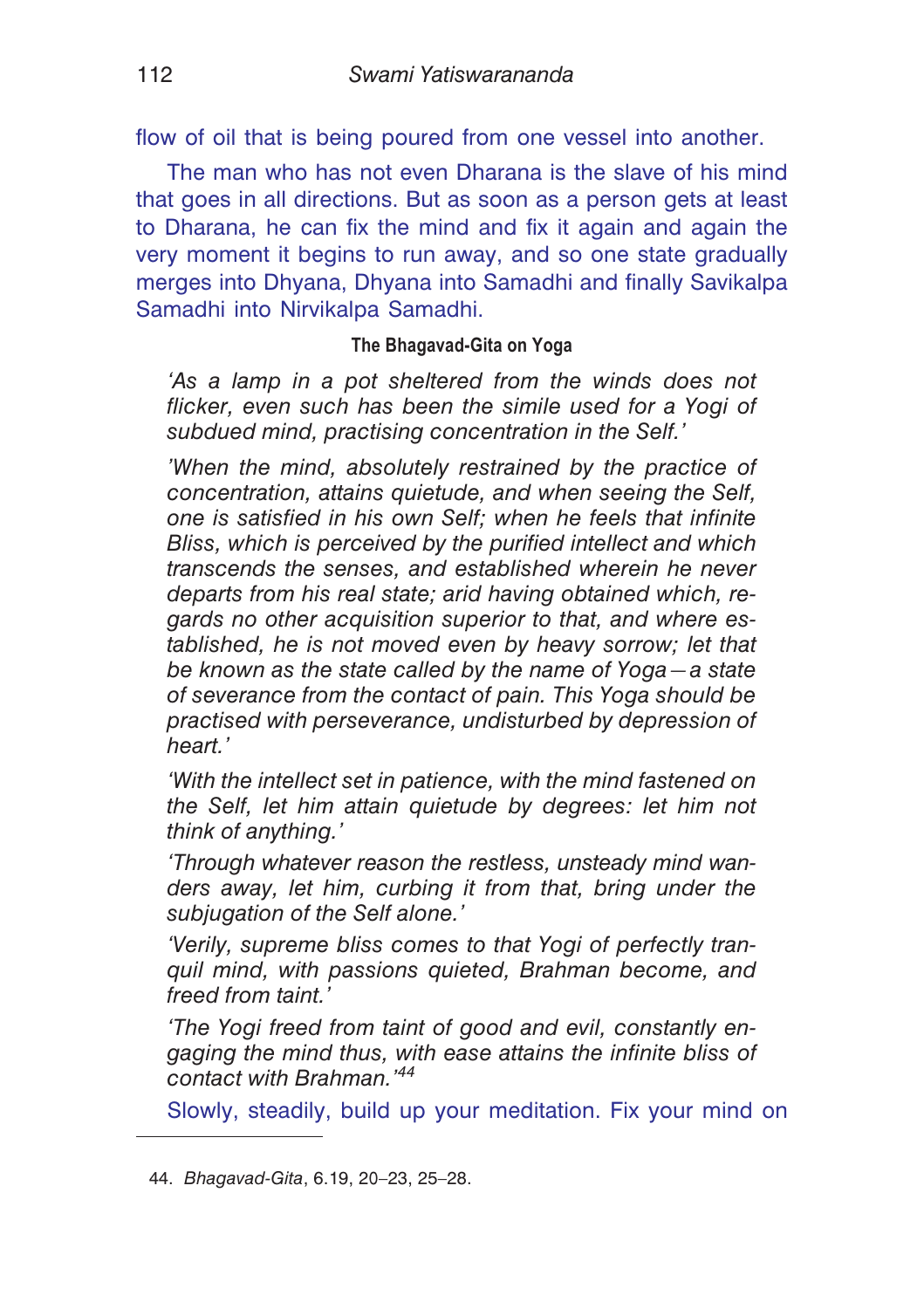flow of oil that is being poured from one vessel into another.

The man who has not even Dharana is the slave of his mind that goes in all directions. But as soon as a person gets at least to Dharana, he can fix the mind and fix it again and again the very moment it begins to run away, and so one state gradually merges into Dhyana, Dhyana into Samadhi and finally Savikalpa Samadhi into Nirvikalpa Samadhi.

#### The Bhagavad-Gita on Yoga

*'As a lamp in a pot sheltered from the winds does not flicker, even such has been the simile used for a Yogi of subdued mind, practising concentration in the Self.'*

*'When the mind, absolutely restrained by the practice of concentration, attains quietude, and when seeing the Self, one is satisfied in his own Self; when he feels that infinite Bliss, which is perceived by the purified intellect and which transcends the senses, and established wherein he never departs from his real state; arid having obtained which, regards no other acquisition superior to that, and where established, he is not moved even by heavy sorrow; let that be known as the state called by the name of Yoga—a state of severance from the contact of pain. This Yoga should be practised with perseverance, undisturbed by depression of heart.'*

*'With the intellect set in patience, with the mind fastened on the Self, let him attain quietude by degrees: let him not think of anything.'*

*'Through whatever reason the restless, unsteady mind wanders away, let him, curbing it from that, bring under the subjugation of the Self alone.'*

*'Verily, supreme bliss comes to that Yogi of perfectly tranquil mind, with passions quieted, Brahman become, and freed from taint.'*

*'The Yogi freed from taint of good and evil, constantly engaging the mind thus, with ease attains the infinite bliss of contact with Brahman.'*[44]

Slowly, steadily, build up your meditation. Fix your mind on

---

44. *Bhagavad-Gita*, 6.19, 20–23, 25–28.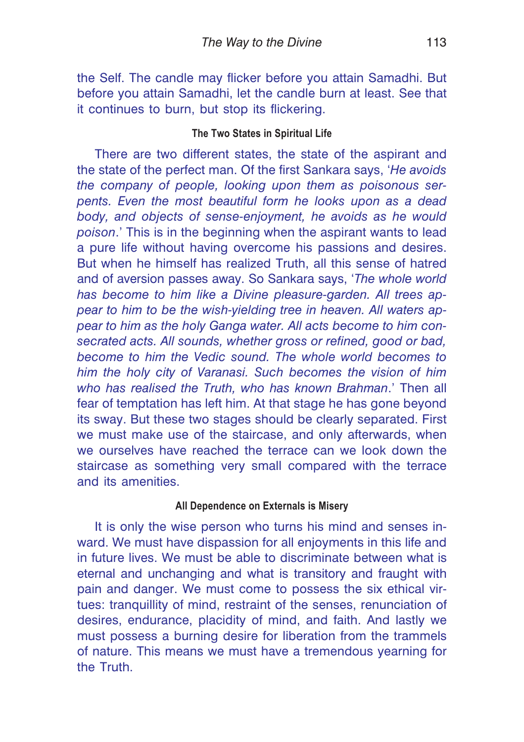the Self. The candle may flicker before you attain Samadhi. But before you attain Samadhi, let the candle burn at least. See that it continues to burn, but stop its flickering.

### The Two States in Spiritual Life

There are two different states, the state of the aspirant and the state of the perfect man. Of the first Sankara says, '*He avoids the company of people, looking upon them as poisonous serpents. Even the most beautiful form he looks upon as a dead body, and objects of sense-enjoyment, he avoids as he would poison*.' This is in the beginning when the aspirant wants to lead a pure life without having overcome his passions and desires. But when he himself has realized Truth, all this sense of hatred and of aversion passes away. So Sankara says, '*The whole world has become to him like a Divine pleasure-garden. All trees appear to him to be the wish-yielding tree in heaven. All waters appear to him as the holy Ganga water. All acts become to him consecrated acts. All sounds, whether gross or refined, good or bad, become to him the Vedic sound. The whole world becomes to him the holy city of Varanasi. Such becomes the vision of him who has realised the Truth, who has known Brahman*.' Then all fear of temptation has left him. At that stage he has gone beyond its sway. But these two stages should be clearly separated. First we must make use of the staircase, and only afterwards, when we ourselves have reached the terrace can we look down the staircase as something very small compared with the terrace and its amenities.

### All Dependence on Externals is Misery

It is only the wise person who turns his mind and senses inward. We must have dispassion for all enjoyments in this life and in future lives. We must be able to discriminate between what is eternal and unchanging and what is transitory and fraught with pain and danger. We must come to possess the six ethical virtues: tranquillity of mind, restraint of the senses, renunciation of desires, endurance, placidity of mind, and faith. And lastly we must possess a burning desire for liberation from the trammels of nature. This means we must have a tremendous yearning for the Truth.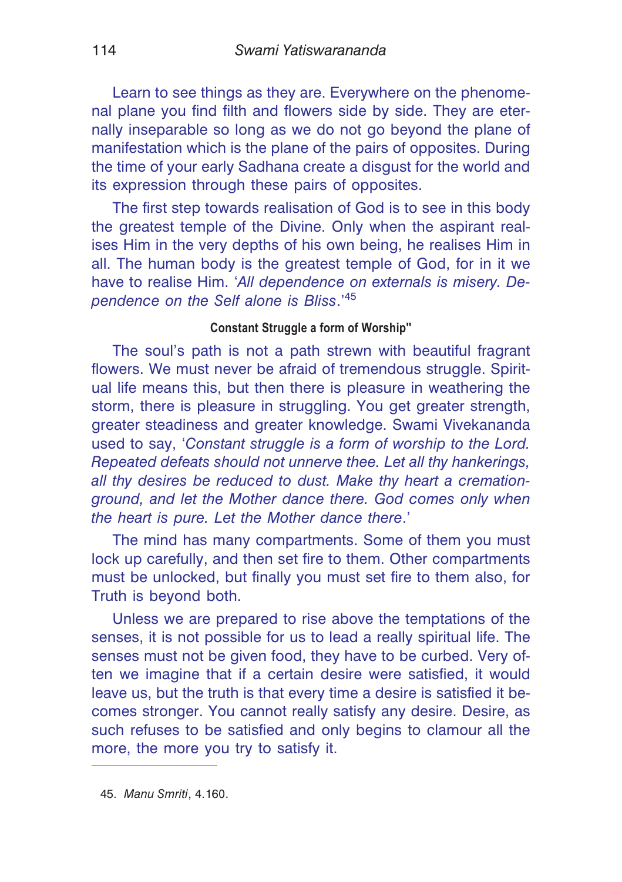Learn to see things as they are. Everywhere on the phenomenal plane you find filth and flowers side by side. They are eternally inseparable so long as we do not go beyond the plane of manifestation which is the plane of the pairs of opposites. During the time of your early Sadhana create a disgust for the world and its expression through these pairs of opposites.

The first step towards realisation of God is to see in this body the greatest temple of the Divine. Only when the aspirant realises Him in the very depths of his own being, he realises Him in all. The human body is the greatest temple of God, for in it we have to realise Him. '*All dependence on externals is misery. Dependence on the Self alone is Bliss*.'[45]

### Constant Struggle a form of Worship"

The soul's path is not a path strewn with beautiful fragrant flowers. We must never be afraid of tremendous struggle. Spiritual life means this, but then there is pleasure in weathering the storm, there is pleasure in struggling. You get greater strength, greater steadiness and greater knowledge. Swami Vivekananda used to say, '*Constant struggle is a form of worship to the Lord. Repeated defeats should not unnerve thee. Let all thy hankerings, all thy desires be reduced to dust. Make thy heart a cremation-ground, and let the Mother dance there. God comes only when the heart is pure. Let the Mother dance there*.'

The mind has many compartments. Some of them you must lock up carefully, and then set fire to them. Other compartments must be unlocked, but finally you must set fire to them also, for Truth is beyond both.

Unless we are prepared to rise above the temptations of the senses, it is not possible for us to lead a really spiritual life. The senses must not be given food, they have to be curbed. Very often we imagine that if a certain desire were satisfied, it would leave us, but the truth is that every time a desire is satisfied it becomes stronger. You cannot really satisfy any desire. Desire, as such refuses to be satisfied and only begins to clamour all the more, the more you try to satisfy it.

---

45. *Manu Smriti*, 4.160.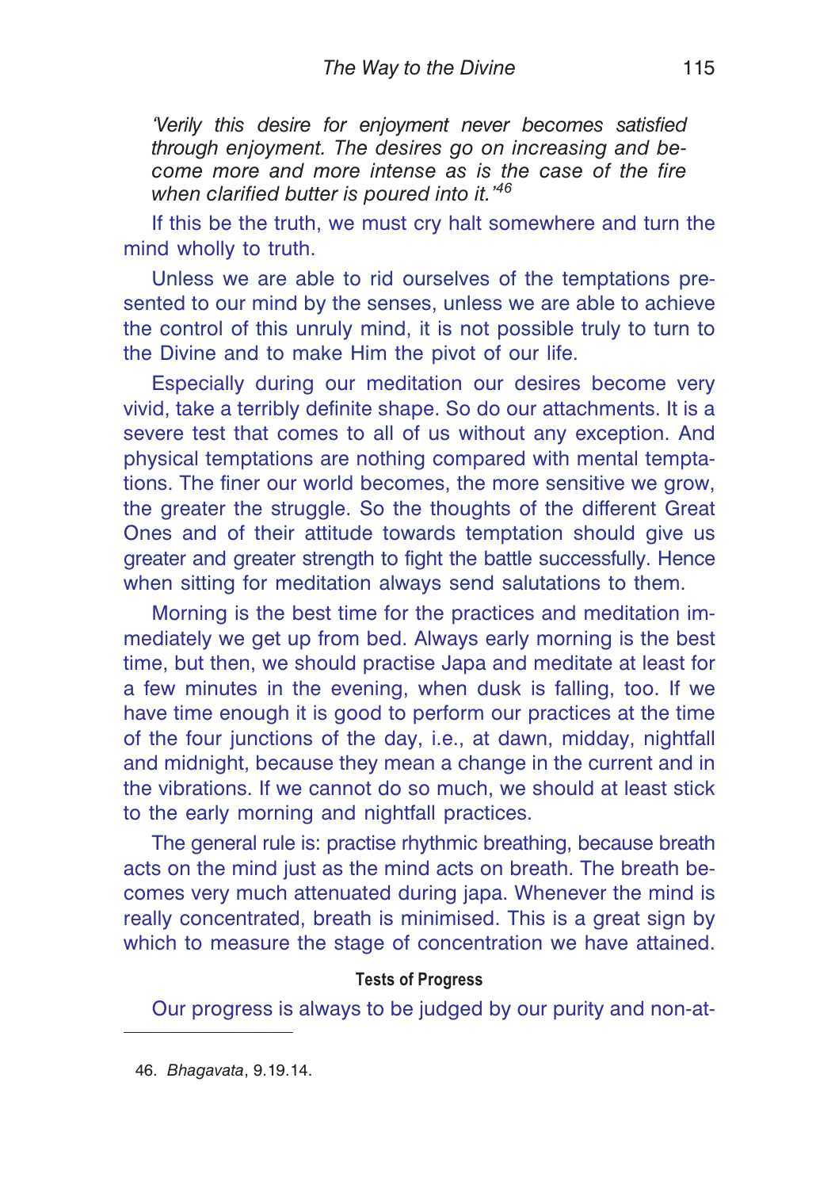*'Verily this desire for enjoyment never becomes satisfied through enjoyment. The desires go on increasing and become more and more intense as is the case of the fire when clarified butter is poured into it.'*[46]

If this be the truth, we must cry halt somewhere and turn the mind wholly to truth.

Unless we are able to rid ourselves of the temptations presented to our mind by the senses, unless we are able to achieve the control of this unruly mind, it is not possible truly to turn to the Divine and to make Him the pivot of our life.

Especially during our meditation our desires become very vivid, take a terribly definite shape. So do our attachments. It is a severe test that comes to all of us without any exception. And physical temptations are nothing compared with mental temptations. The finer our world becomes, the more sensitive we grow, the greater the struggle. So the thoughts of the different Great Ones and of their attitude towards temptation should give us greater and greater strength to fight the battle successfully. Hence when sitting for meditation always send salutations to them.

Morning is the best time for the practices and meditation immediately we get up from bed. Always early morning is the best time, but then, we should practise Japa and meditate at least for a few minutes in the evening, when dusk is falling, too. If we have time enough it is good to perform our practices at the time of the four junctions of the day, i.e., at dawn, midday, nightfall and midnight, because they mean a change in the current and in the vibrations. If we cannot do so much, we should at least stick to the early morning and nightfall practices.

The general rule is: practise rhythmic breathing, because breath acts on the mind just as the mind acts on breath. The breath becomes very much attenuated during japa. Whenever the mind is really concentrated, breath is minimised. This is a great sign by which to measure the stage of concentration we have attained.

#### Tests of Progress

Our progress is always to be judged by our purity and non-at-

---

46. *Bhagavata*, 9.19.14.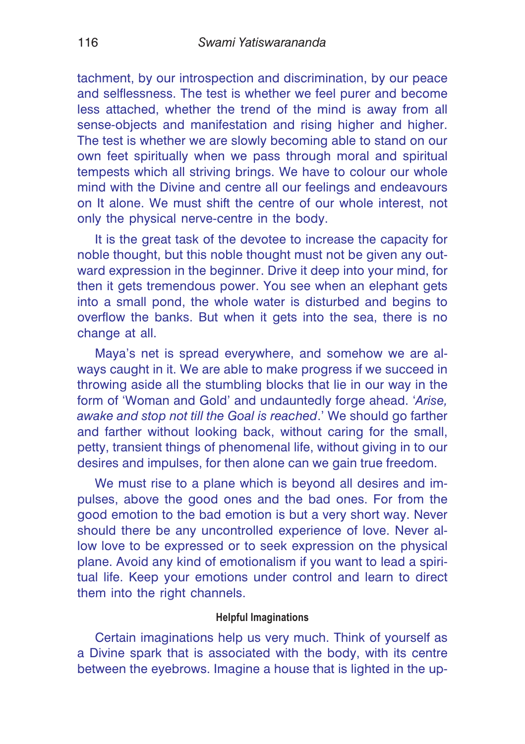tachment, by our introspection and discrimination, by our peace and selflessness. The test is whether we feel purer and become less attached, whether the trend of the mind is away from all sense-objects and manifestation and rising higher and higher. The test is whether we are slowly becoming able to stand on our own feet spiritually when we pass through moral and spiritual tempests which all striving brings. We have to colour our whole mind with the Divine and centre all our feelings and endeavours on It alone. We must shift the centre of our whole interest, not only the physical nerve-centre in the body.

It is the great task of the devotee to increase the capacity for noble thought, but this noble thought must not be given any outward expression in the beginner. Drive it deep into your mind, for then it gets tremendous power. You see when an elephant gets into a small pond, the whole water is disturbed and begins to overflow the banks. But when it gets into the sea, there is no change at all.

Maya's net is spread everywhere, and somehow we are always caught in it. We are able to make progress if we succeed in throwing aside all the stumbling blocks that lie in our way in the form of 'Woman and Gold' and undauntedly forge ahead. '*Arise, awake and stop not till the Goal is reached*.' We should go farther and farther without looking back, without caring for the small, petty, transient things of phenomenal life, without giving in to our desires and impulses, for then alone can we gain true freedom.

We must rise to a plane which is beyond all desires and impulses, above the good ones and the bad ones. For from the good emotion to the bad emotion is but a very short way. Never should there be any uncontrolled experience of love. Never allow love to be expressed or to seek expression on the physical plane. Avoid any kind of emotionalism if you want to lead a spiritual life. Keep your emotions under control and learn to direct them into the right channels.

#### Helpful Imaginations

Certain imaginations help us very much. Think of yourself as a Divine spark that is associated with the body, with its centre between the eyebrows. Imagine a house that is lighted in the up-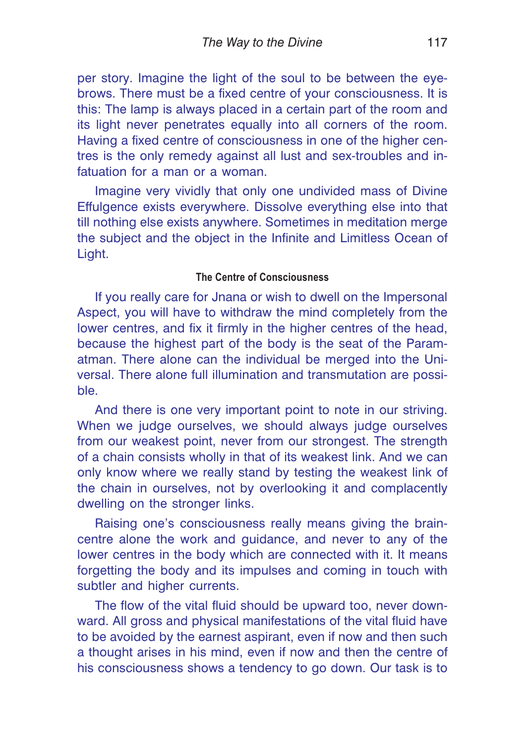per story. Imagine the light of the soul to be between the eyebrows. There must be a fixed centre of your consciousness. It is this: The lamp is always placed in a certain part of the room and its light never penetrates equally into all corners of the room. Having a fixed centre of consciousness in one of the higher centres is the only remedy against all lust and sex-troubles and infatuation for a man or a woman.

Imagine very vividly that only one undivided mass of Divine Effulgence exists everywhere. Dissolve everything else into that till nothing else exists anywhere. Sometimes in meditation merge the subject and the object in the Infinite and Limitless Ocean of Light.

### The Centre of Consciousness

If you really care for Jnana or wish to dwell on the Impersonal Aspect, you will have to withdraw the mind completely from the lower centres, and fix it firmly in the higher centres of the head, because the highest part of the body is the seat of the Paramatman. There alone can the individual be merged into the Universal. There alone full illumination and transmutation are possible.

And there is one very important point to note in our striving. When we judge ourselves, we should always judge ourselves from our weakest point, never from our strongest. The strength of a chain consists wholly in that of its weakest link. And we can only know where we really stand by testing the weakest link of the chain in ourselves, not by overlooking it and complacently dwelling on the stronger links.

Raising one's consciousness really means giving the brain-centre alone the work and guidance, and never to any of the lower centres in the body which are connected with it. It means forgetting the body and its impulses and coming in touch with subtler and higher currents.

The flow of the vital fluid should be upward too, never downward. All gross and physical manifestations of the vital fluid have to be avoided by the earnest aspirant, even if now and then such a thought arises in his mind, even if now and then the centre of his consciousness shows a tendency to go down. Our task is to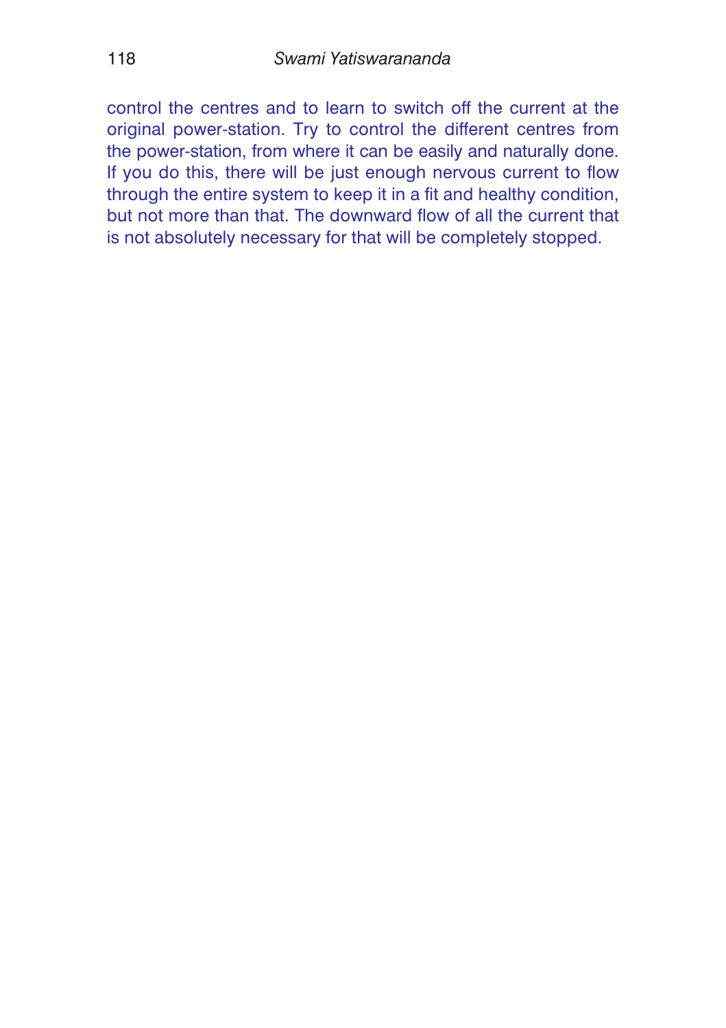control the centres and to learn to switch off the current at the original power-station. Try to control the different centres from the power-station, from where it can be easily and naturally done. If you do this, there will be just enough nervous current to flow through the entire system to keep it in a fit and healthy condition, but not more than that. The downward flow of all the current that is not absolutely necessary for that will be completely stopped.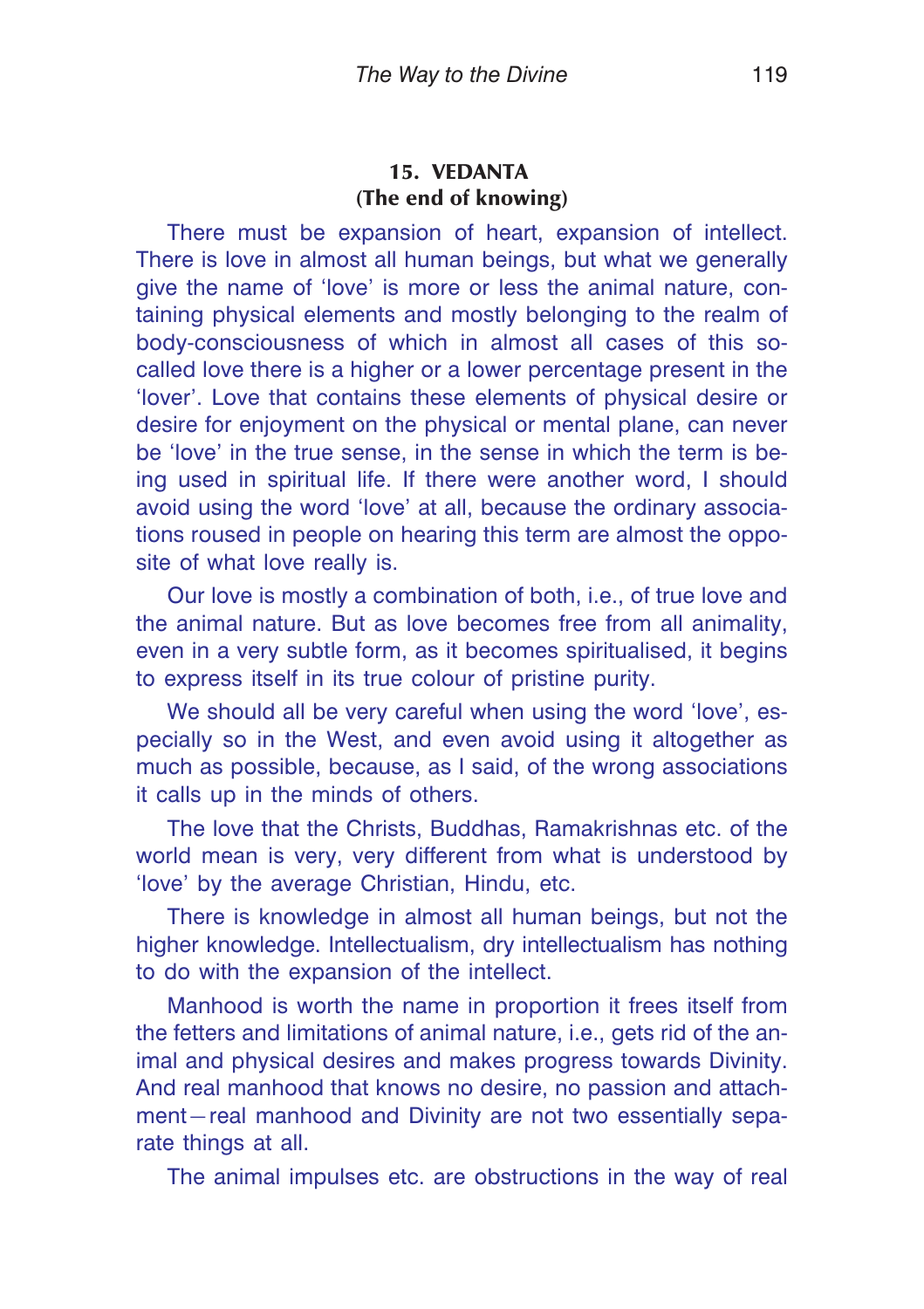## 15. VEDANTA
### (The end of knowing)

There must be expansion of heart, expansion of intellect. There is love in almost all human beings, but what we generally give the name of 'love' is more or less the animal nature, containing physical elements and mostly belonging to the realm of body-consciousness of which in almost all cases of this so-called love there is a higher or a lower percentage present in the 'lover'. Love that contains these elements of physical desire or desire for enjoyment on the physical or mental plane, can never be 'love' in the true sense, in the sense in which the term is being used in spiritual life. If there were another word, I should avoid using the word 'love' at all, because the ordinary associations roused in people on hearing this term are almost the opposite of what love really is.

Our love is mostly a combination of both, i.e., of true love and the animal nature. But as love becomes free from all animality, even in a very subtle form, as it becomes spiritualised, it begins to express itself in its true colour of pristine purity.

We should all be very careful when using the word 'love', especially so in the West, and even avoid using it altogether as much as possible, because, as I said, of the wrong associations it calls up in the minds of others.

The love that the Christs, Buddhas, Ramakrishnas etc. of the world mean is very, very different from what is understood by 'love' by the average Christian, Hindu, etc.

There is knowledge in almost all human beings, but not the higher knowledge. Intellectualism, dry intellectualism has nothing to do with the expansion of the intellect.

Manhood is worth the name in proportion it frees itself from the fetters and limitations of animal nature, i.e., gets rid of the animal and physical desires and makes progress towards Divinity. And real manhood that knows no desire, no passion and attachment—real manhood and Divinity are not two essentially separate things at all.

The animal impulses etc. are obstructions in the way of real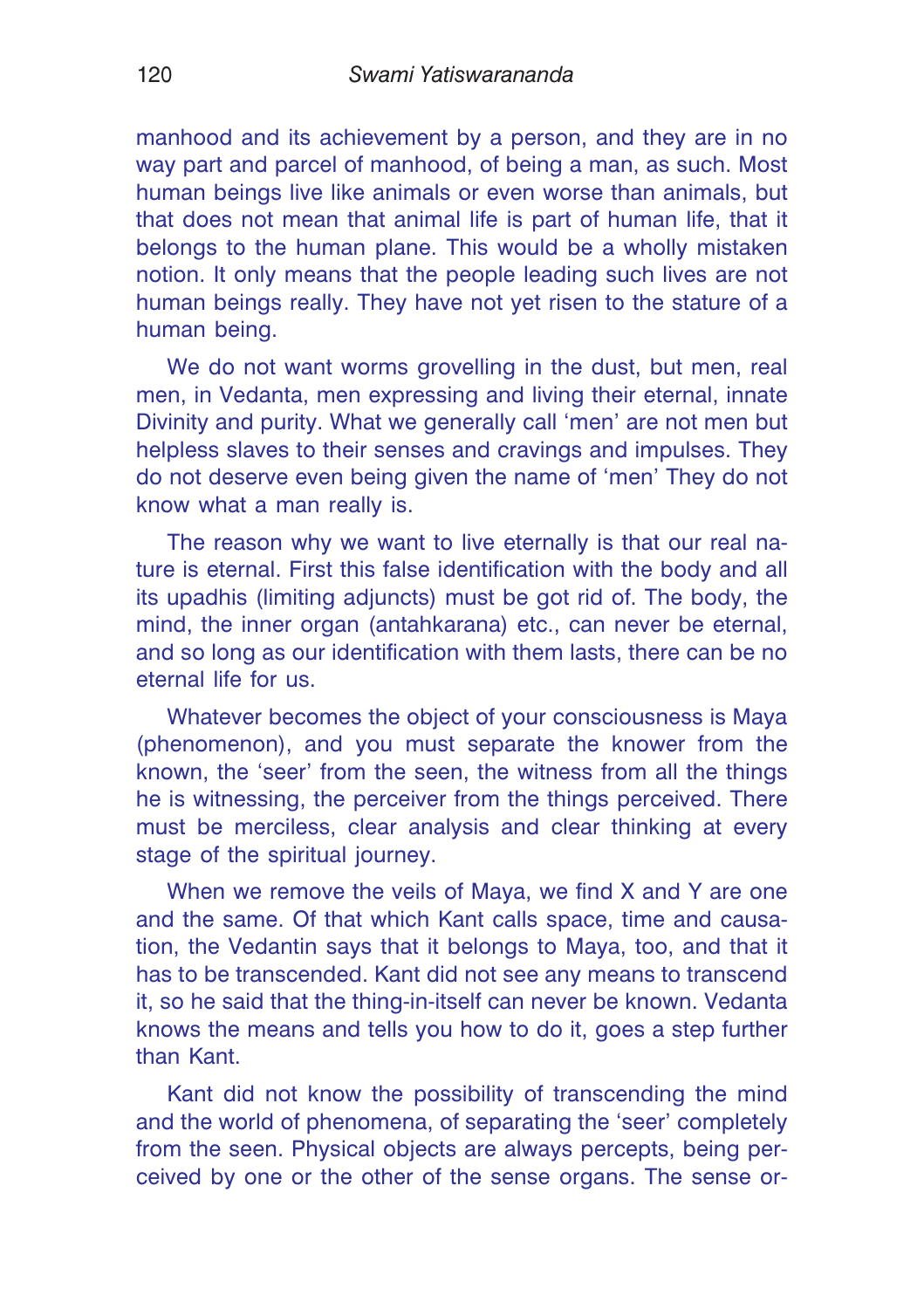manhood and its achievement by a person, and they are in no way part and parcel of manhood, of being a man, as such. Most human beings live like animals or even worse than animals, but that does not mean that animal life is part of human life, that it belongs to the human plane. This would be a wholly mistaken notion. It only means that the people leading such lives are not human beings really. They have not yet risen to the stature of a human being.

We do not want worms grovelling in the dust, but men, real men, in Vedanta, men expressing and living their eternal, innate Divinity and purity. What we generally call 'men' are not men but helpless slaves to their senses and cravings and impulses. They do not deserve even being given the name of 'men' They do not know what a man really is.

The reason why we want to live eternally is that our real nature is eternal. First this false identification with the body and all its upadhis (limiting adjuncts) must be got rid of. The body, the mind, the inner organ (antahkarana) etc., can never be eternal, and so long as our identification with them lasts, there can be no eternal life for us.

Whatever becomes the object of your consciousness is Maya (phenomenon), and you must separate the knower from the known, the 'seer' from the seen, the witness from all the things he is witnessing, the perceiver from the things perceived. There must be merciless, clear analysis and clear thinking at every stage of the spiritual journey.

When we remove the veils of Maya, we find X and Y are one and the same. Of that which Kant calls space, time and causation, the Vedantin says that it belongs to Maya, too, and that it has to be transcended. Kant did not see any means to transcend it, so he said that the thing-in-itself can never be known. Vedanta knows the means and tells you how to do it, goes a step further than Kant.

Kant did not know the possibility of transcending the mind and the world of phenomena, of separating the 'seer' completely from the seen. Physical objects are always percepts, being perceived by one or the other of the sense organs. The sense or-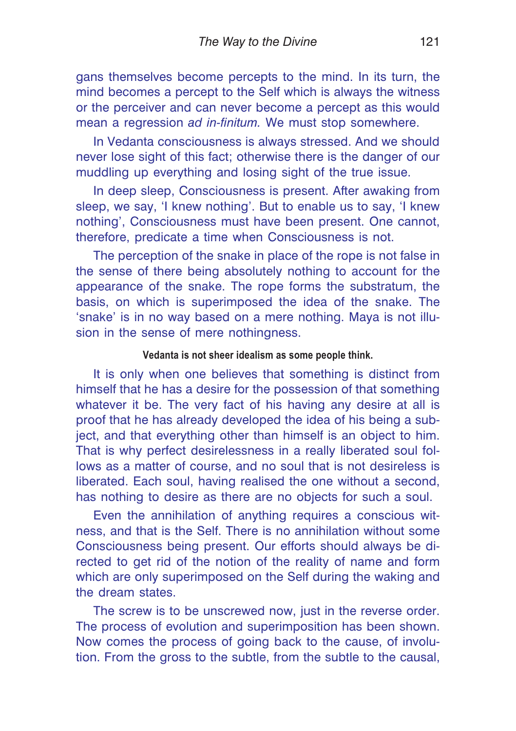gans themselves become percepts to the mind. In its turn, the mind becomes a percept to the Self which is always the witness or the perceiver and can never become a percept as this would mean a regression *ad in-finitum.* We must stop somewhere.

In Vedanta consciousness is always stressed. And we should never lose sight of this fact; otherwise there is the danger of our muddling up everything and losing sight of the true issue.

In deep sleep, Consciousness is present. After awaking from sleep, we say, 'I knew nothing'. But to enable us to say, 'I knew nothing', Consciousness must have been present. One cannot, therefore, predicate a time when Consciousness is not.

The perception of the snake in place of the rope is not false in the sense of there being absolutely nothing to account for the appearance of the snake. The rope forms the substratum, the basis, on which is superimposed the idea of the snake. The 'snake' is in no way based on a mere nothing. Maya is not illusion in the sense of mere nothingness.

**Vedanta is not sheer idealism as some people think.**

It is only when one believes that something is distinct from himself that he has a desire for the possession of that something whatever it be. The very fact of his having any desire at all is proof that he has already developed the idea of his being a subject, and that everything other than himself is an object to him. That is why perfect desirelessness in a really liberated soul follows as a matter of course, and no soul that is not desireless is liberated. Each soul, having realised the one without a second, has nothing to desire as there are no objects for such a soul.

Even the annihilation of anything requires a conscious witness, and that is the Self. There is no annihilation without some Consciousness being present. Our efforts should always be directed to get rid of the notion of the reality of name and form which are only superimposed on the Self during the waking and the dream states.

The screw is to be unscrewed now, just in the reverse order. The process of evolution and superimposition has been shown. Now comes the process of going back to the cause, of involution. From the gross to the subtle, from the subtle to the causal,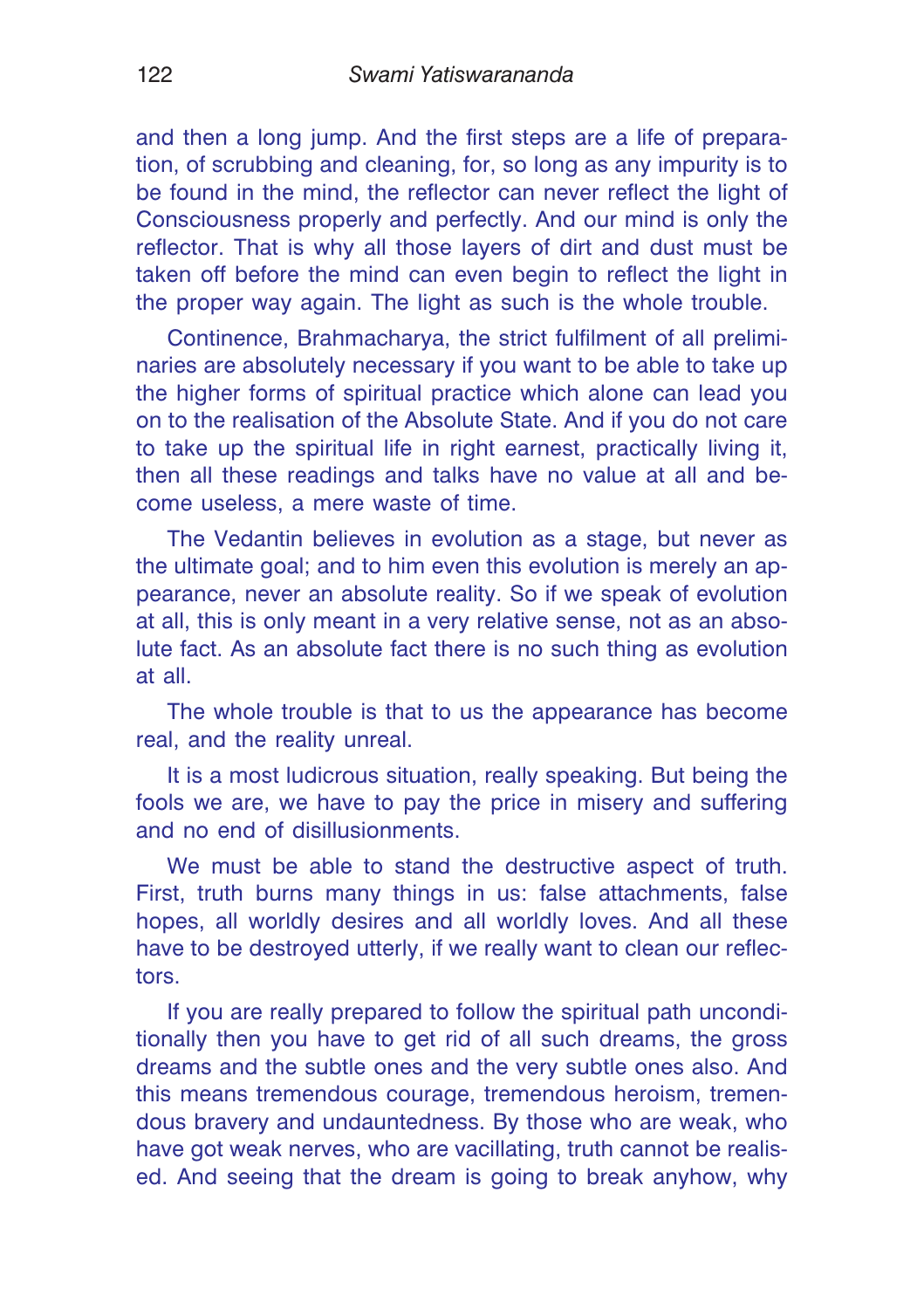and then a long jump. And the first steps are a life of preparation, of scrubbing and cleaning, for, so long as any impurity is to be found in the mind, the reflector can never reflect the light of Consciousness properly and perfectly. And our mind is only the reflector. That is why all those layers of dirt and dust must be taken off before the mind can even begin to reflect the light in the proper way again. The light as such is the whole trouble.

Continence, Brahmacharya, the strict fulfilment of all preliminaries are absolutely necessary if you want to be able to take up the higher forms of spiritual practice which alone can lead you on to the realisation of the Absolute State. And if you do not care to take up the spiritual life in right earnest, practically living it, then all these readings and talks have no value at all and become useless, a mere waste of time.

The Vedantin believes in evolution as a stage, but never as the ultimate goal; and to him even this evolution is merely an appearance, never an absolute reality. So if we speak of evolution at all, this is only meant in a very relative sense, not as an absolute fact. As an absolute fact there is no such thing as evolution at all.

The whole trouble is that to us the appearance has become real, and the reality unreal.

It is a most ludicrous situation, really speaking. But being the fools we are, we have to pay the price in misery and suffering and no end of disillusionments.

We must be able to stand the destructive aspect of truth. First, truth burns many things in us: false attachments, false hopes, all worldly desires and all worldly loves. And all these have to be destroyed utterly, if we really want to clean our reflectors.

If you are really prepared to follow the spiritual path unconditionally then you have to get rid of all such dreams, the gross dreams and the subtle ones and the very subtle ones also. And this means tremendous courage, tremendous heroism, tremendous bravery and undauntedness. By those who are weak, who have got weak nerves, who are vacillating, truth cannot be realised. And seeing that the dream is going to break anyhow, why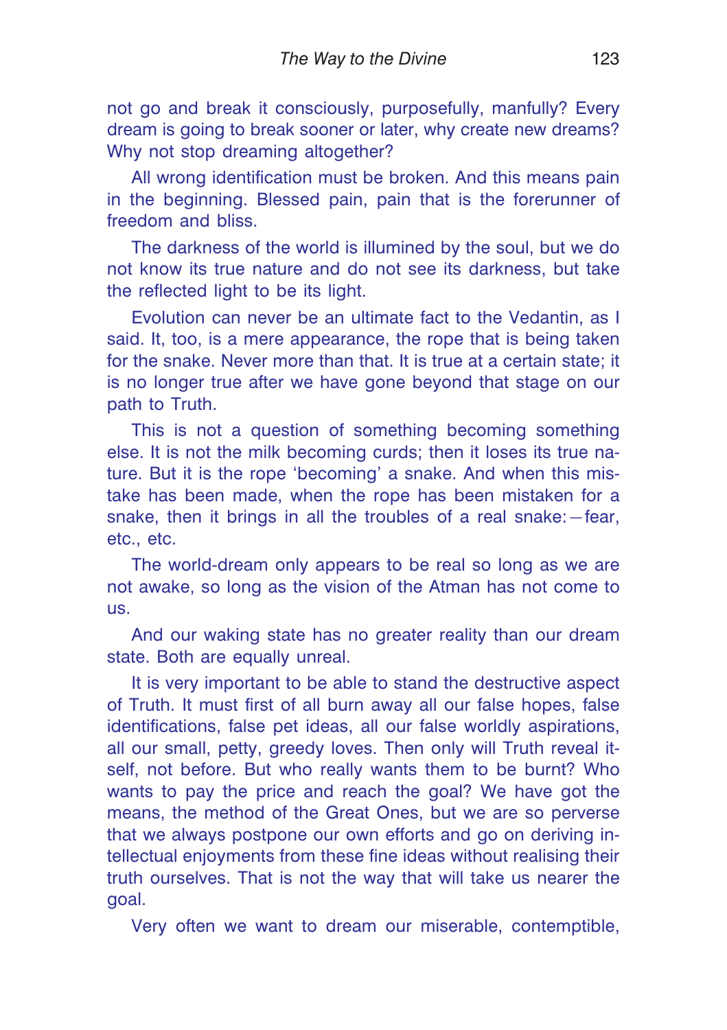not go and break it consciously, purposefully, manfully? Every dream is going to break sooner or later, why create new dreams? Why not stop dreaming altogether?

All wrong identification must be broken. And this means pain in the beginning. Blessed pain, pain that is the forerunner of freedom and bliss.

The darkness of the world is illumined by the soul, but we do not know its true nature and do not see its darkness, but take the reflected light to be its light.

Evolution can never be an ultimate fact to the Vedantin, as I said. It, too, is a mere appearance, the rope that is being taken for the snake. Never more than that. It is true at a certain state; it is no longer true after we have gone beyond that stage on our path to Truth.

This is not a question of something becoming something else. It is not the milk becoming curds; then it loses its true nature. But it is the rope 'becoming' a snake. And when this mistake has been made, when the rope has been mistaken for a snake, then it brings in all the troubles of a real snake:—fear, etc., etc.

The world-dream only appears to be real so long as we are not awake, so long as the vision of the Atman has not come to us.

And our waking state has no greater reality than our dream state. Both are equally unreal.

It is very important to be able to stand the destructive aspect of Truth. It must first of all burn away all our false hopes, false identifications, false pet ideas, all our false worldly aspirations, all our small, petty, greedy loves. Then only will Truth reveal itself, not before. But who really wants them to be burnt? Who wants to pay the price and reach the goal? We have got the means, the method of the Great Ones, but we are so perverse that we always postpone our own efforts and go on deriving intellectual enjoyments from these fine ideas without realising their truth ourselves. That is not the way that will take us nearer the goal.

Very often we want to dream our miserable, contemptible,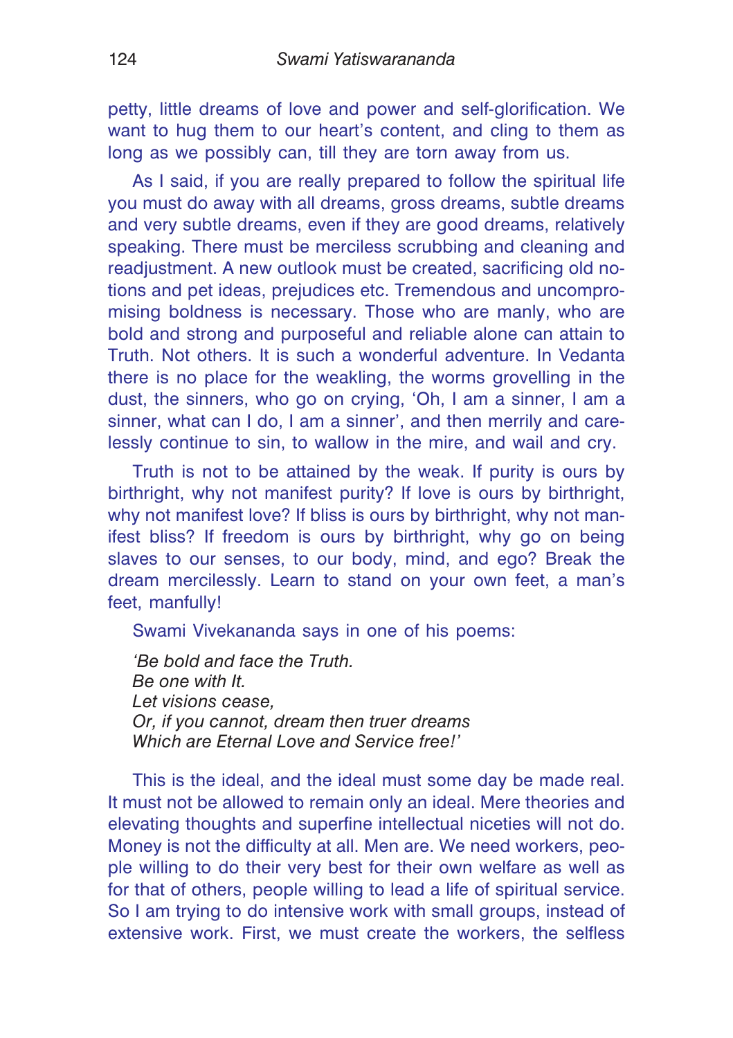petty, little dreams of love and power and self-glorification. We want to hug them to our heart's content, and cling to them as long as we possibly can, till they are torn away from us.

As I said, if you are really prepared to follow the spiritual life you must do away with all dreams, gross dreams, subtle dreams and very subtle dreams, even if they are good dreams, relatively speaking. There must be merciless scrubbing and cleaning and readjustment. A new outlook must be created, sacrificing old notions and pet ideas, prejudices etc. Tremendous and uncompromising boldness is necessary. Those who are manly, who are bold and strong and purposeful and reliable alone can attain to Truth. Not others. It is such a wonderful adventure. In Vedanta there is no place for the weakling, the worms grovelling in the dust, the sinners, who go on crying, 'Oh, I am a sinner, I am a sinner, what can I do, I am a sinner', and then merrily and carelessly continue to sin, to wallow in the mire, and wail and cry.

Truth is not to be attained by the weak. If purity is ours by birthright, why not manifest purity? If love is ours by birthright, why not manifest love? If bliss is ours by birthright, why not manifest bliss? If freedom is ours by birthright, why go on being slaves to our senses, to our body, mind, and ego? Break the dream mercilessly. Learn to stand on your own feet, a man's feet, manfully!

Swami Vivekananda says in one of his poems:

*'Be bold and face the Truth.*
*Be one with It.*
*Let visions cease,*
*Or, if you cannot, dream then truer dreams*
*Which are Eternal Love and Service free!'*

This is the ideal, and the ideal must some day be made real. It must not be allowed to remain only an ideal. Mere theories and elevating thoughts and superfine intellectual niceties will not do. Money is not the difficulty at all. Men are. We need workers, people willing to do their very best for their own welfare as well as for that of others, people willing to lead a life of spiritual service. So I am trying to do intensive work with small groups, instead of extensive work. First, we must create the workers, the selfless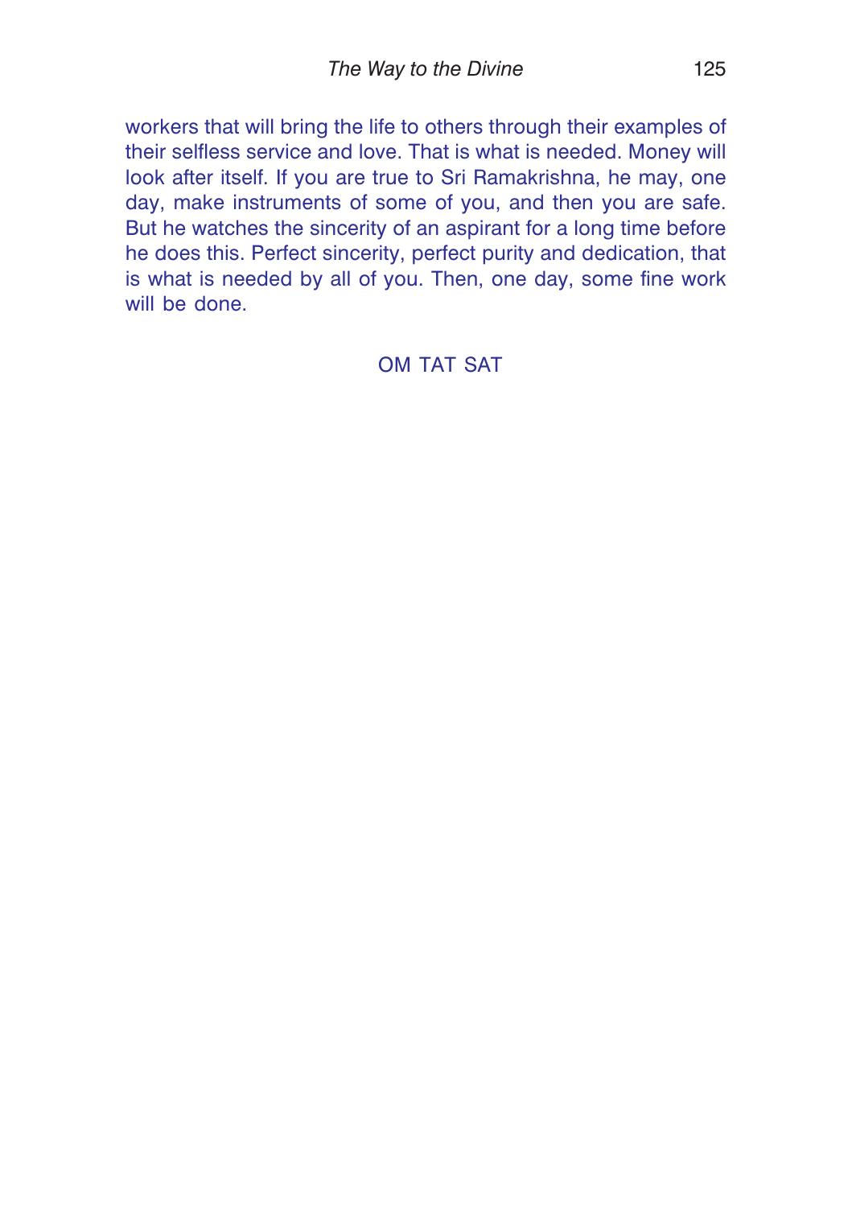workers that will bring the life to others through their examples of their selfless service and love. That is what is needed. Money will look after itself. If you are true to Sri Ramakrishna, he may, one day, make instruments of some of you, and then you are safe. But he watches the sincerity of an aspirant for a long time before he does this. Perfect sincerity, perfect purity and dedication, that is what is needed by all of you. Then, one day, some fine work will be done.

OM TAT SAT